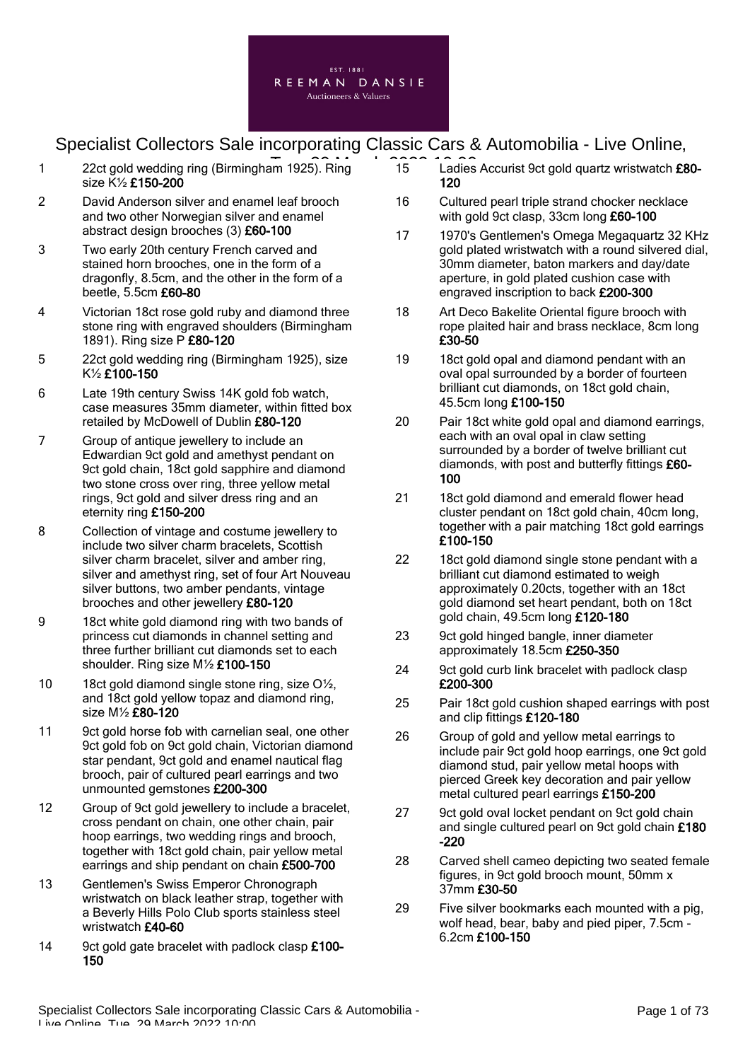EST. 1881
REEMAN DANSIE
Auctioneers & Valuers

# Specialist Collectors Sale incorporating Classic Cars & Automobilia - Live Online, Tue, 29 March 2022 10:00

1 22ct gold wedding ring (Birmingham 1925). Ring size K½ **£150-200**

2 David Anderson silver and enamel leaf brooch and two other Norwegian silver and enamel abstract design brooches (3) **£60-100**

3 Two early 20th century French carved and stained horn brooches, one in the form of a dragonfly, 8.5cm, and the other in the form of a beetle, 5.5cm **£60-80**

4 Victorian 18ct rose gold ruby and diamond three stone ring with engraved shoulders (Birmingham 1891). Ring size P **£80-120**

5 22ct gold wedding ring (Birmingham 1925), size K½ **£100-150**

6 Late 19th century Swiss 14K gold fob watch, case measures 35mm diameter, within fitted box retailed by McDowell of Dublin **£80-120**

7 Group of antique jewellery to include an Edwardian 9ct gold and amethyst pendant on 9ct gold chain, 18ct gold sapphire and diamond two stone cross over ring, three yellow metal rings, 9ct gold and silver dress ring and an eternity ring **£150-200**

8 Collection of vintage and costume jewellery to include two silver charm bracelets, Scottish silver charm bracelet, silver and amber ring, silver and amethyst ring, set of four Art Nouveau silver buttons, two amber pendants, vintage brooches and other jewellery **£80-120**

9 18ct white gold diamond ring with two bands of princess cut diamonds in channel setting and three further brilliant cut diamonds set to each shoulder. Ring size M½ **£100-150**

10 18ct gold diamond single stone ring, size O½, and 18ct gold yellow topaz and diamond ring, size M½ **£80-120**

11 9ct gold horse fob with carnelian seal, one other 9ct gold fob on 9ct gold chain, Victorian diamond star pendant, 9ct gold and enamel nautical flag brooch, pair of cultured pearl earrings and two unmounted gemstones **£200-300**

12 Group of 9ct gold jewellery to include a bracelet, cross pendant on chain, one other chain, pair hoop earrings, two wedding rings and brooch, together with 18ct gold chain, pair yellow metal earrings and ship pendant on chain **£500-700**

13 Gentlemen's Swiss Emperor Chronograph wristwatch on black leather strap, together with a Beverly Hills Polo Club sports stainless steel wristwatch **£40-60**

14 9ct gold gate bracelet with padlock clasp **£100-150**

15 Ladies Accurist 9ct gold quartz wristwatch **£80-120**

16 Cultured pearl triple strand chocker necklace with gold 9ct clasp, 33cm long **£60-100**

17 1970's Gentlemen's Omega Megaquartz 32 KHz gold plated wristwatch with a round silvered dial, 30mm diameter, baton markers and day/date aperture, in gold plated cushion case with engraved inscription to back **£200-300**

18 Art Deco Bakelite Oriental figure brooch with rope plaited hair and brass necklace, 8cm long **£30-50**

19 18ct gold opal and diamond pendant with an oval opal surrounded by a border of fourteen brilliant cut diamonds, on 18ct gold chain, 45.5cm long **£100-150**

20 Pair 18ct white gold opal and diamond earrings, each with an oval opal in claw setting surrounded by a border of twelve brilliant cut diamonds, with post and butterfly fittings **£60-100**

21 18ct gold diamond and emerald flower head cluster pendant on 18ct gold chain, 40cm long, together with a pair matching 18ct gold earrings **£100-150**

22 18ct gold diamond single stone pendant with a brilliant cut diamond estimated to weigh approximately 0.20cts, together with an 18ct gold diamond set heart pendant, both on 18ct gold chain, 49.5cm long **£120-180**

23 9ct gold hinged bangle, inner diameter approximately 18.5cm **£250-350**

24 9ct gold curb link bracelet with padlock clasp **£200-300**

25 Pair 18ct gold cushion shaped earrings with post and clip fittings **£120-180**

26 Group of gold and yellow metal earrings to include pair 9ct gold hoop earrings, one 9ct gold diamond stud, pair yellow metal hoops with pierced Greek key decoration and pair yellow metal cultured pearl earrings **£150-200**

27 9ct gold oval locket pendant on 9ct gold chain and single cultured pearl on 9ct gold chain **£180-220**

28 Carved shell cameo depicting two seated female figures, in 9ct gold brooch mount, 50mm x 37mm **£30-50**

29 Five silver bookmarks each mounted with a pig, wolf head, bear, baby and pied piper, 7.5cm - 6.2cm **£100-150**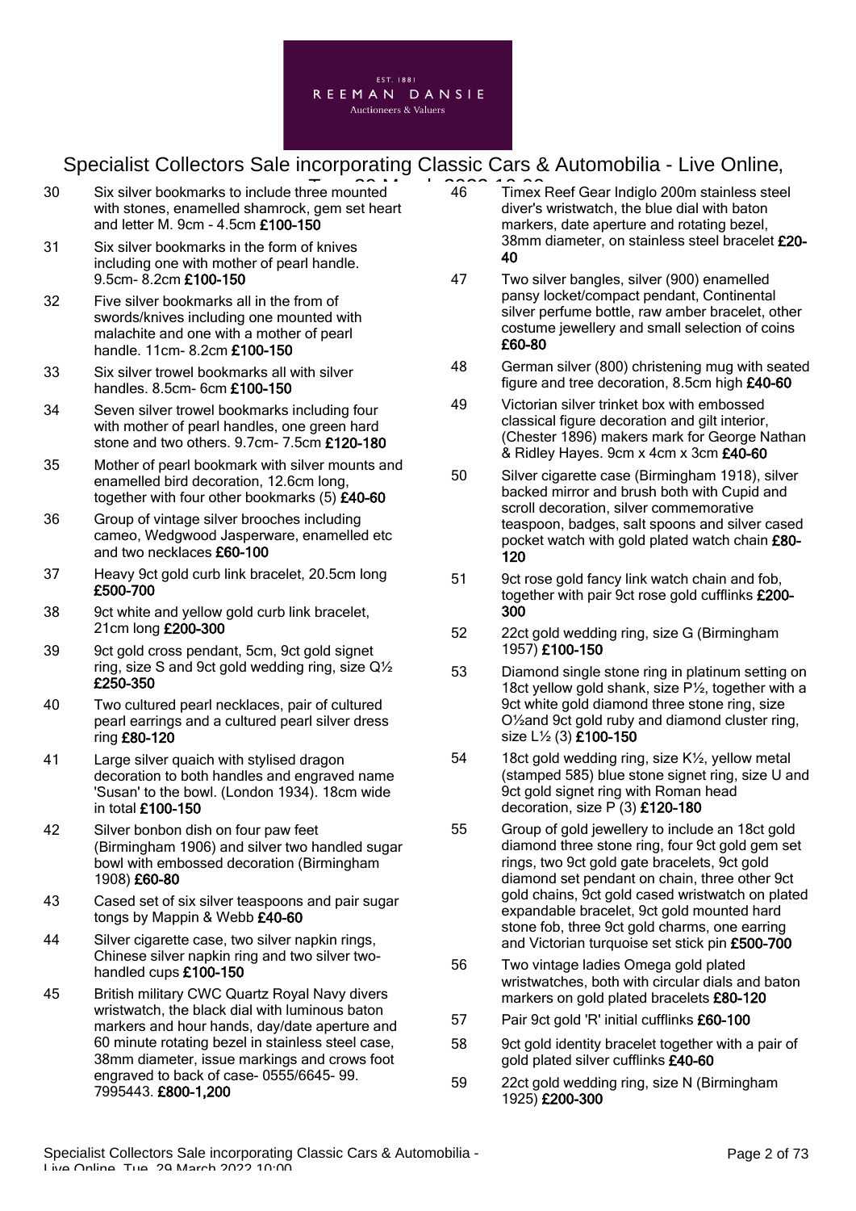30 Six silver bookmarks to include three mounted with stones, enamelled shamrock, gem set heart and letter M. 9cm - 4.5cm **£100-150**

31 Six silver bookmarks in the form of knives including one with mother of pearl handle. 9.5cm- 8.2cm **£100-150**

32 Five silver bookmarks all in the from of swords/knives including one mounted with malachite and one with a mother of pearl handle. 11cm- 8.2cm **£100-150**

33 Six silver trowel bookmarks all with silver handles. 8.5cm- 6cm **£100-150**

34 Seven silver trowel bookmarks including four with mother of pearl handles, one green hard stone and two others. 9.7cm- 7.5cm **£120-180**

35 Mother of pearl bookmark with silver mounts and enamelled bird decoration, 12.6cm long, together with four other bookmarks (5) **£40-60**

36 Group of vintage silver brooches including cameo, Wedgwood Jasperware, enamelled etc and two necklaces **£60-100**

37 Heavy 9ct gold curb link bracelet, 20.5cm long **£500-700**

38 9ct white and yellow gold curb link bracelet, 21cm long **£200-300**

39 9ct gold cross pendant, 5cm, 9ct gold signet ring, size S and 9ct gold wedding ring, size Q½ **£250-350**

40 Two cultured pearl necklaces, pair of cultured pearl earrings and a cultured pearl silver dress ring **£80-120**

41 Large silver quaich with stylised dragon decoration to both handles and engraved name 'Susan' to the bowl. (London 1934). 18cm wide in total **£100-150**

42 Silver bonbon dish on four paw feet (Birmingham 1906) and silver two handled sugar bowl with embossed decoration (Birmingham 1908) **£60-80**

43 Cased set of six silver teaspoons and pair sugar tongs by Mappin & Webb **£40-60**

44 Silver cigarette case, two silver napkin rings, Chinese silver napkin ring and two silver two-handled cups **£100-150**

45 British military CWC Quartz Royal Navy divers wristwatch, the black dial with luminous baton markers and hour hands, day/date aperture and 60 minute rotating bezel in stainless steel case, 38mm diameter, issue markings and crows foot engraved to back of case- 0555/6645- 99. 7995443. **£800-1,200**

46 Timex Reef Gear Indiglo 200m stainless steel diver's wristwatch, the blue dial with baton markers, date aperture and rotating bezel, 38mm diameter, on stainless steel bracelet **£20-40**

47 Two silver bangles, silver (900) enamelled pansy locket/compact pendant, Continental silver perfume bottle, raw amber bracelet, other costume jewellery and small selection of coins **£60-80**

48 German silver (800) christening mug with seated figure and tree decoration, 8.5cm high **£40-60**

49 Victorian silver trinket box with embossed classical figure decoration and gilt interior, (Chester 1896) makers mark for George Nathan & Ridley Hayes. 9cm x 4cm x 3cm **£40-60**

50 Silver cigarette case (Birmingham 1918), silver backed mirror and brush both with Cupid and scroll decoration, silver commemorative teaspoon, badges, salt spoons and silver cased pocket watch with gold plated watch chain **£80-120**

51 9ct rose gold fancy link watch chain and fob, together with pair 9ct rose gold cufflinks **£200-300**

52 22ct gold wedding ring, size G (Birmingham 1957) **£100-150**

53 Diamond single stone ring in platinum setting on 18ct yellow gold shank, size P½, together with a 9ct white gold diamond three stone ring, size O½and 9ct gold ruby and diamond cluster ring, size L½ (3) **£100-150**

54 18ct gold wedding ring, size K½, yellow metal (stamped 585) blue stone signet ring, size U and 9ct gold signet ring with Roman head decoration, size P (3) **£120-180**

55 Group of gold jewellery to include an 18ct gold diamond three stone ring, four 9ct gold gem set rings, two 9ct gold gate bracelets, 9ct gold diamond set pendant on chain, three other 9ct gold chains, 9ct gold cased wristwatch on plated expandable bracelet, 9ct gold mounted hard stone fob, three 9ct gold charms, one earring and Victorian turquoise set stick pin **£500-700**

56 Two vintage ladies Omega gold plated wristwatches, both with circular dials and baton markers on gold plated bracelets **£80-120**

57 Pair 9ct gold 'R' initial cufflinks **£60-100**

58 9ct gold identity bracelet together with a pair of gold plated silver cufflinks **£40-60**

59 22ct gold wedding ring, size N (Birmingham 1925) **£200-300**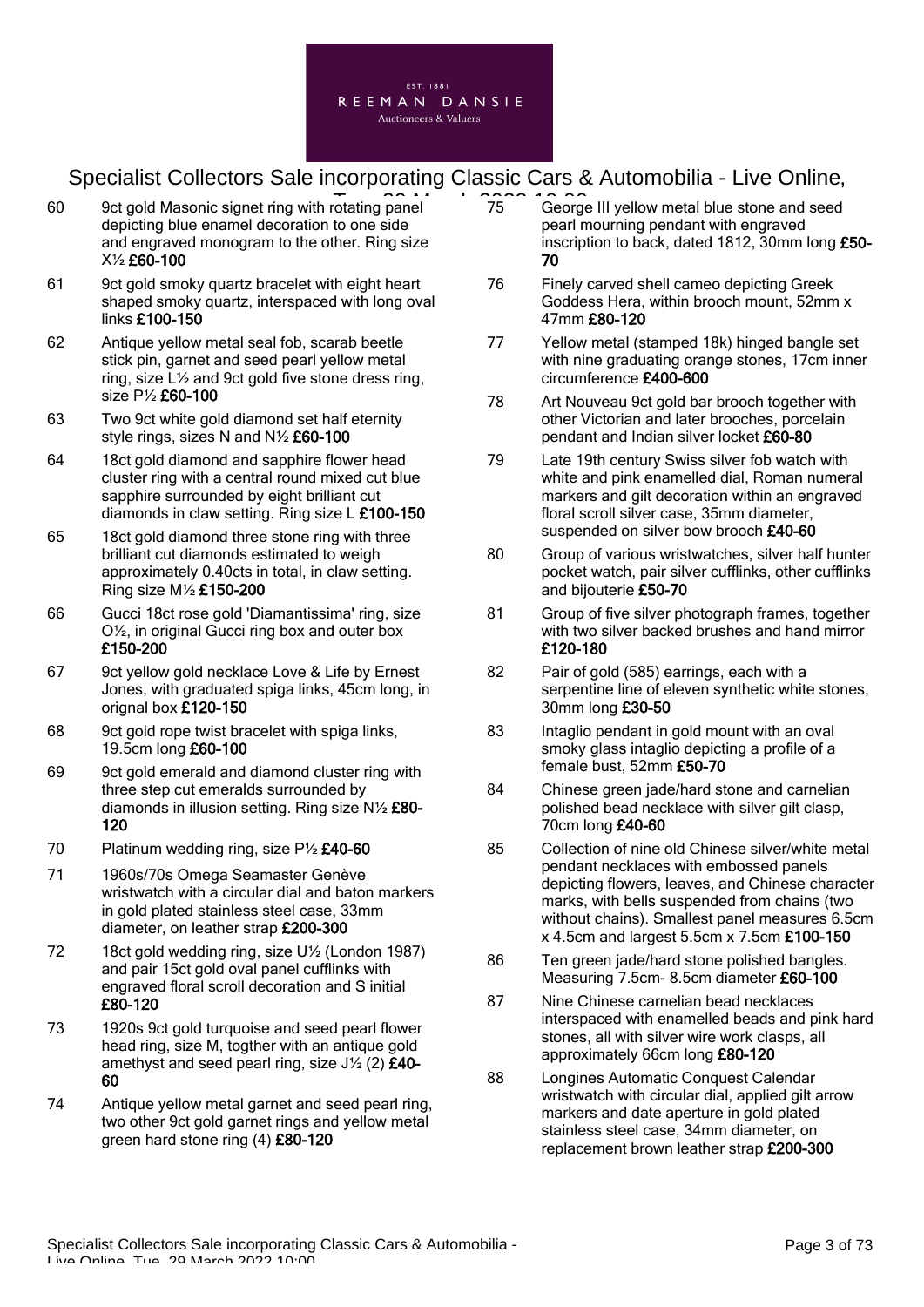60 9ct gold Masonic signet ring with rotating panel depicting blue enamel decoration to one side and engraved monogram to the other. Ring size X½ **£60-100**

61 9ct gold smoky quartz bracelet with eight heart shaped smoky quartz, interspaced with long oval links **£100-150**

62 Antique yellow metal seal fob, scarab beetle stick pin, garnet and seed pearl yellow metal ring, size L½ and 9ct gold five stone dress ring, size P½ **£60-100**

63 Two 9ct white gold diamond set half eternity style rings, sizes N and N½ **£60-100**

64 18ct gold diamond and sapphire flower head cluster ring with a central round mixed cut blue sapphire surrounded by eight brilliant cut diamonds in claw setting. Ring size L **£100-150**

65 18ct gold diamond three stone ring with three brilliant cut diamonds estimated to weigh approximately 0.40cts in total, in claw setting. Ring size M½ **£150-200**

66 Gucci 18ct rose gold 'Diamantissima' ring, size O½, in original Gucci ring box and outer box **£150-200**

67 9ct yellow gold necklace Love & Life by Ernest Jones, with graduated spiga links, 45cm long, in orignal box **£120-150**

68 9ct gold rope twist bracelet with spiga links, 19.5cm long **£60-100**

69 9ct gold emerald and diamond cluster ring with three step cut emeralds surrounded by diamonds in illusion setting. Ring size N½ **£80-120**

70 Platinum wedding ring, size P½ **£40-60**

71 1960s/70s Omega Seamaster Genève wristwatch with a circular dial and baton markers in gold plated stainless steel case, 33mm diameter, on leather strap **£200-300**

72 18ct gold wedding ring, size U½ (London 1987) and pair 15ct gold oval panel cufflinks with engraved floral scroll decoration and S initial **£80-120**

73 1920s 9ct gold turquoise and seed pearl flower head ring, size M, togther with an antique gold amethyst and seed pearl ring, size J½ (2) **£40-60**

74 Antique yellow metal garnet and seed pearl ring, two other 9ct gold garnet rings and yellow metal green hard stone ring (4) **£80-120**

75 George III yellow metal blue stone and seed pearl mourning pendant with engraved inscription to back, dated 1812, 30mm long **£50-70**

76 Finely carved shell cameo depicting Greek Goddess Hera, within brooch mount, 52mm x 47mm **£80-120**

77 Yellow metal (stamped 18k) hinged bangle set with nine graduating orange stones, 17cm inner circumference **£400-600**

78 Art Nouveau 9ct gold bar brooch together with other Victorian and later brooches, porcelain pendant and Indian silver locket **£60-80**

79 Late 19th century Swiss silver fob watch with white and pink enamelled dial, Roman numeral markers and gilt decoration within an engraved floral scroll silver case, 35mm diameter, suspended on silver bow brooch **£40-60**

80 Group of various wristwatches, silver half hunter pocket watch, pair silver cufflinks, other cufflinks and bijouterie **£50-70**

81 Group of five silver photograph frames, together with two silver backed brushes and hand mirror **£120-180**

82 Pair of gold (585) earrings, each with a serpentine line of eleven synthetic white stones, 30mm long **£30-50**

83 Intaglio pendant in gold mount with an oval smoky glass intaglio depicting a profile of a female bust, 52mm **£50-70**

84 Chinese green jade/hard stone and carnelian polished bead necklace with silver gilt clasp, 70cm long **£40-60**

85 Collection of nine old Chinese silver/white metal pendant necklaces with embossed panels depicting flowers, leaves, and Chinese character marks, with bells suspended from chains (two without chains). Smallest panel measures 6.5cm x 4.5cm and largest 5.5cm x 7.5cm **£100-150**

86 Ten green jade/hard stone polished bangles. Measuring 7.5cm- 8.5cm diameter **£60-100**

87 Nine Chinese carnelian bead necklaces interspaced with enamelled beads and pink hard stones, all with silver wire work clasps, all approximately 66cm long **£80-120**

88 Longines Automatic Conquest Calendar wristwatch with circular dial, applied gilt arrow markers and date aperture in gold plated stainless steel case, 34mm diameter, on replacement brown leather strap **£200-300**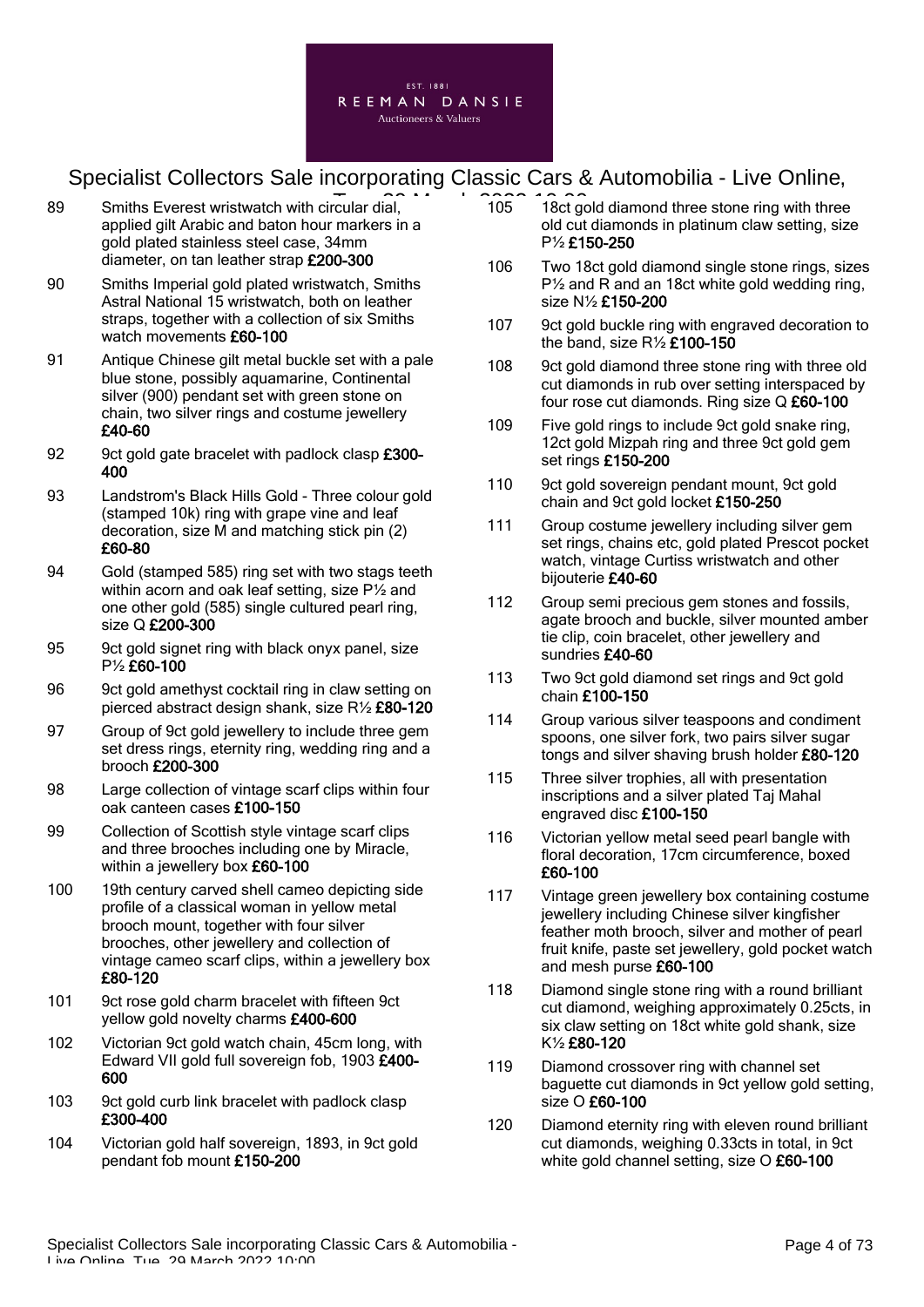Specialist Collectors Sale incorporating Classic Cars & Automobilia - Live Online, Tue, 29 March 2022 10:00

89 Smiths Everest wristwatch with circular dial, applied gilt Arabic and baton hour markers in a gold plated stainless steel case, 34mm diameter, on tan leather strap **£200-300**

90 Smiths Imperial gold plated wristwatch, Smiths Astral National 15 wristwatch, both on leather straps, together with a collection of six Smiths watch movements **£60-100**

91 Antique Chinese gilt metal buckle set with a pale blue stone, possibly aquamarine, Continental silver (900) pendant set with green stone on chain, two silver rings and costume jewellery **£40-60**

92 9ct gold gate bracelet with padlock clasp **£300-400**

93 Landstrom's Black Hills Gold - Three colour gold (stamped 10k) ring with grape vine and leaf decoration, size M and matching stick pin (2) **£60-80**

94 Gold (stamped 585) ring set with two stags teeth within acorn and oak leaf setting, size P½ and one other gold (585) single cultured pearl ring, size Q **£200-300**

95 9ct gold signet ring with black onyx panel, size P½ **£60-100**

96 9ct gold amethyst cocktail ring in claw setting on pierced abstract design shank, size R½ **£80-120**

97 Group of 9ct gold jewellery to include three gem set dress rings, eternity ring, wedding ring and a brooch **£200-300**

98 Large collection of vintage scarf clips within four oak canteen cases **£100-150**

99 Collection of Scottish style vintage scarf clips and three brooches including one by Miracle, within a jewellery box **£60-100**

100 19th century carved shell cameo depicting side profile of a classical woman in yellow metal brooch mount, together with four silver brooches, other jewellery and collection of vintage cameo scarf clips, within a jewellery box **£80-120**

101 9ct rose gold charm bracelet with fifteen 9ct yellow gold novelty charms **£400-600**

102 Victorian 9ct gold watch chain, 45cm long, with Edward VII gold full sovereign fob, 1903 **£400-600**

103 9ct gold curb link bracelet with padlock clasp **£300-400**

104 Victorian gold half sovereign, 1893, in 9ct gold pendant fob mount **£150-200**

105 18ct gold diamond three stone ring with three old cut diamonds in platinum claw setting, size P½ **£150-250**

106 Two 18ct gold diamond single stone rings, sizes P½ and R and an 18ct white gold wedding ring, size N½ **£150-200**

107 9ct gold buckle ring with engraved decoration to the band, size R½ **£100-150**

108 9ct gold diamond three stone ring with three old cut diamonds in rub over setting interspaced by four rose cut diamonds. Ring size Q **£60-100**

109 Five gold rings to include 9ct gold snake ring, 12ct gold Mizpah ring and three 9ct gold gem set rings **£150-200**

110 9ct gold sovereign pendant mount, 9ct gold chain and 9ct gold locket **£150-250**

111 Group costume jewellery including silver gem set rings, chains etc, gold plated Prescot pocket watch, vintage Curtiss wristwatch and other bijouterie **£40-60**

112 Group semi precious gem stones and fossils, agate brooch and buckle, silver mounted amber tie clip, coin bracelet, other jewellery and sundries **£40-60**

113 Two 9ct gold diamond set rings and 9ct gold chain **£100-150**

114 Group various silver teaspoons and condiment spoons, one silver fork, two pairs silver sugar tongs and silver shaving brush holder **£80-120**

115 Three silver trophies, all with presentation inscriptions and a silver plated Taj Mahal engraved disc **£100-150**

116 Victorian yellow metal seed pearl bangle with floral decoration, 17cm circumference, boxed **£60-100**

117 Vintage green jewellery box containing costume jewellery including Chinese silver kingfisher feather moth brooch, silver and mother of pearl fruit knife, paste set jewellery, gold pocket watch and mesh purse **£60-100**

118 Diamond single stone ring with a round brilliant cut diamond, weighing approximately 0.25cts, in six claw setting on 18ct white gold shank, size K½ **£80-120**

119 Diamond crossover ring with channel set baguette cut diamonds in 9ct yellow gold setting, size O **£60-100**

120 Diamond eternity ring with eleven round brilliant cut diamonds, weighing 0.33cts in total, in 9ct white gold channel setting, size O **£60-100**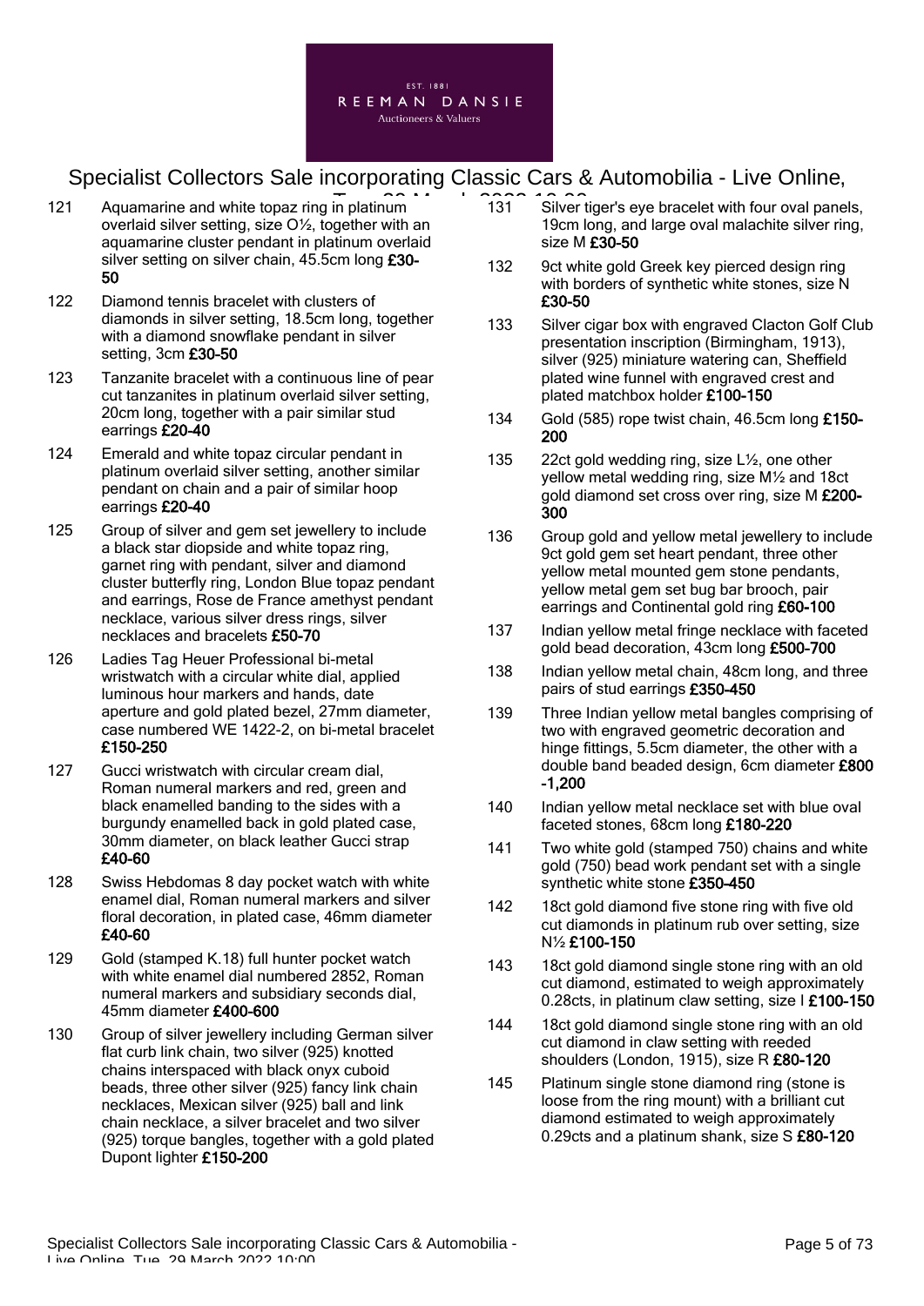121 Aquamarine and white topaz ring in platinum overlaid silver setting, size O½, together with an aquamarine cluster pendant in platinum overlaid silver setting on silver chain, 45.5cm long **£30-50**

122 Diamond tennis bracelet with clusters of diamonds in silver setting, 18.5cm long, together with a diamond snowflake pendant in silver setting, 3cm **£30-50**

123 Tanzanite bracelet with a continuous line of pear cut tanzanites in platinum overlaid silver setting, 20cm long, together with a pair similar stud earrings **£20-40**

124 Emerald and white topaz circular pendant in platinum overlaid silver setting, another similar pendant on chain and a pair of similar hoop earrings **£20-40**

125 Group of silver and gem set jewellery to include a black star diopside and white topaz ring, garnet ring with pendant, silver and diamond cluster butterfly ring, London Blue topaz pendant and earrings, Rose de France amethyst pendant necklace, various silver dress rings, silver necklaces and bracelets **£50-70**

126 Ladies Tag Heuer Professional bi-metal wristwatch with a circular white dial, applied luminous hour markers and hands, date aperture and gold plated bezel, 27mm diameter, case numbered WE 1422-2, on bi-metal bracelet **£150-250**

127 Gucci wristwatch with circular cream dial, Roman numeral markers and red, green and black enamelled banding to the sides with a burgundy enamelled back in gold plated case, 30mm diameter, on black leather Gucci strap **£40-60**

128 Swiss Hebdomas 8 day pocket watch with white enamel dial, Roman numeral markers and silver floral decoration, in plated case, 46mm diameter **£40-60**

129 Gold (stamped K.18) full hunter pocket watch with white enamel dial numbered 2852, Roman numeral markers and subsidiary seconds dial, 45mm diameter **£400-600**

130 Group of silver jewellery including German silver flat curb link chain, two silver (925) knotted chains interspaced with black onyx cuboid beads, three other silver (925) fancy link chain necklaces, Mexican silver (925) ball and link chain necklace, a silver bracelet and two silver (925) torque bangles, together with a gold plated Dupont lighter **£150-200**

131 Silver tiger's eye bracelet with four oval panels, 19cm long, and large oval malachite silver ring, size M **£30-50**

132 9ct white gold Greek key pierced design ring with borders of synthetic white stones, size N **£30-50**

133 Silver cigar box with engraved Clacton Golf Club presentation inscription (Birmingham, 1913), silver (925) miniature watering can, Sheffield plated wine funnel with engraved crest and plated matchbox holder **£100-150**

134 Gold (585) rope twist chain, 46.5cm long **£150-200**

135 22ct gold wedding ring, size L½, one other yellow metal wedding ring, size M½ and 18ct gold diamond set cross over ring, size M **£200-300**

136 Group gold and yellow metal jewellery to include 9ct gold gem set heart pendant, three other yellow metal mounted gem stone pendants, yellow metal gem set bug bar brooch, pair earrings and Continental gold ring **£60-100**

137 Indian yellow metal fringe necklace with faceted gold bead decoration, 43cm long **£500-700**

138 Indian yellow metal chain, 48cm long, and three pairs of stud earrings **£350-450**

139 Three Indian yellow metal bangles comprising of two with engraved geometric decoration and hinge fittings, 5.5cm diameter, the other with a double band beaded design, 6cm diameter **£800-1,200**

140 Indian yellow metal necklace set with blue oval faceted stones, 68cm long **£180-220**

141 Two white gold (stamped 750) chains and white gold (750) bead work pendant set with a single synthetic white stone **£350-450**

142 18ct gold diamond five stone ring with five old cut diamonds in platinum rub over setting, size N½ **£100-150**

143 18ct gold diamond single stone ring with an old cut diamond, estimated to weigh approximately 0.28cts, in platinum claw setting, size I **£100-150**

144 18ct gold diamond single stone ring with an old cut diamond in claw setting with reeded shoulders (London, 1915), size R **£80-120**

145 Platinum single stone diamond ring (stone is loose from the ring mount) with a brilliant cut diamond estimated to weigh approximately 0.29cts and a platinum shank, size S **£80-120**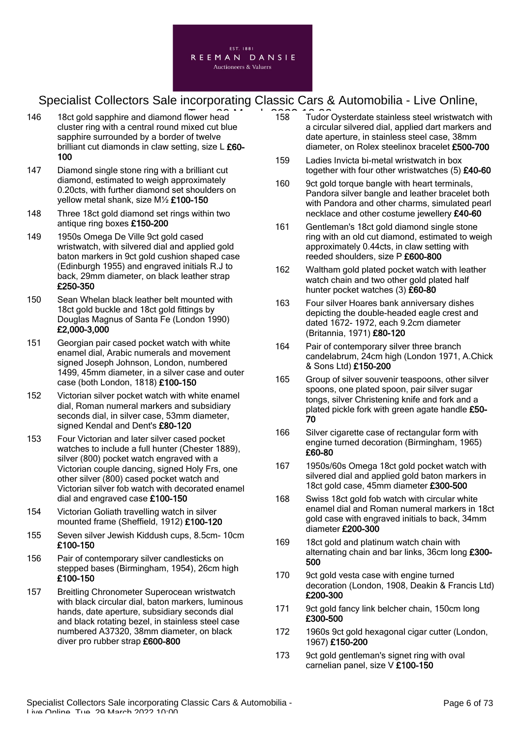146 18ct gold sapphire and diamond flower head cluster ring with a central round mixed cut blue sapphire surrounded by a border of twelve brilliant cut diamonds in claw setting, size L **£60-100**

147 Diamond single stone ring with a brilliant cut diamond, estimated to weigh approximately 0.20cts, with further diamond set shoulders on yellow metal shank, size M½ **£100-150**

148 Three 18ct gold diamond set rings within two antique ring boxes **£150-200**

149 1950s Omega De Ville 9ct gold cased wristwatch, with silvered dial and applied gold baton markers in 9ct gold cushion shaped case (Edinburgh 1955) and engraved initials R.J to back, 29mm diameter, on black leather strap **£250-350**

150 Sean Whelan black leather belt mounted with 18ct gold buckle and 18ct gold fittings by Douglas Magnus of Santa Fe (London 1990) **£2,000-3,000**

151 Georgian pair cased pocket watch with white enamel dial, Arabic numerals and movement signed Joseph Johnson, London, numbered 1499, 45mm diameter, in a silver case and outer case (both London, 1818) **£100-150**

152 Victorian silver pocket watch with white enamel dial, Roman numeral markers and subsidiary seconds dial, in silver case, 53mm diameter, signed Kendal and Dent's **£80-120**

153 Four Victorian and later silver cased pocket watches to include a full hunter (Chester 1889), silver (800) pocket watch engraved with a Victorian couple dancing, signed Holy Frs, one other silver (800) cased pocket watch and Victorian silver fob watch with decorated enamel dial and engraved case **£100-150**

154 Victorian Goliath travelling watch in silver mounted frame (Sheffield, 1912) **£100-120**

155 Seven silver Jewish Kiddush cups, 8.5cm- 10cm **£100-150**

156 Pair of contemporary silver candlesticks on stepped bases (Birmingham, 1954), 26cm high **£100-150**

157 Breitling Chronometer Superocean wristwatch with black circular dial, baton markers, luminous hands, date aperture, subsidiary seconds dial and black rotating bezel, in stainless steel case numbered A37320, 38mm diameter, on black diver pro rubber strap **£600-800**

158 Tudor Oysterdate stainless steel wristwatch with a circular silvered dial, applied dart markers and date aperture, in stainless steel case, 38mm diameter, on Rolex steelinox bracelet **£500-700**

159 Ladies Invicta bi-metal wristwatch in box together with four other wristwatches (5) **£40-60**

160 9ct gold torque bangle with heart terminals, Pandora silver bangle and leather bracelet both with Pandora and other charms, simulated pearl necklace and other costume jewellery **£40-60**

161 Gentleman's 18ct gold diamond single stone ring with an old cut diamond, estimated to weigh approximately 0.44cts, in claw setting with reeded shoulders, size P **£600-800**

162 Waltham gold plated pocket watch with leather watch chain and two other gold plated half hunter pocket watches (3) **£60-80**

163 Four silver Hoares bank anniversary dishes depicting the double-headed eagle crest and dated 1672- 1972, each 9.2cm diameter (Britannia, 1971) **£80-120**

164 Pair of contemporary silver three branch candelabrum, 24cm high (London 1971, A.Chick & Sons Ltd) **£150-200**

165 Group of silver souvenir teaspoons, other silver spoons, one plated spoon, pair silver sugar tongs, silver Christening knife and fork and a plated pickle fork with green agate handle **£50-70**

166 Silver cigarette case of rectangular form with engine turned decoration (Birmingham, 1965) **£60-80**

167 1950s/60s Omega 18ct gold pocket watch with silvered dial and applied gold baton markers in 18ct gold case, 45mm diameter **£300-500**

168 Swiss 18ct gold fob watch with circular white enamel dial and Roman numeral markers in 18ct gold case with engraved initials to back, 34mm diameter **£200-300**

169 18ct gold and platinum watch chain with alternating chain and bar links, 36cm long **£300-500**

170 9ct gold vesta case with engine turned decoration (London, 1908, Deakin & Francis Ltd) **£200-300**

171 9ct gold fancy link belcher chain, 150cm long **£300-500**

172 1960s 9ct gold hexagonal cigar cutter (London, 1967) **£150-200**

173 9ct gold gentleman's signet ring with oval carnelian panel, size V **£100-150**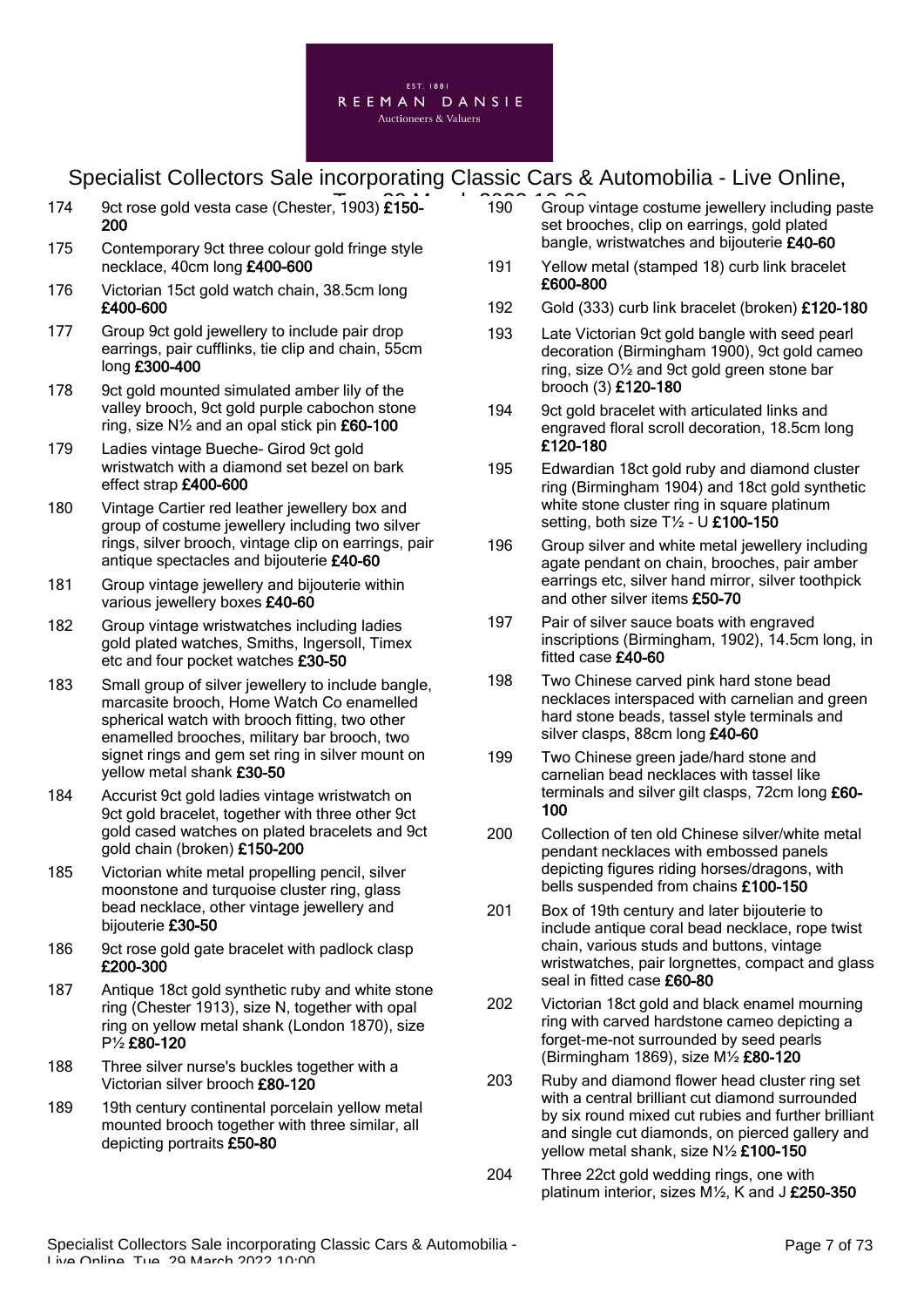174 9ct rose gold vesta case (Chester, 1903) **£150-200**

175 Contemporary 9ct three colour gold fringe style necklace, 40cm long **£400-600**

176 Victorian 15ct gold watch chain, 38.5cm long **£400-600**

177 Group 9ct gold jewellery to include pair drop earrings, pair cufflinks, tie clip and chain, 55cm long **£300-400**

178 9ct gold mounted simulated amber lily of the valley brooch, 9ct gold purple cabochon stone ring, size N½ and an opal stick pin **£60-100**

179 Ladies vintage Bueche- Girod 9ct gold wristwatch with a diamond set bezel on bark effect strap **£400-600**

180 Vintage Cartier red leather jewellery box and group of costume jewellery including two silver rings, silver brooch, vintage clip on earrings, pair antique spectacles and bijouterie **£40-60**

181 Group vintage jewellery and bijouterie within various jewellery boxes **£40-60**

182 Group vintage wristwatches including ladies gold plated watches, Smiths, Ingersoll, Timex etc and four pocket watches **£30-50**

183 Small group of silver jewellery to include bangle, marcasite brooch, Home Watch Co enamelled spherical watch with brooch fitting, two other enamelled brooches, military bar brooch, two signet rings and gem set ring in silver mount on yellow metal shank **£30-50**

184 Accurist 9ct gold ladies vintage wristwatch on 9ct gold bracelet, together with three other 9ct gold cased watches on plated bracelets and 9ct gold chain (broken) **£150-200**

185 Victorian white metal propelling pencil, silver moonstone and turquoise cluster ring, glass bead necklace, other vintage jewellery and bijouterie **£30-50**

186 9ct rose gold gate bracelet with padlock clasp **£200-300**

187 Antique 18ct gold synthetic ruby and white stone ring (Chester 1913), size N, together with opal ring on yellow metal shank (London 1870), size P½ **£80-120**

188 Three silver nurse's buckles together with a Victorian silver brooch **£80-120**

189 19th century continental porcelain yellow metal mounted brooch together with three similar, all depicting portraits **£50-80**

190 Group vintage costume jewellery including paste set brooches, clip on earrings, gold plated bangle, wristwatches and bijouterie **£40-60**

191 Yellow metal (stamped 18) curb link bracelet **£600-800**

192 Gold (333) curb link bracelet (broken) **£120-180**

193 Late Victorian 9ct gold bangle with seed pearl decoration (Birmingham 1900), 9ct gold cameo ring, size O½ and 9ct gold green stone bar brooch (3) **£120-180**

194 9ct gold bracelet with articulated links and engraved floral scroll decoration, 18.5cm long **£120-180**

195 Edwardian 18ct gold ruby and diamond cluster ring (Birmingham 1904) and 18ct gold synthetic white stone cluster ring in square platinum setting, both size T½ - U **£100-150**

196 Group silver and white metal jewellery including agate pendant on chain, brooches, pair amber earrings etc, silver hand mirror, silver toothpick and other silver items **£50-70**

197 Pair of silver sauce boats with engraved inscriptions (Birmingham, 1902), 14.5cm long, in fitted case **£40-60**

198 Two Chinese carved pink hard stone bead necklaces interspaced with carnelian and green hard stone beads, tassel style terminals and silver clasps, 88cm long **£40-60**

199 Two Chinese green jade/hard stone and carnelian bead necklaces with tassel like terminals and silver gilt clasps, 72cm long **£60-100**

200 Collection of ten old Chinese silver/white metal pendant necklaces with embossed panels depicting figures riding horses/dragons, with bells suspended from chains **£100-150**

201 Box of 19th century and later bijouterie to include antique coral bead necklace, rope twist chain, various studs and buttons, vintage wristwatches, pair lorgnettes, compact and glass seal in fitted case **£60-80**

202 Victorian 18ct gold and black enamel mourning ring with carved hardstone cameo depicting a forget-me-not surrounded by seed pearls (Birmingham 1869), size M½ **£80-120**

203 Ruby and diamond flower head cluster ring set with a central brilliant cut diamond surrounded by six round mixed cut rubies and further brilliant and single cut diamonds, on pierced gallery and yellow metal shank, size N½ **£100-150**

204 Three 22ct gold wedding rings, one with platinum interior, sizes M½, K and J **£250-350**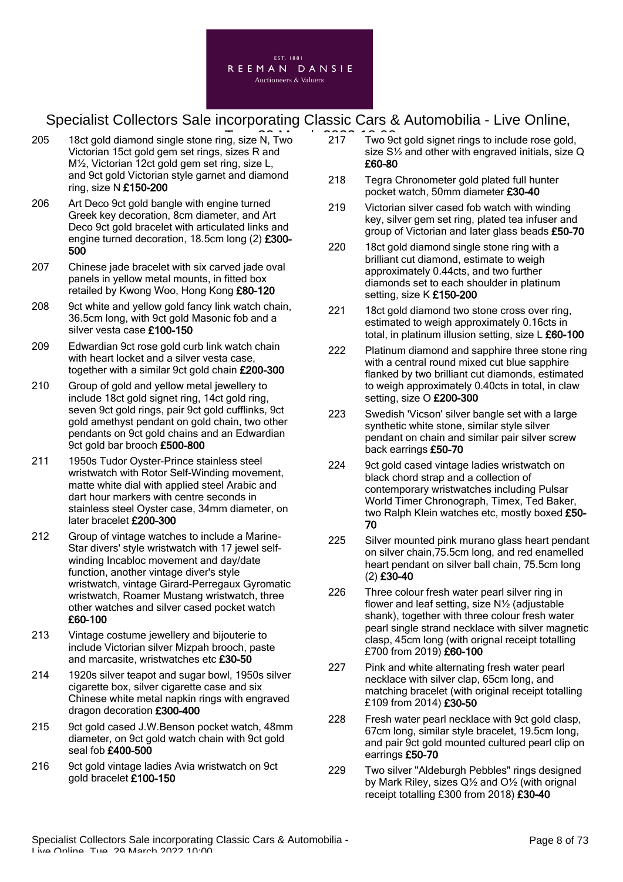205 18ct gold diamond single stone ring, size N, Two Victorian 15ct gold gem set rings, sizes R and M½, Victorian 12ct gold gem set ring, size L, and 9ct gold Victorian style garnet and diamond ring, size N **£150-200**

206 Art Deco 9ct gold bangle with engine turned Greek key decoration, 8cm diameter, and Art Deco 9ct gold bracelet with articulated links and engine turned decoration, 18.5cm long (2) **£300-500**

207 Chinese jade bracelet with six carved jade oval panels in yellow metal mounts, in fitted box retailed by Kwong Woo, Hong Kong **£80-120**

208 9ct white and yellow gold fancy link watch chain, 36.5cm long, with 9ct gold Masonic fob and a silver vesta case **£100-150**

209 Edwardian 9ct rose gold curb link watch chain with heart locket and a silver vesta case, together with a similar 9ct gold chain **£200-300**

210 Group of gold and yellow metal jewellery to include 18ct gold signet ring, 14ct gold ring, seven 9ct gold rings, pair 9ct gold cufflinks, 9ct gold amethyst pendant on gold chain, two other pendants on 9ct gold chains and an Edwardian 9ct gold bar brooch **£500-800**

211 1950s Tudor Oyster-Prince stainless steel wristwatch with Rotor Self-Winding movement, matte white dial with applied steel Arabic and dart hour markers with centre seconds in stainless steel Oyster case, 34mm diameter, on later bracelet **£200-300**

212 Group of vintage watches to include a Marine-Star divers' style wristwatch with 17 jewel self-winding Incabloc movement and day/date function, another vintage diver's style wristwatch, vintage Girard-Perregaux Gyromatic wristwatch, Roamer Mustang wristwatch, three other watches and silver cased pocket watch **£60-100**

213 Vintage costume jewellery and bijouterie to include Victorian silver Mizpah brooch, paste and marcasite, wristwatches etc **£30-50**

214 1920s silver teapot and sugar bowl, 1950s silver cigarette box, silver cigarette case and six Chinese white metal napkin rings with engraved dragon decoration **£300-400**

215 9ct gold cased J.W.Benson pocket watch, 48mm diameter, on 9ct gold watch chain with 9ct gold seal fob **£400-500**

216 9ct gold vintage ladies Avia wristwatch on 9ct gold bracelet **£100-150**

217 Two 9ct gold signet rings to include rose gold, size S½ and other with engraved initials, size Q **£60-80**

218 Tegra Chronometer gold plated full hunter pocket watch, 50mm diameter **£30-40**

219 Victorian silver cased fob watch with winding key, silver gem set ring, plated tea infuser and group of Victorian and later glass beads **£50-70**

220 18ct gold diamond single stone ring with a brilliant cut diamond, estimate to weigh approximately 0.44cts, and two further diamonds set to each shoulder in platinum setting, size K **£150-200**

221 18ct gold diamond two stone cross over ring, estimated to weigh approximately 0.16cts in total, in platinum illusion setting, size L **£60-100**

222 Platinum diamond and sapphire three stone ring with a central round mixed cut blue sapphire flanked by two brilliant cut diamonds, estimated to weigh approximately 0.40cts in total, in claw setting, size O **£200-300**

223 Swedish 'Vicson' silver bangle set with a large synthetic white stone, similar style silver pendant on chain and similar pair silver screw back earrings **£50-70**

224 9ct gold cased vintage ladies wristwatch on black chord strap and a collection of contemporary wristwatches including Pulsar World Timer Chronograph, Timex, Ted Baker, two Ralph Klein watches etc, mostly boxed **£50-70**

225 Silver mounted pink murano glass heart pendant on silver chain,75.5cm long, and red enamelled heart pendant on silver ball chain, 75.5cm long (2) **£30-40**

226 Three colour fresh water pearl silver ring in flower and leaf setting, size N½ (adjustable shank), together with three colour fresh water pearl single strand necklace with silver magnetic clasp, 45cm long (with orignal receipt totalling £700 from 2019) **£60-100**

227 Pink and white alternating fresh water pearl necklace with silver clap, 65cm long, and matching bracelet (with original receipt totalling £109 from 2014) **£30-50**

228 Fresh water pearl necklace with 9ct gold clasp, 67cm long, similar style bracelet, 19.5cm long, and pair 9ct gold mounted cultured pearl clip on earrings **£50-70**

229 Two silver "Aldeburgh Pebbles" rings designed by Mark Riley, sizes Q½ and O½ (with orignal receipt totalling £300 from 2018) **£30-40**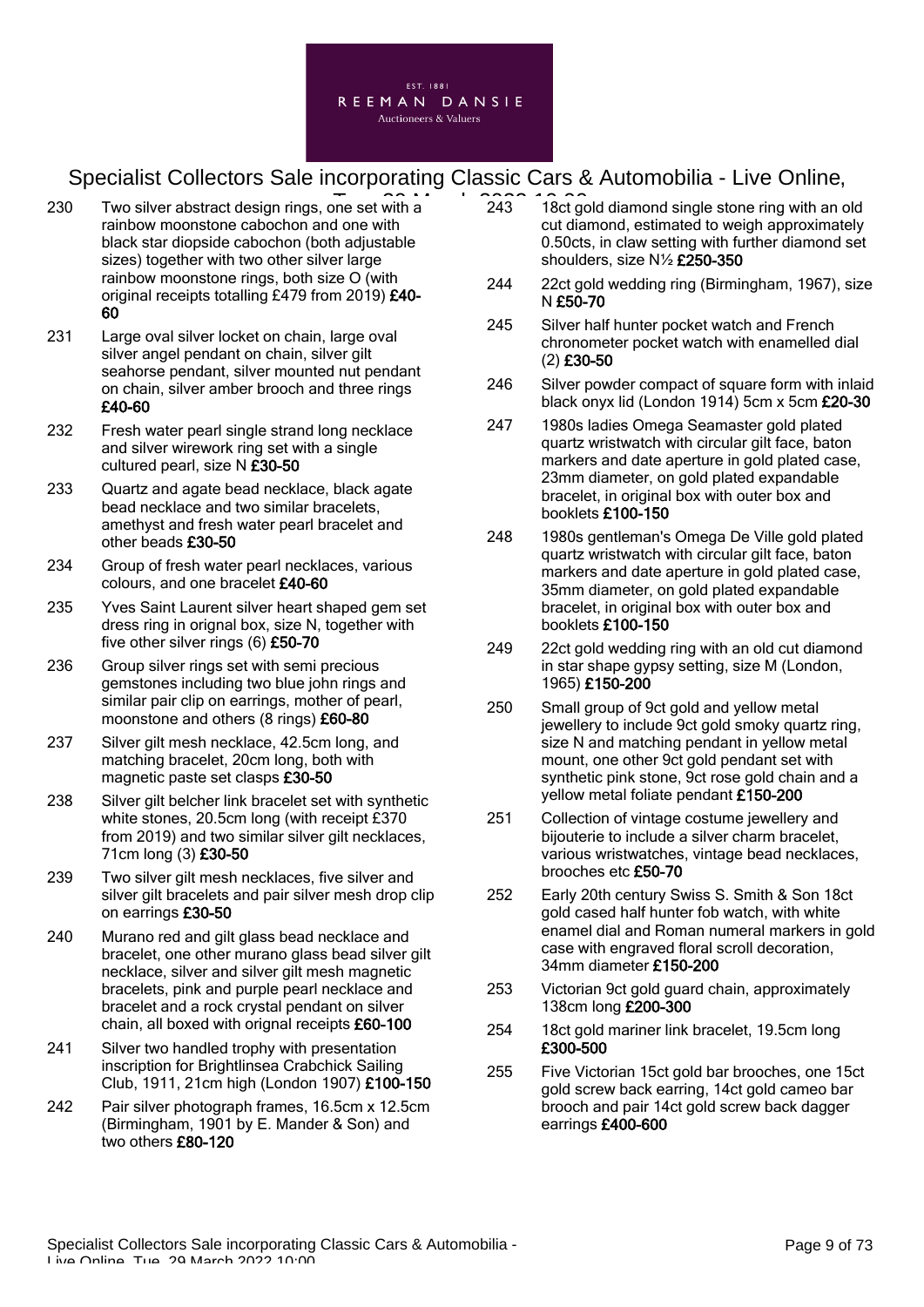230 Two silver abstract design rings, one set with a rainbow moonstone cabochon and one with black star diopside cabochon (both adjustable sizes) together with two other silver large rainbow moonstone rings, both size O (with original receipts totalling £479 from 2019) **£40-60**

231 Large oval silver locket on chain, large oval silver angel pendant on chain, silver gilt seahorse pendant, silver mounted nut pendant on chain, silver amber brooch and three rings **£40-60**

232 Fresh water pearl single strand long necklace and silver wirework ring set with a single cultured pearl, size N **£30-50**

233 Quartz and agate bead necklace, black agate bead necklace and two similar bracelets, amethyst and fresh water pearl bracelet and other beads **£30-50**

234 Group of fresh water pearl necklaces, various colours, and one bracelet **£40-60**

235 Yves Saint Laurent silver heart shaped gem set dress ring in orignal box, size N, together with five other silver rings (6) **£50-70**

236 Group silver rings set with semi precious gemstones including two blue john rings and similar pair clip on earrings, mother of pearl, moonstone and others (8 rings) **£60-80**

237 Silver gilt mesh necklace, 42.5cm long, and matching bracelet, 20cm long, both with magnetic paste set clasps **£30-50**

238 Silver gilt belcher link bracelet set with synthetic white stones, 20.5cm long (with receipt £370 from 2019) and two similar silver gilt necklaces, 71cm long (3) **£30-50**

239 Two silver gilt mesh necklaces, five silver and silver gilt bracelets and pair silver mesh drop clip on earrings **£30-50**

240 Murano red and gilt glass bead necklace and bracelet, one other murano glass bead silver gilt necklace, silver and silver gilt mesh magnetic bracelets, pink and purple pearl necklace and bracelet and a rock crystal pendant on silver chain, all boxed with orignal receipts **£60-100**

241 Silver two handled trophy with presentation inscription for Brightlinsea Crabchick Sailing Club, 1911, 21cm high (London 1907) **£100-150**

242 Pair silver photograph frames, 16.5cm x 12.5cm (Birmingham, 1901 by E. Mander & Son) and two others **£80-120**

243 18ct gold diamond single stone ring with an old cut diamond, estimated to weigh approximately 0.50cts, in claw setting with further diamond set shoulders, size N½ **£250-350**

244 22ct gold wedding ring (Birmingham, 1967), size N **£50-70**

245 Silver half hunter pocket watch and French chronometer pocket watch with enamelled dial (2) **£30-50**

246 Silver powder compact of square form with inlaid black onyx lid (London 1914) 5cm x 5cm **£20-30**

247 1980s ladies Omega Seamaster gold plated quartz wristwatch with circular gilt face, baton markers and date aperture in gold plated case, 23mm diameter, on gold plated expandable bracelet, in original box with outer box and booklets **£100-150**

248 1980s gentleman's Omega De Ville gold plated quartz wristwatch with circular gilt face, baton markers and date aperture in gold plated case, 35mm diameter, on gold plated expandable bracelet, in original box with outer box and booklets **£100-150**

249 22ct gold wedding ring with an old cut diamond in star shape gypsy setting, size M (London, 1965) **£150-200**

250 Small group of 9ct gold and yellow metal jewellery to include 9ct gold smoky quartz ring, size N and matching pendant in yellow metal mount, one other 9ct gold pendant set with synthetic pink stone, 9ct rose gold chain and a yellow metal foliate pendant **£150-200**

251 Collection of vintage costume jewellery and bijouterie to include a silver charm bracelet, various wristwatches, vintage bead necklaces, brooches etc **£50-70**

252 Early 20th century Swiss S. Smith & Son 18ct gold cased half hunter fob watch, with white enamel dial and Roman numeral markers in gold case with engraved floral scroll decoration, 34mm diameter **£150-200**

253 Victorian 9ct gold guard chain, approximately 138cm long **£200-300**

254 18ct gold mariner link bracelet, 19.5cm long **£300-500**

255 Five Victorian 15ct gold bar brooches, one 15ct gold screw back earring, 14ct gold cameo bar brooch and pair 14ct gold screw back dagger earrings **£400-600**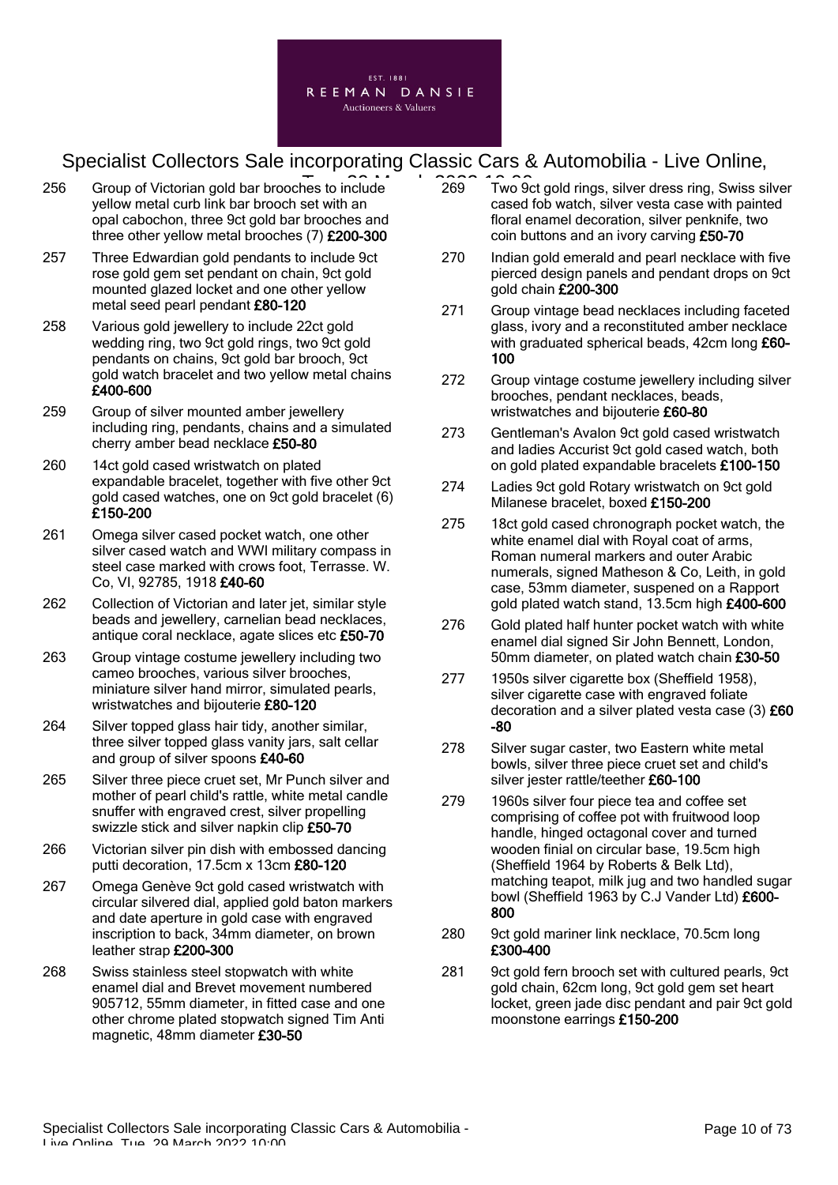256 Group of Victorian gold bar brooches to include yellow metal curb link bar brooch set with an opal cabochon, three 9ct gold bar brooches and three other yellow metal brooches (7) **£200-300**

257 Three Edwardian gold pendants to include 9ct rose gold gem set pendant on chain, 9ct gold mounted glazed locket and one other yellow metal seed pearl pendant **£80-120**

258 Various gold jewellery to include 22ct gold wedding ring, two 9ct gold rings, two 9ct gold pendants on chains, 9ct gold bar brooch, 9ct gold watch bracelet and two yellow metal chains **£400-600**

259 Group of silver mounted amber jewellery including ring, pendants, chains and a simulated cherry amber bead necklace **£50-80**

260 14ct gold cased wristwatch on plated expandable bracelet, together with five other 9ct gold cased watches, one on 9ct gold bracelet (6) **£150-200**

261 Omega silver cased pocket watch, one other silver cased watch and WWI military compass in steel case marked with crows foot, Terrasse. W. Co, VI, 92785, 1918 **£40-60**

262 Collection of Victorian and later jet, similar style beads and jewellery, carnelian bead necklaces, antique coral necklace, agate slices etc **£50-70**

263 Group vintage costume jewellery including two cameo brooches, various silver brooches, miniature silver hand mirror, simulated pearls, wristwatches and bijouterie **£80-120**

264 Silver topped glass hair tidy, another similar, three silver topped glass vanity jars, salt cellar and group of silver spoons **£40-60**

265 Silver three piece cruet set, Mr Punch silver and mother of pearl child's rattle, white metal candle snuffer with engraved crest, silver propelling swizzle stick and silver napkin clip **£50-70**

266 Victorian silver pin dish with embossed dancing putti decoration, 17.5cm x 13cm **£80-120**

267 Omega Genève 9ct gold cased wristwatch with circular silvered dial, applied gold baton markers and date aperture in gold case with engraved inscription to back, 34mm diameter, on brown leather strap **£200-300**

268 Swiss stainless steel stopwatch with white enamel dial and Brevet movement numbered 905712, 55mm diameter, in fitted case and one other chrome plated stopwatch signed Tim Anti magnetic, 48mm diameter **£30-50**

269 Two 9ct gold rings, silver dress ring, Swiss silver cased fob watch, silver vesta case with painted floral enamel decoration, silver penknife, two coin buttons and an ivory carving **£50-70**

270 Indian gold emerald and pearl necklace with five pierced design panels and pendant drops on 9ct gold chain **£200-300**

271 Group vintage bead necklaces including faceted glass, ivory and a reconstituted amber necklace with graduated spherical beads, 42cm long **£60-100**

272 Group vintage costume jewellery including silver brooches, pendant necklaces, beads, wristwatches and bijouterie **£60-80**

273 Gentleman's Avalon 9ct gold cased wristwatch and ladies Accurist 9ct gold cased watch, both on gold plated expandable bracelets **£100-150**

274 Ladies 9ct gold Rotary wristwatch on 9ct gold Milanese bracelet, boxed **£150-200**

275 18ct gold cased chronograph pocket watch, the white enamel dial with Royal coat of arms, Roman numeral markers and outer Arabic numerals, signed Matheson & Co, Leith, in gold case, 53mm diameter, suspened on a Rapport gold plated watch stand, 13.5cm high **£400-600**

276 Gold plated half hunter pocket watch with white enamel dial signed Sir John Bennett, London, 50mm diameter, on plated watch chain **£30-50**

277 1950s silver cigarette box (Sheffield 1958), silver cigarette case with engraved foliate decoration and a silver plated vesta case (3) **£60-80**

278 Silver sugar caster, two Eastern white metal bowls, silver three piece cruet set and child's silver jester rattle/teether **£60-100**

279 1960s silver four piece tea and coffee set comprising of coffee pot with fruitwood loop handle, hinged octagonal cover and turned wooden finial on circular base, 19.5cm high (Sheffield 1964 by Roberts & Belk Ltd), matching teapot, milk jug and two handled sugar bowl (Sheffield 1963 by C.J Vander Ltd) **£600-800**

280 9ct gold mariner link necklace, 70.5cm long **£300-400**

281 9ct gold fern brooch set with cultured pearls, 9ct gold chain, 62cm long, 9ct gold gem set heart locket, green jade disc pendant and pair 9ct gold moonstone earrings **£150-200**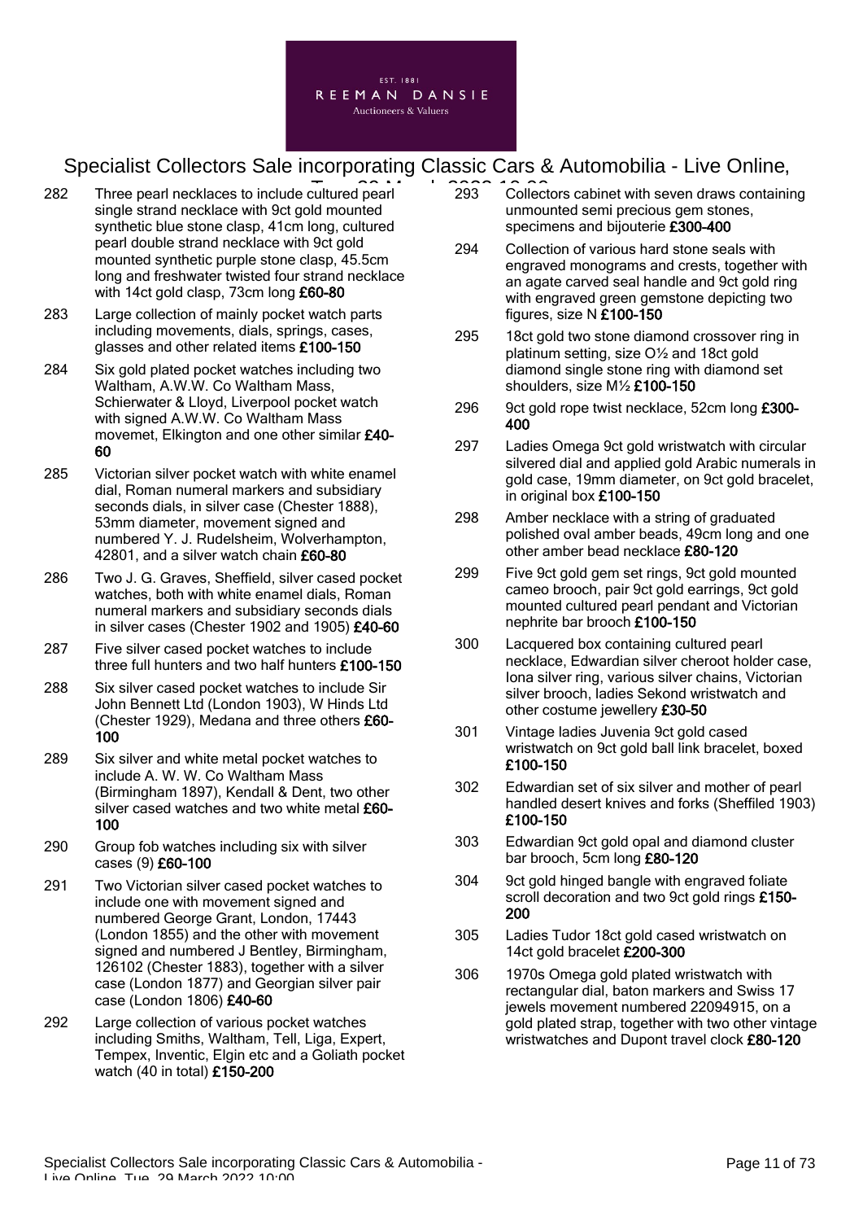282 Three pearl necklaces to include cultured pearl single strand necklace with 9ct gold mounted synthetic blue stone clasp, 41cm long, cultured pearl double strand necklace with 9ct gold mounted synthetic purple stone clasp, 45.5cm long and freshwater twisted four strand necklace with 14ct gold clasp, 73cm long **£60-80**

283 Large collection of mainly pocket watch parts including movements, dials, springs, cases, glasses and other related items **£100-150**

284 Six gold plated pocket watches including two Waltham, A.W.W. Co Waltham Mass, Schierwater & Lloyd, Liverpool pocket watch with signed A.W.W. Co Waltham Mass movemet, Elkington and one other similar **£40-60**

285 Victorian silver pocket watch with white enamel dial, Roman numeral markers and subsidiary seconds dials, in silver case (Chester 1888), 53mm diameter, movement signed and numbered Y. J. Rudelsheim, Wolverhampton, 42801, and a silver watch chain **£60-80**

286 Two J. G. Graves, Sheffield, silver cased pocket watches, both with white enamel dials, Roman numeral markers and subsidiary seconds dials in silver cases (Chester 1902 and 1905) **£40-60**

287 Five silver cased pocket watches to include three full hunters and two half hunters **£100-150**

288 Six silver cased pocket watches to include Sir John Bennett Ltd (London 1903), W Hinds Ltd (Chester 1929), Medana and three others **£60-100**

289 Six silver and white metal pocket watches to include A. W. W. Co Waltham Mass (Birmingham 1897), Kendall & Dent, two other silver cased watches and two white metal **£60-100**

290 Group fob watches including six with silver cases (9) **£60-100**

291 Two Victorian silver cased pocket watches to include one with movement signed and numbered George Grant, London, 17443 (London 1855) and the other with movement signed and numbered J Bentley, Birmingham, 126102 (Chester 1883), together with a silver case (London 1877) and Georgian silver pair case (London 1806) **£40-60**

292 Large collection of various pocket watches including Smiths, Waltham, Tell, Liga, Expert, Tempex, Inventic, Elgin etc and a Goliath pocket watch (40 in total) **£150-200**

293 Collectors cabinet with seven draws containing unmounted semi precious gem stones, specimens and bijouterie **£300-400**

294 Collection of various hard stone seals with engraved monograms and crests, together with an agate carved seal handle and 9ct gold ring with engraved green gemstone depicting two figures, size N **£100-150**

295 18ct gold two stone diamond crossover ring in platinum setting, size O½ and 18ct gold diamond single stone ring with diamond set shoulders, size M½ **£100-150**

296 9ct gold rope twist necklace, 52cm long **£300-400**

297 Ladies Omega 9ct gold wristwatch with circular silvered dial and applied gold Arabic numerals in gold case, 19mm diameter, on 9ct gold bracelet, in original box **£100-150**

298 Amber necklace with a string of graduated polished oval amber beads, 49cm long and one other amber bead necklace **£80-120**

299 Five 9ct gold gem set rings, 9ct gold mounted cameo brooch, pair 9ct gold earrings, 9ct gold mounted cultured pearl pendant and Victorian nephrite bar brooch **£100-150**

300 Lacquered box containing cultured pearl necklace, Edwardian silver cheroot holder case, Iona silver ring, various silver chains, Victorian silver brooch, ladies Sekond wristwatch and other costume jewellery **£30-50**

301 Vintage ladies Juvenia 9ct gold cased wristwatch on 9ct gold ball link bracelet, boxed **£100-150**

302 Edwardian set of six silver and mother of pearl handled desert knives and forks (Sheffiled 1903) **£100-150**

303 Edwardian 9ct gold opal and diamond cluster bar brooch, 5cm long **£80-120**

304 9ct gold hinged bangle with engraved foliate scroll decoration and two 9ct gold rings **£150-200**

305 Ladies Tudor 18ct gold cased wristwatch on 14ct gold bracelet **£200-300**

306 1970s Omega gold plated wristwatch with rectangular dial, baton markers and Swiss 17 jewels movement numbered 22094915, on a gold plated strap, together with two other vintage wristwatches and Dupont travel clock **£80-120**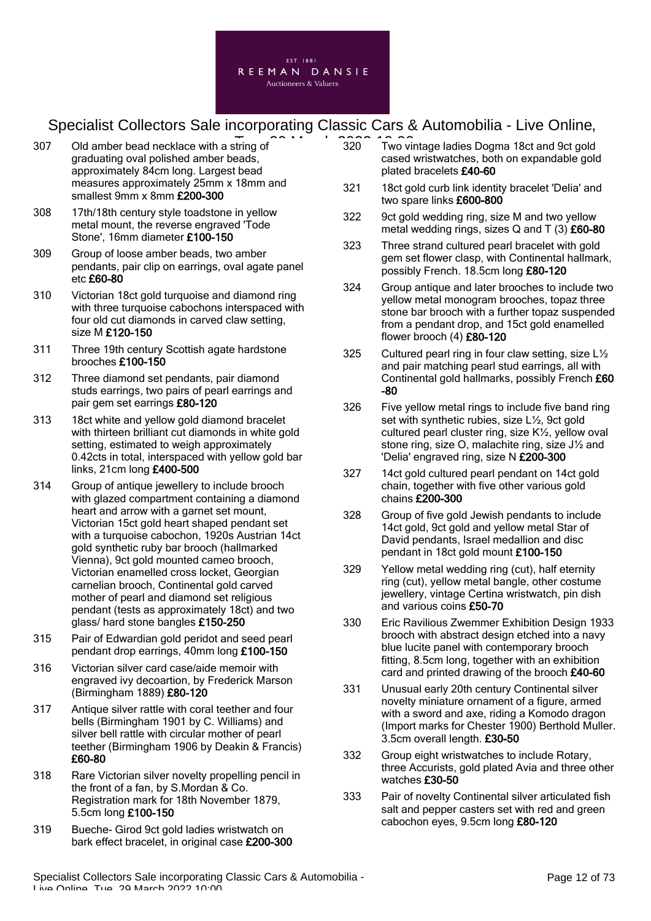307 Old amber bead necklace with a string of graduating oval polished amber beads, approximately 84cm long. Largest bead measures approximately 25mm x 18mm and smallest 9mm x 8mm **£200-300**

308 17th/18th century style toadstone in yellow metal mount, the reverse engraved 'Tode Stone', 16mm diameter **£100-150**

309 Group of loose amber beads, two amber pendants, pair clip on earrings, oval agate panel etc **£60-80**

310 Victorian 18ct gold turquoise and diamond ring with three turquoise cabochons interspaced with four old cut diamonds in carved claw setting, size M **£120-150**

311 Three 19th century Scottish agate hardstone brooches **£100-150**

312 Three diamond set pendants, pair diamond studs earrings, two pairs of pearl earrings and pair gem set earrings **£80-120**

313 18ct white and yellow gold diamond bracelet with thirteen brilliant cut diamonds in white gold setting, estimated to weigh approximately 0.42cts in total, interspaced with yellow gold bar links, 21cm long **£400-500**

314 Group of antique jewellery to include brooch with glazed compartment containing a diamond heart and arrow with a garnet set mount, Victorian 15ct gold heart shaped pendant set with a turquoise cabochon, 1920s Austrian 14ct gold synthetic ruby bar brooch (hallmarked Vienna), 9ct gold mounted cameo brooch, Victorian enamelled cross locket, Georgian carnelian brooch, Continental gold carved mother of pearl and diamond set religious pendant (tests as approximately 18ct) and two glass/ hard stone bangles **£150-250**

315 Pair of Edwardian gold peridot and seed pearl pendant drop earrings, 40mm long **£100-150**

316 Victorian silver card case/aide memoir with engraved ivy decoartion, by Frederick Marson (Birmingham 1889) **£80-120**

317 Antique silver rattle with coral teether and four bells (Birmingham 1901 by C. Williams) and silver bell rattle with circular mother of pearl teether (Birmingham 1906 by Deakin & Francis) **£60-80**

318 Rare Victorian silver novelty propelling pencil in the front of a fan, by S.Mordan & Co. Registration mark for 18th November 1879, 5.5cm long **£100-150**

319 Bueche- Girod 9ct gold ladies wristwatch on bark effect bracelet, in original case **£200-300**

320 Two vintage ladies Dogma 18ct and 9ct gold cased wristwatches, both on expandable gold plated bracelets **£40-60**

321 18ct gold curb link identity bracelet 'Delia' and two spare links **£600-800**

322 9ct gold wedding ring, size M and two yellow metal wedding rings, sizes Q and T (3) **£60-80**

323 Three strand cultured pearl bracelet with gold gem set flower clasp, with Continental hallmark, possibly French. 18.5cm long **£80-120**

324 Group antique and later brooches to include two yellow metal monogram brooches, topaz three stone bar brooch with a further topaz suspended from a pendant drop, and 15ct gold enamelled flower brooch (4) **£80-120**

325 Cultured pearl ring in four claw setting, size L½ and pair matching pearl stud earrings, all with Continental gold hallmarks, possibly French **£60-80**

326 Five yellow metal rings to include five band ring set with synthetic rubies, size L½, 9ct gold cultured pearl cluster ring, size K½, yellow oval stone ring, size O, malachite ring, size J½ and 'Delia' engraved ring, size N **£200-300**

327 14ct gold cultured pearl pendant on 14ct gold chain, together with five other various gold chains **£200-300**

328 Group of five gold Jewish pendants to include 14ct gold, 9ct gold and yellow metal Star of David pendants, Israel medallion and disc pendant in 18ct gold mount **£100-150**

329 Yellow metal wedding ring (cut), half eternity ring (cut), yellow metal bangle, other costume jewellery, vintage Certina wristwatch, pin dish and various coins **£50-70**

330 Eric Ravilious Zwemmer Exhibition Design 1933 brooch with abstract design etched into a navy blue lucite panel with contemporary brooch fitting, 8.5cm long, together with an exhibition card and printed drawing of the brooch **£40-60**

331 Unusual early 20th century Continental silver novelty miniature ornament of a figure, armed with a sword and axe, riding a Komodo dragon (Import marks for Chester 1900) Berthold Muller. 3.5cm overall length. **£30-50**

332 Group eight wristwatches to include Rotary, three Accurists, gold plated Avia and three other watches **£30-50**

333 Pair of novelty Continental silver articulated fish salt and pepper casters set with red and green cabochon eyes, 9.5cm long **£80-120**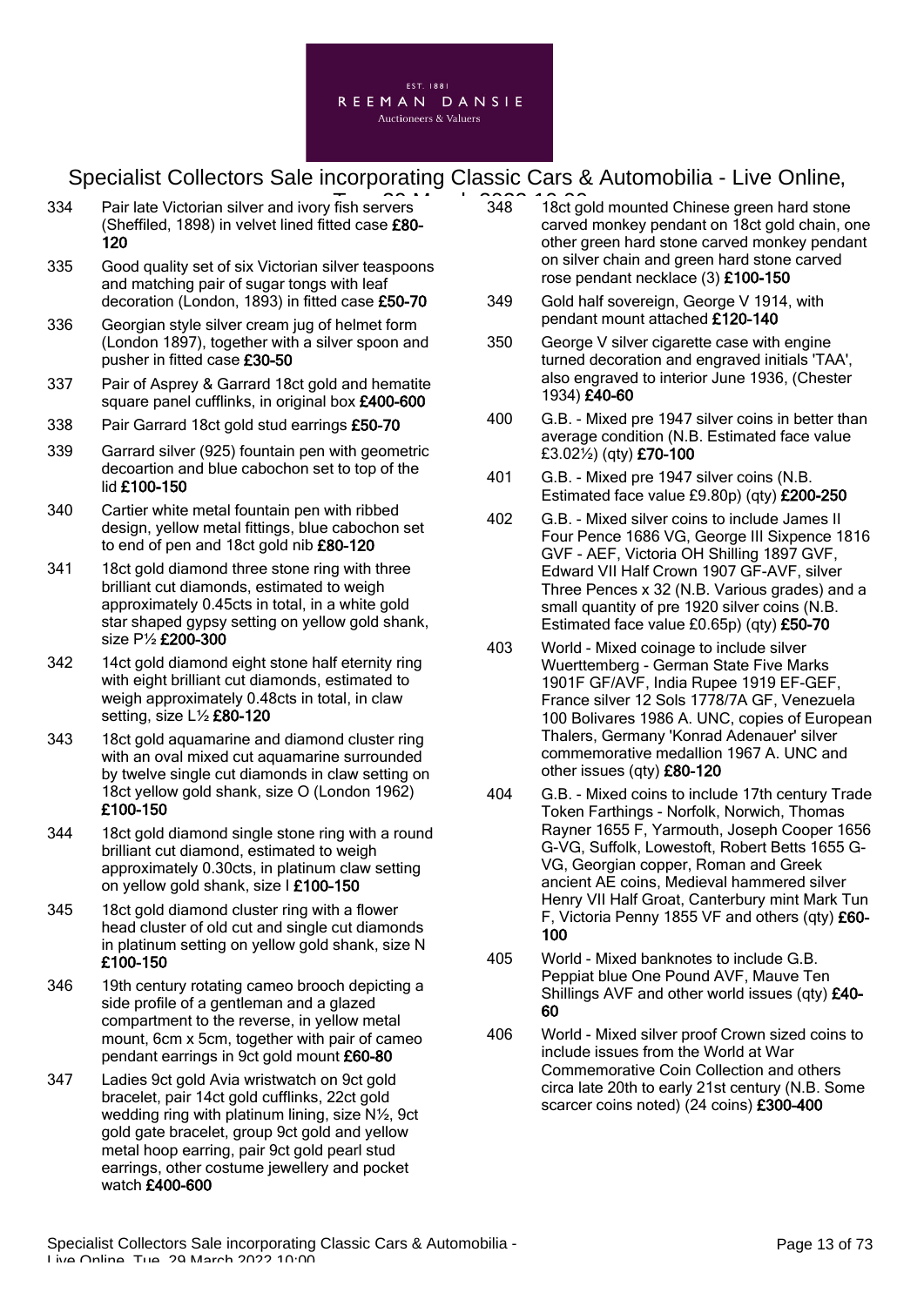334 Pair late Victorian silver and ivory fish servers (Sheffiled, 1898) in velvet lined fitted case **£80-120**

335 Good quality set of six Victorian silver teaspoons and matching pair of sugar tongs with leaf decoration (London, 1893) in fitted case **£50-70**

336 Georgian style silver cream jug of helmet form (London 1897), together with a silver spoon and pusher in fitted case **£30-50**

337 Pair of Asprey & Garrard 18ct gold and hematite square panel cufflinks, in original box **£400-600**

338 Pair Garrard 18ct gold stud earrings **£50-70**

339 Garrard silver (925) fountain pen with geometric decoartion and blue cabochon set to top of the lid **£100-150**

340 Cartier white metal fountain pen with ribbed design, yellow metal fittings, blue cabochon set to end of pen and 18ct gold nib **£80-120**

341 18ct gold diamond three stone ring with three brilliant cut diamonds, estimated to weigh approximately 0.45cts in total, in a white gold star shaped gypsy setting on yellow gold shank, size P½ **£200-300**

342 14ct gold diamond eight stone half eternity ring with eight brilliant cut diamonds, estimated to weigh approximately 0.48cts in total, in claw setting, size L½ **£80-120**

343 18ct gold aquamarine and diamond cluster ring with an oval mixed cut aquamarine surrounded by twelve single cut diamonds in claw setting on 18ct yellow gold shank, size O (London 1962) **£100-150**

344 18ct gold diamond single stone ring with a round brilliant cut diamond, estimated to weigh approximately 0.30cts, in platinum claw setting on yellow gold shank, size I **£100-150**

345 18ct gold diamond cluster ring with a flower head cluster of old cut and single cut diamonds in platinum setting on yellow gold shank, size N **£100-150**

346 19th century rotating cameo brooch depicting a side profile of a gentleman and a glazed compartment to the reverse, in yellow metal mount, 6cm x 5cm, together with pair of cameo pendant earrings in 9ct gold mount **£60-80**

347 Ladies 9ct gold Avia wristwatch on 9ct gold bracelet, pair 14ct gold cufflinks, 22ct gold wedding ring with platinum lining, size N½, 9ct gold gate bracelet, group 9ct gold and yellow metal hoop earring, pair 9ct gold pearl stud earrings, other costume jewellery and pocket watch **£400-600**

348 18ct gold mounted Chinese green hard stone carved monkey pendant on 18ct gold chain, one other green hard stone carved monkey pendant on silver chain and green hard stone carved rose pendant necklace (3) **£100-150**

349 Gold half sovereign, George V 1914, with pendant mount attached **£120-140**

350 George V silver cigarette case with engine turned decoration and engraved initials 'TAA', also engraved to interior June 1936, (Chester 1934) **£40-60**

400 G.B. - Mixed pre 1947 silver coins in better than average condition (N.B. Estimated face value £3.02½) (qty) **£70-100**

401 G.B. - Mixed pre 1947 silver coins (N.B. Estimated face value £9.80p) (qty) **£200-250**

402 G.B. - Mixed silver coins to include James II Four Pence 1686 VG, George III Sixpence 1816 GVF - AEF, Victoria OH Shilling 1897 GVF, Edward VII Half Crown 1907 GF-AVF, silver Three Pences x 32 (N.B. Various grades) and a small quantity of pre 1920 silver coins (N.B. Estimated face value £0.65p) (qty) **£50-70**

403 World - Mixed coinage to include silver Wuerttemberg - German State Five Marks 1901F GF/AVF, India Rupee 1919 EF-GEF, France silver 12 Sols 1778/7A GF, Venezuela 100 Bolivares 1986 A. UNC, copies of European Thalers, Germany 'Konrad Adenauer' silver commemorative medallion 1967 A. UNC and other issues (qty) **£80-120**

404 G.B. - Mixed coins to include 17th century Trade Token Farthings - Norfolk, Norwich, Thomas Rayner 1655 F, Yarmouth, Joseph Cooper 1656 G-VG, Suffolk, Lowestoft, Robert Betts 1655 G-VG, Georgian copper, Roman and Greek ancient AE coins, Medieval hammered silver Henry VII Half Groat, Canterbury mint Mark Tun F, Victoria Penny 1855 VF and others (qty) **£60-100**

405 World - Mixed banknotes to include G.B. Peppiat blue One Pound AVF, Mauve Ten Shillings AVF and other world issues (qty) **£40-60**

406 World - Mixed silver proof Crown sized coins to include issues from the World at War Commemorative Coin Collection and others circa late 20th to early 21st century (N.B. Some scarcer coins noted) (24 coins) **£300-400**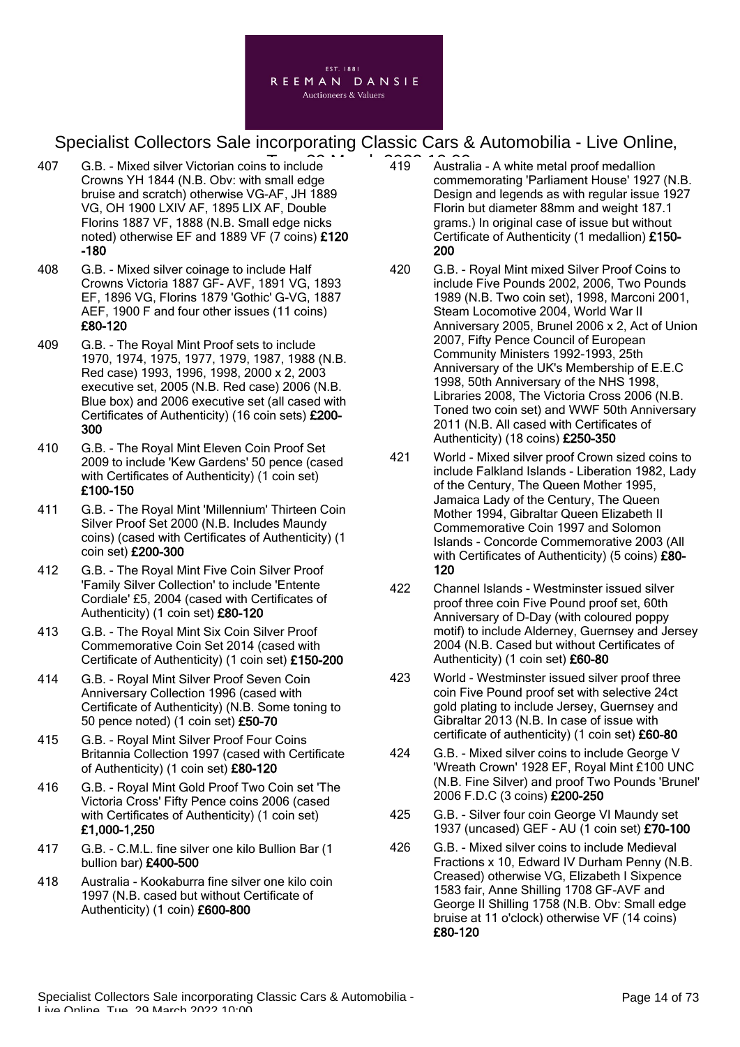407 G.B. - Mixed silver Victorian coins to include Crowns YH 1844 (N.B. Obv: with small edge bruise and scratch) otherwise VG-AF, JH 1889 VG, OH 1900 LXIV AF, 1895 LIX AF, Double Florins 1887 VF, 1888 (N.B. Small edge nicks noted) otherwise EF and 1889 VF (7 coins) **£120-180**

408 G.B. - Mixed silver coinage to include Half Crowns Victoria 1887 GF- AVF, 1891 VG, 1893 EF, 1896 VG, Florins 1879 'Gothic' G-VG, 1887 AEF, 1900 F and four other issues (11 coins) **£80-120**

409 G.B. - The Royal Mint Proof sets to include 1970, 1974, 1975, 1977, 1979, 1987, 1988 (N.B. Red case) 1993, 1996, 1998, 2000 x 2, 2003 executive set, 2005 (N.B. Red case) 2006 (N.B. Blue box) and 2006 executive set (all cased with Certificates of Authenticity) (16 coin sets) **£200-300**

410 G.B. - The Royal Mint Eleven Coin Proof Set 2009 to include 'Kew Gardens' 50 pence (cased with Certificates of Authenticity) (1 coin set) **£100-150**

411 G.B. - The Royal Mint 'Millennium' Thirteen Coin Silver Proof Set 2000 (N.B. Includes Maundy coins) (cased with Certificates of Authenticity) (1 coin set) **£200-300**

412 G.B. - The Royal Mint Five Coin Silver Proof 'Family Silver Collection' to include 'Entente Cordiale' £5, 2004 (cased with Certificates of Authenticity) (1 coin set) **£80-120**

413 G.B. - The Royal Mint Six Coin Silver Proof Commemorative Coin Set 2014 (cased with Certificate of Authenticity) (1 coin set) **£150-200**

414 G.B. - Royal Mint Silver Proof Seven Coin Anniversary Collection 1996 (cased with Certificate of Authenticity) (N.B. Some toning to 50 pence noted) (1 coin set) **£50-70**

415 G.B. - Royal Mint Silver Proof Four Coins Britannia Collection 1997 (cased with Certificate of Authenticity) (1 coin set) **£80-120**

416 G.B. - Royal Mint Gold Proof Two Coin set 'The Victoria Cross' Fifty Pence coins 2006 (cased with Certificates of Authenticity) (1 coin set) **£1,000-1,250**

417 G.B. - C.M.L. fine silver one kilo Bullion Bar (1 bullion bar) **£400-500**

418 Australia - Kookaburra fine silver one kilo coin 1997 (N.B. cased but without Certificate of Authenticity) (1 coin) **£600-800**

419 Australia - A white metal proof medallion commemorating 'Parliament House' 1927 (N.B. Design and legends as with regular issue 1927 Florin but diameter 88mm and weight 187.1 grams.) In original case of issue but without Certificate of Authenticity (1 medallion) **£150-200**

420 G.B. - Royal Mint mixed Silver Proof Coins to include Five Pounds 2002, 2006, Two Pounds 1989 (N.B. Two coin set), 1998, Marconi 2001, Steam Locomotive 2004, World War II Anniversary 2005, Brunel 2006 x 2, Act of Union 2007, Fifty Pence Council of European Community Ministers 1992-1993, 25th Anniversary of the UK's Membership of E.E.C 1998, 50th Anniversary of the NHS 1998, Libraries 2008, The Victoria Cross 2006 (N.B. Toned two coin set) and WWF 50th Anniversary 2011 (N.B. All cased with Certificates of Authenticity) (18 coins) **£250-350**

421 World - Mixed silver proof Crown sized coins to include Falkland Islands - Liberation 1982, Lady of the Century, The Queen Mother 1995, Jamaica Lady of the Century, The Queen Mother 1994, Gibraltar Queen Elizabeth II Commemorative Coin 1997 and Solomon Islands - Concorde Commemorative 2003 (All with Certificates of Authenticity) (5 coins) **£80-120**

422 Channel Islands - Westminster issued silver proof three coin Five Pound proof set, 60th Anniversary of D-Day (with coloured poppy motif) to include Alderney, Guernsey and Jersey 2004 (N.B. Cased but without Certificates of Authenticity) (1 coin set) **£60-80**

423 World - Westminster issued silver proof three coin Five Pound proof set with selective 24ct gold plating to include Jersey, Guernsey and Gibraltar 2013 (N.B. In case of issue with certificate of authenticity) (1 coin set) **£60-80**

424 G.B. - Mixed silver coins to include George V 'Wreath Crown' 1928 EF, Royal Mint £100 UNC (N.B. Fine Silver) and proof Two Pounds 'Brunel' 2006 F.D.C (3 coins) **£200-250**

425 G.B. - Silver four coin George VI Maundy set 1937 (uncased) GEF - AU (1 coin set) **£70-100**

426 G.B. - Mixed silver coins to include Medieval Fractions x 10, Edward IV Durham Penny (N.B. Creased) otherwise VG, Elizabeth I Sixpence 1583 fair, Anne Shilling 1708 GF-AVF and George II Shilling 1758 (N.B. Obv: Small edge bruise at 11 o'clock) otherwise VF (14 coins) **£80-120**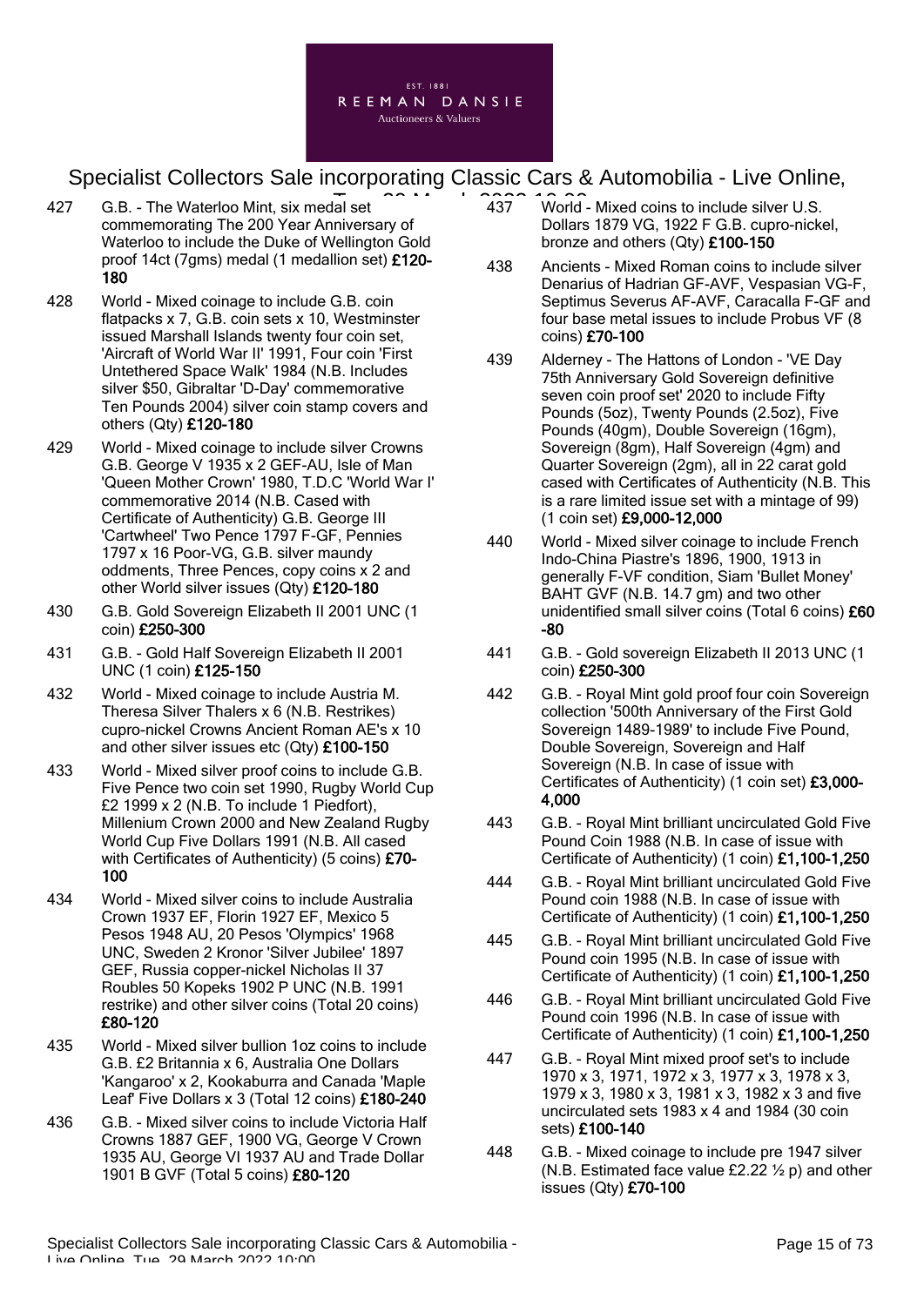427 G.B. - The Waterloo Mint, six medal set commemorating The 200 Year Anniversary of Waterloo to include the Duke of Wellington Gold proof 14ct (7gms) medal (1 medallion set) **£120-180**

428 World - Mixed coinage to include G.B. coin flatpacks x 7, G.B. coin sets x 10, Westminster issued Marshall Islands twenty four coin set, 'Aircraft of World War II' 1991, Four coin 'First Untethered Space Walk' 1984 (N.B. Includes silver $50, Gibraltar 'D-Day' commemorative Ten Pounds 2004) silver coin stamp covers and others (Qty) **£120-180**

429 World - Mixed coinage to include silver Crowns G.B. George V 1935 x 2 GEF-AU, Isle of Man 'Queen Mother Crown' 1980, T.D.C 'World War I' commemorative 2014 (N.B. Cased with Certificate of Authenticity) G.B. George III 'Cartwheel' Two Pence 1797 F-GF, Pennies 1797 x 16 Poor-VG, G.B. silver maundy oddments, Three Pences, copy coins x 2 and other World silver issues (Qty) **£120-180**

430 G.B. Gold Sovereign Elizabeth II 2001 UNC (1 coin) **£250-300**

431 G.B. - Gold Half Sovereign Elizabeth II 2001 UNC (1 coin) **£125-150**

432 World - Mixed coinage to include Austria M. Theresa Silver Thalers x 6 (N.B. Restrikes) cupro-nickel Crowns Ancient Roman AE's x 10 and other silver issues etc (Qty) **£100-150**

433 World - Mixed silver proof coins to include G.B. Five Pence two coin set 1990, Rugby World Cup £2 1999 x 2 (N.B. To include 1 Piedfort), Millenium Crown 2000 and New Zealand Rugby World Cup Five Dollars 1991 (N.B. All cased with Certificates of Authenticity) (5 coins) **£70-100**

434 World - Mixed silver coins to include Australia Crown 1937 EF, Florin 1927 EF, Mexico 5 Pesos 1948 AU, 20 Pesos 'Olympics' 1968 UNC, Sweden 2 Kronor 'Silver Jubilee' 1897 GEF, Russia copper-nickel Nicholas II 37 Roubles 50 Kopeks 1902 P UNC (N.B. 1991 restrike) and other silver coins (Total 20 coins) **£80-120**

435 World - Mixed silver bullion 1oz coins to include G.B. £2 Britannia x 6, Australia One Dollars 'Kangaroo' x 2, Kookaburra and Canada 'Maple Leaf' Five Dollars x 3 (Total 12 coins) **£180-240**

436 G.B. - Mixed silver coins to include Victoria Half Crowns 1887 GEF, 1900 VG, George V Crown 1935 AU, George VI 1937 AU and Trade Dollar 1901 B GVF (Total 5 coins) **£80-120**

437 World - Mixed coins to include silver U.S. Dollars 1879 VG, 1922 F G.B. cupro-nickel, bronze and others (Qty) **£100-150**

438 Ancients - Mixed Roman coins to include silver Denarius of Hadrian GF-AVF, Vespasian VG-F, Septimus Severus AF-AVF, Caracalla F-GF and four base metal issues to include Probus VF (8 coins) **£70-100**

439 Alderney - The Hattons of London - 'VE Day 75th Anniversary Gold Sovereign definitive seven coin proof set' 2020 to include Fifty Pounds (5oz), Twenty Pounds (2.5oz), Five Pounds (40gm), Double Sovereign (16gm), Sovereign (8gm), Half Sovereign (4gm) and Quarter Sovereign (2gm), all in 22 carat gold cased with Certificates of Authenticity (N.B. This is a rare limited issue set with a mintage of 99) (1 coin set) **£9,000-12,000**

440 World - Mixed silver coinage to include French Indo-China Piastre's 1896, 1900, 1913 in generally F-VF condition, Siam 'Bullet Money' BAHT GVF (N.B. 14.7 gm) and two other unidentified small silver coins (Total 6 coins) **£60-80**

441 G.B. - Gold sovereign Elizabeth II 2013 UNC (1 coin) **£250-300**

442 G.B. - Royal Mint gold proof four coin Sovereign collection '500th Anniversary of the First Gold Sovereign 1489-1989' to include Five Pound, Double Sovereign, Sovereign and Half Sovereign (N.B. In case of issue with Certificates of Authenticity) (1 coin set) **£3,000-4,000**

443 G.B. - Royal Mint brilliant uncirculated Gold Five Pound Coin 1988 (N.B. In case of issue with Certificate of Authenticity) (1 coin) **£1,100-1,250**

444 G.B. - Royal Mint brilliant uncirculated Gold Five Pound coin 1988 (N.B. In case of issue with Certificate of Authenticity) (1 coin) **£1,100-1,250**

445 G.B. - Royal Mint brilliant uncirculated Gold Five Pound coin 1995 (N.B. In case of issue with Certificate of Authenticity) (1 coin) **£1,100-1,250**

446 G.B. - Royal Mint brilliant uncirculated Gold Five Pound coin 1996 (N.B. In case of issue with Certificate of Authenticity) (1 coin) **£1,100-1,250**

447 G.B. - Royal Mint mixed proof set's to include 1970 x 3, 1971, 1972 x 3, 1977 x 3, 1978 x 3, 1979 x 3, 1980 x 3, 1981 x 3, 1982 x 3 and five uncirculated sets 1983 x 4 and 1984 (30 coin sets) **£100-140**

448 G.B. - Mixed coinage to include pre 1947 silver (N.B. Estimated face value £2.22 ½ p) and other issues (Qty) **£70-100**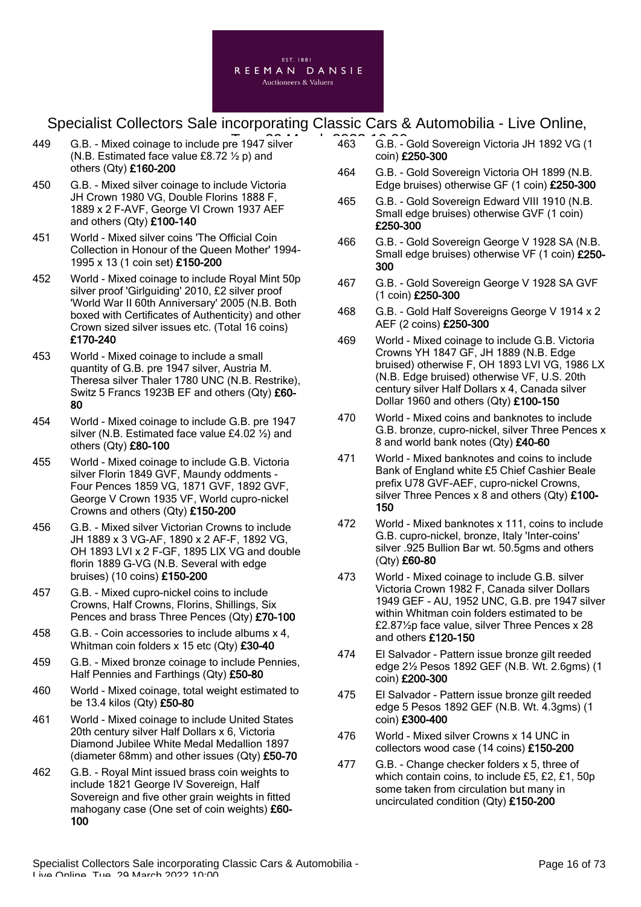449 G.B. - Mixed coinage to include pre 1947 silver (N.B. Estimated face value £8.72 ½ p) and others (Qty) **£160-200**

450 G.B. - Mixed silver coinage to include Victoria JH Crown 1980 VG, Double Florins 1888 F, 1889 x 2 F-AVF, George VI Crown 1937 AEF and others (Qty) **£100-140**

451 World - Mixed silver coins 'The Official Coin Collection in Honour of the Queen Mother' 1994-1995 x 13 (1 coin set) **£150-200**

452 World - Mixed coinage to include Royal Mint 50p silver proof 'Girlguiding' 2010, £2 silver proof 'World War II 60th Anniversary' 2005 (N.B. Both boxed with Certificates of Authenticity) and other Crown sized silver issues etc. (Total 16 coins) **£170-240**

453 World - Mixed coinage to include a small quantity of G.B. pre 1947 silver, Austria M. Theresa silver Thaler 1780 UNC (N.B. Restrike), Switz 5 Francs 1923B EF and others (Qty) **£60-80**

454 World - Mixed coinage to include G.B. pre 1947 silver (N.B. Estimated face value £4.02 ½) and others (Qty) **£80-100**

455 World - Mixed coinage to include G.B. Victoria silver Florin 1849 GVF, Maundy oddments - Four Pences 1859 VG, 1871 GVF, 1892 GVF, George V Crown 1935 VF, World cupro-nickel Crowns and others (Qty) **£150-200**

456 G.B. - Mixed silver Victorian Crowns to include JH 1889 x 3 VG-AF, 1890 x 2 AF-F, 1892 VG, OH 1893 LVI x 2 F-GF, 1895 LIX VG and double florin 1889 G-VG (N.B. Several with edge bruises) (10 coins) **£150-200**

457 G.B. - Mixed cupro-nickel coins to include Crowns, Half Crowns, Florins, Shillings, Six Pences and brass Three Pences (Qty) **£70-100**

458 G.B. - Coin accessories to include albums x 4, Whitman coin folders x 15 etc (Qty) **£30-40**

459 G.B. - Mixed bronze coinage to include Pennies, Half Pennies and Farthings (Qty) **£50-80**

460 World - Mixed coinage, total weight estimated to be 13.4 kilos (Qty) **£50-80**

461 World - Mixed coinage to include United States 20th century silver Half Dollars x 6, Victoria Diamond Jubilee White Medal Medallion 1897 (diameter 68mm) and other issues (Qty) **£50-70**

462 G.B. - Royal Mint issued brass coin weights to include 1821 George IV Sovereign, Half Sovereign and five other grain weights in fitted mahogany case (One set of coin weights) **£60-100**

463 G.B. - Gold Sovereign Victoria JH 1892 VG (1 coin) **£250-300**

464 G.B. - Gold Sovereign Victoria OH 1899 (N.B. Edge bruises) otherwise GF (1 coin) **£250-300**

465 G.B. - Gold Sovereign Edward VIII 1910 (N.B. Small edge bruises) otherwise GVF (1 coin) **£250-300**

466 G.B. - Gold Sovereign George V 1928 SA (N.B. Small edge bruises) otherwise VF (1 coin) **£250-300**

467 G.B. - Gold Sovereign George V 1928 SA GVF (1 coin) **£250-300**

468 G.B. - Gold Half Sovereigns George V 1914 x 2 AEF (2 coins) **£250-300**

469 World - Mixed coinage to include G.B. Victoria Crowns YH 1847 GF, JH 1889 (N.B. Edge bruised) otherwise F, OH 1893 LVI VG, 1986 LX (N.B. Edge bruised) otherwise VF, U.S. 20th century silver Half Dollars x 4, Canada silver Dollar 1960 and others (Qty) **£100-150**

470 World - Mixed coins and banknotes to include G.B. bronze, cupro-nickel, silver Three Pences x 8 and world bank notes (Qty) **£40-60**

471 World - Mixed banknotes and coins to include Bank of England white £5 Chief Cashier Beale prefix U78 GVF-AEF, cupro-nickel Crowns, silver Three Pences x 8 and others (Qty) **£100-150**

472 World - Mixed banknotes x 111, coins to include G.B. cupro-nickel, bronze, Italy 'Inter-coins' silver .925 Bullion Bar wt. 50.5gms and others (Qty) **£60-80**

473 World - Mixed coinage to include G.B. silver Victoria Crown 1982 F, Canada silver Dollars 1949 GEF - AU, 1952 UNC, G.B. pre 1947 silver within Whitman coin folders estimated to be £2.87½p face value, silver Three Pences x 28 and others **£120-150**

474 El Salvador - Pattern issue bronze gilt reeded edge 2½ Pesos 1892 GEF (N.B. Wt. 2.6gms) (1 coin) **£200-300**

475 El Salvador - Pattern issue bronze gilt reeded edge 5 Pesos 1892 GEF (N.B. Wt. 4.3gms) (1 coin) **£300-400**

476 World - Mixed silver Crowns x 14 UNC in collectors wood case (14 coins) **£150-200**

477 G.B. - Change checker folders x 5, three of which contain coins, to include £5, £2, £1, 50p some taken from circulation but many in uncirculated condition (Qty) **£150-200**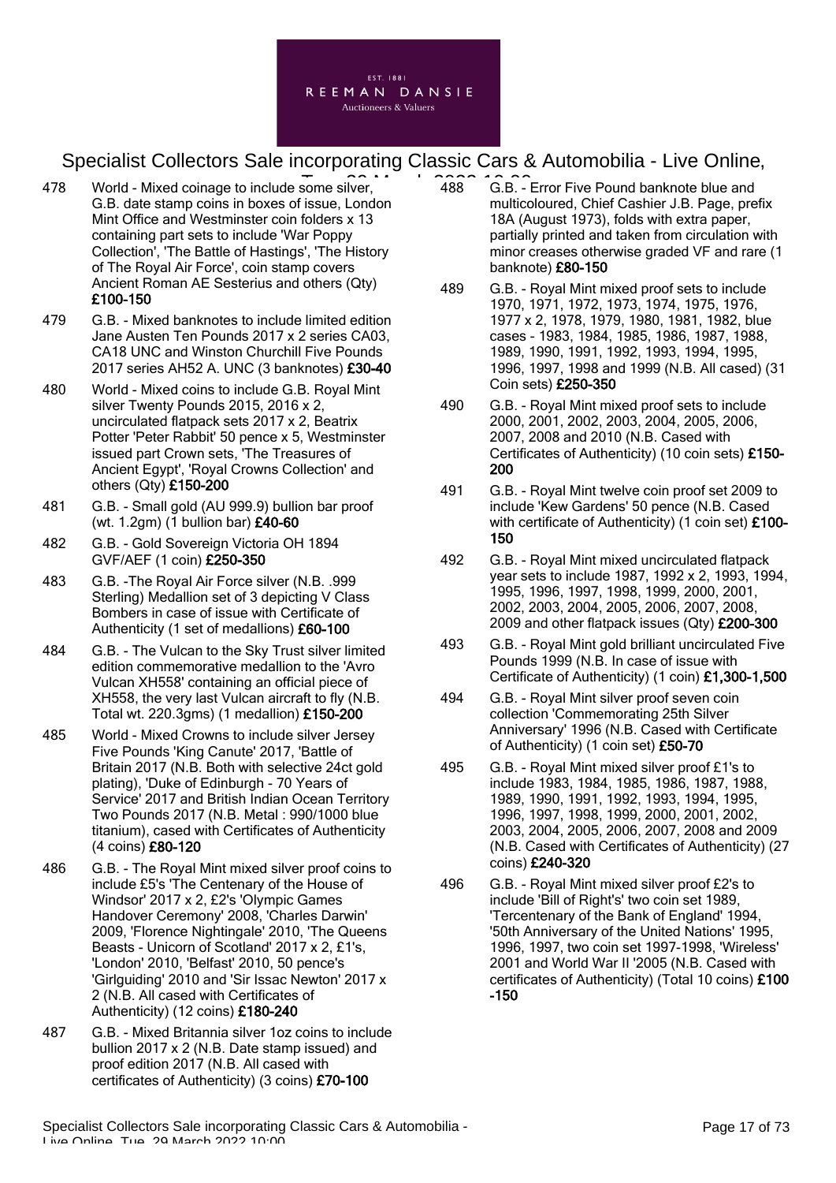478 World - Mixed coinage to include some silver, G.B. date stamp coins in boxes of issue, London Mint Office and Westminster coin folders x 13 containing part sets to include 'War Poppy Collection', 'The Battle of Hastings', 'The History of The Royal Air Force', coin stamp covers Ancient Roman AE Sesterius and others (Qty) **£100-150**

479 G.B. - Mixed banknotes to include limited edition Jane Austen Ten Pounds 2017 x 2 series CA03, CA18 UNC and Winston Churchill Five Pounds 2017 series AH52 A. UNC (3 banknotes) **£30-40**

480 World - Mixed coins to include G.B. Royal Mint silver Twenty Pounds 2015, 2016 x 2, uncirculated flatpack sets 2017 x 2, Beatrix Potter 'Peter Rabbit' 50 pence x 5, Westminster issued part Crown sets, 'The Treasures of Ancient Egypt', 'Royal Crowns Collection' and others (Qty) **£150-200**

481 G.B. - Small gold (AU 999.9) bullion bar proof (wt. 1.2gm) (1 bullion bar) **£40-60**

482 G.B. - Gold Sovereign Victoria OH 1894 GVF/AEF (1 coin) **£250-350**

483 G.B. -The Royal Air Force silver (N.B. .999 Sterling) Medallion set of 3 depicting V Class Bombers in case of issue with Certificate of Authenticity (1 set of medallions) **£60-100**

484 G.B. - The Vulcan to the Sky Trust silver limited edition commemorative medallion to the 'Avro Vulcan XH558' containing an official piece of XH558, the very last Vulcan aircraft to fly (N.B. Total wt. 220.3gms) (1 medallion) **£150-200**

485 World - Mixed Crowns to include silver Jersey Five Pounds 'King Canute' 2017, 'Battle of Britain 2017 (N.B. Both with selective 24ct gold plating), 'Duke of Edinburgh - 70 Years of Service' 2017 and British Indian Ocean Territory Two Pounds 2017 (N.B. Metal : 990/1000 blue titanium), cased with Certificates of Authenticity (4 coins) **£80-120**

486 G.B. - The Royal Mint mixed silver proof coins to include £5's 'The Centenary of the House of Windsor' 2017 x 2, £2's 'Olympic Games Handover Ceremony' 2008, 'Charles Darwin' 2009, 'Florence Nightingale' 2010, 'The Queens Beasts - Unicorn of Scotland' 2017 x 2, £1's, 'London' 2010, 'Belfast' 2010, 50 pence's 'Girlguiding' 2010 and 'Sir Issac Newton' 2017 x 2 (N.B. All cased with Certificates of Authenticity) (12 coins) **£180-240**

487 G.B. - Mixed Britannia silver 1oz coins to include bullion 2017 x 2 (N.B. Date stamp issued) and proof edition 2017 (N.B. All cased with certificates of Authenticity) (3 coins) **£70-100**

488 G.B. - Error Five Pound banknote blue and multicoloured, Chief Cashier J.B. Page, prefix 18A (August 1973), folds with extra paper, partially printed and taken from circulation with minor creases otherwise graded VF and rare (1 banknote) **£80-150**

489 G.B. - Royal Mint mixed proof sets to include 1970, 1971, 1972, 1973, 1974, 1975, 1976, 1977 x 2, 1978, 1979, 1980, 1981, 1982, blue cases - 1983, 1984, 1985, 1986, 1987, 1988, 1989, 1990, 1991, 1992, 1993, 1994, 1995, 1996, 1997, 1998 and 1999 (N.B. All cased) (31 Coin sets) **£250-350**

490 G.B. - Royal Mint mixed proof sets to include 2000, 2001, 2002, 2003, 2004, 2005, 2006, 2007, 2008 and 2010 (N.B. Cased with Certificates of Authenticity) (10 coin sets) **£150-200**

491 G.B. - Royal Mint twelve coin proof set 2009 to include 'Kew Gardens' 50 pence (N.B. Cased with certificate of Authenticity) (1 coin set) **£100-150**

492 G.B. - Royal Mint mixed uncirculated flatpack year sets to include 1987, 1992 x 2, 1993, 1994, 1995, 1996, 1997, 1998, 1999, 2000, 2001, 2002, 2003, 2004, 2005, 2006, 2007, 2008, 2009 and other flatpack issues (Qty) **£200-300**

493 G.B. - Royal Mint gold brilliant uncirculated Five Pounds 1999 (N.B. In case of issue with Certificate of Authenticity) (1 coin) **£1,300-1,500**

494 G.B. - Royal Mint silver proof seven coin collection 'Commemorating 25th Silver Anniversary' 1996 (N.B. Cased with Certificate of Authenticity) (1 coin set) **£50-70**

495 G.B. - Royal Mint mixed silver proof £1's to include 1983, 1984, 1985, 1986, 1987, 1988, 1989, 1990, 1991, 1992, 1993, 1994, 1995, 1996, 1997, 1998, 1999, 2000, 2001, 2002, 2003, 2004, 2005, 2006, 2007, 2008 and 2009 (N.B. Cased with Certificates of Authenticity) (27 coins) **£240-320**

496 G.B. - Royal Mint mixed silver proof £2's to include 'Bill of Right's' two coin set 1989, 'Tercentenary of the Bank of England' 1994, '50th Anniversary of the United Nations' 1995, 1996, 1997, two coin set 1997-1998, 'Wireless' 2001 and World War II '2005 (N.B. Cased with certificates of Authenticity) (Total 10 coins) **£100 -150**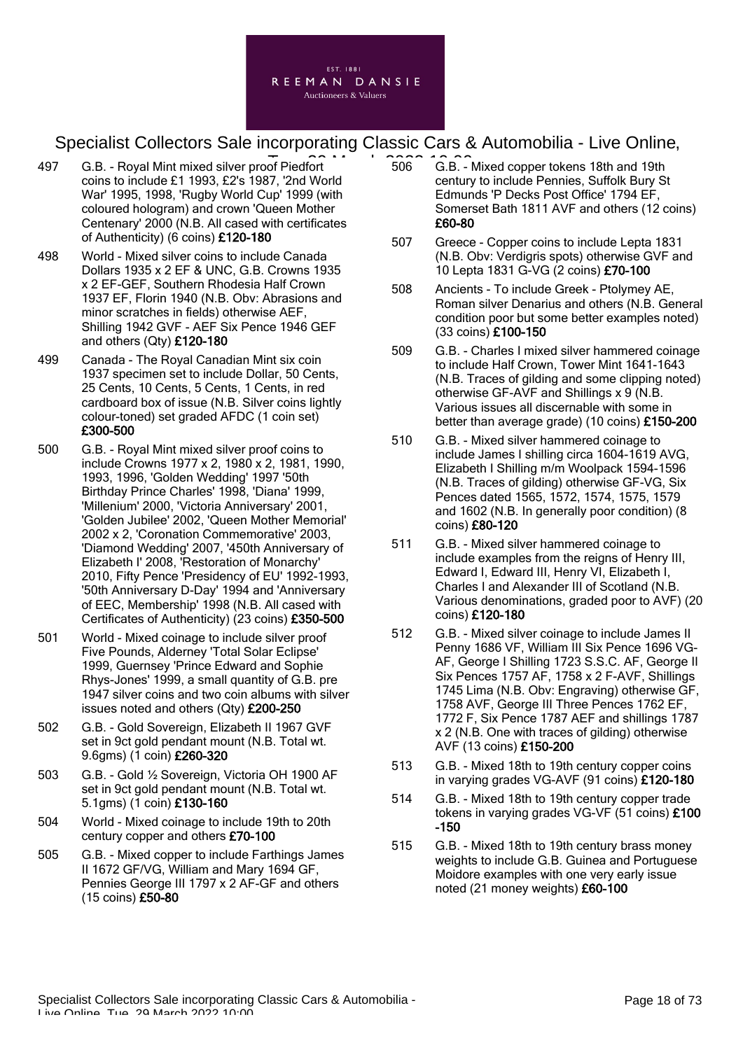497 G.B. - Royal Mint mixed silver proof Piedfort coins to include £1 1993, £2's 1987, '2nd World War' 1995, 1998, 'Rugby World Cup' 1999 (with coloured hologram) and crown 'Queen Mother Centenary' 2000 (N.B. All cased with certificates of Authenticity) (6 coins) **£120-180**

498 World - Mixed silver coins to include Canada Dollars 1935 x 2 EF & UNC, G.B. Crowns 1935 x 2 EF-GEF, Southern Rhodesia Half Crown 1937 EF, Florin 1940 (N.B. Obv: Abrasions and minor scratches in fields) otherwise AEF, Shilling 1942 GVF - AEF Six Pence 1946 GEF and others (Qty) **£120-180**

499 Canada - The Royal Canadian Mint six coin 1937 specimen set to include Dollar, 50 Cents, 25 Cents, 10 Cents, 5 Cents, 1 Cents, in red cardboard box of issue (N.B. Silver coins lightly colour-toned) set graded AFDC (1 coin set) **£300-500**

500 G.B. - Royal Mint mixed silver proof coins to include Crowns 1977 x 2, 1980 x 2, 1981, 1990, 1993, 1996, 'Golden Wedding' 1997 '50th Birthday Prince Charles' 1998, 'Diana' 1999, 'Millenium' 2000, 'Victoria Anniversary' 2001, 'Golden Jubilee' 2002, 'Queen Mother Memorial' 2002 x 2, 'Coronation Commemorative' 2003, 'Diamond Wedding' 2007, '450th Anniversary of Elizabeth I' 2008, 'Restoration of Monarchy' 2010, Fifty Pence 'Presidency of EU' 1992-1993, '50th Anniversary D-Day' 1994 and 'Anniversary of EEC, Membership' 1998 (N.B. All cased with Certificates of Authenticity) (23 coins) **£350-500**

501 World - Mixed coinage to include silver proof Five Pounds, Alderney 'Total Solar Eclipse' 1999, Guernsey 'Prince Edward and Sophie Rhys-Jones' 1999, a small quantity of G.B. pre 1947 silver coins and two coin albums with silver issues noted and others (Qty) **£200-250**

502 G.B. - Gold Sovereign, Elizabeth II 1967 GVF set in 9ct gold pendant mount (N.B. Total wt. 9.6gms) (1 coin) **£260-320**

503 G.B. - Gold ½ Sovereign, Victoria OH 1900 AF set in 9ct gold pendant mount (N.B. Total wt. 5.1gms) (1 coin) **£130-160**

504 World - Mixed coinage to include 19th to 20th century copper and others **£70-100**

505 G.B. - Mixed copper to include Farthings James II 1672 GF/VG, William and Mary 1694 GF, Pennies George III 1797 x 2 AF-GF and others (15 coins) **£50-80**

506 G.B. - Mixed copper tokens 18th and 19th century to include Pennies, Suffolk Bury St Edmunds 'P Decks Post Office' 1794 EF, Somerset Bath 1811 AVF and others (12 coins) **£60-80**

507 Greece - Copper coins to include Lepta 1831 (N.B. Obv: Verdigris spots) otherwise GVF and 10 Lepta 1831 G-VG (2 coins) **£70-100**

508 Ancients - To include Greek - Ptolymey AE, Roman silver Denarius and others (N.B. General condition poor but some better examples noted) (33 coins) **£100-150**

509 G.B. - Charles I mixed silver hammered coinage to include Half Crown, Tower Mint 1641-1643 (N.B. Traces of gilding and some clipping noted) otherwise GF-AVF and Shillings x 9 (N.B. Various issues all discernable with some in better than average grade) (10 coins) **£150-200**

510 G.B. - Mixed silver hammered coinage to include James I shilling circa 1604-1619 AVG, Elizabeth I Shilling m/m Woolpack 1594-1596 (N.B. Traces of gilding) otherwise GF-VG, Six Pences dated 1565, 1572, 1574, 1575, 1579 and 1602 (N.B. In generally poor condition) (8 coins) **£80-120**

511 G.B. - Mixed silver hammered coinage to include examples from the reigns of Henry III, Edward I, Edward III, Henry VI, Elizabeth I, Charles I and Alexander III of Scotland (N.B. Various denominations, graded poor to AVF) (20 coins) **£120-180**

512 G.B. - Mixed silver coinage to include James II Penny 1686 VF, William III Six Pence 1696 VG-AF, George I Shilling 1723 S.S.C. AF, George II Six Pences 1757 AF, 1758 x 2 F-AVF, Shillings 1745 Lima (N.B. Obv: Engraving) otherwise GF, 1758 AVF, George III Three Pences 1762 EF, 1772 F, Six Pence 1787 AEF and shillings 1787 x 2 (N.B. One with traces of gilding) otherwise AVF (13 coins) **£150-200**

513 G.B. - Mixed 18th to 19th century copper coins in varying grades VG-AVF (91 coins) **£120-180**

514 G.B. - Mixed 18th to 19th century copper trade tokens in varying grades VG-VF (51 coins) **£100-150**

515 G.B. - Mixed 18th to 19th century brass money weights to include G.B. Guinea and Portuguese Moidore examples with one very early issue noted (21 money weights) **£60-100**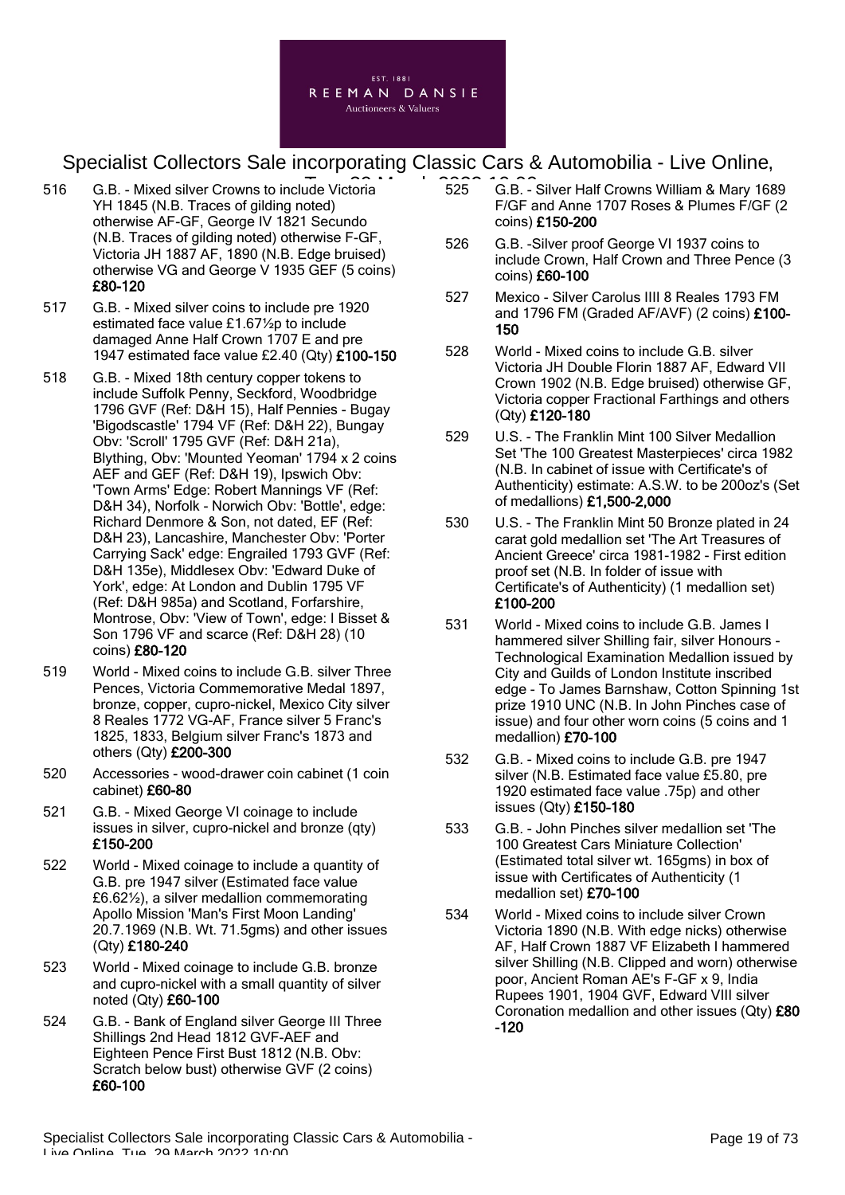516 G.B. - Mixed silver Crowns to include Victoria YH 1845 (N.B. Traces of gilding noted) otherwise AF-GF, George IV 1821 Secundo (N.B. Traces of gilding noted) otherwise F-GF, Victoria JH 1887 AF, 1890 (N.B. Edge bruised) otherwise VG and George V 1935 GEF (5 coins) **£80-120**

517 G.B. - Mixed silver coins to include pre 1920 estimated face value £1.67½p to include damaged Anne Half Crown 1707 E and pre 1947 estimated face value £2.40 (Qty) **£100-150**

518 G.B. - Mixed 18th century copper tokens to include Suffolk Penny, Seckford, Woodbridge 1796 GVF (Ref: D&H 15), Half Pennies - Bugay 'Bigodscastle' 1794 VF (Ref: D&H 22), Bungay Obv: 'Scroll' 1795 GVF (Ref: D&H 21a), Blything, Obv: 'Mounted Yeoman' 1794 x 2 coins AEF and GEF (Ref: D&H 19), Ipswich Obv: 'Town Arms' Edge: Robert Mannings VF (Ref: D&H 34), Norfolk - Norwich Obv: 'Bottle', edge: Richard Denmore & Son, not dated, EF (Ref: D&H 23), Lancashire, Manchester Obv: 'Porter Carrying Sack' edge: Engrailed 1793 GVF (Ref: D&H 135e), Middlesex Obv: 'Edward Duke of York', edge: At London and Dublin 1795 VF (Ref: D&H 985a) and Scotland, Forfarshire, Montrose, Obv: 'View of Town', edge: I Bisset & Son 1796 VF and scarce (Ref: D&H 28) (10 coins) **£80-120**

519 World - Mixed coins to include G.B. silver Three Pences, Victoria Commemorative Medal 1897, bronze, copper, cupro-nickel, Mexico City silver 8 Reales 1772 VG-AF, France silver 5 Franc's 1825, 1833, Belgium silver Franc's 1873 and others (Qty) **£200-300**

520 Accessories - wood-drawer coin cabinet (1 coin cabinet) **£60-80**

521 G.B. - Mixed George VI coinage to include issues in silver, cupro-nickel and bronze (qty) **£150-200**

522 World - Mixed coinage to include a quantity of G.B. pre 1947 silver (Estimated face value £6.62½), a silver medallion commemorating Apollo Mission 'Man's First Moon Landing' 20.7.1969 (N.B. Wt. 71.5gms) and other issues (Qty) **£180-240**

523 World - Mixed coinage to include G.B. bronze and cupro-nickel with a small quantity of silver noted (Qty) **£60-100**

524 G.B. - Bank of England silver George III Three Shillings 2nd Head 1812 GVF-AEF and Eighteen Pence First Bust 1812 (N.B. Obv: Scratch below bust) otherwise GVF (2 coins) **£60-100**

525 G.B. - Silver Half Crowns William & Mary 1689 F/GF and Anne 1707 Roses & Plumes F/GF (2 coins) **£150-200**

526 G.B. -Silver proof George VI 1937 coins to include Crown, Half Crown and Three Pence (3 coins) **£60-100**

527 Mexico - Silver Carolus IIII 8 Reales 1793 FM and 1796 FM (Graded AF/AVF) (2 coins) **£100-150**

528 World - Mixed coins to include G.B. silver Victoria JH Double Florin 1887 AF, Edward VII Crown 1902 (N.B. Edge bruised) otherwise GF, Victoria copper Fractional Farthings and others (Qty) **£120-180**

529 U.S. - The Franklin Mint 100 Silver Medallion Set 'The 100 Greatest Masterpieces' circa 1982 (N.B. In cabinet of issue with Certificate's of Authenticity) estimate: A.S.W. to be 200oz's (Set of medallions) **£1,500-2,000**

530 U.S. - The Franklin Mint 50 Bronze plated in 24 carat gold medallion set 'The Art Treasures of Ancient Greece' circa 1981-1982 - First edition proof set (N.B. In folder of issue with Certificate's of Authenticity) (1 medallion set) **£100-200**

531 World - Mixed coins to include G.B. James I hammered silver Shilling fair, silver Honours - Technological Examination Medallion issued by City and Guilds of London Institute inscribed edge - To James Barnshaw, Cotton Spinning 1st prize 1910 UNC (N.B. In John Pinches case of issue) and four other worn coins (5 coins and 1 medallion) **£70-100**

532 G.B. - Mixed coins to include G.B. pre 1947 silver (N.B. Estimated face value £5.80, pre 1920 estimated face value .75p) and other issues (Qty) **£150-180**

533 G.B. - John Pinches silver medallion set 'The 100 Greatest Cars Miniature Collection' (Estimated total silver wt. 165gms) in box of issue with Certificates of Authenticity (1 medallion set) **£70-100**

534 World - Mixed coins to include silver Crown Victoria 1890 (N.B. With edge nicks) otherwise AF, Half Crown 1887 VF Elizabeth I hammered silver Shilling (N.B. Clipped and worn) otherwise poor, Ancient Roman AE's F-GF x 9, India Rupees 1901, 1904 GVF, Edward VIII silver Coronation medallion and other issues (Qty) **£80-120**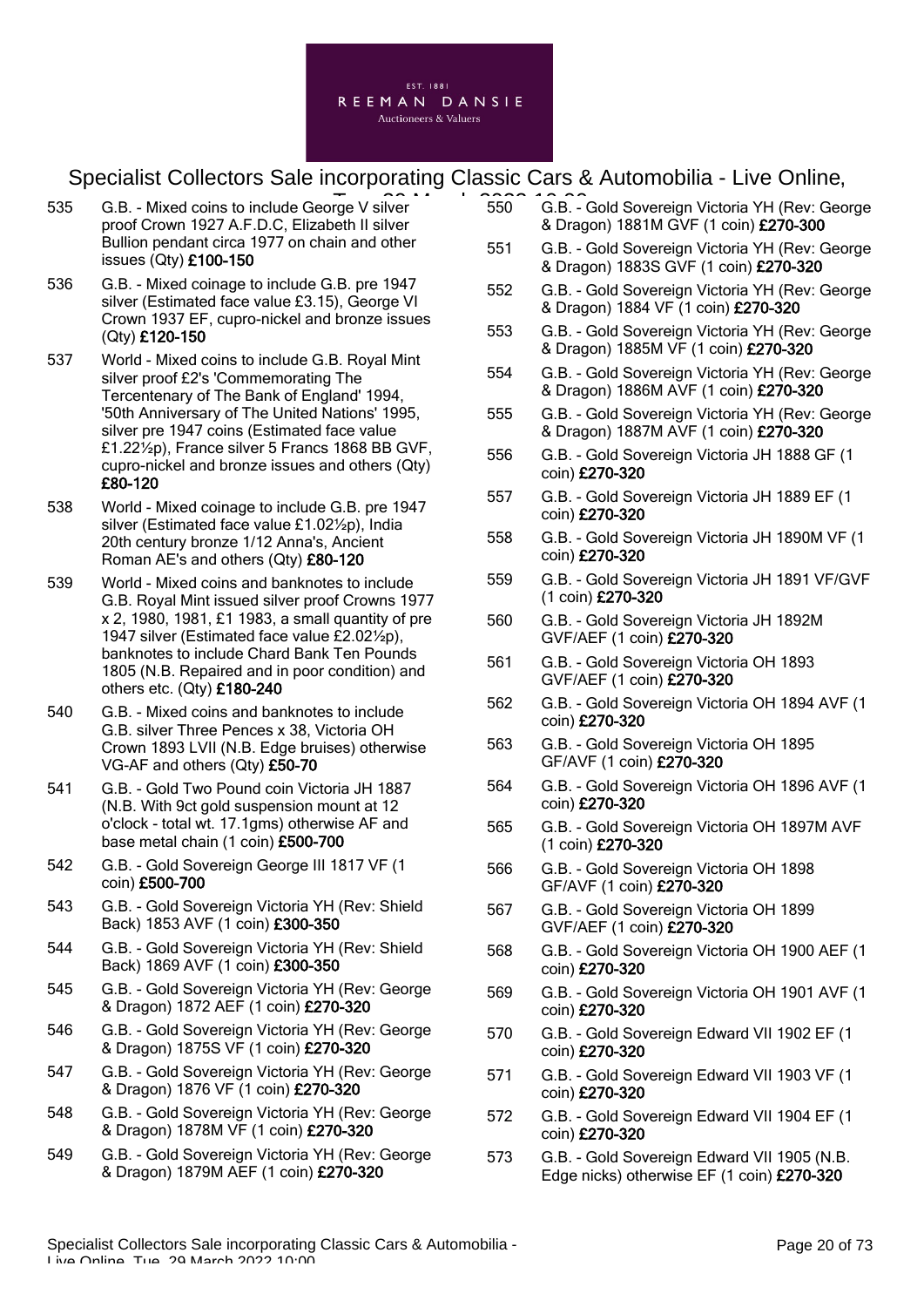535 G.B. - Mixed coins to include George V silver proof Crown 1927 A.F.D.C, Elizabeth II silver Bullion pendant circa 1977 on chain and other issues (Qty) **£100-150**

536 G.B. - Mixed coinage to include G.B. pre 1947 silver (Estimated face value £3.15), George VI Crown 1937 EF, cupro-nickel and bronze issues (Qty) **£120-150**

537 World - Mixed coins to include G.B. Royal Mint silver proof £2's 'Commemorating The Tercentenary of The Bank of England' 1994, '50th Anniversary of The United Nations' 1995, silver pre 1947 coins (Estimated face value £1.22½p), France silver 5 Francs 1868 BB GVF, cupro-nickel and bronze issues and others (Qty) **£80-120**

538 World - Mixed coinage to include G.B. pre 1947 silver (Estimated face value £1.02½p), India 20th century bronze 1/12 Anna's, Ancient Roman AE's and others (Qty) **£80-120**

539 World - Mixed coins and banknotes to include G.B. Royal Mint issued silver proof Crowns 1977 x 2, 1980, 1981, £1 1983, a small quantity of pre 1947 silver (Estimated face value £2.02½p), banknotes to include Chard Bank Ten Pounds 1805 (N.B. Repaired and in poor condition) and others etc. (Qty) **£180-240**

540 G.B. - Mixed coins and banknotes to include G.B. silver Three Pences x 38, Victoria OH Crown 1893 LVII (N.B. Edge bruises) otherwise VG-AF and others (Qty) **£50-70**

541 G.B. - Gold Two Pound coin Victoria JH 1887 (N.B. With 9ct gold suspension mount at 12 o'clock - total wt. 17.1gms) otherwise AF and base metal chain (1 coin) **£500-700**

542 G.B. - Gold Sovereign George III 1817 VF (1 coin) **£500-700**

543 G.B. - Gold Sovereign Victoria YH (Rev: Shield Back) 1853 AVF (1 coin) **£300-350**

544 G.B. - Gold Sovereign Victoria YH (Rev: Shield Back) 1869 AVF (1 coin) **£300-350**

545 G.B. - Gold Sovereign Victoria YH (Rev: George & Dragon) 1872 AEF (1 coin) **£270-320**

546 G.B. - Gold Sovereign Victoria YH (Rev: George & Dragon) 1875S VF (1 coin) **£270-320**

547 G.B. - Gold Sovereign Victoria YH (Rev: George & Dragon) 1876 VF (1 coin) **£270-320**

548 G.B. - Gold Sovereign Victoria YH (Rev: George & Dragon) 1878M VF (1 coin) **£270-320**

549 G.B. - Gold Sovereign Victoria YH (Rev: George & Dragon) 1879M AEF (1 coin) **£270-320**

550 G.B. - Gold Sovereign Victoria YH (Rev: George & Dragon) 1881M GVF (1 coin) **£270-300**

551 G.B. - Gold Sovereign Victoria YH (Rev: George & Dragon) 1883S GVF (1 coin) **£270-320**

552 G.B. - Gold Sovereign Victoria YH (Rev: George & Dragon) 1884 VF (1 coin) **£270-320**

553 G.B. - Gold Sovereign Victoria YH (Rev: George & Dragon) 1885M VF (1 coin) **£270-320**

554 G.B. - Gold Sovereign Victoria YH (Rev: George & Dragon) 1886M AVF (1 coin) **£270-320**

555 G.B. - Gold Sovereign Victoria YH (Rev: George & Dragon) 1887M AVF (1 coin) **£270-320**

556 G.B. - Gold Sovereign Victoria JH 1888 GF (1 coin) **£270-320**

557 G.B. - Gold Sovereign Victoria JH 1889 EF (1 coin) **£270-320**

558 G.B. - Gold Sovereign Victoria JH 1890M VF (1 coin) **£270-320**

559 G.B. - Gold Sovereign Victoria JH 1891 VF/GVF (1 coin) **£270-320**

560 G.B. - Gold Sovereign Victoria JH 1892M GVF/AEF (1 coin) **£270-320**

561 G.B. - Gold Sovereign Victoria OH 1893 GVF/AEF (1 coin) **£270-320**

562 G.B. - Gold Sovereign Victoria OH 1894 AVF (1 coin) **£270-320**

563 G.B. - Gold Sovereign Victoria OH 1895 GF/AVF (1 coin) **£270-320**

564 G.B. - Gold Sovereign Victoria OH 1896 AVF (1 coin) **£270-320**

565 G.B. - Gold Sovereign Victoria OH 1897M AVF (1 coin) **£270-320**

566 G.B. - Gold Sovereign Victoria OH 1898 GF/AVF (1 coin) **£270-320**

567 G.B. - Gold Sovereign Victoria OH 1899 GVF/AEF (1 coin) **£270-320**

568 G.B. - Gold Sovereign Victoria OH 1900 AEF (1 coin) **£270-320**

569 G.B. - Gold Sovereign Victoria OH 1901 AVF (1 coin) **£270-320**

570 G.B. - Gold Sovereign Edward VII 1902 EF (1 coin) **£270-320**

571 G.B. - Gold Sovereign Edward VII 1903 VF (1 coin) **£270-320**

572 G.B. - Gold Sovereign Edward VII 1904 EF (1 coin) **£270-320**

573 G.B. - Gold Sovereign Edward VII 1905 (N.B. Edge nicks) otherwise EF (1 coin) **£270-320**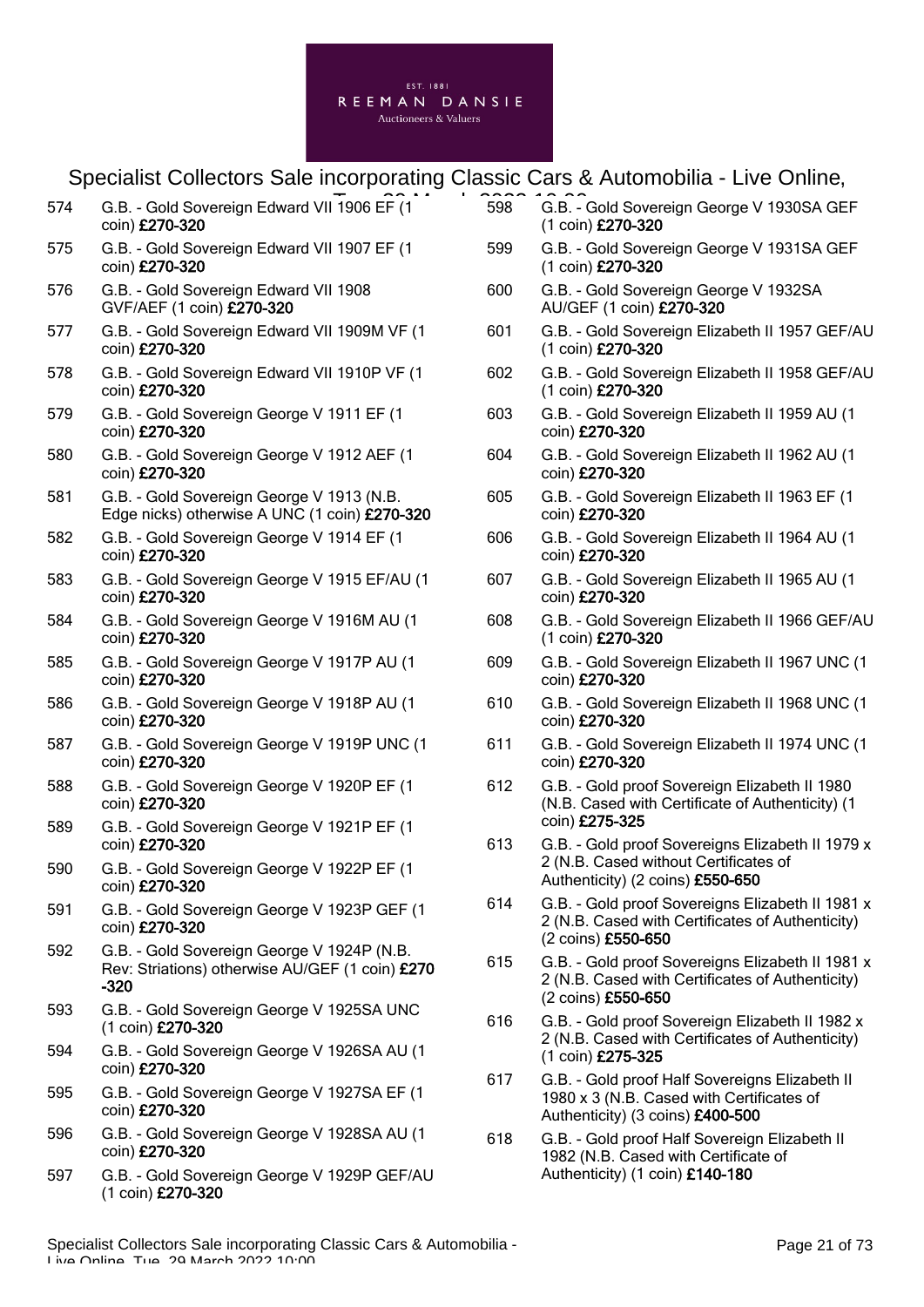574 G.B. - Gold Sovereign Edward VII 1906 EF (1 coin) **£270-320**

575 G.B. - Gold Sovereign Edward VII 1907 EF (1 coin) **£270-320**

576 G.B. - Gold Sovereign Edward VII 1908 GVF/AEF (1 coin) **£270-320**

577 G.B. - Gold Sovereign Edward VII 1909M VF (1 coin) **£270-320**

578 G.B. - Gold Sovereign Edward VII 1910P VF (1 coin) **£270-320**

579 G.B. - Gold Sovereign George V 1911 EF (1 coin) **£270-320**

580 G.B. - Gold Sovereign George V 1912 AEF (1 coin) **£270-320**

581 G.B. - Gold Sovereign George V 1913 (N.B. Edge nicks) otherwise A UNC (1 coin) **£270-320**

582 G.B. - Gold Sovereign George V 1914 EF (1 coin) **£270-320**

583 G.B. - Gold Sovereign George V 1915 EF/AU (1 coin) **£270-320**

584 G.B. - Gold Sovereign George V 1916M AU (1 coin) **£270-320**

585 G.B. - Gold Sovereign George V 1917P AU (1 coin) **£270-320**

586 G.B. - Gold Sovereign George V 1918P AU (1 coin) **£270-320**

587 G.B. - Gold Sovereign George V 1919P UNC (1 coin) **£270-320**

588 G.B. - Gold Sovereign George V 1920P EF (1 coin) **£270-320**

589 G.B. - Gold Sovereign George V 1921P EF (1 coin) **£270-320**

590 G.B. - Gold Sovereign George V 1922P EF (1 coin) **£270-320**

591 G.B. - Gold Sovereign George V 1923P GEF (1 coin) **£270-320**

592 G.B. - Gold Sovereign George V 1924P (N.B. Rev: Striations) otherwise AU/GEF (1 coin) **£270-320**

593 G.B. - Gold Sovereign George V 1925SA UNC (1 coin) **£270-320**

594 G.B. - Gold Sovereign George V 1926SA AU (1 coin) **£270-320**

595 G.B. - Gold Sovereign George V 1927SA EF (1 coin) **£270-320**

596 G.B. - Gold Sovereign George V 1928SA AU (1 coin) **£270-320**

597 G.B. - Gold Sovereign George V 1929P GEF/AU (1 coin) **£270-320**

598 G.B. - Gold Sovereign George V 1930SA GEF (1 coin) **£270-320**

599 G.B. - Gold Sovereign George V 1931SA GEF (1 coin) **£270-320**

600 G.B. - Gold Sovereign George V 1932SA AU/GEF (1 coin) **£270-320**

601 G.B. - Gold Sovereign Elizabeth II 1957 GEF/AU (1 coin) **£270-320**

602 G.B. - Gold Sovereign Elizabeth II 1958 GEF/AU (1 coin) **£270-320**

603 G.B. - Gold Sovereign Elizabeth II 1959 AU (1 coin) **£270-320**

604 G.B. - Gold Sovereign Elizabeth II 1962 AU (1 coin) **£270-320**

605 G.B. - Gold Sovereign Elizabeth II 1963 EF (1 coin) **£270-320**

606 G.B. - Gold Sovereign Elizabeth II 1964 AU (1 coin) **£270-320**

607 G.B. - Gold Sovereign Elizabeth II 1965 AU (1 coin) **£270-320**

608 G.B. - Gold Sovereign Elizabeth II 1966 GEF/AU (1 coin) **£270-320**

609 G.B. - Gold Sovereign Elizabeth II 1967 UNC (1 coin) **£270-320**

610 G.B. - Gold Sovereign Elizabeth II 1968 UNC (1 coin) **£270-320**

611 G.B. - Gold Sovereign Elizabeth II 1974 UNC (1 coin) **£270-320**

612 G.B. - Gold proof Sovereign Elizabeth II 1980 (N.B. Cased with Certificate of Authenticity) (1 coin) **£275-325**

613 G.B. - Gold proof Sovereigns Elizabeth II 1979 x 2 (N.B. Cased without Certificates of Authenticity) (2 coins) **£550-650**

614 G.B. - Gold proof Sovereigns Elizabeth II 1981 x 2 (N.B. Cased with Certificates of Authenticity) (2 coins) **£550-650**

615 G.B. - Gold proof Sovereigns Elizabeth II 1981 x 2 (N.B. Cased with Certificates of Authenticity) (2 coins) **£550-650**

616 G.B. - Gold proof Sovereign Elizabeth II 1982 x 2 (N.B. Cased with Certificates of Authenticity) (1 coin) **£275-325**

617 G.B. - Gold proof Half Sovereigns Elizabeth II 1980 x 3 (N.B. Cased with Certificates of Authenticity) (3 coins) **£400-500**

618 G.B. - Gold proof Half Sovereign Elizabeth II 1982 (N.B. Cased with Certificate of Authenticity) (1 coin) **£140-180**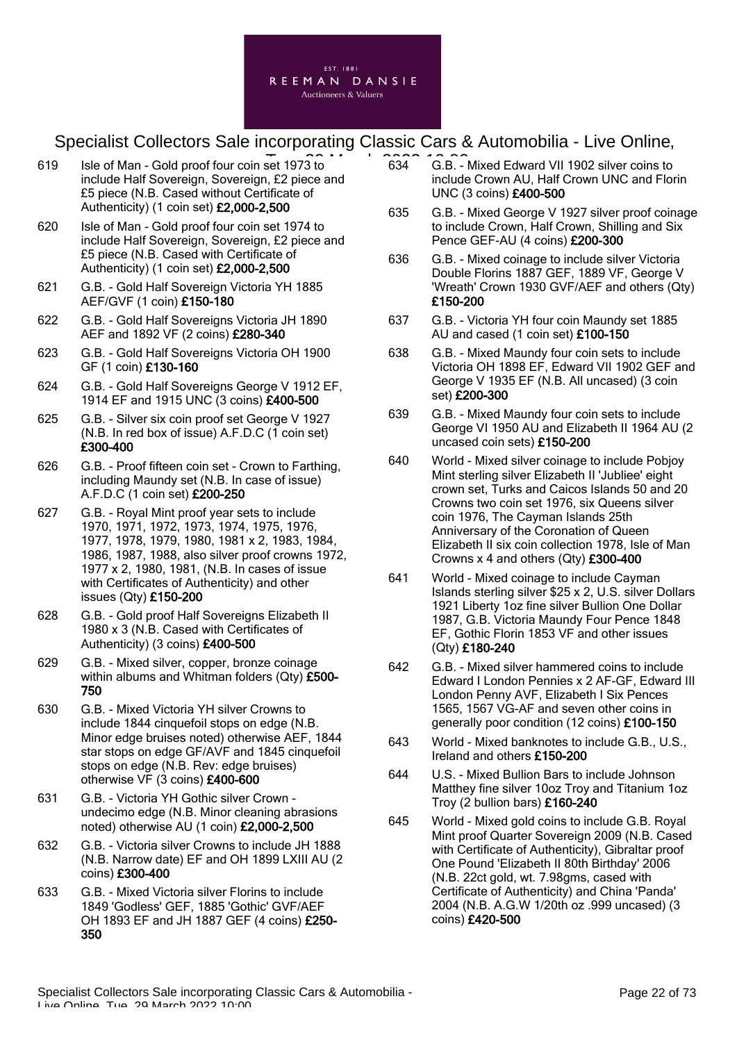619 Isle of Man - Gold proof four coin set 1973 to include Half Sovereign, Sovereign, £2 piece and £5 piece (N.B. Cased without Certificate of Authenticity) (1 coin set) **£2,000-2,500**

620 Isle of Man - Gold proof four coin set 1974 to include Half Sovereign, Sovereign, £2 piece and £5 piece (N.B. Cased with Certificate of Authenticity) (1 coin set) **£2,000-2,500**

621 G.B. - Gold Half Sovereign Victoria YH 1885 AEF/GVF (1 coin) **£150-180**

622 G.B. - Gold Half Sovereigns Victoria JH 1890 AEF and 1892 VF (2 coins) **£280-340**

623 G.B. - Gold Half Sovereigns Victoria OH 1900 GF (1 coin) **£130-160**

624 G.B. - Gold Half Sovereigns George V 1912 EF, 1914 EF and 1915 UNC (3 coins) **£400-500**

625 G.B. - Silver six coin proof set George V 1927 (N.B. In red box of issue) A.F.D.C (1 coin set) **£300-400**

626 G.B. - Proof fifteen coin set - Crown to Farthing, including Maundy set (N.B. In case of issue) A.F.D.C (1 coin set) **£200-250**

627 G.B. - Royal Mint proof year sets to include 1970, 1971, 1972, 1973, 1974, 1975, 1976, 1977, 1978, 1979, 1980, 1981 x 2, 1983, 1984, 1986, 1987, 1988, also silver proof crowns 1972, 1977 x 2, 1980, 1981, (N.B. In cases of issue with Certificates of Authenticity) and other issues (Qty) **£150-200**

628 G.B. - Gold proof Half Sovereigns Elizabeth II 1980 x 3 (N.B. Cased with Certificates of Authenticity) (3 coins) **£400-500**

629 G.B. - Mixed silver, copper, bronze coinage within albums and Whitman folders (Qty) **£500-750**

630 G.B. - Mixed Victoria YH silver Crowns to include 1844 cinquefoil stops on edge (N.B. Minor edge bruises noted) otherwise AEF, 1844 star stops on edge GF/AVF and 1845 cinquefoil stops on edge (N.B. Rev: edge bruises) otherwise VF (3 coins) **£400-600**

631 G.B. - Victoria YH Gothic silver Crown - undecimo edge (N.B. Minor cleaning abrasions noted) otherwise AU (1 coin) **£2,000-2,500**

632 G.B. - Victoria silver Crowns to include JH 1888 (N.B. Narrow date) EF and OH 1899 LXIII AU (2 coins) **£300-400**

633 G.B. - Mixed Victoria silver Florins to include 1849 'Godless' GEF, 1885 'Gothic' GVF/AEF OH 1893 EF and JH 1887 GEF (4 coins) **£250-350**

634 G.B. - Mixed Edward VII 1902 silver coins to include Crown AU, Half Crown UNC and Florin UNC (3 coins) **£400-500**

635 G.B. - Mixed George V 1927 silver proof coinage to include Crown, Half Crown, Shilling and Six Pence GEF-AU (4 coins) **£200-300**

636 G.B. - Mixed coinage to include silver Victoria Double Florins 1887 GEF, 1889 VF, George V 'Wreath' Crown 1930 GVF/AEF and others (Qty) **£150-200**

637 G.B. - Victoria YH four coin Maundy set 1885 AU and cased (1 coin set) **£100-150**

638 G.B. - Mixed Maundy four coin sets to include Victoria OH 1898 EF, Edward VII 1902 GEF and George V 1935 EF (N.B. All uncased) (3 coin set) **£200-300**

639 G.B. - Mixed Maundy four coin sets to include George VI 1950 AU and Elizabeth II 1964 AU (2 uncased coin sets) **£150-200**

640 World - Mixed silver coinage to include Pobjoy Mint sterling silver Elizabeth II 'Jubliee' eight crown set, Turks and Caicos Islands 50 and 20 Crowns two coin set 1976, six Queens silver coin 1976, The Cayman Islands 25th Anniversary of the Coronation of Queen Elizabeth II six coin collection 1978, Isle of Man Crowns x 4 and others (Qty) **£300-400**

641 World - Mixed coinage to include Cayman Islands sterling silver $25 x 2, U.S. silver Dollars 1921 Liberty 1oz fine silver Bullion One Dollar 1987, G.B. Victoria Maundy Four Pence 1848 EF, Gothic Florin 1853 VF and other issues (Qty) **£180-240**

642 G.B. - Mixed silver hammered coins to include Edward I London Pennies x 2 AF-GF, Edward III London Penny AVF, Elizabeth I Six Pences 1565, 1567 VG-AF and seven other coins in generally poor condition (12 coins) **£100-150**

643 World - Mixed banknotes to include G.B., U.S., Ireland and others **£150-200**

644 U.S. - Mixed Bullion Bars to include Johnson Matthey fine silver 10oz Troy and Titanium 1oz Troy (2 bullion bars) **£160-240**

645 World - Mixed gold coins to include G.B. Royal Mint proof Quarter Sovereign 2009 (N.B. Cased with Certificate of Authenticity), Gibraltar proof One Pound 'Elizabeth II 80th Birthday' 2006 (N.B. 22ct gold, wt. 7.98gms, cased with Certificate of Authenticity) and China 'Panda' 2004 (N.B. A.G.W 1/20th oz .999 uncased) (3 coins) **£420-500**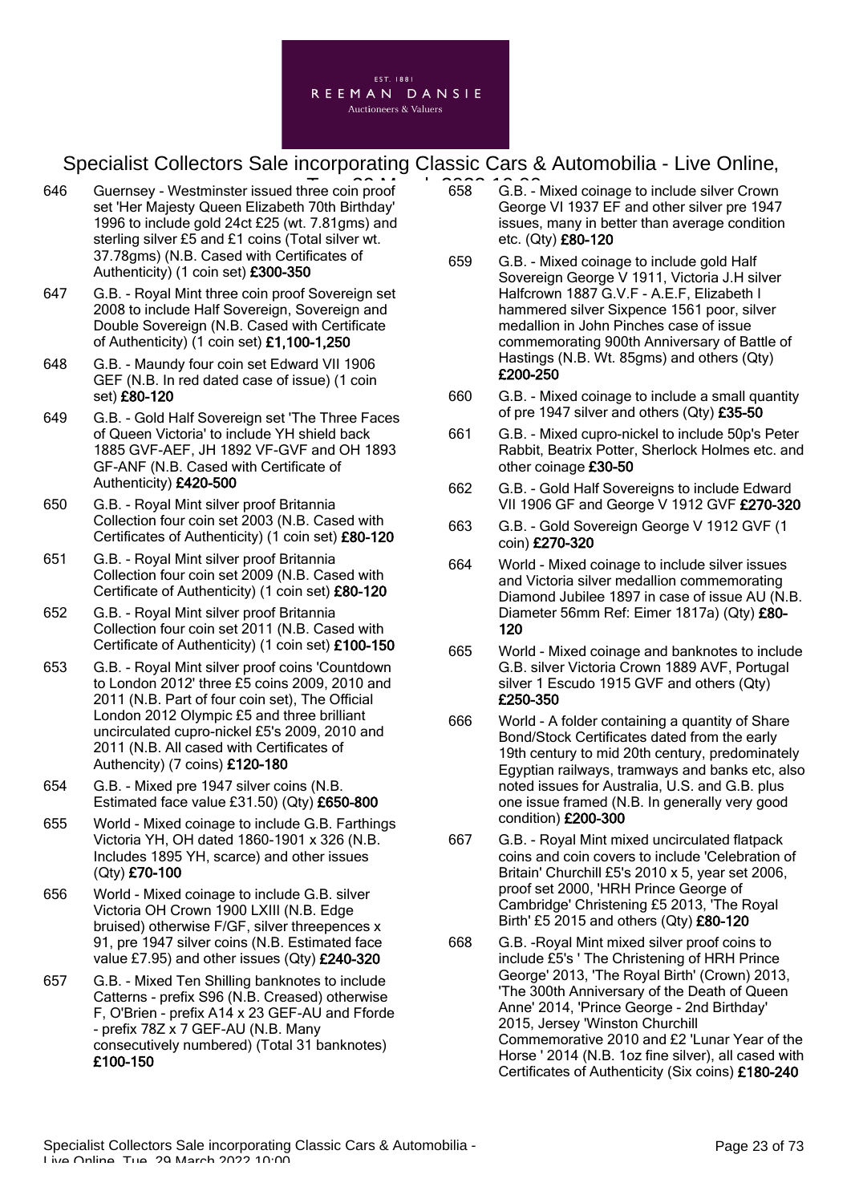646 Guernsey - Westminster issued three coin proof set 'Her Majesty Queen Elizabeth 70th Birthday' 1996 to include gold 24ct £25 (wt. 7.81gms) and sterling silver £5 and £1 coins (Total silver wt. 37.78gms) (N.B. Cased with Certificates of Authenticity) (1 coin set) **£300-350**

647 G.B. - Royal Mint three coin proof Sovereign set 2008 to include Half Sovereign, Sovereign and Double Sovereign (N.B. Cased with Certificate of Authenticity) (1 coin set) **£1,100-1,250**

648 G.B. - Maundy four coin set Edward VII 1906 GEF (N.B. In red dated case of issue) (1 coin set) **£80-120**

649 G.B. - Gold Half Sovereign set 'The Three Faces of Queen Victoria' to include YH shield back 1885 GVF-AEF, JH 1892 VF-GVF and OH 1893 GF-ANF (N.B. Cased with Certificate of Authenticity) **£420-500**

650 G.B. - Royal Mint silver proof Britannia Collection four coin set 2003 (N.B. Cased with Certificates of Authenticity) (1 coin set) **£80-120**

651 G.B. - Royal Mint silver proof Britannia Collection four coin set 2009 (N.B. Cased with Certificate of Authenticity) (1 coin set) **£80-120**

652 G.B. - Royal Mint silver proof Britannia Collection four coin set 2011 (N.B. Cased with Certificate of Authenticity) (1 coin set) **£100-150**

653 G.B. - Royal Mint silver proof coins 'Countdown to London 2012' three £5 coins 2009, 2010 and 2011 (N.B. Part of four coin set), The Official London 2012 Olympic £5 and three brilliant uncirculated cupro-nickel £5's 2009, 2010 and 2011 (N.B. All cased with Certificates of Authencity) (7 coins) **£120-180**

654 G.B. - Mixed pre 1947 silver coins (N.B. Estimated face value £31.50) (Qty) **£650-800**

655 World - Mixed coinage to include G.B. Farthings Victoria YH, OH dated 1860-1901 x 326 (N.B. Includes 1895 YH, scarce) and other issues (Qty) **£70-100**

656 World - Mixed coinage to include G.B. silver Victoria OH Crown 1900 LXIII (N.B. Edge bruised) otherwise F/GF, silver threepences x 91, pre 1947 silver coins (N.B. Estimated face value £7.95) and other issues (Qty) **£240-320**

657 G.B. - Mixed Ten Shilling banknotes to include Catterns - prefix S96 (N.B. Creased) otherwise F, O'Brien - prefix A14 x 23 GEF-AU and Fforde - prefix 78Z x 7 GEF-AU (N.B. Many consecutively numbered) (Total 31 banknotes) **£100-150**

658 G.B. - Mixed coinage to include silver Crown George VI 1937 EF and other silver pre 1947 issues, many in better than average condition etc. (Qty) **£80-120**

659 G.B. - Mixed coinage to include gold Half Sovereign George V 1911, Victoria J.H silver Halfcrown 1887 G.V.F - A.E.F, Elizabeth I hammered silver Sixpence 1561 poor, silver medallion in John Pinches case of issue commemorating 900th Anniversary of Battle of Hastings (N.B. Wt. 85gms) and others (Qty) **£200-250**

660 G.B. - Mixed coinage to include a small quantity of pre 1947 silver and others (Qty) **£35-50**

661 G.B. - Mixed cupro-nickel to include 50p's Peter Rabbit, Beatrix Potter, Sherlock Holmes etc. and other coinage **£30-50**

662 G.B. - Gold Half Sovereigns to include Edward VII 1906 GF and George V 1912 GVF **£270-320**

663 G.B. - Gold Sovereign George V 1912 GVF (1 coin) **£270-320**

664 World - Mixed coinage to include silver issues and Victoria silver medallion commemorating Diamond Jubilee 1897 in case of issue AU (N.B. Diameter 56mm Ref: Eimer 1817a) (Qty) **£80-120**

665 World - Mixed coinage and banknotes to include G.B. silver Victoria Crown 1889 AVF, Portugal silver 1 Escudo 1915 GVF and others (Qty) **£250-350**

666 World - A folder containing a quantity of Share Bond/Stock Certificates dated from the early 19th century to mid 20th century, predominately Egyptian railways, tramways and banks etc, also noted issues for Australia, U.S. and G.B. plus one issue framed (N.B. In generally very good condition) **£200-300**

667 G.B. - Royal Mint mixed uncirculated flatpack coins and coin covers to include 'Celebration of Britain' Churchill £5's 2010 x 5, year set 2006, proof set 2000, 'HRH Prince George of Cambridge' Christening £5 2013, 'The Royal Birth' £5 2015 and others (Qty) **£80-120**

668 G.B. -Royal Mint mixed silver proof coins to include £5's ' The Christening of HRH Prince George' 2013, 'The Royal Birth' (Crown) 2013, 'The 300th Anniversary of the Death of Queen Anne' 2014, 'Prince George - 2nd Birthday' 2015, Jersey 'Winston Churchill Commemorative 2010 and £2 'Lunar Year of the Horse ' 2014 (N.B. 1oz fine silver), all cased with Certificates of Authenticity (Six coins) **£180-240**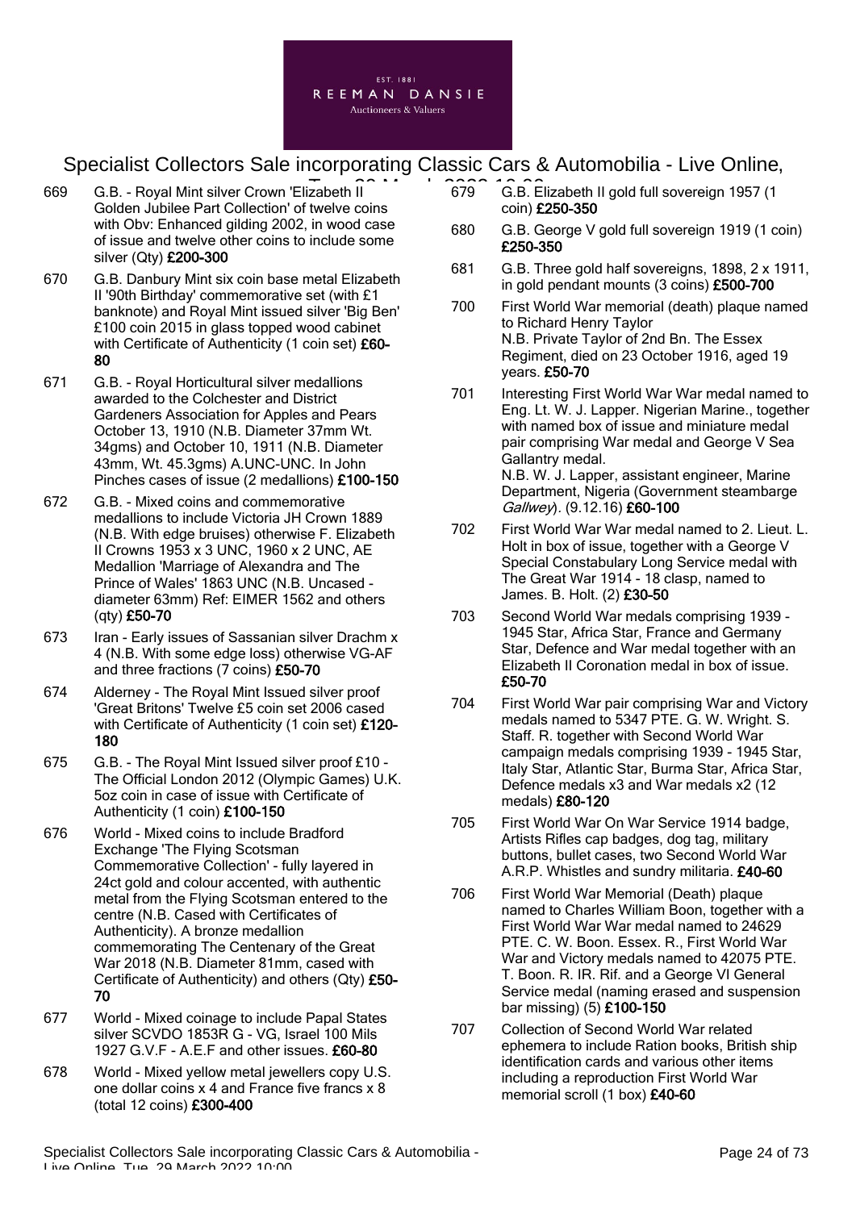669 G.B. - Royal Mint silver Crown 'Elizabeth II Golden Jubilee Part Collection' of twelve coins with Obv: Enhanced gilding 2002, in wood case of issue and twelve other coins to include some silver (Qty) **£200-300**

670 G.B. Danbury Mint six coin base metal Elizabeth II '90th Birthday' commemorative set (with £1 banknote) and Royal Mint issued silver 'Big Ben' £100 coin 2015 in glass topped wood cabinet with Certificate of Authenticity (1 coin set) **£60-80**

671 G.B. - Royal Horticultural silver medallions awarded to the Colchester and District Gardeners Association for Apples and Pears October 13, 1910 (N.B. Diameter 37mm Wt. 34gms) and October 10, 1911 (N.B. Diameter 43mm, Wt. 45.3gms) A.UNC-UNC. In John Pinches cases of issue (2 medallions) **£100-150**

672 G.B. - Mixed coins and commemorative medallions to include Victoria JH Crown 1889 (N.B. With edge bruises) otherwise F. Elizabeth II Crowns 1953 x 3 UNC, 1960 x 2 UNC, AE Medallion 'Marriage of Alexandra and The Prince of Wales' 1863 UNC (N.B. Uncased - diameter 63mm) Ref: EIMER 1562 and others (qty) **£50-70**

673 Iran - Early issues of Sassanian silver Drachm x 4 (N.B. With some edge loss) otherwise VG-AF and three fractions (7 coins) **£50-70**

674 Alderney - The Royal Mint Issued silver proof 'Great Britons' Twelve £5 coin set 2006 cased with Certificate of Authenticity (1 coin set) **£120-180**

675 G.B. - The Royal Mint Issued silver proof £10 - The Official London 2012 (Olympic Games) U.K. 5oz coin in case of issue with Certificate of Authenticity (1 coin) **£100-150**

676 World - Mixed coins to include Bradford Exchange 'The Flying Scotsman Commemorative Collection' - fully layered in 24ct gold and colour accented, with authentic metal from the Flying Scotsman entered to the centre (N.B. Cased with Certificates of Authenticity). A bronze medallion commemorating The Centenary of the Great War 2018 (N.B. Diameter 81mm, cased with Certificate of Authenticity) and others (Qty) **£50-70**

677 World - Mixed coinage to include Papal States silver SCVDO 1853R G - VG, Israel 100 Mils 1927 G.V.F - A.E.F and other issues. **£60-80**

678 World - Mixed yellow metal jewellers copy U.S. one dollar coins x 4 and France five francs x 8 (total 12 coins) **£300-400**

679 G.B. Elizabeth II gold full sovereign 1957 (1 coin) **£250-350**

680 G.B. George V gold full sovereign 1919 (1 coin) **£250-350**

681 G.B. Three gold half sovereigns, 1898, 2 x 1911, in gold pendant mounts (3 coins) **£500-700**

700 First World War memorial (death) plaque named to Richard Henry Taylor
N.B. Private Taylor of 2nd Bn. The Essex Regiment, died on 23 October 1916, aged 19 years. **£50-70**

701 Interesting First World War War medal named to Eng. Lt. W. J. Lapper. Nigerian Marine., together with named box of issue and miniature medal pair comprising War medal and George V Sea Gallantry medal.
N.B. W. J. Lapper, assistant engineer, Marine Department, Nigeria (Government steambarge *Gallwey*). (9.12.16) **£60-100**

702 First World War War medal named to 2. Lieut. L. Holt in box of issue, together with a George V Special Constabulary Long Service medal with The Great War 1914 - 18 clasp, named to James. B. Holt. (2) **£30-50**

703 Second World War medals comprising 1939 - 1945 Star, Africa Star, France and Germany Star, Defence and War medal together with an Elizabeth II Coronation medal in box of issue. **£50-70**

704 First World War pair comprising War and Victory medals named to 5347 PTE. G. W. Wright. S. Staff. R. together with Second World War campaign medals comprising 1939 - 1945 Star, Italy Star, Atlantic Star, Burma Star, Africa Star, Defence medals x3 and War medals x2 (12 medals) **£80-120**

705 First World War On War Service 1914 badge, Artists Rifles cap badges, dog tag, military buttons, bullet cases, two Second World War A.R.P. Whistles and sundry militaria. **£40-60**

706 First World War Memorial (Death) plaque named to Charles William Boon, together with a First World War War medal named to 24629 PTE. C. W. Boon. Essex. R., First World War War and Victory medals named to 42075 PTE. T. Boon. R. IR. Rif. and a George VI General Service medal (naming erased and suspension bar missing) (5) **£100-150**

707 Collection of Second World War related ephemera to include Ration books, British ship identification cards and various other items including a reproduction First World War memorial scroll (1 box) **£40-60**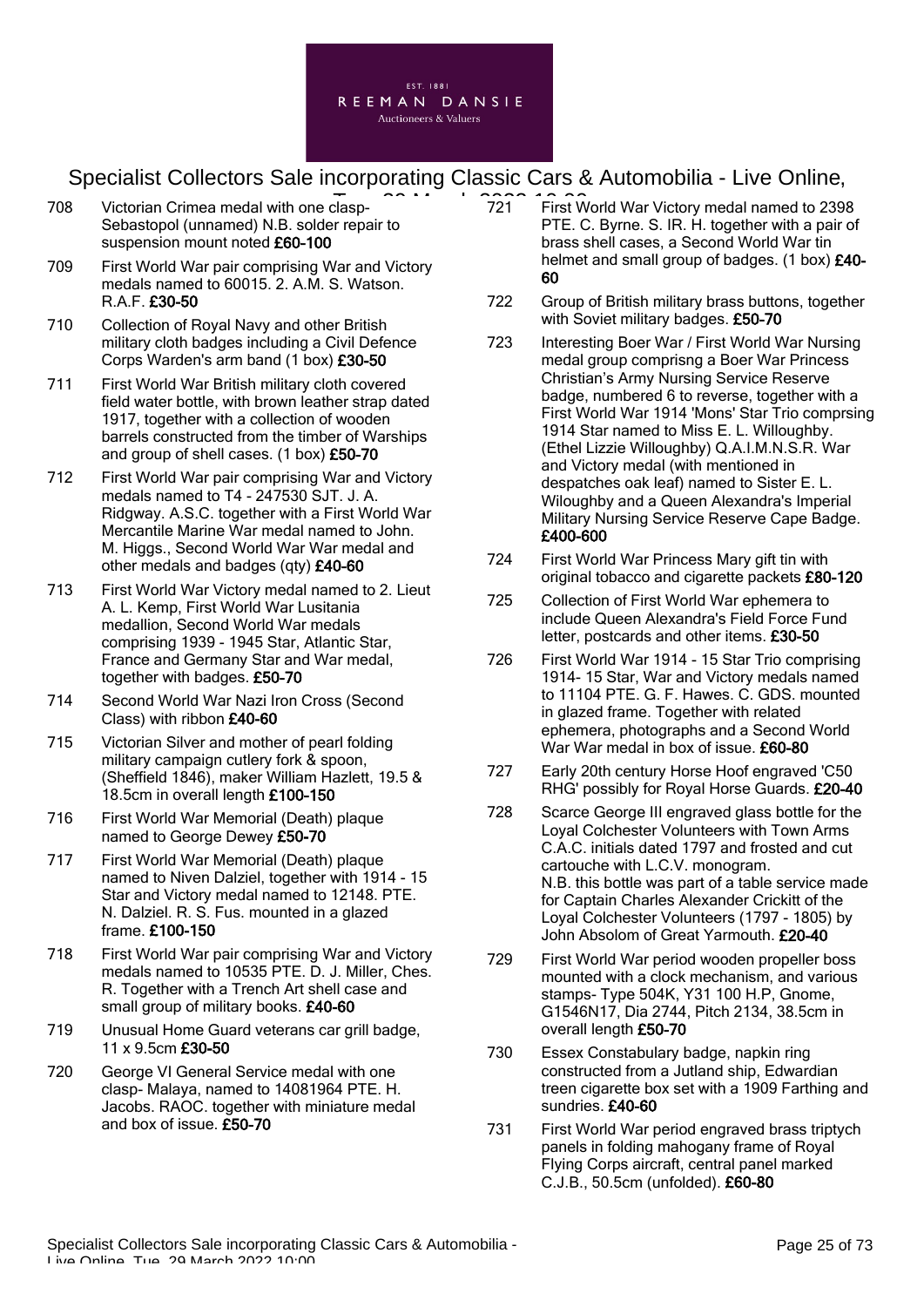708 Victorian Crimea medal with one clasp- Sebastopol (unnamed) N.B. solder repair to suspension mount noted **£60-100**

709 First World War pair comprising War and Victory medals named to 60015. 2. A.M. S. Watson. R.A.F. **£30-50**

710 Collection of Royal Navy and other British military cloth badges including a Civil Defence Corps Warden's arm band (1 box) **£30-50**

711 First World War British military cloth covered field water bottle, with brown leather strap dated 1917, together with a collection of wooden barrels constructed from the timber of Warships and group of shell cases. (1 box) **£50-70**

712 First World War pair comprising War and Victory medals named to T4 - 247530 SJT. J. A. Ridgway. A.S.C. together with a First World War Mercantile Marine War medal named to John. M. Higgs., Second World War War medal and other medals and badges (qty) **£40-60**

713 First World War Victory medal named to 2. Lieut A. L. Kemp, First World War Lusitania medallion, Second World War medals comprising 1939 - 1945 Star, Atlantic Star, France and Germany Star and War medal, together with badges. **£50-70**

714 Second World War Nazi Iron Cross (Second Class) with ribbon **£40-60**

715 Victorian Silver and mother of pearl folding military campaign cutlery fork & spoon, (Sheffield 1846), maker William Hazlett, 19.5 & 18.5cm in overall length **£100-150**

716 First World War Memorial (Death) plaque named to George Dewey **£50-70**

717 First World War Memorial (Death) plaque named to Niven Dalziel, together with 1914 - 15 Star and Victory medal named to 12148. PTE. N. Dalziel. R. S. Fus. mounted in a glazed frame. **£100-150**

718 First World War pair comprising War and Victory medals named to 10535 PTE. D. J. Miller, Ches. R. Together with a Trench Art shell case and small group of military books. **£40-60**

719 Unusual Home Guard veterans car grill badge, 11 x 9.5cm **£30-50**

720 George VI General Service medal with one clasp- Malaya, named to 14081964 PTE. H. Jacobs. RAOC. together with miniature medal and box of issue. **£50-70**

721 First World War Victory medal named to 2398 PTE. C. Byrne. S. IR. H. together with a pair of brass shell cases, a Second World War tin helmet and small group of badges. (1 box) **£40-60**

722 Group of British military brass buttons, together with Soviet military badges. **£50-70**

723 Interesting Boer War / First World War Nursing medal group comprisng a Boer War Princess Christian's Army Nursing Service Reserve badge, numbered 6 to reverse, together with a First World War 1914 'Mons' Star Trio comprsing 1914 Star named to Miss E. L. Willoughby. (Ethel Lizzie Willoughby) Q.A.I.M.N.S.R. War and Victory medal (with mentioned in despatches oak leaf) named to Sister E. L. Wiloughby and a Queen Alexandra's Imperial Military Nursing Service Reserve Cape Badge. **£400-600**

724 First World War Princess Mary gift tin with original tobacco and cigarette packets **£80-120**

725 Collection of First World War ephemera to include Queen Alexandra's Field Force Fund letter, postcards and other items. **£30-50**

726 First World War 1914 - 15 Star Trio comprising 1914- 15 Star, War and Victory medals named to 11104 PTE. G. F. Hawes. C. GDS. mounted in glazed frame. Together with related ephemera, photographs and a Second World War War medal in box of issue. **£60-80**

727 Early 20th century Horse Hoof engraved 'C50 RHG' possibly for Royal Horse Guards. **£20-40**

728 Scarce George III engraved glass bottle for the Loyal Colchester Volunteers with Town Arms C.A.C. initials dated 1797 and frosted and cut cartouche with L.C.V. monogram.
N.B. this bottle was part of a table service made for Captain Charles Alexander Crickitt of the Loyal Colchester Volunteers (1797 - 1805) by John Absolom of Great Yarmouth. **£20-40**

729 First World War period wooden propeller boss mounted with a clock mechanism, and various stamps- Type 504K, Y31 100 H.P, Gnome, G1546N17, Dia 2744, Pitch 2134, 38.5cm in overall length **£50-70**

730 Essex Constabulary badge, napkin ring constructed from a Jutland ship, Edwardian treen cigarette box set with a 1909 Farthing and sundries. **£40-60**

731 First World War period engraved brass triptych panels in folding mahogany frame of Royal Flying Corps aircraft, central panel marked C.J.B., 50.5cm (unfolded). **£60-80**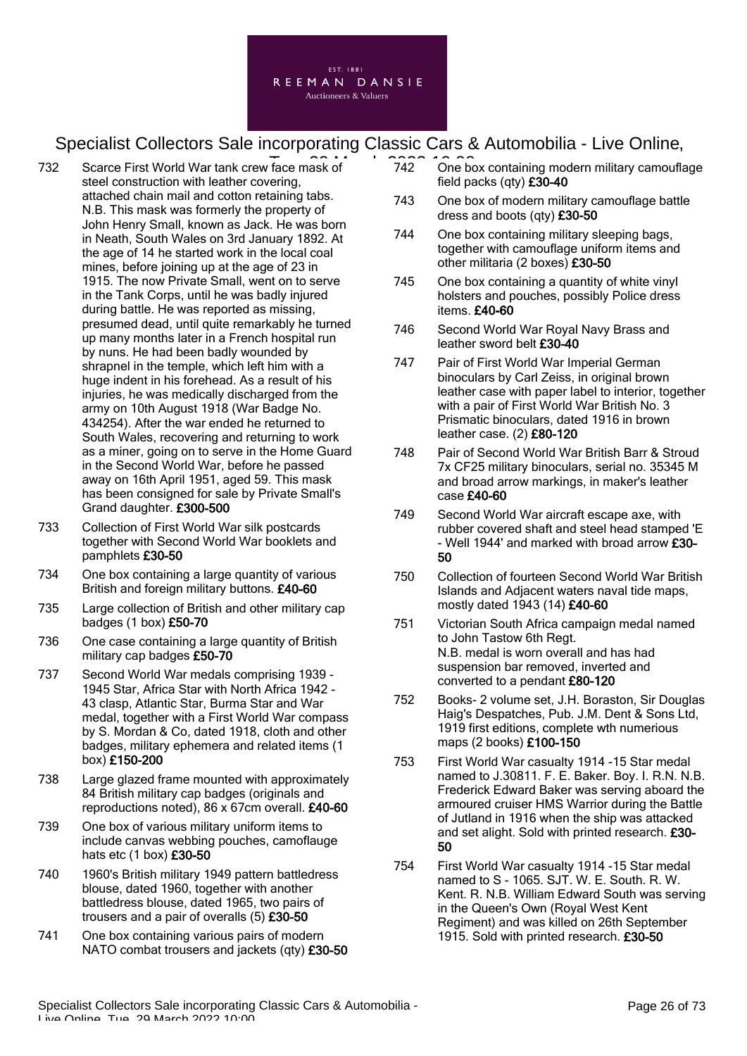732 Scarce First World War tank crew face mask of steel construction with leather covering, attached chain mail and cotton retaining tabs. N.B. This mask was formerly the property of John Henry Small, known as Jack. He was born in Neath, South Wales on 3rd January 1892. At the age of 14 he started work in the local coal mines, before joining up at the age of 23 in 1915. The now Private Small, went on to serve in the Tank Corps, until he was badly injured during battle. He was reported as missing, presumed dead, until quite remarkably he turned up many months later in a French hospital run by nuns. He had been badly wounded by shrapnel in the temple, which left him with a huge indent in his forehead. As a result of his injuries, he was medically discharged from the army on 10th August 1918 (War Badge No. 434254). After the war ended he returned to South Wales, recovering and returning to work as a miner, going on to serve in the Home Guard in the Second World War, before he passed away on 16th April 1951, aged 59. This mask has been consigned for sale by Private Small's Grand daughter. **£300-500**

733 Collection of First World War silk postcards together with Second World War booklets and pamphlets **£30-50**

734 One box containing a large quantity of various British and foreign military buttons. **£40-60**

735 Large collection of British and other military cap badges (1 box) **£50-70**

736 One case containing a large quantity of British military cap badges **£50-70**

737 Second World War medals comprising 1939 - 1945 Star, Africa Star with North Africa 1942 - 43 clasp, Atlantic Star, Burma Star and War medal, together with a First World War compass by S. Mordan & Co, dated 1918, cloth and other badges, military ephemera and related items (1 box) **£150-200**

738 Large glazed frame mounted with approximately 84 British military cap badges (originals and reproductions noted), 86 x 67cm overall. **£40-60**

739 One box of various military uniform items to include canvas webbing pouches, camoflauge hats etc (1 box) **£30-50**

740 1960's British military 1949 pattern battledress blouse, dated 1960, together with another battledress blouse, dated 1965, two pairs of trousers and a pair of overalls (5) **£30-50**

741 One box containing various pairs of modern NATO combat trousers and jackets (qty) **£30-50**

742 One box containing modern military camouflage field packs (qty) **£30-40**

743 One box of modern military camouflage battle dress and boots (qty) **£30-50**

744 One box containing military sleeping bags, together with camouflage uniform items and other militaria (2 boxes) **£30-50**

745 One box containing a quantity of white vinyl holsters and pouches, possibly Police dress items. **£40-60**

746 Second World War Royal Navy Brass and leather sword belt **£30-40**

747 Pair of First World War Imperial German binoculars by Carl Zeiss, in original brown leather case with paper label to interior, together with a pair of First World War British No. 3 Prismatic binoculars, dated 1916 in brown leather case. (2) **£80-120**

748 Pair of Second World War British Barr & Stroud 7x CF25 military binoculars, serial no. 35345 M and broad arrow markings, in maker's leather case **£40-60**

749 Second World War aircraft escape axe, with rubber covered shaft and steel head stamped 'E - Well 1944' and marked with broad arrow **£30-50**

750 Collection of fourteen Second World War British Islands and Adjacent waters naval tide maps, mostly dated 1943 (14) **£40-60**

751 Victorian South Africa campaign medal named to John Tastow 6th Regt.
N.B. medal is worn overall and has had suspension bar removed, inverted and converted to a pendant **£80-120**

752 Books- 2 volume set, J.H. Boraston, Sir Douglas Haig's Despatches, Pub. J.M. Dent & Sons Ltd, 1919 first editions, complete wth numerious maps (2 books) **£100-150**

753 First World War casualty 1914 -15 Star medal named to J.30811. F. E. Baker. Boy. I. R.N. N.B. Frederick Edward Baker was serving aboard the armoured cruiser HMS Warrior during the Battle of Jutland in 1916 when the ship was attacked and set alight. Sold with printed research. **£30-50**

754 First World War casualty 1914 -15 Star medal named to S - 1065. SJT. W. E. South. R. W. Kent. R. N.B. William Edward South was serving in the Queen's Own (Royal West Kent Regiment) and was killed on 26th September 1915. Sold with printed research. **£30-50**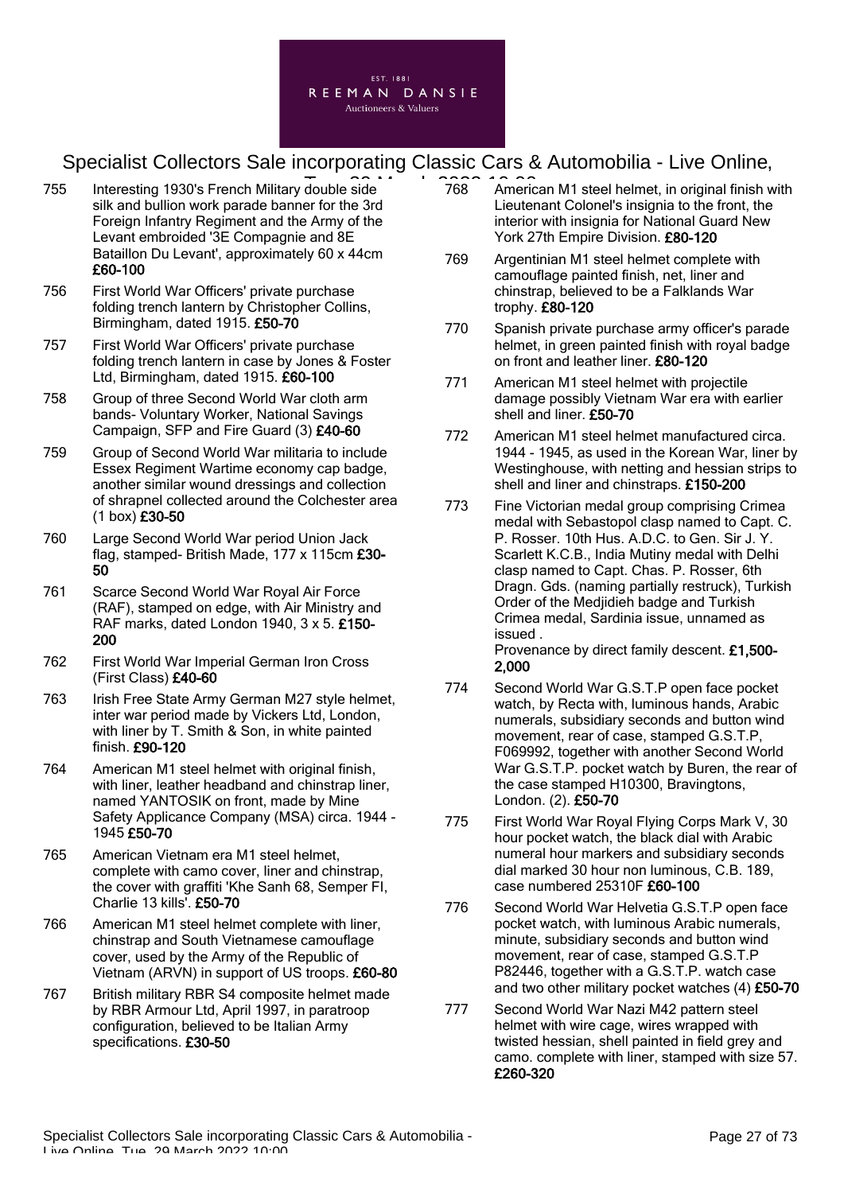755 Interesting 1930's French Military double side silk and bullion work parade banner for the 3rd Foreign Infantry Regiment and the Army of the Levant embroided '3E Compagnie and 8E Bataillon Du Levant', approximately 60 x 44cm **£60-100**

756 First World War Officers' private purchase folding trench lantern by Christopher Collins, Birmingham, dated 1915. **£50-70**

757 First World War Officers' private purchase folding trench lantern in case by Jones & Foster Ltd, Birmingham, dated 1915. **£60-100**

758 Group of three Second World War cloth arm bands- Voluntary Worker, National Savings Campaign, SFP and Fire Guard (3) **£40-60**

759 Group of Second World War militaria to include Essex Regiment Wartime economy cap badge, another similar wound dressings and collection of shrapnel collected around the Colchester area (1 box) **£30-50**

760 Large Second World War period Union Jack flag, stamped- British Made, 177 x 115cm **£30-50**

761 Scarce Second World War Royal Air Force (RAF), stamped on edge, with Air Ministry and RAF marks, dated London 1940, 3 x 5. **£150-200**

762 First World War Imperial German Iron Cross (First Class) **£40-60**

763 Irish Free State Army German M27 style helmet, inter war period made by Vickers Ltd, London, with liner by T. Smith & Son, in white painted finish. **£90-120**

764 American M1 steel helmet with original finish, with liner, leather headband and chinstrap liner, named YANTOSIK on front, made by Mine Safety Applicance Company (MSA) circa. 1944 - 1945 **£50-70**

765 American Vietnam era M1 steel helmet, complete with camo cover, liner and chinstrap, the cover with graffiti 'Khe Sanh 68, Semper FI, Charlie 13 kills'. **£50-70**

766 American M1 steel helmet complete with liner, chinstrap and South Vietnamese camouflage cover, used by the Army of the Republic of Vietnam (ARVN) in support of US troops. **£60-80**

767 British military RBR S4 composite helmet made by RBR Armour Ltd, April 1997, in paratroop configuration, believed to be Italian Army specifications. **£30-50**

768 American M1 steel helmet, in original finish with Lieutenant Colonel's insignia to the front, the interior with insignia for National Guard New York 27th Empire Division. **£80-120**

769 Argentinian M1 steel helmet complete with camouflage painted finish, net, liner and chinstrap, believed to be a Falklands War trophy. **£80-120**

770 Spanish private purchase army officer's parade helmet, in green painted finish with royal badge on front and leather liner. **£80-120**

771 American M1 steel helmet with projectile damage possibly Vietnam War era with earlier shell and liner. **£50-70**

772 American M1 steel helmet manufactured circa. 1944 - 1945, as used in the Korean War, liner by Westinghouse, with netting and hessian strips to shell and liner and chinstraps. **£150-200**

773 Fine Victorian medal group comprising Crimea medal with Sebastopol clasp named to Capt. C. P. Rosser. 10th Hus. A.D.C. to Gen. Sir J. Y. Scarlett K.C.B., India Mutiny medal with Delhi clasp named to Capt. Chas. P. Rosser, 6th Dragn. Gds. (naming partially restruck), Turkish Order of the Medjidieh badge and Turkish Crimea medal, Sardinia issue, unnamed as issued .
Provenance by direct family descent. **£1,500-2,000**

774 Second World War G.S.T.P open face pocket watch, by Recta with, luminous hands, Arabic numerals, subsidiary seconds and button wind movement, rear of case, stamped G.S.T.P, F069992, together with another Second World War G.S.T.P. pocket watch by Buren, the rear of the case stamped H10300, Bravingtons, London. (2). **£50-70**

775 First World War Royal Flying Corps Mark V, 30 hour pocket watch, the black dial with Arabic numeral hour markers and subsidiary seconds dial marked 30 hour non luminous, C.B. 189, case numbered 25310F **£60-100**

776 Second World War Helvetia G.S.T.P open face pocket watch, with luminous Arabic numerals, minute, subsidiary seconds and button wind movement, rear of case, stamped G.S.T.P P82446, together with a G.S.T.P. watch case and two other military pocket watches (4) **£50-70**

777 Second World War Nazi M42 pattern steel helmet with wire cage, wires wrapped with twisted hessian, shell painted in field grey and camo. complete with liner, stamped with size 57. **£260-320**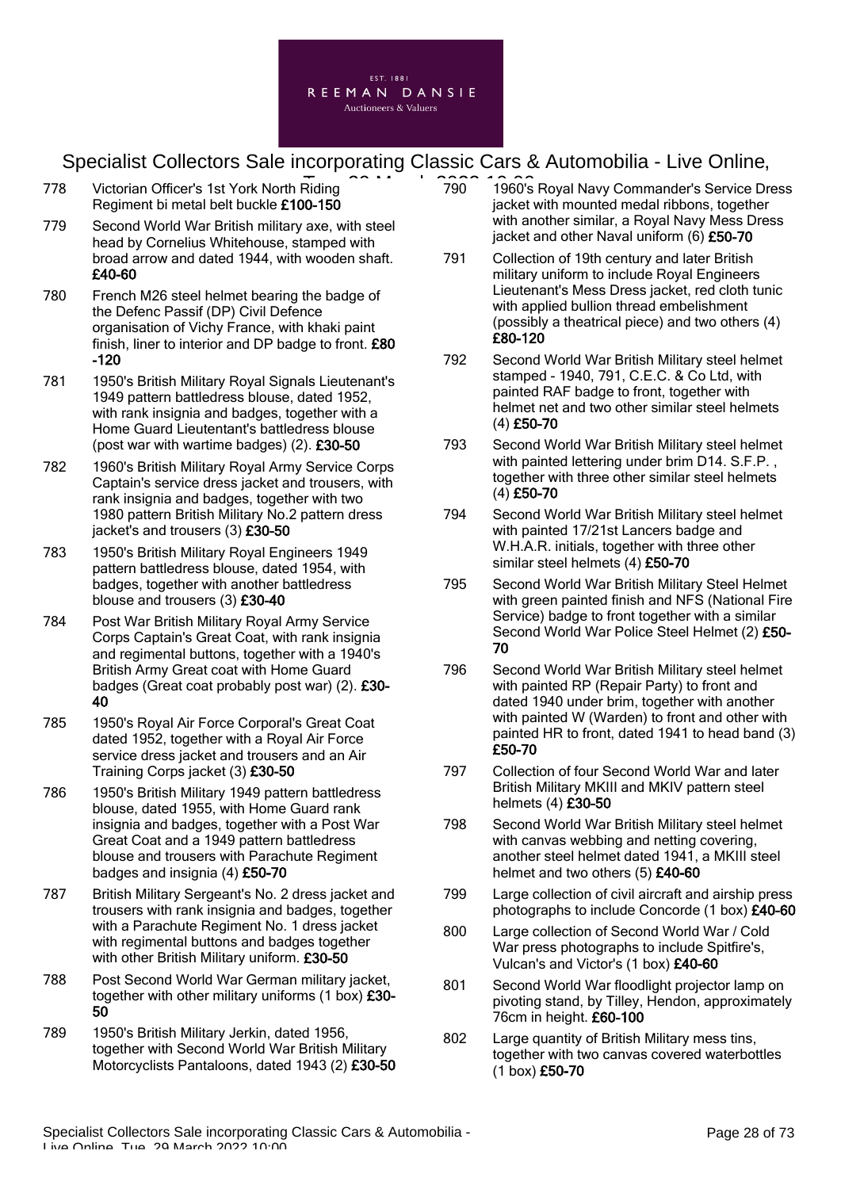778 Victorian Officer's 1st York North Riding Regiment bi metal belt buckle **£100-150**

779 Second World War British military axe, with steel head by Cornelius Whitehouse, stamped with broad arrow and dated 1944, with wooden shaft. **£40-60**

780 French M26 steel helmet bearing the badge of the Defenc Passif (DP) Civil Defence organisation of Vichy France, with khaki paint finish, liner to interior and DP badge to front. **£80-120**

781 1950's British Military Royal Signals Lieutenant's 1949 pattern battledress blouse, dated 1952, with rank insignia and badges, together with a Home Guard Lieutentant's battledress blouse (post war with wartime badges) (2). **£30-50**

782 1960's British Military Royal Army Service Corps Captain's service dress jacket and trousers, with rank insignia and badges, together with two 1980 pattern British Military No.2 pattern dress jacket's and trousers (3) **£30-50**

783 1950's British Military Royal Engineers 1949 pattern battledress blouse, dated 1954, with badges, together with another battledress blouse and trousers (3) **£30-40**

784 Post War British Military Royal Army Service Corps Captain's Great Coat, with rank insignia and regimental buttons, together with a 1940's British Army Great coat with Home Guard badges (Great coat probably post war) (2). **£30-40**

785 1950's Royal Air Force Corporal's Great Coat dated 1952, together with a Royal Air Force service dress jacket and trousers and an Air Training Corps jacket (3) **£30-50**

786 1950's British Military 1949 pattern battledress blouse, dated 1955, with Home Guard rank insignia and badges, together with a Post War Great Coat and a 1949 pattern battledress blouse and trousers with Parachute Regiment badges and insignia (4) **£50-70**

787 British Military Sergeant's No. 2 dress jacket and trousers with rank insignia and badges, together with a Parachute Regiment No. 1 dress jacket with regimental buttons and badges together with other British Military uniform. **£30-50**

788 Post Second World War German military jacket, together with other military uniforms (1 box) **£30-50**

789 1950's British Military Jerkin, dated 1956, together with Second World War British Military Motorcyclists Pantaloons, dated 1943 (2) **£30-50**

790 1960's Royal Navy Commander's Service Dress jacket with mounted medal ribbons, together with another similar, a Royal Navy Mess Dress jacket and other Naval uniform (6) **£50-70**

791 Collection of 19th century and later British military uniform to include Royal Engineers Lieutenant's Mess Dress jacket, red cloth tunic with applied bullion thread embelishment (possibly a theatrical piece) and two others (4) **£80-120**

792 Second World War British Military steel helmet stamped - 1940, 791, C.E.C. & Co Ltd, with painted RAF badge to front, together with helmet net and two other similar steel helmets (4) **£50-70**

793 Second World War British Military steel helmet with painted lettering under brim D14. S.F.P. , together with three other similar steel helmets (4) **£50-70**

794 Second World War British Military steel helmet with painted 17/21st Lancers badge and W.H.A.R. initials, together with three other similar steel helmets (4) **£50-70**

795 Second World War British Military Steel Helmet with green painted finish and NFS (National Fire Service) badge to front together with a similar Second World War Police Steel Helmet (2) **£50-70**

796 Second World War British Military steel helmet with painted RP (Repair Party) to front and dated 1940 under brim, together with another with painted W (Warden) to front and other with painted HR to front, dated 1941 to head band (3) **£50-70**

797 Collection of four Second World War and later British Military MKIII and MKIV pattern steel helmets (4) **£30-50**

798 Second World War British Military steel helmet with canvas webbing and netting covering, another steel helmet dated 1941, a MKIII steel helmet and two others (5) **£40-60**

799 Large collection of civil aircraft and airship press photographs to include Concorde (1 box) **£40-60**

800 Large collection of Second World War / Cold War press photographs to include Spitfire's, Vulcan's and Victor's (1 box) **£40-60**

801 Second World War floodlight projector lamp on pivoting stand, by Tilley, Hendon, approximately 76cm in height. **£60-100**

802 Large quantity of British Military mess tins, together with two canvas covered waterbottles (1 box) **£50-70**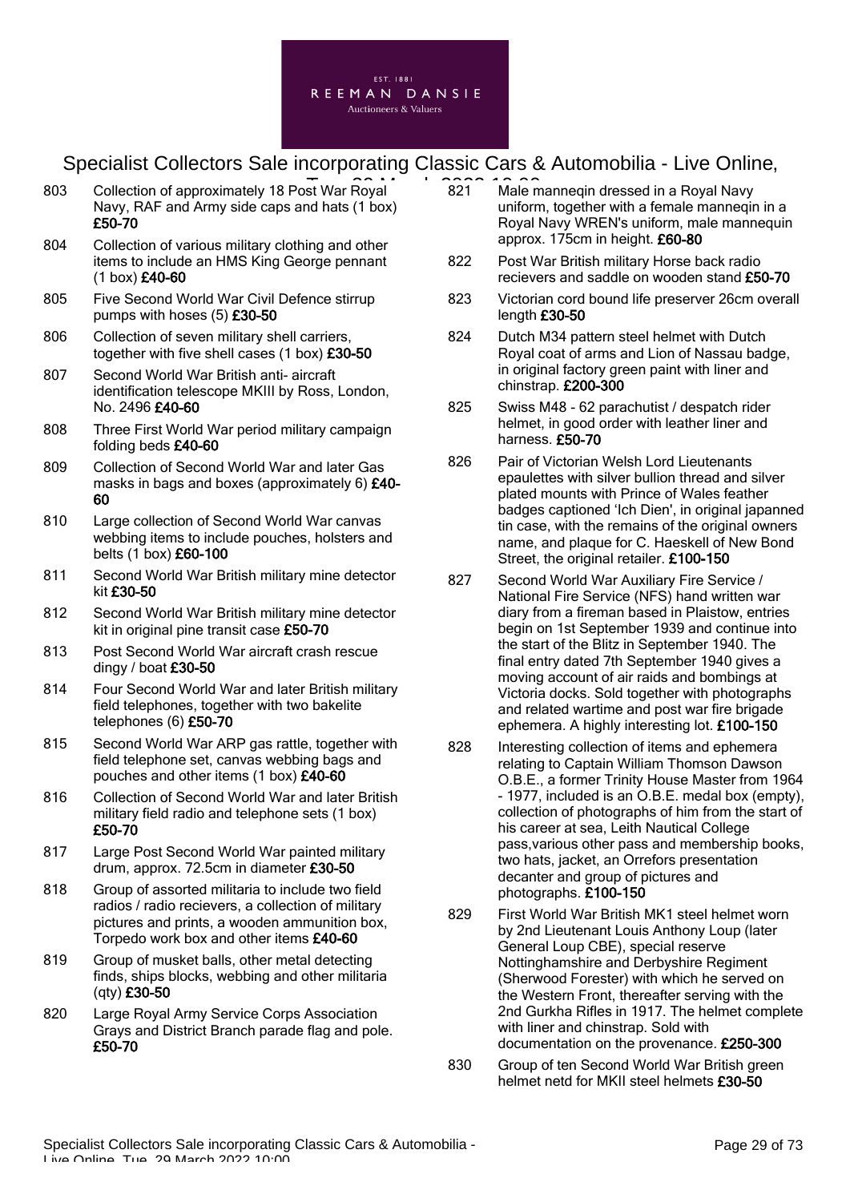803 Collection of approximately 18 Post War Royal Navy, RAF and Army side caps and hats (1 box) **£50-70**

804 Collection of various military clothing and other items to include an HMS King George pennant (1 box) **£40-60**

805 Five Second World War Civil Defence stirrup pumps with hoses (5) **£30-50**

806 Collection of seven military shell carriers, together with five shell cases (1 box) **£30-50**

807 Second World War British anti- aircraft identification telescope MKIII by Ross, London, No. 2496 **£40-60**

808 Three First World War period military campaign folding beds **£40-60**

809 Collection of Second World War and later Gas masks in bags and boxes (approximately 6) **£40-60**

810 Large collection of Second World War canvas webbing items to include pouches, holsters and belts (1 box) **£60-100**

811 Second World War British military mine detector kit **£30-50**

812 Second World War British military mine detector kit in original pine transit case **£50-70**

813 Post Second World War aircraft crash rescue dingy / boat **£30-50**

814 Four Second World War and later British military field telephones, together with two bakelite telephones (6) **£50-70**

815 Second World War ARP gas rattle, together with field telephone set, canvas webbing bags and pouches and other items (1 box) **£40-60**

816 Collection of Second World War and later British military field radio and telephone sets (1 box) **£50-70**

817 Large Post Second World War painted military drum, approx. 72.5cm in diameter **£30-50**

818 Group of assorted militaria to include two field radios / radio recievers, a collection of military pictures and prints, a wooden ammunition box, Torpedo work box and other items **£40-60**

819 Group of musket balls, other metal detecting finds, ships blocks, webbing and other militaria (qty) **£30-50**

820 Large Royal Army Service Corps Association Grays and District Branch parade flag and pole. **£50-70**

821 Male manneqin dressed in a Royal Navy uniform, together with a female manneqin in a Royal Navy WREN's uniform, male mannequin approx. 175cm in height. **£60-80**

822 Post War British military Horse back radio recievers and saddle on wooden stand **£50-70**

823 Victorian cord bound life preserver 26cm overall length **£30-50**

824 Dutch M34 pattern steel helmet with Dutch Royal coat of arms and Lion of Nassau badge, in original factory green paint with liner and chinstrap. **£200-300**

825 Swiss M48 - 62 parachutist / despatch rider helmet, in good order with leather liner and harness. **£50-70**

826 Pair of Victorian Welsh Lord Lieutenants epaulettes with silver bullion thread and silver plated mounts with Prince of Wales feather badges captioned 'Ich Dien', in original japanned tin case, with the remains of the original owners name, and plaque for C. Haeskell of New Bond Street, the original retailer. **£100-150**

827 Second World War Auxiliary Fire Service / National Fire Service (NFS) hand written war diary from a fireman based in Plaistow, entries begin on 1st September 1939 and continue into the start of the Blitz in September 1940. The final entry dated 7th September 1940 gives a moving account of air raids and bombings at Victoria docks. Sold together with photographs and related wartime and post war fire brigade ephemera. A highly interesting lot. **£100-150**

828 Interesting collection of items and ephemera relating to Captain William Thomson Dawson O.B.E., a former Trinity House Master from 1964 - 1977, included is an O.B.E. medal box (empty), collection of photographs of him from the start of his career at sea, Leith Nautical College pass,various other pass and membership books, two hats, jacket, an Orrefors presentation decanter and group of pictures and photographs. **£100-150**

829 First World War British MK1 steel helmet worn by 2nd Lieutenant Louis Anthony Loup (later General Loup CBE), special reserve Nottinghamshire and Derbyshire Regiment (Sherwood Forester) with which he served on the Western Front, thereafter serving with the 2nd Gurkha Rifles in 1917. The helmet complete with liner and chinstrap. Sold with documentation on the provenance. **£250-300**

830 Group of ten Second World War British green helmet netd for MKII steel helmets **£30-50**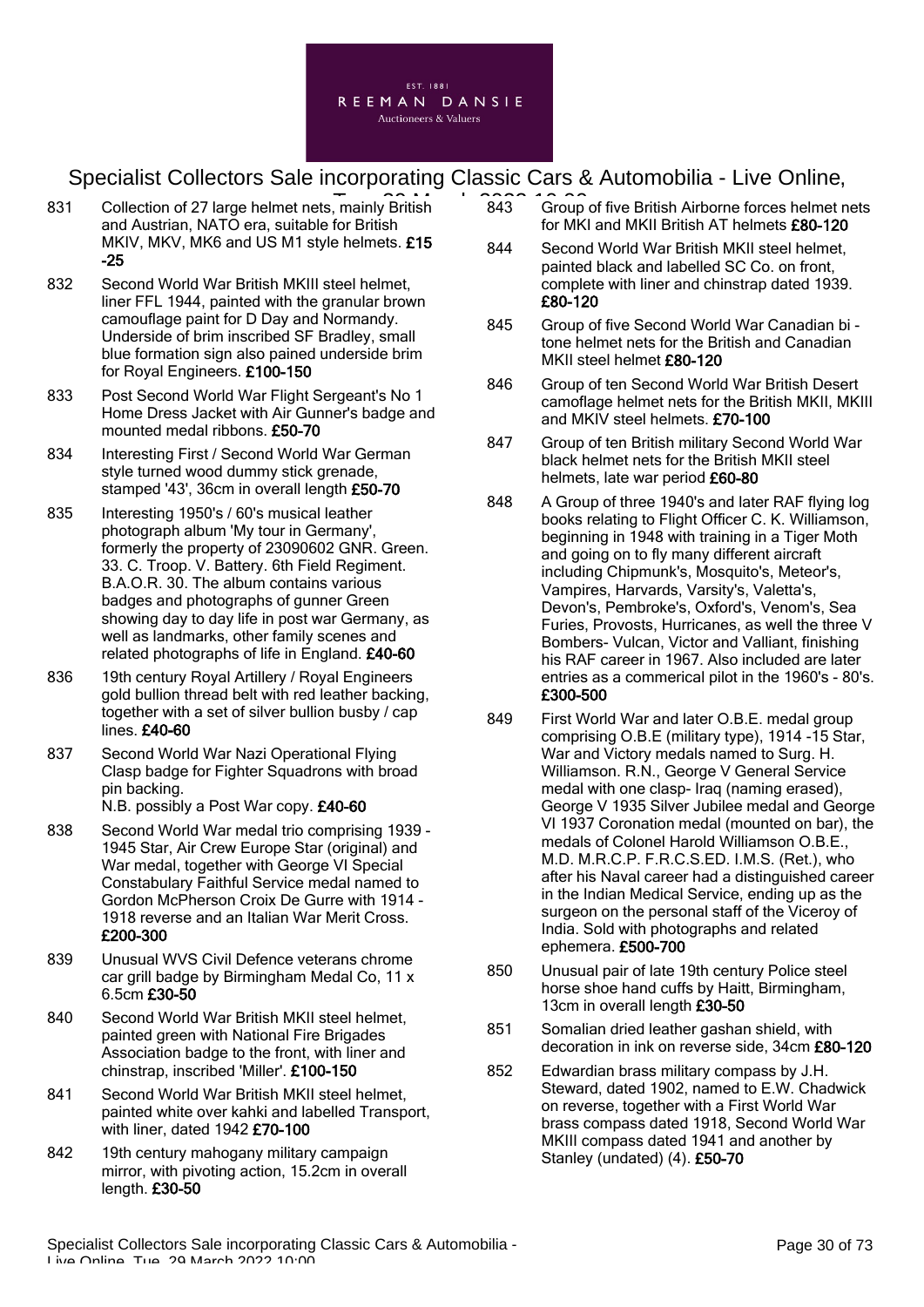831 Collection of 27 large helmet nets, mainly British and Austrian, NATO era, suitable for British MKIV, MKV, MK6 and US M1 style helmets. **£15 -25**

832 Second World War British MKIII steel helmet, liner FFL 1944, painted with the granular brown camouflage paint for D Day and Normandy. Underside of brim inscribed SF Bradley, small blue formation sign also pained underside brim for Royal Engineers. **£100-150**

833 Post Second World War Flight Sergeant's No 1 Home Dress Jacket with Air Gunner's badge and mounted medal ribbons. **£50-70**

834 Interesting First / Second World War German style turned wood dummy stick grenade, stamped '43', 36cm in overall length **£50-70**

835 Interesting 1950's / 60's musical leather photograph album 'My tour in Germany', formerly the property of 23090602 GNR. Green. 33. C. Troop. V. Battery. 6th Field Regiment. B.A.O.R. 30. The album contains various badges and photographs of gunner Green showing day to day life in post war Germany, as well as landmarks, other family scenes and related photographs of life in England. **£40-60**

836 19th century Royal Artillery / Royal Engineers gold bullion thread belt with red leather backing, together with a set of silver bullion busby / cap lines. **£40-60**

837 Second World War Nazi Operational Flying Clasp badge for Fighter Squadrons with broad pin backing.
N.B. possibly a Post War copy. **£40-60**

838 Second World War medal trio comprising 1939 - 1945 Star, Air Crew Europe Star (original) and War medal, together with George VI Special Constabulary Faithful Service medal named to Gordon McPherson Croix De Gurre with 1914 - 1918 reverse and an Italian War Merit Cross. **£200-300**

839 Unusual WVS Civil Defence veterans chrome car grill badge by Birmingham Medal Co, 11 x 6.5cm **£30-50**

840 Second World War British MKII steel helmet, painted green with National Fire Brigades Association badge to the front, with liner and chinstrap, inscribed 'Miller'. **£100-150**

841 Second World War British MKII steel helmet, painted white over kahki and labelled Transport, with liner, dated 1942 **£70-100**

842 19th century mahogany military campaign mirror, with pivoting action, 15.2cm in overall length. **£30-50**

843 Group of five British Airborne forces helmet nets for MKI and MKII British AT helmets **£80-120**

844 Second World War British MKII steel helmet, painted black and labelled SC Co. on front, complete with liner and chinstrap dated 1939. **£80-120**

845 Group of five Second World War Canadian bi - tone helmet nets for the British and Canadian MKII steel helmet **£80-120**

846 Group of ten Second World War British Desert camoflage helmet nets for the British MKII, MKIII and MKIV steel helmets. **£70-100**

847 Group of ten British military Second World War black helmet nets for the British MKII steel helmets, late war period **£60-80**

848 A Group of three 1940's and later RAF flying log books relating to Flight Officer C. K. Williamson, beginning in 1948 with training in a Tiger Moth and going on to fly many different aircraft including Chipmunk's, Mosquito's, Meteor's, Vampires, Harvards, Varsity's, Valetta's, Devon's, Pembroke's, Oxford's, Venom's, Sea Furies, Provosts, Hurricanes, as well the three V Bombers- Vulcan, Victor and Valliant, finishing his RAF career in 1967. Also included are later entries as a commerical pilot in the 1960's - 80's. **£300-500**

849 First World War and later O.B.E. medal group comprising O.B.E (military type), 1914 -15 Star, War and Victory medals named to Surg. H. Williamson. R.N., George V General Service medal with one clasp- Iraq (naming erased), George V 1935 Silver Jubilee medal and George VI 1937 Coronation medal (mounted on bar), the medals of Colonel Harold Williamson O.B.E., M.D. M.R.C.P. F.R.C.S.ED. I.M.S. (Ret.), who after his Naval career had a distinguished career in the Indian Medical Service, ending up as the surgeon on the personal staff of the Viceroy of India. Sold with photographs and related ephemera. **£500-700**

850 Unusual pair of late 19th century Police steel horse shoe hand cuffs by Haitt, Birmingham, 13cm in overall length **£30-50**

851 Somalian dried leather gashan shield, with decoration in ink on reverse side, 34cm **£80-120**

852 Edwardian brass military compass by J.H. Steward, dated 1902, named to E.W. Chadwick on reverse, together with a First World War brass compass dated 1918, Second World War MKIII compass dated 1941 and another by Stanley (undated) (4). **£50-70**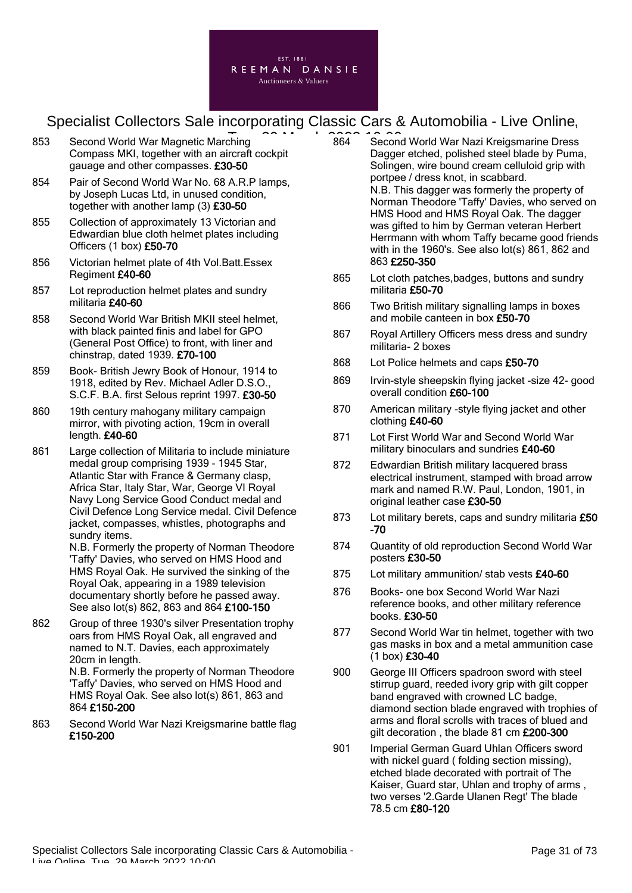853 Second World War Magnetic Marching Compass MKI, together with an aircraft cockpit gauage and other compasses. **£30-50**

854 Pair of Second World War No. 68 A.R.P lamps, by Joseph Lucas Ltd, in unused condition, together with another lamp (3) **£30-50**

855 Collection of approximately 13 Victorian and Edwardian blue cloth helmet plates including Officers (1 box) **£50-70**

856 Victorian helmet plate of 4th Vol.Batt.Essex Regiment **£40-60**

857 Lot reproduction helmet plates and sundry militaria **£40-60**

858 Second World War British MKII steel helmet, with black painted finis and label for GPO (General Post Office) to front, with liner and chinstrap, dated 1939. **£70-100**

859 Book- British Jewry Book of Honour, 1914 to 1918, edited by Rev. Michael Adler D.S.O., S.C.F. B.A. first Selous reprint 1997. **£30-50**

860 19th century mahogany military campaign mirror, with pivoting action, 19cm in overall length. **£40-60**

861 Large collection of Militaria to include miniature medal group comprising 1939 - 1945 Star, Atlantic Star with France & Germany clasp, Africa Star, Italy Star, War, George VI Royal Navy Long Service Good Conduct medal and Civil Defence Long Service medal. Civil Defence jacket, compasses, whistles, photographs and sundry items.
N.B. Formerly the property of Norman Theodore 'Taffy' Davies, who served on HMS Hood and HMS Royal Oak. He survived the sinking of the Royal Oak, appearing in a 1989 television documentary shortly before he passed away. See also lot(s) 862, 863 and 864 **£100-150**

862 Group of three 1930's silver Presentation trophy oars from HMS Royal Oak, all engraved and named to N.T. Davies, each approximately 20cm in length.
N.B. Formerly the property of Norman Theodore 'Taffy' Davies, who served on HMS Hood and HMS Royal Oak. See also lot(s) 861, 863 and 864 **£150-200**

863 Second World War Nazi Kreigsmarine battle flag **£150-200**

864 Second World War Nazi Kreigsmarine Dress Dagger etched, polished steel blade by Puma, Solingen, wire bound cream celluloid grip with portpee / dress knot, in scabbard.
N.B. This dagger was formerly the property of Norman Theodore 'Taffy' Davies, who served on HMS Hood and HMS Royal Oak. The dagger was gifted to him by German veteran Herbert Herrmann with whom Taffy became good friends with in the 1960's. See also lot(s) 861, 862 and 863 **£250-350**

865 Lot cloth patches,badges, buttons and sundry militaria **£50-70**

866 Two British military signalling lamps in boxes and mobile canteen in box **£50-70**

867 Royal Artillery Officers mess dress and sundry militaria- 2 boxes

868 Lot Police helmets and caps **£50-70**

869 Irvin-style sheepskin flying jacket -size 42- good overall condition **£60-100**

870 American military -style flying jacket and other clothing **£40-60**

871 Lot First World War and Second World War military binoculars and sundries **£40-60**

872 Edwardian British military lacquered brass electrical instrument, stamped with broad arrow mark and named R.W. Paul, London, 1901, in original leather case **£30-50**

873 Lot military berets, caps and sundry militaria **£50 -70**

874 Quantity of old reproduction Second World War posters **£30-50**

875 Lot military ammunition/ stab vests **£40-60**

876 Books- one box Second World War Nazi reference books, and other military reference books. **£30-50**

877 Second World War tin helmet, together with two gas masks in box and a metal ammunition case (1 box) **£30-40**

900 George III Officers spadroon sword with steel stirrup guard, reeded ivory grip with gilt copper band engraved with crowned LC badge, diamond section blade engraved with trophies of arms and floral scrolls with traces of blued and gilt decoration , the blade 81 cm **£200-300**

901 Imperial German Guard Uhlan Officers sword with nickel guard ( folding section missing), etched blade decorated with portrait of The Kaiser, Guard star, Uhlan and trophy of arms , two verses '2.Garde Ulanen Regt' The blade 78.5 cm **£80-120**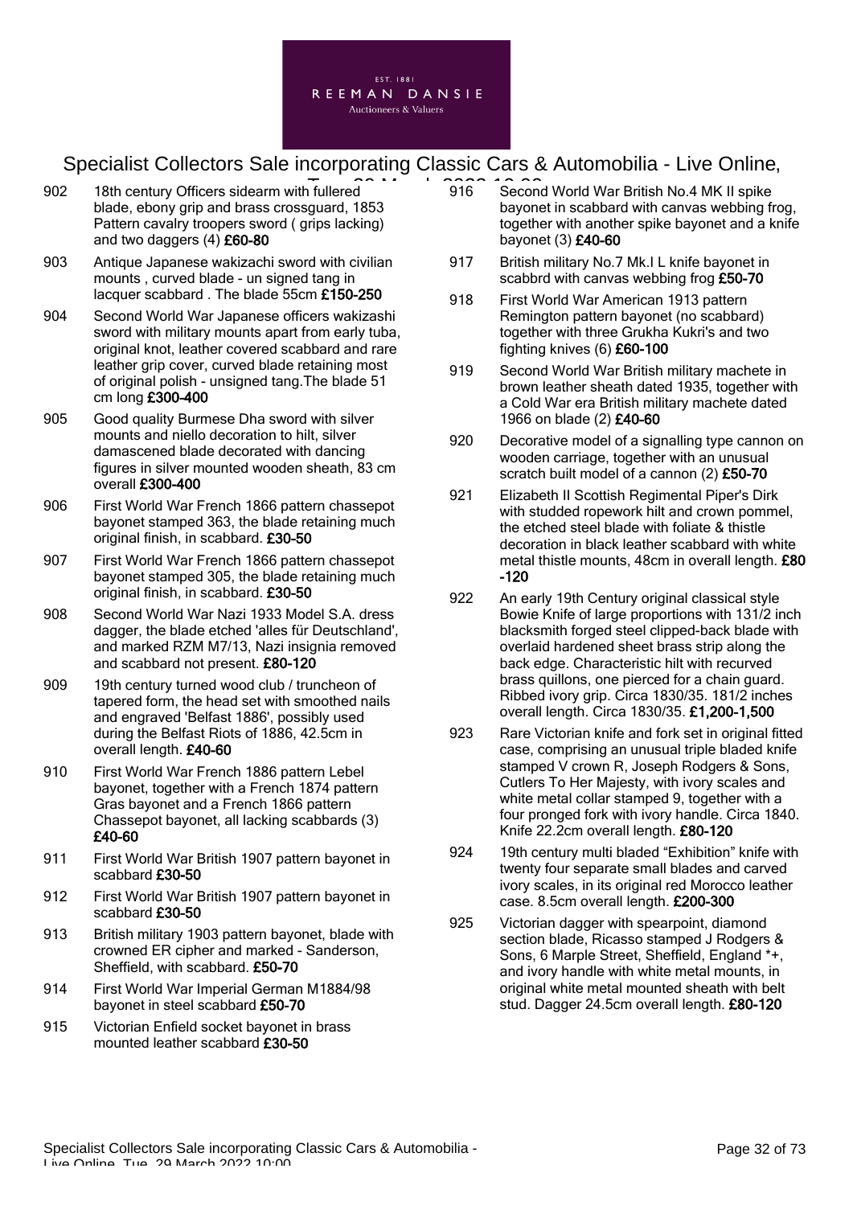902 18th century Officers sidearm with fullered blade, ebony grip and brass crossguard, 1853 Pattern cavalry troopers sword ( grips lacking) and two daggers (4) **£60-80**

903 Antique Japanese wakizachi sword with civilian mounts , curved blade - un signed tang in lacquer scabbard . The blade 55cm **£150-250**

904 Second World War Japanese officers wakizashi sword with military mounts apart from early tuba, original knot, leather covered scabbard and rare leather grip cover, curved blade retaining most of original polish - unsigned tang.The blade 51 cm long **£300-400**

905 Good quality Burmese Dha sword with silver mounts and niello decoration to hilt, silver damascened blade decorated with dancing figures in silver mounted wooden sheath, 83 cm overall **£300-400**

906 First World War French 1866 pattern chassepot bayonet stamped 363, the blade retaining much original finish, in scabbard. **£30-50**

907 First World War French 1866 pattern chassepot bayonet stamped 305, the blade retaining much original finish, in scabbard. **£30-50**

908 Second World War Nazi 1933 Model S.A. dress dagger, the blade etched 'alles für Deutschland', and marked RZM M7/13, Nazi insignia removed and scabbard not present. **£80-120**

909 19th century turned wood club / truncheon of tapered form, the head set with smoothed nails and engraved 'Belfast 1886', possibly used during the Belfast Riots of 1886, 42.5cm in overall length. **£40-60**

910 First World War French 1886 pattern Lebel bayonet, together with a French 1874 pattern Gras bayonet and a French 1866 pattern Chassepot bayonet, all lacking scabbards (3) **£40-60**

911 First World War British 1907 pattern bayonet in scabbard **£30-50**

912 First World War British 1907 pattern bayonet in scabbard **£30-50**

913 British military 1903 pattern bayonet, blade with crowned ER cipher and marked - Sanderson, Sheffield, with scabbard. **£50-70**

914 First World War Imperial German M1884/98 bayonet in steel scabbard **£50-70**

915 Victorian Enfield socket bayonet in brass mounted leather scabbard **£30-50**

916 Second World War British No.4 MK II spike bayonet in scabbard with canvas webbing frog, together with another spike bayonet and a knife bayonet (3) **£40-60**

917 British military No.7 Mk.I L knife bayonet in scabbrd with canvas webbing frog **£50-70**

918 First World War American 1913 pattern Remington pattern bayonet (no scabbard) together with three Grukha Kukri's and two fighting knives (6) **£60-100**

919 Second World War British military machete in brown leather sheath dated 1935, together with a Cold War era British military machete dated 1966 on blade (2) **£40-60**

920 Decorative model of a signalling type cannon on wooden carriage, together with an unusual scratch built model of a cannon (2) **£50-70**

921 Elizabeth II Scottish Regimental Piper's Dirk with studded ropework hilt and crown pommel, the etched steel blade with foliate & thistle decoration in black leather scabbard with white metal thistle mounts, 48cm in overall length. **£80-120**

922 An early 19th Century original classical style Bowie Knife of large proportions with 131/2 inch blacksmith forged steel clipped-back blade with overlaid hardened sheet brass strip along the back edge. Characteristic hilt with recurved brass quillons, one pierced for a chain guard. Ribbed ivory grip. Circa 1830/35. 181/2 inches overall length. Circa 1830/35. **£1,200-1,500**

923 Rare Victorian knife and fork set in original fitted case, comprising an unusual triple bladed knife stamped V crown R, Joseph Rodgers & Sons, Cutlers To Her Majesty, with ivory scales and white metal collar stamped 9, together with a four pronged fork with ivory handle. Circa 1840. Knife 22.2cm overall length. **£80-120**

924 19th century multi bladed "Exhibition" knife with twenty four separate small blades and carved ivory scales, in its original red Morocco leather case. 8.5cm overall length. **£200-300**

925 Victorian dagger with spearpoint, diamond section blade, Ricasso stamped J Rodgers & Sons, 6 Marple Street, Sheffield, England *+, and ivory handle with white metal mounts, in original white metal mounted sheath with belt stud. Dagger 24.5cm overall length. **£80-120**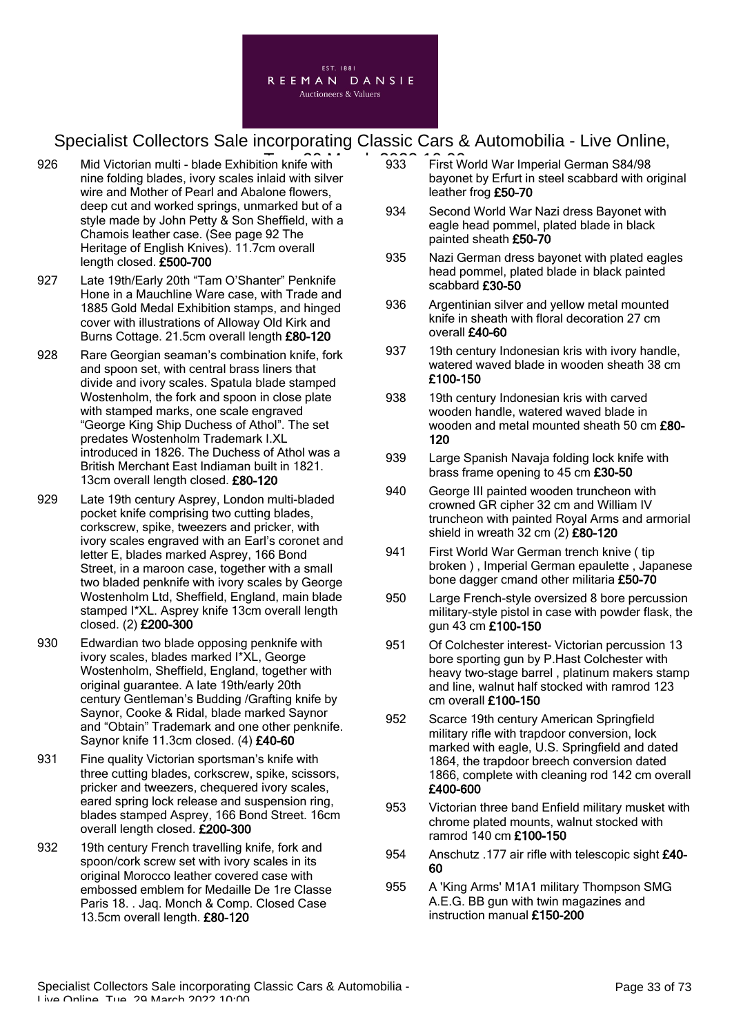926 Mid Victorian multi - blade Exhibition knife with nine folding blades, ivory scales inlaid with silver wire and Mother of Pearl and Abalone flowers, deep cut and worked springs, unmarked but of a style made by John Petty & Son Sheffield, with a Chamois leather case. (See page 92 The Heritage of English Knives). 11.7cm overall length closed. **£500-700**

927 Late 19th/Early 20th "Tam O'Shanter" Penknife Hone in a Mauchline Ware case, with Trade and 1885 Gold Medal Exhibition stamps, and hinged cover with illustrations of Alloway Old Kirk and Burns Cottage. 21.5cm overall length **£80-120**

928 Rare Georgian seaman's combination knife, fork and spoon set, with central brass liners that divide and ivory scales. Spatula blade stamped Wostenholm, the fork and spoon in close plate with stamped marks, one scale engraved "George King Ship Duchess of Athol". The set predates Wostenholm Trademark I.XL introduced in 1826. The Duchess of Athol was a British Merchant East Indiaman built in 1821. 13cm overall length closed. **£80-120**

929 Late 19th century Asprey, London multi-bladed pocket knife comprising two cutting blades, corkscrew, spike, tweezers and pricker, with ivory scales engraved with an Earl's coronet and letter E, blades marked Asprey, 166 Bond Street, in a maroon case, together with a small two bladed penknife with ivory scales by George Wostenholm Ltd, Sheffield, England, main blade stamped I*XL. Asprey knife 13cm overall length closed. (2) **£200-300**

930 Edwardian two blade opposing penknife with ivory scales, blades marked I*XL, George Wostenholm, Sheffield, England, together with original guarantee. A late 19th/early 20th century Gentleman's Budding /Grafting knife by Saynor, Cooke & Ridal, blade marked Saynor and "Obtain" Trademark and one other penknife. Saynor knife 11.3cm closed. (4) **£40-60**

931 Fine quality Victorian sportsman's knife with three cutting blades, corkscrew, spike, scissors, pricker and tweezers, chequered ivory scales, eared spring lock release and suspension ring, blades stamped Asprey, 166 Bond Street. 16cm overall length closed. **£200-300**

932 19th century French travelling knife, fork and spoon/cork screw set with ivory scales in its original Morocco leather covered case with embossed emblem for Medaille De 1re Classe Paris 18. . Jaq. Monch & Comp. Closed Case 13.5cm overall length. **£80-120**

933 First World War Imperial German S84/98 bayonet by Erfurt in steel scabbard with original leather frog **£50-70**

934 Second World War Nazi dress Bayonet with eagle head pommel, plated blade in black painted sheath **£50-70**

935 Nazi German dress bayonet with plated eagles head pommel, plated blade in black painted scabbard **£30-50**

936 Argentinian silver and yellow metal mounted knife in sheath with floral decoration 27 cm overall **£40-60**

937 19th century Indonesian kris with ivory handle, watered waved blade in wooden sheath 38 cm **£100-150**

938 19th century Indonesian kris with carved wooden handle, watered waved blade in wooden and metal mounted sheath 50 cm **£80-120**

939 Large Spanish Navaja folding lock knife with brass frame opening to 45 cm **£30-50**

940 George III painted wooden truncheon with crowned GR cipher 32 cm and William IV truncheon with painted Royal Arms and armorial shield in wreath 32 cm (2) **£80-120**

941 First World War German trench knive ( tip broken ) , Imperial German epaulette , Japanese bone dagger cmand other militaria **£50-70**

950 Large French-style oversized 8 bore percussion military-style pistol in case with powder flask, the gun 43 cm **£100-150**

951 Of Colchester interest- Victorian percussion 13 bore sporting gun by P.Hast Colchester with heavy two-stage barrel , platinum makers stamp and line, walnut half stocked with ramrod 123 cm overall **£100-150**

952 Scarce 19th century American Springfield military rifle with trapdoor conversion, lock marked with eagle, U.S. Springfield and dated 1864, the trapdoor breech conversion dated 1866, complete with cleaning rod 142 cm overall **£400-600**

953 Victorian three band Enfield military musket with chrome plated mounts, walnut stocked with ramrod 140 cm **£100-150**

954 Anschutz .177 air rifle with telescopic sight **£40-60**

955 A 'King Arms' M1A1 military Thompson SMG A.E.G. BB gun with twin magazines and instruction manual **£150-200**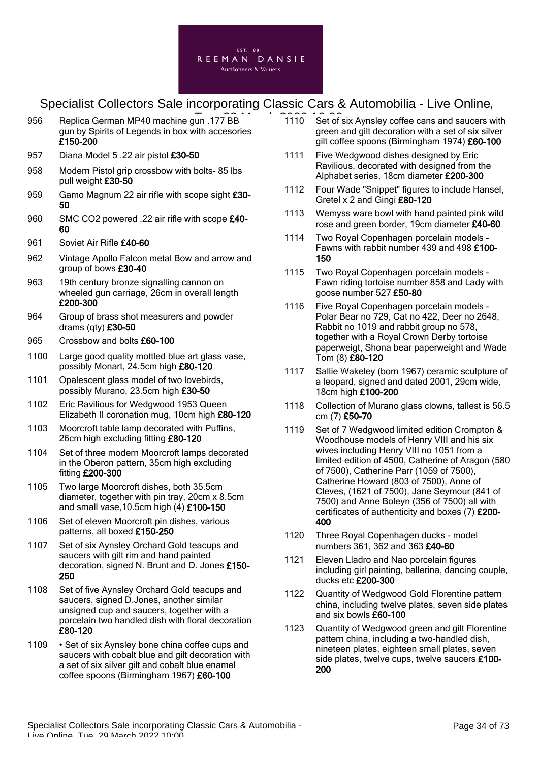956 Replica German MP40 machine gun .177 BB gun by Spirits of Legends in box with accesories **£150-200**

957 Diana Model 5 .22 air pistol **£30-50**

958 Modern Pistol grip crossbow with bolts- 85 lbs pull weight **£30-50**

959 Gamo Magnum 22 air rifle with scope sight **£30-50**

960 SMC CO2 powered .22 air rifle with scope **£40-60**

961 Soviet Air Rifle **£40-60**

962 Vintage Apollo Falcon metal Bow and arrow and group of bows **£30-40**

963 19th century bronze signalling cannon on wheeled gun carriage, 26cm in overall length **£200-300**

964 Group of brass shot measurers and powder drams (qty) **£30-50**

965 Crossbow and bolts **£60-100**

1100 Large good quality mottled blue art glass vase, possibly Monart, 24.5cm high **£80-120**

1101 Opalescent glass model of two lovebirds, possibly Murano, 23.5cm high **£30-50**

1102 Eric Ravilious for Wedgwood 1953 Queen Elizabeth II coronation mug, 10cm high **£80-120**

1103 Moorcroft table lamp decorated with Puffins, 26cm high excluding fitting **£80-120**

1104 Set of three modern Moorcroft lamps decorated in the Oberon pattern, 35cm high excluding fitting **£200-300**

1105 Two large Moorcroft dishes, both 35.5cm diameter, together with pin tray, 20cm x 8.5cm and small vase,10.5cm high (4) **£100-150**

1106 Set of eleven Moorcroft pin dishes, various patterns, all boxed **£150-250**

1107 Set of six Aynsley Orchard Gold teacups and saucers with gilt rim and hand painted decoration, signed N. Brunt and D. Jones **£150-250**

1108 Set of five Aynsley Orchard Gold teacups and saucers, signed D.Jones, another similar unsigned cup and saucers, together with a porcelain two handled dish with floral decoration **£80-120**

1109 • Set of six Aynsley bone china coffee cups and saucers with cobalt blue and gilt decoration with a set of six silver gilt and cobalt blue enamel coffee spoons (Birmingham 1967) **£60-100**

1110 Set of six Aynsley coffee cans and saucers with green and gilt decoration with a set of six silver gilt coffee spoons (Birmingham 1974) **£60-100**

1111 Five Wedgwood dishes designed by Eric Ravilious, decorated with designed from the Alphabet series, 18cm diameter **£200-300**

1112 Four Wade "Snippet" figures to include Hansel, Gretel x 2 and Gingi **£80-120**

1113 Wemyss ware bowl with hand painted pink wild rose and green border, 19cm diameter **£40-60**

1114 Two Royal Copenhagen porcelain models - Fawns with rabbit number 439 and 498 **£100-150**

1115 Two Royal Copenhagen porcelain models - Fawn riding tortoise number 858 and Lady with goose number 527 **£50-80**

1116 Five Royal Copenhagen porcelain models - Polar Bear no 729, Cat no 422, Deer no 2648, Rabbit no 1019 and rabbit group no 578, together with a Royal Crown Derby tortoise paperweigt, Shona bear paperweight and Wade Tom (8) **£80-120**

1117 Sallie Wakeley (born 1967) ceramic sculpture of a leopard, signed and dated 2001, 29cm wide, 18cm high **£100-200**

1118 Collection of Murano glass clowns, tallest is 56.5 cm (7) **£50-70**

1119 Set of 7 Wedgwood limited edition Crompton & Woodhouse models of Henry VIII and his six wives including Henry VIII no 1051 from a limited edition of 4500, Catherine of Aragon (580 of 7500), Catherine Parr (1059 of 7500), Catherine Howard (803 of 7500), Anne of Cleves, (1621 of 7500), Jane Seymour (841 of 7500) and Anne Boleyn (356 of 7500) all with certificates of authenticity and boxes (7) **£200-400**

1120 Three Royal Copenhagen ducks - model numbers 361, 362 and 363 **£40-60**

1121 Eleven Lladro and Nao porcelain figures including girl painting, ballerina, dancing couple, ducks etc **£200-300**

1122 Quantity of Wedgwood Gold Florentine pattern china, including twelve plates, seven side plates and six bowls **£60-100**

1123 Quantity of Wedgwood green and gilt Florentine pattern china, including a two-handled dish, nineteen plates, eighteen small plates, seven side plates, twelve cups, twelve saucers **£100-200**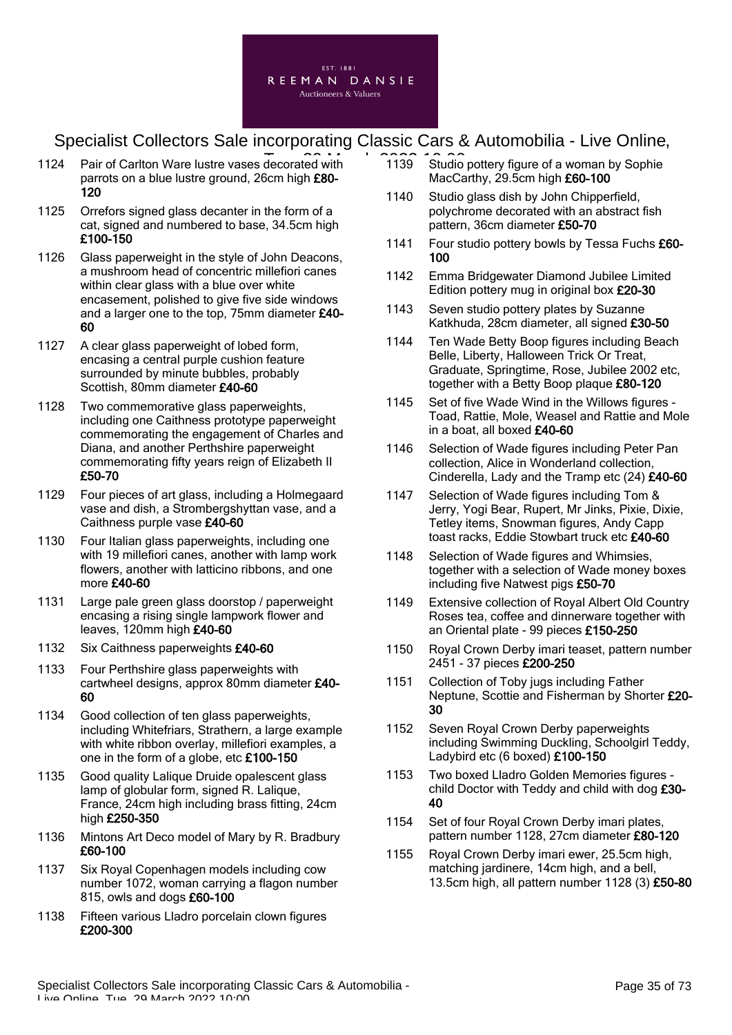1124 Pair of Carlton Ware lustre vases decorated with parrots on a blue lustre ground, 26cm high **£80-120**

1125 Orrefors signed glass decanter in the form of a cat, signed and numbered to base, 34.5cm high **£100-150**

1126 Glass paperweight in the style of John Deacons, a mushroom head of concentric millefiori canes within clear glass with a blue over white encasement, polished to give five side windows and a larger one to the top, 75mm diameter **£40-60**

1127 A clear glass paperweight of lobed form, encasing a central purple cushion feature surrounded by minute bubbles, probably Scottish, 80mm diameter **£40-60**

1128 Two commemorative glass paperweights, including one Caithness prototype paperweight commemorating the engagement of Charles and Diana, and another Perthshire paperweight commemorating fifty years reign of Elizabeth II **£50-70**

1129 Four pieces of art glass, including a Holmegaard vase and dish, a Strombergshyttan vase, and a Caithness purple vase **£40-60**

1130 Four Italian glass paperweights, including one with 19 millefiori canes, another with lamp work flowers, another with latticino ribbons, and one more **£40-60**

1131 Large pale green glass doorstop / paperweight encasing a rising single lampwork flower and leaves, 120mm high **£40-60**

1132 Six Caithness paperweights **£40-60**

1133 Four Perthshire glass paperweights with cartwheel designs, approx 80mm diameter **£40-60**

1134 Good collection of ten glass paperweights, including Whitefriars, Strathern, a large example with white ribbon overlay, millefiori examples, a one in the form of a globe, etc **£100-150**

1135 Good quality Lalique Druide opalescent glass lamp of globular form, signed R. Lalique, France, 24cm high including brass fitting, 24cm high **£250-350**

1136 Mintons Art Deco model of Mary by R. Bradbury **£60-100**

1137 Six Royal Copenhagen models including cow number 1072, woman carrying a flagon number 815, owls and dogs **£60-100**

1138 Fifteen various Lladro porcelain clown figures **£200-300**

1139 Studio pottery figure of a woman by Sophie MacCarthy, 29.5cm high **£60-100**

1140 Studio glass dish by John Chipperfield, polychrome decorated with an abstract fish pattern, 36cm diameter **£50-70**

1141 Four studio pottery bowls by Tessa Fuchs **£60-100**

1142 Emma Bridgewater Diamond Jubilee Limited Edition pottery mug in original box **£20-30**

1143 Seven studio pottery plates by Suzanne Katkhuda, 28cm diameter, all signed **£30-50**

1144 Ten Wade Betty Boop figures including Beach Belle, Liberty, Halloween Trick Or Treat, Graduate, Springtime, Rose, Jubilee 2002 etc, together with a Betty Boop plaque **£80-120**

1145 Set of five Wade Wind in the Willows figures - Toad, Rattie, Mole, Weasel and Rattie and Mole in a boat, all boxed **£40-60**

1146 Selection of Wade figures including Peter Pan collection, Alice in Wonderland collection, Cinderella, Lady and the Tramp etc (24) **£40-60**

1147 Selection of Wade figures including Tom & Jerry, Yogi Bear, Rupert, Mr Jinks, Pixie, Dixie, Tetley items, Snowman figures, Andy Capp toast racks, Eddie Stowbart truck etc **£40-60**

1148 Selection of Wade figures and Whimsies, together with a selection of Wade money boxes including five Natwest pigs **£50-70**

1149 Extensive collection of Royal Albert Old Country Roses tea, coffee and dinnerware together with an Oriental plate - 99 pieces **£150-250**

1150 Royal Crown Derby imari teaset, pattern number 2451 - 37 pieces **£200-250**

1151 Collection of Toby jugs including Father Neptune, Scottie and Fisherman by Shorter **£20-30**

1152 Seven Royal Crown Derby paperweights including Swimming Duckling, Schoolgirl Teddy, Ladybird etc (6 boxed) **£100-150**

1153 Two boxed Lladro Golden Memories figures - child Doctor with Teddy and child with dog **£30-40**

1154 Set of four Royal Crown Derby imari plates, pattern number 1128, 27cm diameter **£80-120**

1155 Royal Crown Derby imari ewer, 25.5cm high, matching jardinere, 14cm high, and a bell, 13.5cm high, all pattern number 1128 (3) **£50-80**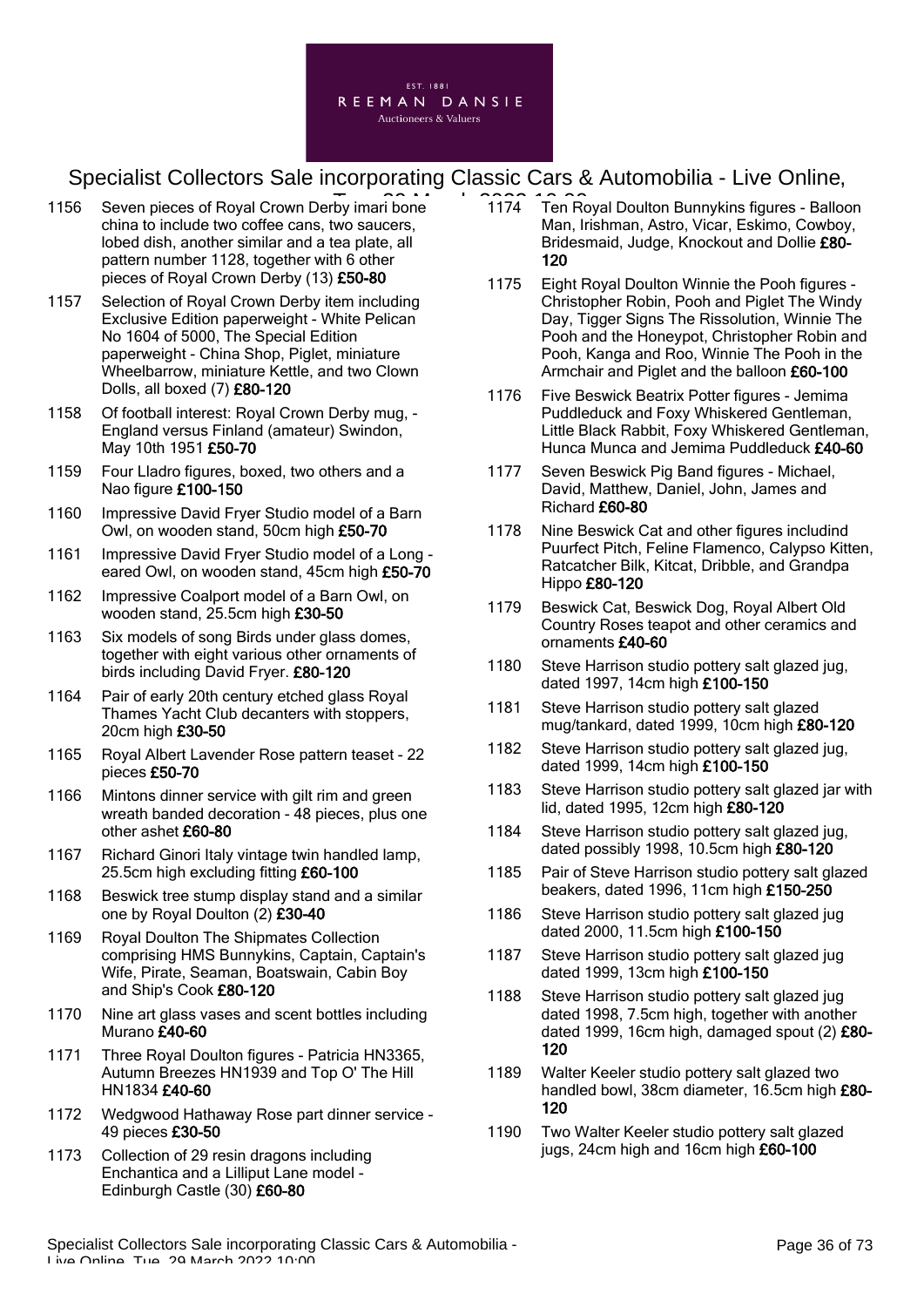1156 Seven pieces of Royal Crown Derby imari bone china to include two coffee cans, two saucers, lobed dish, another similar and a tea plate, all pattern number 1128, together with 6 other pieces of Royal Crown Derby (13) **£50-80**

1157 Selection of Royal Crown Derby item including Exclusive Edition paperweight - White Pelican No 1604 of 5000, The Special Edition paperweight - China Shop, Piglet, miniature Wheelbarrow, miniature Kettle, and two Clown Dolls, all boxed (7) **£80-120**

1158 Of football interest: Royal Crown Derby mug, - England versus Finland (amateur) Swindon, May 10th 1951 **£50-70**

1159 Four Lladro figures, boxed, two others and a Nao figure **£100-150**

1160 Impressive David Fryer Studio model of a Barn Owl, on wooden stand, 50cm high **£50-70**

1161 Impressive David Fryer Studio model of a Long - eared Owl, on wooden stand, 45cm high **£50-70**

1162 Impressive Coalport model of a Barn Owl, on wooden stand, 25.5cm high **£30-50**

1163 Six models of song Birds under glass domes, together with eight various other ornaments of birds including David Fryer. **£80-120**

1164 Pair of early 20th century etched glass Royal Thames Yacht Club decanters with stoppers, 20cm high **£30-50**

1165 Royal Albert Lavender Rose pattern teaset - 22 pieces **£50-70**

1166 Mintons dinner service with gilt rim and green wreath banded decoration - 48 pieces, plus one other ashet **£60-80**

1167 Richard Ginori Italy vintage twin handled lamp, 25.5cm high excluding fitting **£60-100**

1168 Beswick tree stump display stand and a similar one by Royal Doulton (2) **£30-40**

1169 Royal Doulton The Shipmates Collection comprising HMS Bunnykins, Captain, Captain's Wife, Pirate, Seaman, Boatswain, Cabin Boy and Ship's Cook **£80-120**

1170 Nine art glass vases and scent bottles including Murano **£40-60**

1171 Three Royal Doulton figures - Patricia HN3365, Autumn Breezes HN1939 and Top O' The Hill HN1834 **£40-60**

1172 Wedgwood Hathaway Rose part dinner service - 49 pieces **£30-50**

1173 Collection of 29 resin dragons including Enchantica and a Lilliput Lane model - Edinburgh Castle (30) **£60-80**

1174 Ten Royal Doulton Bunnykins figures - Balloon Man, Irishman, Astro, Vicar, Eskimo, Cowboy, Bridesmaid, Judge, Knockout and Dollie **£80-120**

1175 Eight Royal Doulton Winnie the Pooh figures - Christopher Robin, Pooh and Piglet The Windy Day, Tigger Signs The Rissolution, Winnie The Pooh and the Honeypot, Christopher Robin and Pooh, Kanga and Roo, Winnie The Pooh in the Armchair and Piglet and the balloon **£60-100**

1176 Five Beswick Beatrix Potter figures - Jemima Puddleduck and Foxy Whiskered Gentleman, Little Black Rabbit, Foxy Whiskered Gentleman, Hunca Munca and Jemima Puddleduck **£40-60**

1177 Seven Beswick Pig Band figures - Michael, David, Matthew, Daniel, John, James and Richard **£60-80**

1178 Nine Beswick Cat and other figures includind Puurfect Pitch, Feline Flamenco, Calypso Kitten, Ratcatcher Bilk, Kitcat, Dribble, and Grandpa Hippo **£80-120**

1179 Beswick Cat, Beswick Dog, Royal Albert Old Country Roses teapot and other ceramics and ornaments **£40-60**

1180 Steve Harrison studio pottery salt glazed jug, dated 1997, 14cm high **£100-150**

1181 Steve Harrison studio pottery salt glazed mug/tankard, dated 1999, 10cm high **£80-120**

1182 Steve Harrison studio pottery salt glazed jug, dated 1999, 14cm high **£100-150**

1183 Steve Harrison studio pottery salt glazed jar with lid, dated 1995, 12cm high **£80-120**

1184 Steve Harrison studio pottery salt glazed jug, dated possibly 1998, 10.5cm high **£80-120**

1185 Pair of Steve Harrison studio pottery salt glazed beakers, dated 1996, 11cm high **£150-250**

1186 Steve Harrison studio pottery salt glazed jug dated 2000, 11.5cm high **£100-150**

1187 Steve Harrison studio pottery salt glazed jug dated 1999, 13cm high **£100-150**

1188 Steve Harrison studio pottery salt glazed jug dated 1998, 7.5cm high, together with another dated 1999, 16cm high, damaged spout (2) **£80-120**

1189 Walter Keeler studio pottery salt glazed two handled bowl, 38cm diameter, 16.5cm high **£80-120**

1190 Two Walter Keeler studio pottery salt glazed jugs, 24cm high and 16cm high **£60-100**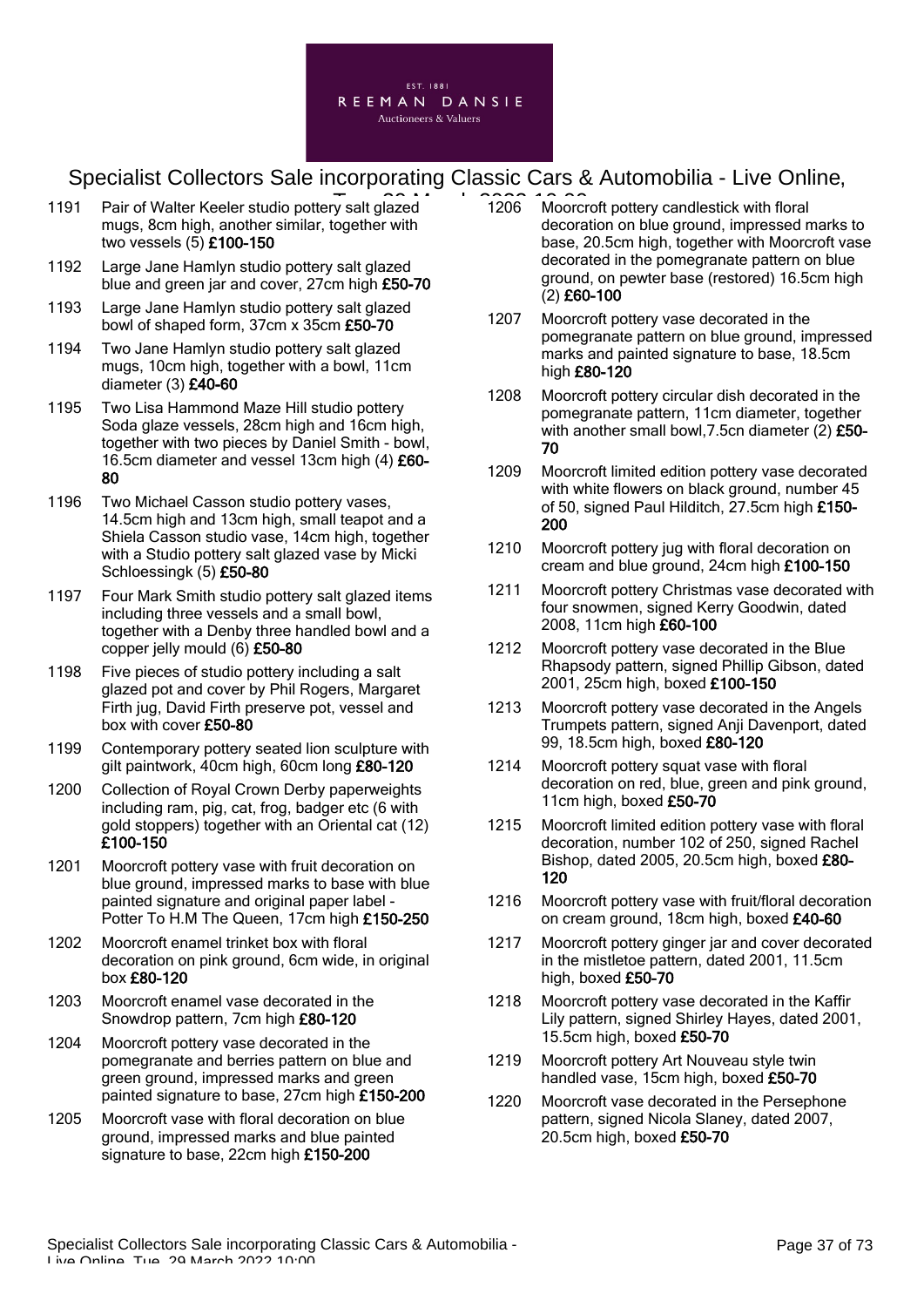1191 Pair of Walter Keeler studio pottery salt glazed mugs, 8cm high, another similar, together with two vessels (5) **£100-150**

1192 Large Jane Hamlyn studio pottery salt glazed blue and green jar and cover, 27cm high **£50-70**

1193 Large Jane Hamlyn studio pottery salt glazed bowl of shaped form, 37cm x 35cm **£50-70**

1194 Two Jane Hamlyn studio pottery salt glazed mugs, 10cm high, together with a bowl, 11cm diameter (3) **£40-60**

1195 Two Lisa Hammond Maze Hill studio pottery Soda glaze vessels, 28cm high and 16cm high, together with two pieces by Daniel Smith - bowl, 16.5cm diameter and vessel 13cm high (4) **£60-80**

1196 Two Michael Casson studio pottery vases, 14.5cm high and 13cm high, small teapot and a Shiela Casson studio vase, 14cm high, together with a Studio pottery salt glazed vase by Micki Schloessingk (5) **£50-80**

1197 Four Mark Smith studio pottery salt glazed items including three vessels and a small bowl, together with a Denby three handled bowl and a copper jelly mould (6) **£50-80**

1198 Five pieces of studio pottery including a salt glazed pot and cover by Phil Rogers, Margaret Firth jug, David Firth preserve pot, vessel and box with cover **£50-80**

1199 Contemporary pottery seated lion sculpture with gilt paintwork, 40cm high, 60cm long **£80-120**

1200 Collection of Royal Crown Derby paperweights including ram, pig, cat, frog, badger etc (6 with gold stoppers) together with an Oriental cat (12) **£100-150**

1201 Moorcroft pottery vase with fruit decoration on blue ground, impressed marks to base with blue painted signature and original paper label - Potter To H.M The Queen, 17cm high **£150-250**

1202 Moorcroft enamel trinket box with floral decoration on pink ground, 6cm wide, in original box **£80-120**

1203 Moorcroft enamel vase decorated in the Snowdrop pattern, 7cm high **£80-120**

1204 Moorcroft pottery vase decorated in the pomegranate and berries pattern on blue and green ground, impressed marks and green painted signature to base, 27cm high **£150-200**

1205 Moorcroft vase with floral decoration on blue ground, impressed marks and blue painted signature to base, 22cm high **£150-200**

1206 Moorcroft pottery candlestick with floral decoration on blue ground, impressed marks to base, 20.5cm high, together with Moorcroft vase decorated in the pomegranate pattern on blue ground, on pewter base (restored) 16.5cm high (2) **£60-100**

1207 Moorcroft pottery vase decorated in the pomegranate pattern on blue ground, impressed marks and painted signature to base, 18.5cm high **£80-120**

1208 Moorcroft pottery circular dish decorated in the pomegranate pattern, 11cm diameter, together with another small bowl,7.5cn diameter (2) **£50-70**

1209 Moorcroft limited edition pottery vase decorated with white flowers on black ground, number 45 of 50, signed Paul Hilditch, 27.5cm high **£150-200**

1210 Moorcroft pottery jug with floral decoration on cream and blue ground, 24cm high **£100-150**

1211 Moorcroft pottery Christmas vase decorated with four snowmen, signed Kerry Goodwin, dated 2008, 11cm high **£60-100**

1212 Moorcroft pottery vase decorated in the Blue Rhapsody pattern, signed Phillip Gibson, dated 2001, 25cm high, boxed **£100-150**

1213 Moorcroft pottery vase decorated in the Angels Trumpets pattern, signed Anji Davenport, dated 99, 18.5cm high, boxed **£80-120**

1214 Moorcroft pottery squat vase with floral decoration on red, blue, green and pink ground, 11cm high, boxed **£50-70**

1215 Moorcroft limited edition pottery vase with floral decoration, number 102 of 250, signed Rachel Bishop, dated 2005, 20.5cm high, boxed **£80-120**

1216 Moorcroft pottery vase with fruit/floral decoration on cream ground, 18cm high, boxed **£40-60**

1217 Moorcroft pottery ginger jar and cover decorated in the mistletoe pattern, dated 2001, 11.5cm high, boxed **£50-70**

1218 Moorcroft pottery vase decorated in the Kaffir Lily pattern, signed Shirley Hayes, dated 2001, 15.5cm high, boxed **£50-70**

1219 Moorcroft pottery Art Nouveau style twin handled vase, 15cm high, boxed **£50-70**

1220 Moorcroft vase decorated in the Persephone pattern, signed Nicola Slaney, dated 2007, 20.5cm high, boxed **£50-70**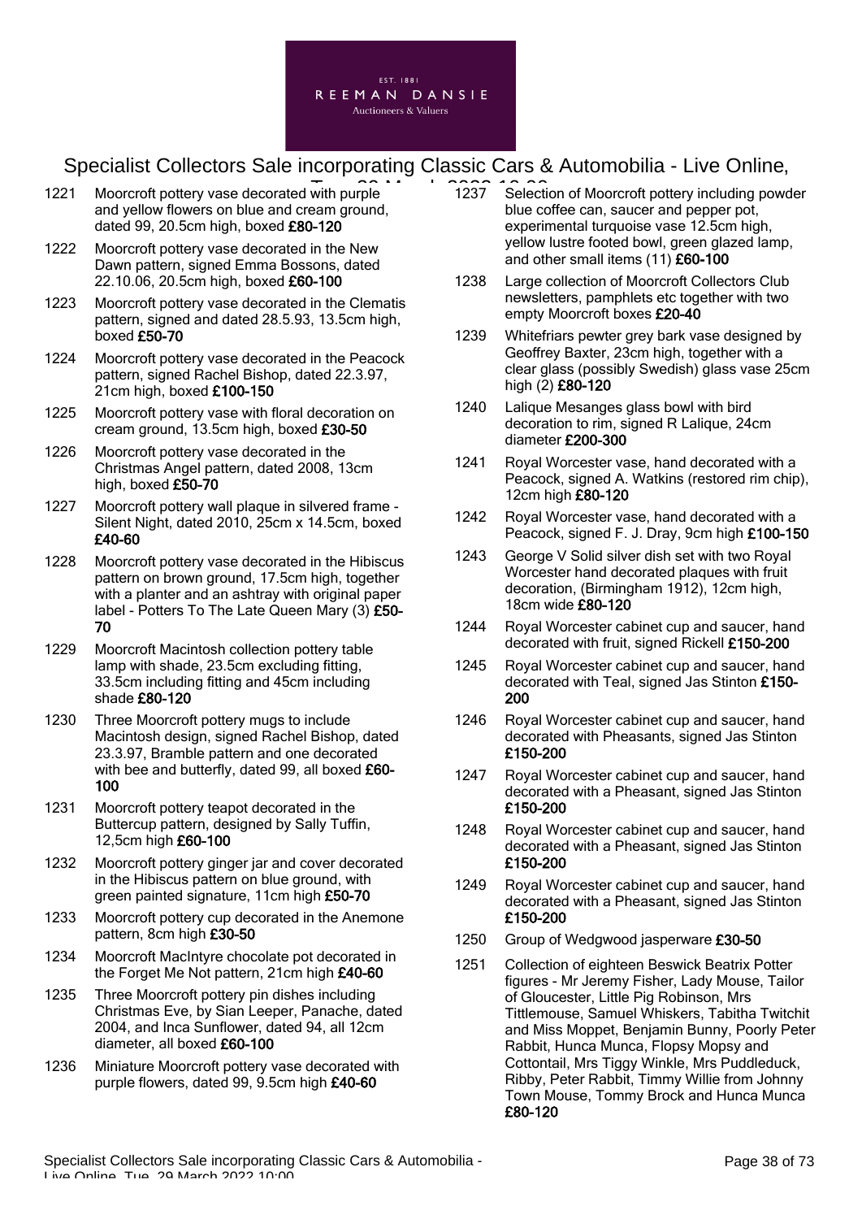1221 Moorcroft pottery vase decorated with purple and yellow flowers on blue and cream ground, dated 99, 20.5cm high, boxed **£80-120**

1222 Moorcroft pottery vase decorated in the New Dawn pattern, signed Emma Bossons, dated 22.10.06, 20.5cm high, boxed **£60-100**

1223 Moorcroft pottery vase decorated in the Clematis pattern, signed and dated 28.5.93, 13.5cm high, boxed **£50-70**

1224 Moorcroft pottery vase decorated in the Peacock pattern, signed Rachel Bishop, dated 22.3.97, 21cm high, boxed **£100-150**

1225 Moorcroft pottery vase with floral decoration on cream ground, 13.5cm high, boxed **£30-50**

1226 Moorcroft pottery vase decorated in the Christmas Angel pattern, dated 2008, 13cm high, boxed **£50-70**

1227 Moorcroft pottery wall plaque in silvered frame - Silent Night, dated 2010, 25cm x 14.5cm, boxed **£40-60**

1228 Moorcroft pottery vase decorated in the Hibiscus pattern on brown ground, 17.5cm high, together with a planter and an ashtray with original paper label - Potters To The Late Queen Mary (3) **£50-70**

1229 Moorcroft Macintosh collection pottery table lamp with shade, 23.5cm excluding fitting, 33.5cm including fitting and 45cm including shade **£80-120**

1230 Three Moorcroft pottery mugs to include Macintosh design, signed Rachel Bishop, dated 23.3.97, Bramble pattern and one decorated with bee and butterfly, dated 99, all boxed **£60-100**

1231 Moorcroft pottery teapot decorated in the Buttercup pattern, designed by Sally Tuffin, 12,5cm high **£60-100**

1232 Moorcroft pottery ginger jar and cover decorated in the Hibiscus pattern on blue ground, with green painted signature, 11cm high **£50-70**

1233 Moorcroft pottery cup decorated in the Anemone pattern, 8cm high **£30-50**

1234 Moorcroft MacIntyre chocolate pot decorated in the Forget Me Not pattern, 21cm high **£40-60**

1235 Three Moorcroft pottery pin dishes including Christmas Eve, by Sian Leeper, Panache, dated 2004, and Inca Sunflower, dated 94, all 12cm diameter, all boxed **£60-100**

1236 Miniature Moorcroft pottery vase decorated with purple flowers, dated 99, 9.5cm high **£40-60**

1237 Selection of Moorcroft pottery including powder blue coffee can, saucer and pepper pot, experimental turquoise vase 12.5cm high, yellow lustre footed bowl, green glazed lamp, and other small items (11) **£60-100**

1238 Large collection of Moorcroft Collectors Club newsletters, pamphlets etc together with two empty Moorcroft boxes **£20-40**

1239 Whitefriars pewter grey bark vase designed by Geoffrey Baxter, 23cm high, together with a clear glass (possibly Swedish) glass vase 25cm high (2) **£80-120**

1240 Lalique Mesanges glass bowl with bird decoration to rim, signed R Lalique, 24cm diameter **£200-300**

1241 Royal Worcester vase, hand decorated with a Peacock, signed A. Watkins (restored rim chip), 12cm high **£80-120**

1242 Royal Worcester vase, hand decorated with a Peacock, signed F. J. Dray, 9cm high **£100-150**

1243 George V Solid silver dish set with two Royal Worcester hand decorated plaques with fruit decoration, (Birmingham 1912), 12cm high, 18cm wide **£80-120**

1244 Royal Worcester cabinet cup and saucer, hand decorated with fruit, signed Rickell **£150-200**

1245 Royal Worcester cabinet cup and saucer, hand decorated with Teal, signed Jas Stinton **£150-200**

1246 Royal Worcester cabinet cup and saucer, hand decorated with Pheasants, signed Jas Stinton **£150-200**

1247 Royal Worcester cabinet cup and saucer, hand decorated with a Pheasant, signed Jas Stinton **£150-200**

1248 Royal Worcester cabinet cup and saucer, hand decorated with a Pheasant, signed Jas Stinton **£150-200**

1249 Royal Worcester cabinet cup and saucer, hand decorated with a Pheasant, signed Jas Stinton **£150-200**

1250 Group of Wedgwood jasperware **£30-50**

1251 Collection of eighteen Beswick Beatrix Potter figures - Mr Jeremy Fisher, Lady Mouse, Tailor of Gloucester, Little Pig Robinson, Mrs Tittlemouse, Samuel Whiskers, Tabitha Twitchit and Miss Moppet, Benjamin Bunny, Poorly Peter Rabbit, Hunca Munca, Flopsy Mopsy and Cottontail, Mrs Tiggy Winkle, Mrs Puddleduck, Ribby, Peter Rabbit, Timmy Willie from Johnny Town Mouse, Tommy Brock and Hunca Munca **£80-120**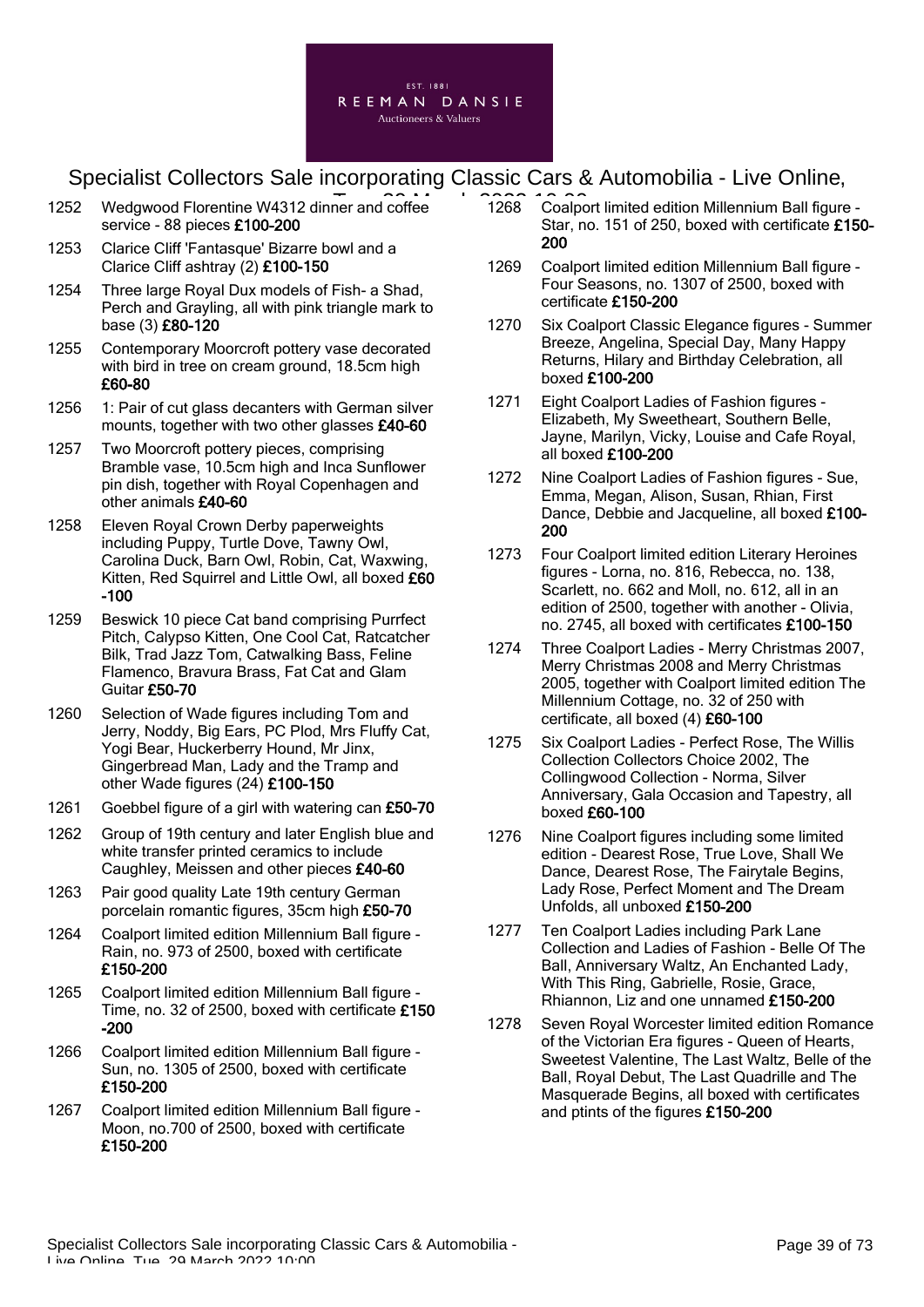1252 Wedgwood Florentine W4312 dinner and coffee service - 88 pieces **£100-200**

1253 Clarice Cliff 'Fantasque' Bizarre bowl and a Clarice Cliff ashtray (2) **£100-150**

1254 Three large Royal Dux models of Fish- a Shad, Perch and Grayling, all with pink triangle mark to base (3) **£80-120**

1255 Contemporary Moorcroft pottery vase decorated with bird in tree on cream ground, 18.5cm high **£60-80**

1256 1: Pair of cut glass decanters with German silver mounts, together with two other glasses **£40-60**

1257 Two Moorcroft pottery pieces, comprising Bramble vase, 10.5cm high and Inca Sunflower pin dish, together with Royal Copenhagen and other animals **£40-60**

1258 Eleven Royal Crown Derby paperweights including Puppy, Turtle Dove, Tawny Owl, Carolina Duck, Barn Owl, Robin, Cat, Waxwing, Kitten, Red Squirrel and Little Owl, all boxed **£60-100**

1259 Beswick 10 piece Cat band comprising Purrfect Pitch, Calypso Kitten, One Cool Cat, Ratcatcher Bilk, Trad Jazz Tom, Catwalking Bass, Feline Flamenco, Bravura Brass, Fat Cat and Glam Guitar **£50-70**

1260 Selection of Wade figures including Tom and Jerry, Noddy, Big Ears, PC Plod, Mrs Fluffy Cat, Yogi Bear, Huckerberry Hound, Mr Jinx, Gingerbread Man, Lady and the Tramp and other Wade figures (24) **£100-150**

1261 Goebbel figure of a girl with watering can **£50-70**

1262 Group of 19th century and later English blue and white transfer printed ceramics to include Caughley, Meissen and other pieces **£40-60**

1263 Pair good quality Late 19th century German porcelain romantic figures, 35cm high **£50-70**

1264 Coalport limited edition Millennium Ball figure - Rain, no. 973 of 2500, boxed with certificate **£150-200**

1265 Coalport limited edition Millennium Ball figure - Time, no. 32 of 2500, boxed with certificate **£150-200**

1266 Coalport limited edition Millennium Ball figure - Sun, no. 1305 of 2500, boxed with certificate **£150-200**

1267 Coalport limited edition Millennium Ball figure - Moon, no.700 of 2500, boxed with certificate **£150-200**

1268 Coalport limited edition Millennium Ball figure - Star, no. 151 of 250, boxed with certificate **£150-200**

1269 Coalport limited edition Millennium Ball figure - Four Seasons, no. 1307 of 2500, boxed with certificate **£150-200**

1270 Six Coalport Classic Elegance figures - Summer Breeze, Angelina, Special Day, Many Happy Returns, Hilary and Birthday Celebration, all boxed **£100-200**

1271 Eight Coalport Ladies of Fashion figures - Elizabeth, My Sweetheart, Southern Belle, Jayne, Marilyn, Vicky, Louise and Cafe Royal, all boxed **£100-200**

1272 Nine Coalport Ladies of Fashion figures - Sue, Emma, Megan, Alison, Susan, Rhian, First Dance, Debbie and Jacqueline, all boxed **£100-200**

1273 Four Coalport limited edition Literary Heroines figures - Lorna, no. 816, Rebecca, no. 138, Scarlett, no. 662 and Moll, no. 612, all in an edition of 2500, together with another - Olivia, no. 2745, all boxed with certificates **£100-150**

1274 Three Coalport Ladies - Merry Christmas 2007, Merry Christmas 2008 and Merry Christmas 2005, together with Coalport limited edition The Millennium Cottage, no. 32 of 250 with certificate, all boxed (4) **£60-100**

1275 Six Coalport Ladies - Perfect Rose, The Willis Collection Collectors Choice 2002, The Collingwood Collection - Norma, Silver Anniversary, Gala Occasion and Tapestry, all boxed **£60-100**

1276 Nine Coalport figures including some limited edition - Dearest Rose, True Love, Shall We Dance, Dearest Rose, The Fairytale Begins, Lady Rose, Perfect Moment and The Dream Unfolds, all unboxed **£150-200**

1277 Ten Coalport Ladies including Park Lane Collection and Ladies of Fashion - Belle Of The Ball, Anniversary Waltz, An Enchanted Lady, With This Ring, Gabrielle, Rosie, Grace, Rhiannon, Liz and one unnamed **£150-200**

1278 Seven Royal Worcester limited edition Romance of the Victorian Era figures - Queen of Hearts, Sweetest Valentine, The Last Waltz, Belle of the Ball, Royal Debut, The Last Quadrille and The Masquerade Begins, all boxed with certificates and ptints of the figures **£150-200**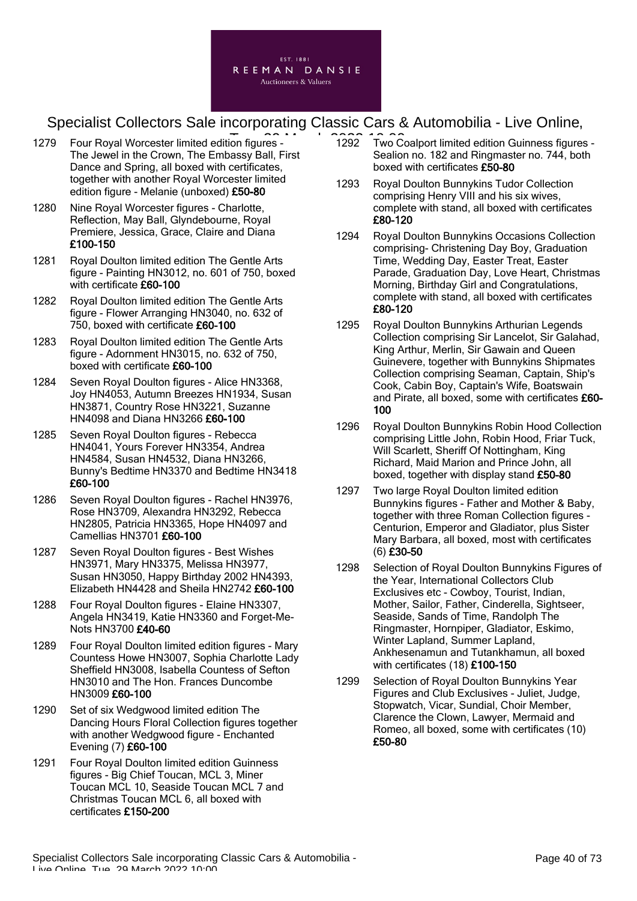1279 Four Royal Worcester limited edition figures - The Jewel in the Crown, The Embassy Ball, First Dance and Spring, all boxed with certificates, together with another Royal Worcester limited edition figure - Melanie (unboxed) **£50-80**

1280 Nine Royal Worcester figures - Charlotte, Reflection, May Ball, Glyndebourne, Royal Premiere, Jessica, Grace, Claire and Diana **£100-150**

1281 Royal Doulton limited edition The Gentle Arts figure - Painting HN3012, no. 601 of 750, boxed with certificate **£60-100**

1282 Royal Doulton limited edition The Gentle Arts figure - Flower Arranging HN3040, no. 632 of 750, boxed with certificate **£60-100**

1283 Royal Doulton limited edition The Gentle Arts figure - Adornment HN3015, no. 632 of 750, boxed with certificate **£60-100**

1284 Seven Royal Doulton figures - Alice HN3368, Joy HN4053, Autumn Breezes HN1934, Susan HN3871, Country Rose HN3221, Suzanne HN4098 and Diana HN3266 **£60-100**

1285 Seven Royal Doulton figures - Rebecca HN4041, Yours Forever HN3354, Andrea HN4584, Susan HN4532, Diana HN3266, Bunny's Bedtime HN3370 and Bedtime HN3418 **£60-100**

1286 Seven Royal Doulton figures - Rachel HN3976, Rose HN3709, Alexandra HN3292, Rebecca HN2805, Patricia HN3365, Hope HN4097 and Camellias HN3701 **£60-100**

1287 Seven Royal Doulton figures - Best Wishes HN3971, Mary HN3375, Melissa HN3977, Susan HN3050, Happy Birthday 2002 HN4393, Elizabeth HN4428 and Sheila HN2742 **£60-100**

1288 Four Royal Doulton figures - Elaine HN3307, Angela HN3419, Katie HN3360 and Forget-Me-Nots HN3700 **£40-60**

1289 Four Royal Doulton limited edition figures - Mary Countess Howe HN3007, Sophia Charlotte Lady Sheffield HN3008, Isabella Countess of Sefton HN3010 and The Hon. Frances Duncombe HN3009 **£60-100**

1290 Set of six Wedgwood limited edition The Dancing Hours Floral Collection figures together with another Wedgwood figure - Enchanted Evening (7) **£60-100**

1291 Four Royal Doulton limited edition Guinness figures - Big Chief Toucan, MCL 3, Miner Toucan MCL 10, Seaside Toucan MCL 7 and Christmas Toucan MCL 6, all boxed with certificates **£150-200**

1292 Two Coalport limited edition Guinness figures - Sealion no. 182 and Ringmaster no. 744, both boxed with certificates **£50-80**

1293 Royal Doulton Bunnykins Tudor Collection comprising Henry VIII and his six wives, complete with stand, all boxed with certificates **£80-120**

1294 Royal Doulton Bunnykins Occasions Collection comprising- Christening Day Boy, Graduation Time, Wedding Day, Easter Treat, Easter Parade, Graduation Day, Love Heart, Christmas Morning, Birthday Girl and Congratulations, complete with stand, all boxed with certificates **£80-120**

1295 Royal Doulton Bunnykins Arthurian Legends Collection comprising Sir Lancelot, Sir Galahad, King Arthur, Merlin, Sir Gawain and Queen Guinevere, together with Bunnykins Shipmates Collection comprising Seaman, Captain, Ship's Cook, Cabin Boy, Captain's Wife, Boatswain and Pirate, all boxed, some with certificates **£60-100**

1296 Royal Doulton Bunnykins Robin Hood Collection comprising Little John, Robin Hood, Friar Tuck, Will Scarlett, Sheriff Of Nottingham, King Richard, Maid Marion and Prince John, all boxed, together with display stand **£50-80**

1297 Two large Royal Doulton limited edition Bunnykins figures - Father and Mother & Baby, together with three Roman Collection figures - Centurion, Emperor and Gladiator, plus Sister Mary Barbara, all boxed, most with certificates (6) **£30-50**

1298 Selection of Royal Doulton Bunnykins Figures of the Year, International Collectors Club Exclusives etc - Cowboy, Tourist, Indian, Mother, Sailor, Father, Cinderella, Sightseer, Seaside, Sands of Time, Randolph The Ringmaster, Hornpiper, Gladiator, Eskimo, Winter Lapland, Summer Lapland, Ankhesenamun and Tutankhamun, all boxed with certificates (18) **£100-150**

1299 Selection of Royal Doulton Bunnykins Year Figures and Club Exclusives - Juliet, Judge, Stopwatch, Vicar, Sundial, Choir Member, Clarence the Clown, Lawyer, Mermaid and Romeo, all boxed, some with certificates (10) **£50-80**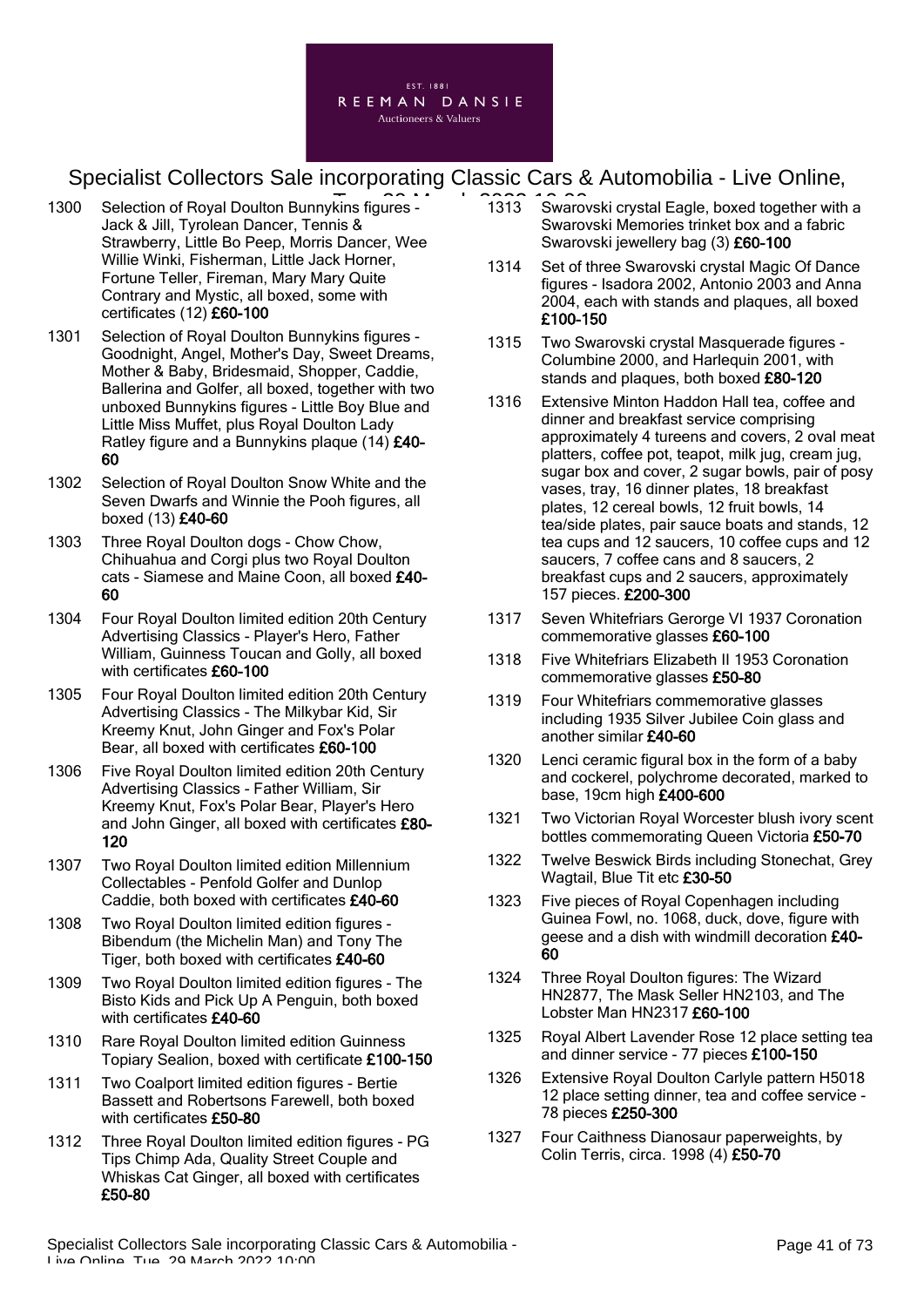- 1300 Selection of Royal Doulton Bunnykins figures - Jack & Jill, Tyrolean Dancer, Tennis & Strawberry, Little Bo Peep, Morris Dancer, Wee Willie Winki, Fisherman, Little Jack Horner, Fortune Teller, Fireman, Mary Mary Quite Contrary and Mystic, all boxed, some with certificates (12) **£60-100**
- 1301 Selection of Royal Doulton Bunnykins figures - Goodnight, Angel, Mother's Day, Sweet Dreams, Mother & Baby, Bridesmaid, Shopper, Caddie, Ballerina and Golfer, all boxed, together with two unboxed Bunnykins figures - Little Boy Blue and Little Miss Muffet, plus Royal Doulton Lady Ratley figure and a Bunnykins plaque (14) **£40-60**
- 1302 Selection of Royal Doulton Snow White and the Seven Dwarfs and Winnie the Pooh figures, all boxed (13) **£40-60**
- 1303 Three Royal Doulton dogs - Chow Chow, Chihuahua and Corgi plus two Royal Doulton cats - Siamese and Maine Coon, all boxed **£40-60**
- 1304 Four Royal Doulton limited edition 20th Century Advertising Classics - Player's Hero, Father William, Guinness Toucan and Golly, all boxed with certificates **£60-100**
- 1305 Four Royal Doulton limited edition 20th Century Advertising Classics - The Milkybar Kid, Sir Kreemy Knut, John Ginger and Fox's Polar Bear, all boxed with certificates **£60-100**
- 1306 Five Royal Doulton limited edition 20th Century Advertising Classics - Father William, Sir Kreemy Knut, Fox's Polar Bear, Player's Hero and John Ginger, all boxed with certificates **£80-120**
- 1307 Two Royal Doulton limited edition Millennium Collectables - Penfold Golfer and Dunlop Caddie, both boxed with certificates **£40-60**
- 1308 Two Royal Doulton limited edition figures - Bibendum (the Michelin Man) and Tony The Tiger, both boxed with certificates **£40-60**
- 1309 Two Royal Doulton limited edition figures - The Bisto Kids and Pick Up A Penguin, both boxed with certificates **£40-60**
- 1310 Rare Royal Doulton limited edition Guinness Topiary Sealion, boxed with certificate **£100-150**
- 1311 Two Coalport limited edition figures - Bertie Bassett and Robertsons Farewell, both boxed with certificates **£50-80**
- 1312 Three Royal Doulton limited edition figures - PG Tips Chimp Ada, Quality Street Couple and Whiskas Cat Ginger, all boxed with certificates **£50-80**
- 1313 Swarovski crystal Eagle, boxed together with a Swarovski Memories trinket box and a fabric Swarovski jewellery bag (3) **£60-100**
- 1314 Set of three Swarovski crystal Magic Of Dance figures - Isadora 2002, Antonio 2003 and Anna 2004, each with stands and plaques, all boxed **£100-150**
- 1315 Two Swarovski crystal Masquerade figures - Columbine 2000, and Harlequin 2001, with stands and plaques, both boxed **£80-120**
- 1316 Extensive Minton Haddon Hall tea, coffee and dinner and breakfast service comprising approximately 4 tureens and covers, 2 oval meat platters, coffee pot, teapot, milk jug, cream jug, sugar box and cover, 2 sugar bowls, pair of posy vases, tray, 16 dinner plates, 18 breakfast plates, 12 cereal bowls, 12 fruit bowls, 14 tea/side plates, pair sauce boats and stands, 12 tea cups and 12 saucers, 10 coffee cups and 12 saucers, 7 coffee cans and 8 saucers, 2 breakfast cups and 2 saucers, approximately 157 pieces. **£200-300**
- 1317 Seven Whitefriars Gerorge VI 1937 Coronation commemorative glasses **£60-100**
- 1318 Five Whitefriars Elizabeth II 1953 Coronation commemorative glasses **£50-80**
- 1319 Four Whitefriars commemorative glasses including 1935 Silver Jubilee Coin glass and another similar **£40-60**
- 1320 Lenci ceramic figural box in the form of a baby and cockerel, polychrome decorated, marked to base, 19cm high **£400-600**
- 1321 Two Victorian Royal Worcester blush ivory scent bottles commemorating Queen Victoria **£50-70**
- 1322 Twelve Beswick Birds including Stonechat, Grey Wagtail, Blue Tit etc **£30-50**
- 1323 Five pieces of Royal Copenhagen including Guinea Fowl, no. 1068, duck, dove, figure with geese and a dish with windmill decoration **£40-60**
- 1324 Three Royal Doulton figures: The Wizard HN2877, The Mask Seller HN2103, and The Lobster Man HN2317 **£60-100**
- 1325 Royal Albert Lavender Rose 12 place setting tea and dinner service - 77 pieces **£100-150**
- 1326 Extensive Royal Doulton Carlyle pattern H5018 12 place setting dinner, tea and coffee service - 78 pieces **£250-300**
- 1327 Four Caithness Dianosaur paperweights, by Colin Terris, circa. 1998 (4) **£50-70**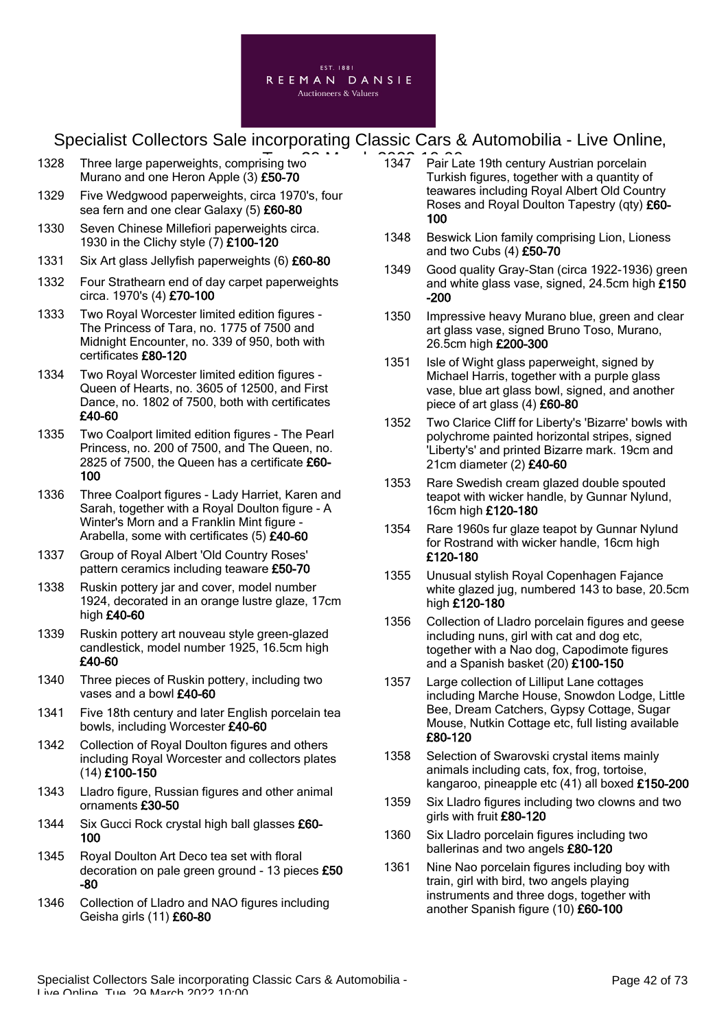1328 Three large paperweights, comprising two Murano and one Heron Apple (3) **£50-70**

1329 Five Wedgwood paperweights, circa 1970's, four sea fern and one clear Galaxy (5) **£60-80**

1330 Seven Chinese Millefiori paperweights circa. 1930 in the Clichy style (7) **£100-120**

1331 Six Art glass Jellyfish paperweights (6) **£60-80**

1332 Four Strathearn end of day carpet paperweights circa. 1970's (4) **£70-100**

1333 Two Royal Worcester limited edition figures - The Princess of Tara, no. 1775 of 7500 and Midnight Encounter, no. 339 of 950, both with certificates **£80-120**

1334 Two Royal Worcester limited edition figures - Queen of Hearts, no. 3605 of 12500, and First Dance, no. 1802 of 7500, both with certificates **£40-60**

1335 Two Coalport limited edition figures - The Pearl Princess, no. 200 of 7500, and The Queen, no. 2825 of 7500, the Queen has a certificate **£60-100**

1336 Three Coalport figures - Lady Harriet, Karen and Sarah, together with a Royal Doulton figure - A Winter's Morn and a Franklin Mint figure - Arabella, some with certificates (5) **£40-60**

1337 Group of Royal Albert 'Old Country Roses' pattern ceramics including teaware **£50-70**

1338 Ruskin pottery jar and cover, model number 1924, decorated in an orange lustre glaze, 17cm high **£40-60**

1339 Ruskin pottery art nouveau style green-glazed candlestick, model number 1925, 16.5cm high **£40-60**

1340 Three pieces of Ruskin pottery, including two vases and a bowl **£40-60**

1341 Five 18th century and later English porcelain tea bowls, including Worcester **£40-60**

1342 Collection of Royal Doulton figures and others including Royal Worcester and collectors plates (14) **£100-150**

1343 Lladro figure, Russian figures and other animal ornaments **£30-50**

1344 Six Gucci Rock crystal high ball glasses **£60-100**

1345 Royal Doulton Art Deco tea set with floral decoration on pale green ground - 13 pieces **£50-80**

1346 Collection of Lladro and NAO figures including Geisha girls (11) **£60-80**

1347 Pair Late 19th century Austrian porcelain Turkish figures, together with a quantity of teawares including Royal Albert Old Country Roses and Royal Doulton Tapestry (qty) **£60-100**

1348 Beswick Lion family comprising Lion, Lioness and two Cubs (4) **£50-70**

1349 Good quality Gray-Stan (circa 1922-1936) green and white glass vase, signed, 24.5cm high **£150-200**

1350 Impressive heavy Murano blue, green and clear art glass vase, signed Bruno Toso, Murano, 26.5cm high **£200-300**

1351 Isle of Wight glass paperweight, signed by Michael Harris, together with a purple glass vase, blue art glass bowl, signed, and another piece of art glass (4) **£60-80**

1352 Two Clarice Cliff for Liberty's 'Bizarre' bowls with polychrome painted horizontal stripes, signed 'Liberty's' and printed Bizarre mark. 19cm and 21cm diameter (2) **£40-60**

1353 Rare Swedish cream glazed double spouted teapot with wicker handle, by Gunnar Nylund, 16cm high **£120-180**

1354 Rare 1960s fur glaze teapot by Gunnar Nylund for Rostrand with wicker handle, 16cm high **£120-180**

1355 Unusual stylish Royal Copenhagen Fajance white glazed jug, numbered 143 to base, 20.5cm high **£120-180**

1356 Collection of Lladro porcelain figures and geese including nuns, girl with cat and dog etc, together with a Nao dog, Capodimote figures and a Spanish basket (20) **£100-150**

1357 Large collection of Lilliput Lane cottages including Marche House, Snowdon Lodge, Little Bee, Dream Catchers, Gypsy Cottage, Sugar Mouse, Nutkin Cottage etc, full listing available **£80-120**

1358 Selection of Swarovski crystal items mainly animals including cats, fox, frog, tortoise, kangaroo, pineapple etc (41) all boxed **£150-200**

1359 Six Lladro figures including two clowns and two girls with fruit **£80-120**

1360 Six Lladro porcelain figures including two ballerinas and two angels **£80-120**

1361 Nine Nao porcelain figures including boy with train, girl with bird, two angels playing instruments and three dogs, together with another Spanish figure (10) **£60-100**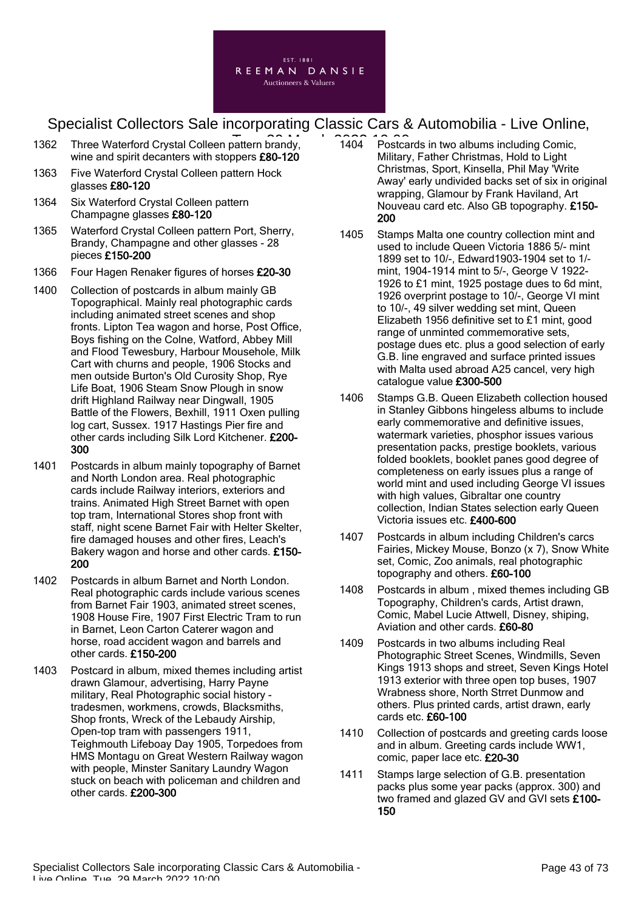1362 Three Waterford Crystal Colleen pattern brandy, wine and spirit decanters with stoppers **£80-120**

1363 Five Waterford Crystal Colleen pattern Hock glasses **£80-120**

1364 Six Waterford Crystal Colleen pattern Champagne glasses **£80-120**

1365 Waterford Crystal Colleen pattern Port, Sherry, Brandy, Champagne and other glasses - 28 pieces **£150-200**

1366 Four Hagen Renaker figures of horses **£20-30**

1400 Collection of postcards in album mainly GB Topographical. Mainly real photographic cards including animated street scenes and shop fronts. Lipton Tea wagon and horse, Post Office, Boys fishing on the Colne, Watford, Abbey Mill and Flood Tewesbury, Harbour Mousehole, Milk Cart with churns and people, 1906 Stocks and men outside Burton's Old Curosity Shop, Rye Life Boat, 1906 Steam Snow Plough in snow drift Highland Railway near Dingwall, 1905 Battle of the Flowers, Bexhill, 1911 Oxen pulling log cart, Sussex. 1917 Hastings Pier fire and other cards including Silk Lord Kitchener. **£200-300**

1401 Postcards in album mainly topography of Barnet and North London area. Real photographic cards include Railway interiors, exteriors and trains. Animated High Street Barnet with open top tram, International Stores shop front with staff, night scene Barnet Fair with Helter Skelter, fire damaged houses and other fires, Leach's Bakery wagon and horse and other cards. **£150-200**

1402 Postcards in album Barnet and North London. Real photographic cards include various scenes from Barnet Fair 1903, animated street scenes, 1908 House Fire, 1907 First Electric Tram to run in Barnet, Leon Carton Caterer wagon and horse, road accident wagon and barrels and other cards. **£150-200**

1403 Postcard in album, mixed themes including artist drawn Glamour, advertising, Harry Payne military, Real Photographic social history - tradesmen, workmens, crowds, Blacksmiths, Shop fronts, Wreck of the Lebaudy Airship, Open-top tram with passengers 1911, Teighmouth Lifeboay Day 1905, Torpedoes from HMS Montagu on Great Western Railway wagon with people, Minster Sanitary Laundry Wagon stuck on beach with policeman and children and other cards. **£200-300**

1404 Postcards in two albums including Comic, Military, Father Christmas, Hold to Light Christmas, Sport, Kinsella, Phil May 'Write Away' early undivided backs set of six in original wrapping, Glamour by Frank Haviland, Art Nouveau card etc. Also GB topography. **£150-200**

1405 Stamps Malta one country collection mint and used to include Queen Victoria 1886 5/- mint 1899 set to 10/-, Edward1903-1904 set to 1/- mint, 1904-1914 mint to 5/-, George V 1922-1926 to £1 mint, 1925 postage dues to 6d mint, 1926 overprint postage to 10/-, George VI mint to 10/-, 49 silver wedding set mint, Queen Elizabeth 1956 definitive set to £1 mint, good range of unminted commemorative sets, postage dues etc. plus a good selection of early G.B. line engraved and surface printed issues with Malta used abroad A25 cancel, very high catalogue value **£300-500**

1406 Stamps G.B. Queen Elizabeth collection housed in Stanley Gibbons hingeless albums to include early commemorative and definitive issues, watermark varieties, phosphor issues various presentation packs, prestige booklets, various folded booklets, booklet panes good degree of completeness on early issues plus a range of world mint and used including George VI issues with high values, Gibraltar one country collection, Indian States selection early Queen Victoria issues etc. **£400-600**

1407 Postcards in album including Children's carcs Fairies, Mickey Mouse, Bonzo (x 7), Snow White set, Comic, Zoo animals, real photographic topography and others. **£60-100**

1408 Postcards in album , mixed themes including GB Topography, Children's cards, Artist drawn, Comic, Mabel Lucie Attwell, Disney, shiping, Aviation and other cards. **£60-80**

1409 Postcards in two albums including Real Photographic Street Scenes, Windmills, Seven Kings 1913 shops and street, Seven Kings Hotel 1913 exterior with three open top buses, 1907 Wrabness shore, North Strret Dunmow and others. Plus printed cards, artist drawn, early cards etc. **£60-100**

1410 Collection of postcards and greeting cards loose and in album. Greeting cards include WW1, comic, paper lace etc. **£20-30**

1411 Stamps large selection of G.B. presentation packs plus some year packs (approx. 300) and two framed and glazed GV and GVI sets **£100-150**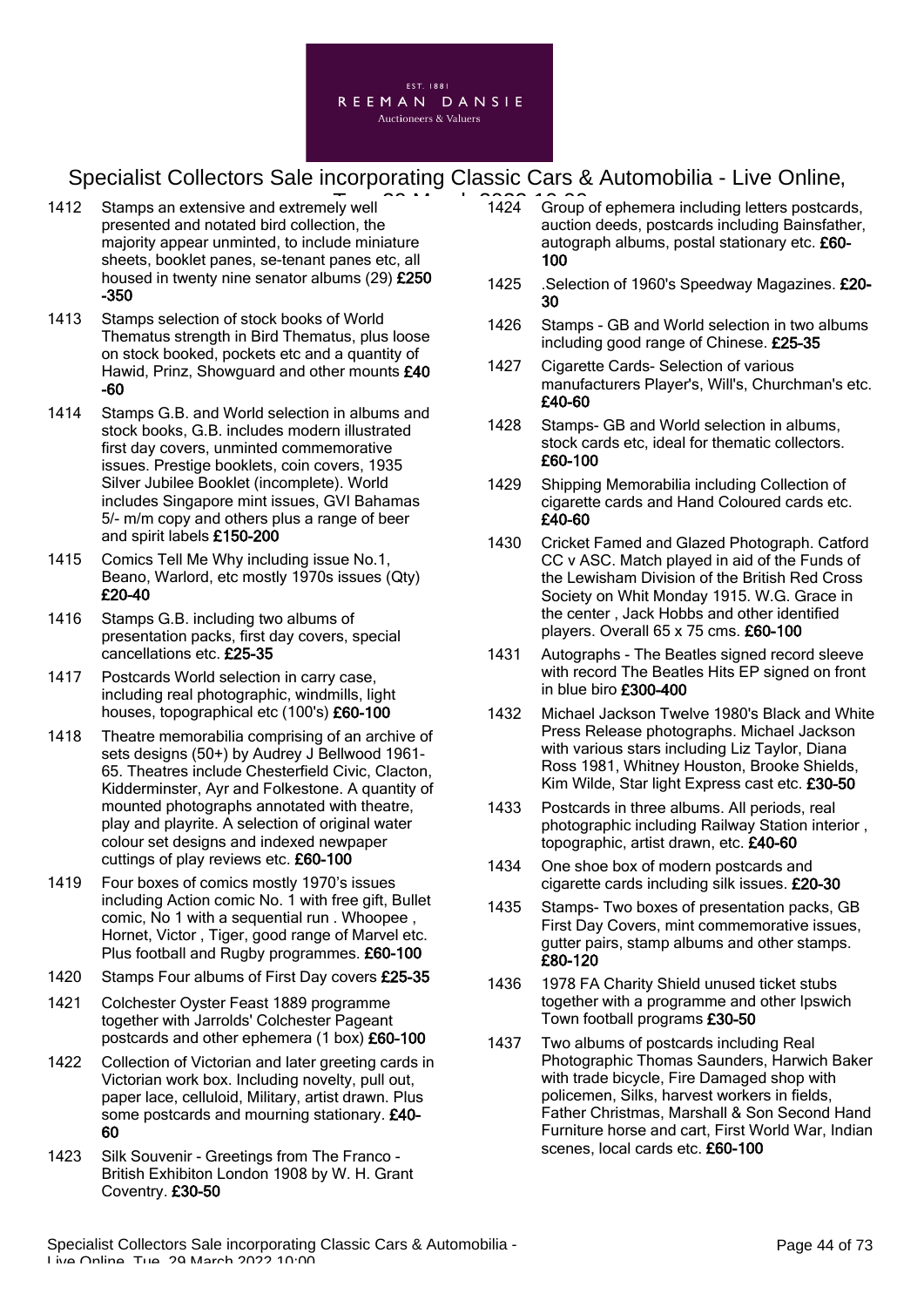1412 Stamps an extensive and extremely well presented and notated bird collection, the majority appear unminted, to include miniature sheets, booklet panes, se-tenant panes etc, all housed in twenty nine senator albums (29) **£250-350**

1413 Stamps selection of stock books of World Thematus strength in Bird Thematus, plus loose on stock booked, pockets etc and a quantity of Hawid, Prinz, Showguard and other mounts **£40-60**

1414 Stamps G.B. and World selection in albums and stock books, G.B. includes modern illustrated first day covers, unminted commemorative issues. Prestige booklets, coin covers, 1935 Silver Jubilee Booklet (incomplete). World includes Singapore mint issues, GVI Bahamas 5/- m/m copy and others plus a range of beer and spirit labels **£150-200**

1415 Comics Tell Me Why including issue No.1, Beano, Warlord, etc mostly 1970s issues (Qty) **£20-40**

1416 Stamps G.B. including two albums of presentation packs, first day covers, special cancellations etc. **£25-35**

1417 Postcards World selection in carry case, including real photographic, windmills, light houses, topographical etc (100's) **£60-100**

1418 Theatre memorabilia comprising of an archive of sets designs (50+) by Audrey J Bellwood 1961-65. Theatres include Chesterfield Civic, Clacton, Kidderminster, Ayr and Folkestone. A quantity of mounted photographs annotated with theatre, play and playrite. A selection of original water colour set designs and indexed newpaper cuttings of play reviews etc. **£60-100**

1419 Four boxes of comics mostly 1970's issues including Action comic No. 1 with free gift, Bullet comic, No 1 with a sequential run . Whoopee , Hornet, Victor , Tiger, good range of Marvel etc. Plus football and Rugby programmes. **£60-100**

1420 Stamps Four albums of First Day covers **£25-35**

1421 Colchester Oyster Feast 1889 programme together with Jarrolds' Colchester Pageant postcards and other ephemera (1 box) **£60-100**

1422 Collection of Victorian and later greeting cards in Victorian work box. Including novelty, pull out, paper lace, celluloid, Military, artist drawn. Plus some postcards and mourning stationary. **£40-60**

1423 Silk Souvenir - Greetings from The Franco - British Exhibiton London 1908 by W. H. Grant Coventry. **£30-50**

1424 Group of ephemera including letters postcards, auction deeds, postcards including Bainsfather, autograph albums, postal stationary etc. **£60-100**

1425 .Selection of 1960's Speedway Magazines. **£20-30**

1426 Stamps - GB and World selection in two albums including good range of Chinese. **£25-35**

1427 Cigarette Cards- Selection of various manufacturers Player's, Will's, Churchman's etc. **£40-60**

1428 Stamps- GB and World selection in albums, stock cards etc, ideal for thematic collectors. **£60-100**

1429 Shipping Memorabilia including Collection of cigarette cards and Hand Coloured cards etc. **£40-60**

1430 Cricket Famed and Glazed Photograph. Catford CC v ASC. Match played in aid of the Funds of the Lewisham Division of the British Red Cross Society on Whit Monday 1915. W.G. Grace in the center , Jack Hobbs and other identified players. Overall 65 x 75 cms. **£60-100**

1431 Autographs - The Beatles signed record sleeve with record The Beatles Hits EP signed on front in blue biro **£300-400**

1432 Michael Jackson Twelve 1980's Black and White Press Release photographs. Michael Jackson with various stars including Liz Taylor, Diana Ross 1981, Whitney Houston, Brooke Shields, Kim Wilde, Star light Express cast etc. **£30-50**

1433 Postcards in three albums. All periods, real photographic including Railway Station interior , topographic, artist drawn, etc. **£40-60**

1434 One shoe box of modern postcards and cigarette cards including silk issues. **£20-30**

1435 Stamps- Two boxes of presentation packs, GB First Day Covers, mint commemorative issues, gutter pairs, stamp albums and other stamps. **£80-120**

1436 1978 FA Charity Shield unused ticket stubs together with a programme and other Ipswich Town football programs **£30-50**

1437 Two albums of postcards including Real Photographic Thomas Saunders, Harwich Baker with trade bicycle, Fire Damaged shop with policemen, Silks, harvest workers in fields, Father Christmas, Marshall & Son Second Hand Furniture horse and cart, First World War, Indian scenes, local cards etc. **£60-100**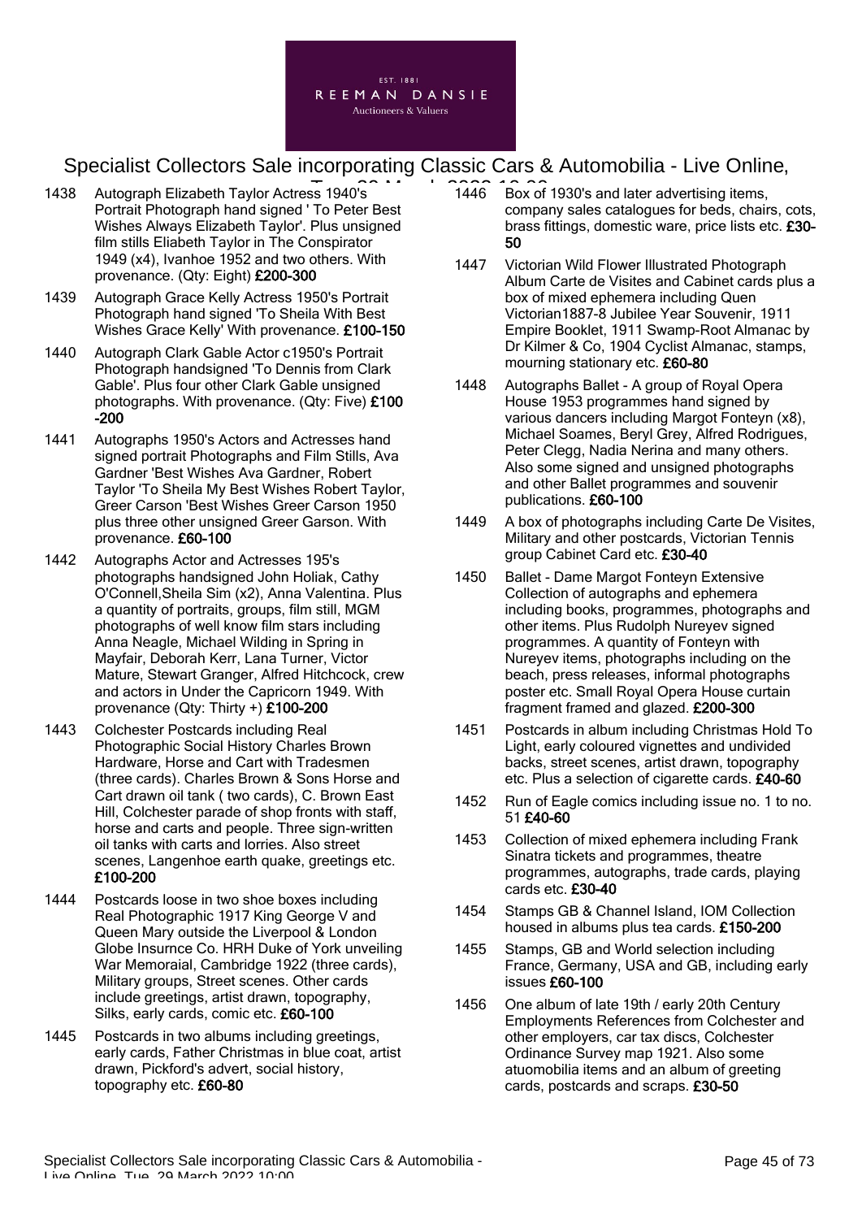1438 Autograph Elizabeth Taylor Actress 1940's Portrait Photograph hand signed ' To Peter Best Wishes Always Elizabeth Taylor'. Plus unsigned film stills Eliabeth Taylor in The Conspirator 1949 (x4), Ivanhoe 1952 and two others. With provenance. (Qty: Eight) **£200-300**

1439 Autograph Grace Kelly Actress 1950's Portrait Photograph hand signed 'To Sheila With Best Wishes Grace Kelly' With provenance. **£100-150**

1440 Autograph Clark Gable Actor c1950's Portrait Photograph handsigned 'To Dennis from Clark Gable'. Plus four other Clark Gable unsigned photographs. With provenance. (Qty: Five) **£100-200**

1441 Autographs 1950's Actors and Actresses hand signed portrait Photographs and Film Stills, Ava Gardner 'Best Wishes Ava Gardner, Robert Taylor 'To Sheila My Best Wishes Robert Taylor, Greer Carson 'Best Wishes Greer Carson 1950 plus three other unsigned Greer Garson. With provenance. **£60-100**

1442 Autographs Actor and Actresses 195's photographs handsigned John Holiak, Cathy O'Connell,Sheila Sim (x2), Anna Valentina. Plus a quantity of portraits, groups, film still, MGM photographs of well know film stars including Anna Neagle, Michael Wilding in Spring in Mayfair, Deborah Kerr, Lana Turner, Victor Mature, Stewart Granger, Alfred Hitchcock, crew and actors in Under the Capricorn 1949. With provenance (Qty: Thirty +) **£100-200**

1443 Colchester Postcards including Real Photographic Social History Charles Brown Hardware, Horse and Cart with Tradesmen (three cards). Charles Brown & Sons Horse and Cart drawn oil tank ( two cards), C. Brown East Hill, Colchester parade of shop fronts with staff, horse and carts and people. Three sign-written oil tanks with carts and lorries. Also street scenes, Langenhoe earth quake, greetings etc. **£100-200**

1444 Postcards loose in two shoe boxes including Real Photographic 1917 King George V and Queen Mary outside the Liverpool & London Globe Insurnce Co. HRH Duke of York unveiling War Memoraial, Cambridge 1922 (three cards), Military groups, Street scenes. Other cards include greetings, artist drawn, topography, Silks, early cards, comic etc. **£60-100**

1445 Postcards in two albums including greetings, early cards, Father Christmas in blue coat, artist drawn, Pickford's advert, social history, topography etc. **£60-80**

1446 Box of 1930's and later advertising items, company sales catalogues for beds, chairs, cots, brass fittings, domestic ware, price lists etc. **£30-50**

1447 Victorian Wild Flower Illustrated Photograph Album Carte de Visites and Cabinet cards plus a box of mixed ephemera including Quen Victorian1887-8 Jubilee Year Souvenir, 1911 Empire Booklet, 1911 Swamp-Root Almanac by Dr Kilmer & Co, 1904 Cyclist Almanac, stamps, mourning stationary etc. **£60-80**

1448 Autographs Ballet - A group of Royal Opera House 1953 programmes hand signed by various dancers including Margot Fonteyn (x8), Michael Soames, Beryl Grey, Alfred Rodrigues, Peter Clegg, Nadia Nerina and many others. Also some signed and unsigned photographs and other Ballet programmes and souvenir publications. **£60-100**

1449 A box of photographs including Carte De Visites, Military and other postcards, Victorian Tennis group Cabinet Card etc. **£30-40**

1450 Ballet - Dame Margot Fonteyn Extensive Collection of autographs and ephemera including books, programmes, photographs and other items. Plus Rudolph Nureyev signed programmes. A quantity of Fonteyn with Nureyev items, photographs including on the beach, press releases, informal photographs poster etc. Small Royal Opera House curtain fragment framed and glazed. **£200-300**

1451 Postcards in album including Christmas Hold To Light, early coloured vignettes and undivided backs, street scenes, artist drawn, topography etc. Plus a selection of cigarette cards. **£40-60**

1452 Run of Eagle comics including issue no. 1 to no. 51 **£40-60**

1453 Collection of mixed ephemera including Frank Sinatra tickets and programmes, theatre programmes, autographs, trade cards, playing cards etc. **£30-40**

1454 Stamps GB & Channel Island, IOM Collection housed in albums plus tea cards. **£150-200**

1455 Stamps, GB and World selection including France, Germany, USA and GB, including early issues **£60-100**

1456 One album of late 19th / early 20th Century Employments References from Colchester and other employers, car tax discs, Colchester Ordinance Survey map 1921. Also some atuomobilia items and an album of greeting cards, postcards and scraps. **£30-50**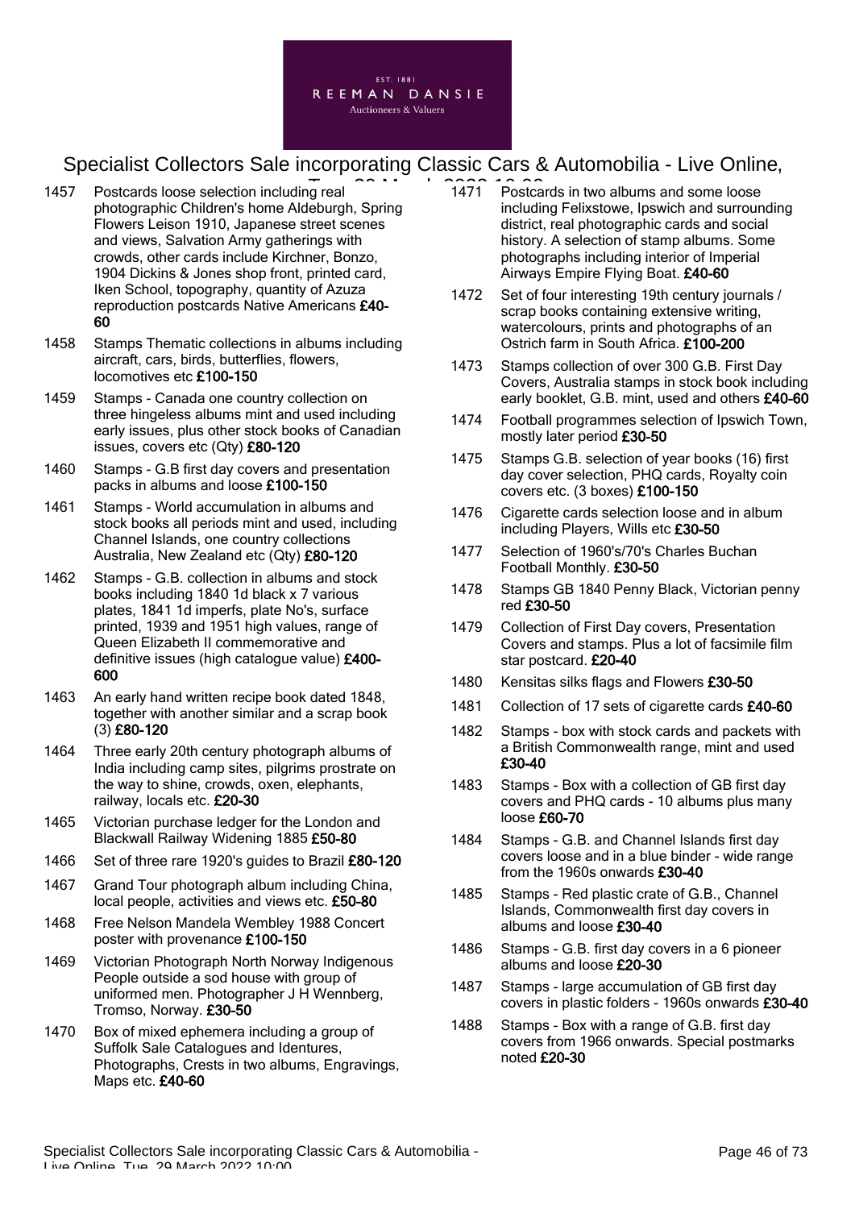1457 Postcards loose selection including real photographic Children's home Aldeburgh, Spring Flowers Leison 1910, Japanese street scenes and views, Salvation Army gatherings with crowds, other cards include Kirchner, Bonzo, 1904 Dickins & Jones shop front, printed card, Iken School, topography, quantity of Azuza reproduction postcards Native Americans **£40-60**

1458 Stamps Thematic collections in albums including aircraft, cars, birds, butterflies, flowers, locomotives etc **£100-150**

1459 Stamps - Canada one country collection on three hingeless albums mint and used including early issues, plus other stock books of Canadian issues, covers etc (Qty) **£80-120**

1460 Stamps - G.B first day covers and presentation packs in albums and loose **£100-150**

1461 Stamps - World accumulation in albums and stock books all periods mint and used, including Channel Islands, one country collections Australia, New Zealand etc (Qty) **£80-120**

1462 Stamps - G.B. collection in albums and stock books including 1840 1d black x 7 various plates, 1841 1d imperfs, plate No's, surface printed, 1939 and 1951 high values, range of Queen Elizabeth II commemorative and definitive issues (high catalogue value) **£400-600**

1463 An early hand written recipe book dated 1848, together with another similar and a scrap book (3) **£80-120**

1464 Three early 20th century photograph albums of India including camp sites, pilgrims prostrate on the way to shine, crowds, oxen, elephants, railway, locals etc. **£20-30**

1465 Victorian purchase ledger for the London and Blackwall Railway Widening 1885 **£50-80**

1466 Set of three rare 1920's guides to Brazil **£80-120**

1467 Grand Tour photograph album including China, local people, activities and views etc. **£50-80**

1468 Free Nelson Mandela Wembley 1988 Concert poster with provenance **£100-150**

1469 Victorian Photograph North Norway Indigenous People outside a sod house with group of uniformed men. Photographer J H Wennberg, Tromso, Norway. **£30-50**

1470 Box of mixed ephemera including a group of Suffolk Sale Catalogues and Identures, Photographs, Crests in two albums, Engravings, Maps etc. **£40-60**

1471 Postcards in two albums and some loose including Felixstowe, Ipswich and surrounding district, real photographic cards and social history. A selection of stamp albums. Some photographs including interior of Imperial Airways Empire Flying Boat. **£40-60**

1472 Set of four interesting 19th century journals / scrap books containing extensive writing, watercolours, prints and photographs of an Ostrich farm in South Africa. **£100-200**

1473 Stamps collection of over 300 G.B. First Day Covers, Australia stamps in stock book including early booklet, G.B. mint, used and others **£40-60**

1474 Football programmes selection of Ipswich Town, mostly later period **£30-50**

1475 Stamps G.B. selection of year books (16) first day cover selection, PHQ cards, Royalty coin covers etc. (3 boxes) **£100-150**

1476 Cigarette cards selection loose and in album including Players, Wills etc **£30-50**

1477 Selection of 1960's/70's Charles Buchan Football Monthly. **£30-50**

1478 Stamps GB 1840 Penny Black, Victorian penny red **£30-50**

1479 Collection of First Day covers, Presentation Covers and stamps. Plus a lot of facsimile film star postcard. **£20-40**

1480 Kensitas silks flags and Flowers **£30-50**

1481 Collection of 17 sets of cigarette cards **£40-60**

1482 Stamps - box with stock cards and packets with a British Commonwealth range, mint and used **£30-40**

1483 Stamps - Box with a collection of GB first day covers and PHQ cards - 10 albums plus many loose **£60-70**

1484 Stamps - G.B. and Channel Islands first day covers loose and in a blue binder - wide range from the 1960s onwards **£30-40**

1485 Stamps - Red plastic crate of G.B., Channel Islands, Commonwealth first day covers in albums and loose **£30-40**

1486 Stamps - G.B. first day covers in a 6 pioneer albums and loose **£20-30**

1487 Stamps - large accumulation of GB first day covers in plastic folders - 1960s onwards **£30-40**

1488 Stamps - Box with a range of G.B. first day covers from 1966 onwards. Special postmarks noted **£20-30**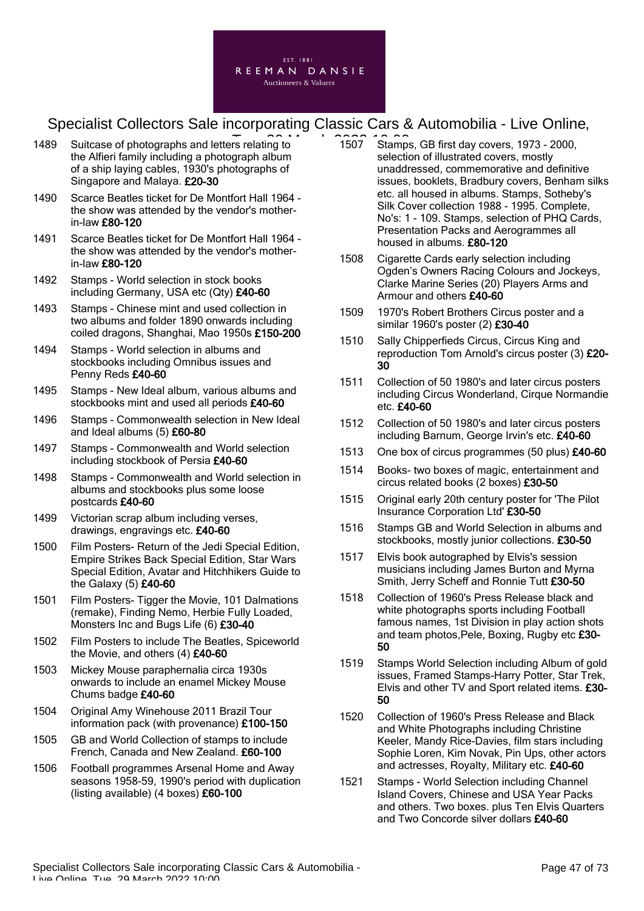1489 Suitcase of photographs and letters relating to the Alfieri family including a photograph album of a ship laying cables, 1930's photographs of Singapore and Malaya. **£20-30**

1490 Scarce Beatles ticket for De Montfort Hall 1964 - the show was attended by the vendor's mother-in-law **£80-120**

1491 Scarce Beatles ticket for De Montfort Hall 1964 - the show was attended by the vendor's mother-in-law **£80-120**

1492 Stamps - World selection in stock books including Germany, USA etc (Qty) **£40-60**

1493 Stamps - Chinese mint and used collection in two albums and folder 1890 onwards including coiled dragons, Shanghai, Mao 1950s **£150-200**

1494 Stamps - World selection in albums and stockbooks including Omnibus issues and Penny Reds **£40-60**

1495 Stamps - New Ideal album, various albums and stockbooks mint and used all periods **£40-60**

1496 Stamps - Commonwealth selection in New Ideal and Ideal albums (5) **£60-80**

1497 Stamps - Commonwealth and World selection including stockbook of Persia **£40-60**

1498 Stamps - Commonwealth and World selection in albums and stockbooks plus some loose postcards **£40-60**

1499 Victorian scrap album including verses, drawings, engravings etc. **£40-60**

1500 Film Posters- Return of the Jedi Special Edition, Empire Strikes Back Special Edition, Star Wars Special Edition, Avatar and Hitchhikers Guide to the Galaxy (5) **£40-60**

1501 Film Posters- Tigger the Movie, 101 Dalmations (remake), Finding Nemo, Herbie Fully Loaded, Monsters Inc and Bugs Life (6) **£30-40**

1502 Film Posters to include The Beatles, Spiceworld the Movie, and others (4) **£40-60**

1503 Mickey Mouse paraphernalia circa 1930s onwards to include an enamel Mickey Mouse Chums badge **£40-60**

1504 Original Amy Winehouse 2011 Brazil Tour information pack (with provenance) **£100-150**

1505 GB and World Collection of stamps to include French, Canada and New Zealand. **£60-100**

1506 Football programmes Arsenal Home and Away seasons 1958-59, 1990's period with duplication (listing available) (4 boxes) **£60-100**

1507 Stamps, GB first day covers, 1973 - 2000, selection of illustrated covers, mostly unaddressed, commemorative and definitive issues, booklets, Bradbury covers, Benham silks etc. all housed in albums. Stamps, Sotheby's Silk Cover collection 1988 - 1995. Complete, No's: 1 - 109. Stamps, selection of PHQ Cards, Presentation Packs and Aerogrammes all housed in albums. **£80-120**

1508 Cigarette Cards early selection including Ogden's Owners Racing Colours and Jockeys, Clarke Marine Series (20) Players Arms and Armour and others **£40-60**

1509 1970's Robert Brothers Circus poster and a similar 1960's poster (2) **£30-40**

1510 Sally Chipperfieds Circus, Circus King and reproduction Tom Arnold's circus poster (3) **£20-30**

1511 Collection of 50 1980's and later circus posters including Circus Wonderland, Cirque Normandie etc. **£40-60**

1512 Collection of 50 1980's and later circus posters including Barnum, George Irvin's etc. **£40-60**

1513 One box of circus programmes (50 plus) **£40-60**

1514 Books- two boxes of magic, entertainment and circus related books (2 boxes) **£30-50**

1515 Original early 20th century poster for 'The Pilot Insurance Corporation Ltd' **£30-50**

1516 Stamps GB and World Selection in albums and stockbooks, mostly junior collections. **£30-50**

1517 Elvis book autographed by Elvis's session musicians including James Burton and Myrna Smith, Jerry Scheff and Ronnie Tutt **£30-50**

1518 Collection of 1960's Press Release black and white photographs sports including Football famous names, 1st Division in play action shots and team photos,Pele, Boxing, Rugby etc **£30-50**

1519 Stamps World Selection including Album of gold issues, Framed Stamps-Harry Potter, Star Trek, Elvis and other TV and Sport related items. **£30-50**

1520 Collection of 1960's Press Release and Black and White Photographs including Christine Keeler, Mandy Rice-Davies, film stars including Sophie Loren, Kim Novak, Pin Ups, other actors and actresses, Royalty, Military etc. **£40-60**

1521 Stamps - World Selection including Channel Island Covers, Chinese and USA Year Packs and others. Two boxes. plus Ten Elvis Quarters and Two Concorde silver dollars **£40-60**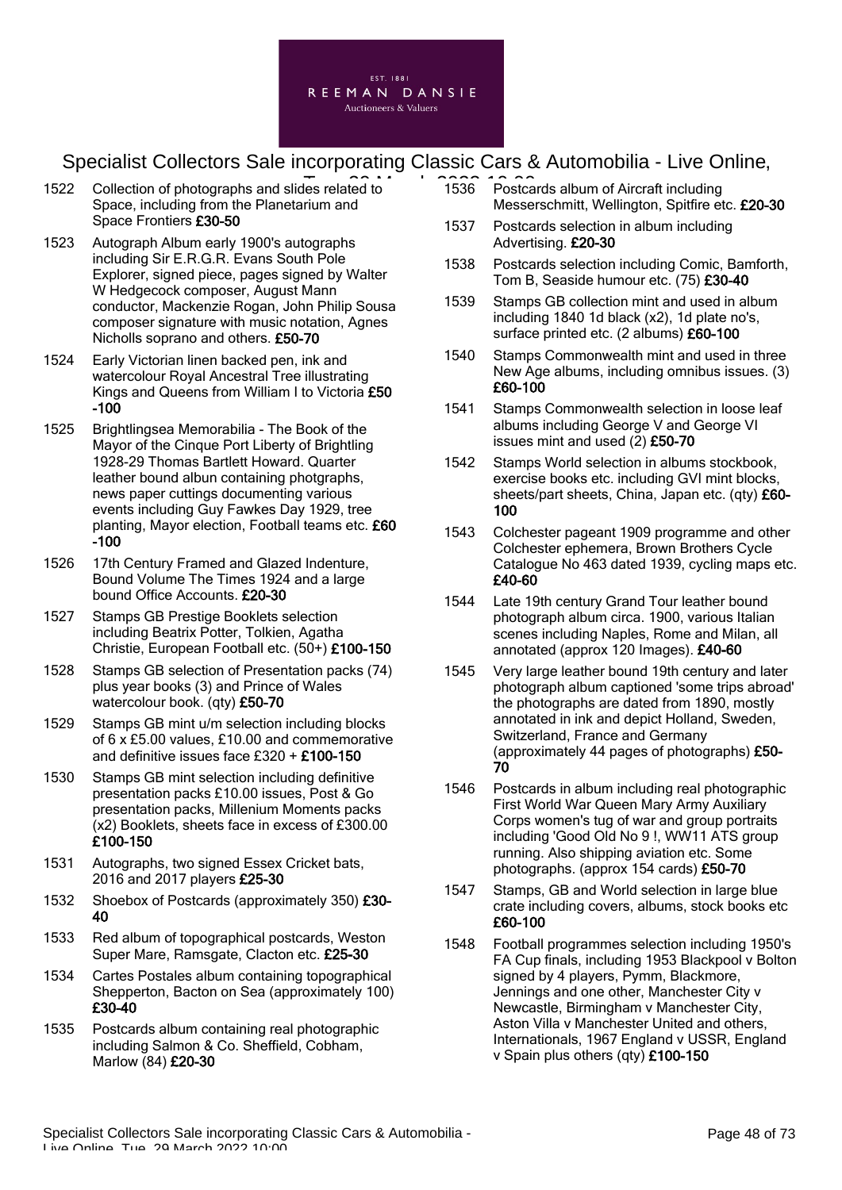1522 Collection of photographs and slides related to Space, including from the Planetarium and Space Frontiers **£30-50**

1523 Autograph Album early 1900's autographs including Sir E.R.G.R. Evans South Pole Explorer, signed piece, pages signed by Walter W Hedgecock composer, August Mann conductor, Mackenzie Rogan, John Philip Sousa composer signature with music notation, Agnes Nicholls soprano and others. **£50-70**

1524 Early Victorian linen backed pen, ink and watercolour Royal Ancestral Tree illustrating Kings and Queens from William I to Victoria **£50 -100**

1525 Brightlingsea Memorabilia - The Book of the Mayor of the Cinque Port Liberty of Brightling 1928-29 Thomas Bartlett Howard. Quarter leather bound albun containing photgraphs, news paper cuttings documenting various events including Guy Fawkes Day 1929, tree planting, Mayor election, Football teams etc. **£60 -100**

1526 17th Century Framed and Glazed Indenture, Bound Volume The Times 1924 and a large bound Office Accounts. **£20-30**

1527 Stamps GB Prestige Booklets selection including Beatrix Potter, Tolkien, Agatha Christie, European Football etc. (50+) **£100-150**

1528 Stamps GB selection of Presentation packs (74) plus year books (3) and Prince of Wales watercolour book. (qty) **£50-70**

1529 Stamps GB mint u/m selection including blocks of 6 x £5.00 values, £10.00 and commemorative and definitive issues face £320 + **£100-150**

1530 Stamps GB mint selection including definitive presentation packs £10.00 issues, Post & Go presentation packs, Millenium Moments packs (x2) Booklets, sheets face in excess of £300.00 **£100-150**

1531 Autographs, two signed Essex Cricket bats, 2016 and 2017 players **£25-30**

1532 Shoebox of Postcards (approximately 350) **£30-40**

1533 Red album of topographical postcards, Weston Super Mare, Ramsgate, Clacton etc. **£25-30**

1534 Cartes Postales album containing topographical Shepperton, Bacton on Sea (approximately 100) **£30-40**

1535 Postcards album containing real photographic including Salmon & Co. Sheffield, Cobham, Marlow (84) **£20-30**

1536 Postcards album of Aircraft including Messerschmitt, Wellington, Spitfire etc. **£20-30**

1537 Postcards selection in album including Advertising. **£20-30**

1538 Postcards selection including Comic, Bamforth, Tom B, Seaside humour etc. (75) **£30-40**

1539 Stamps GB collection mint and used in album including 1840 1d black (x2), 1d plate no's, surface printed etc. (2 albums) **£60-100**

1540 Stamps Commonwealth mint and used in three New Age albums, including omnibus issues. (3) **£60-100**

1541 Stamps Commonwealth selection in loose leaf albums including George V and George VI issues mint and used (2) **£50-70**

1542 Stamps World selection in albums stockbook, exercise books etc. including GVI mint blocks, sheets/part sheets, China, Japan etc. (qty) **£60-100**

1543 Colchester pageant 1909 programme and other Colchester ephemera, Brown Brothers Cycle Catalogue No 463 dated 1939, cycling maps etc. **£40-60**

1544 Late 19th century Grand Tour leather bound photograph album circa. 1900, various Italian scenes including Naples, Rome and Milan, all annotated (approx 120 Images). **£40-60**

1545 Very large leather bound 19th century and later photograph album captioned 'some trips abroad' the photographs are dated from 1890, mostly annotated in ink and depict Holland, Sweden, Switzerland, France and Germany (approximately 44 pages of photographs) **£50-70**

1546 Postcards in album including real photographic First World War Queen Mary Army Auxiliary Corps women's tug of war and group portraits including 'Good Old No 9 !, WW11 ATS group running. Also shipping aviation etc. Some photographs. (approx 154 cards) **£50-70**

1547 Stamps, GB and World selection in large blue crate including covers, albums, stock books etc **£60-100**

1548 Football programmes selection including 1950's FA Cup finals, including 1953 Blackpool v Bolton signed by 4 players, Pymm, Blackmore, Jennings and one other, Manchester City v Newcastle, Birmingham v Manchester City, Aston Villa v Manchester United and others, Internationals, 1967 England v USSR, England v Spain plus others (qty) **£100-150**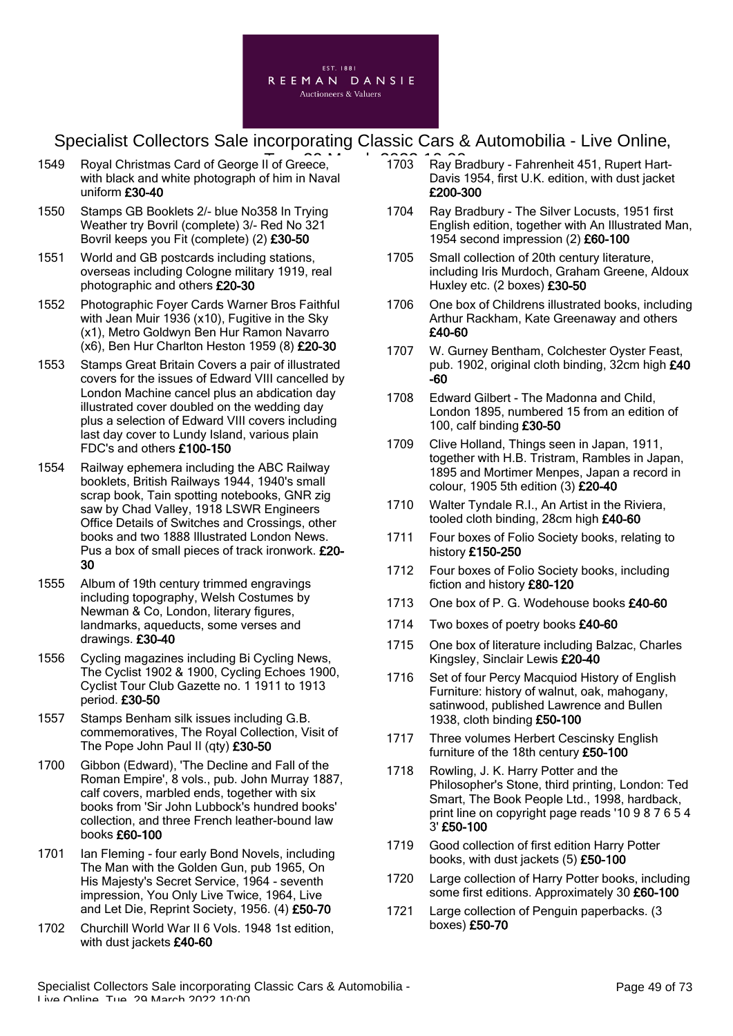# Specialist Collectors Sale incorporating Classic Cars & Automobilia - Live Online, Tue, 29 March 2022 10:00

1549 Royal Christmas Card of George II of Greece, with black and white photograph of him in Naval uniform **£30-40**

1550 Stamps GB Booklets 2/- blue No358 In Trying Weather try Bovril (complete) 3/- Red No 321 Bovril keeps you Fit (complete) (2) **£30-50**

1551 World and GB postcards including stations, overseas including Cologne military 1919, real photographic and others **£20-30**

1552 Photographic Foyer Cards Warner Bros Faithful with Jean Muir 1936 (x10), Fugitive in the Sky (x1), Metro Goldwyn Ben Hur Ramon Navarro (x6), Ben Hur Charlton Heston 1959 (8) **£20-30**

1553 Stamps Great Britain Covers a pair of illustrated covers for the issues of Edward VIII cancelled by London Machine cancel plus an abdication day illustrated cover doubled on the wedding day plus a selection of Edward VIII covers including last day cover to Lundy Island, various plain FDC's and others **£100-150**

1554 Railway ephemera including the ABC Railway booklets, British Railways 1944, 1940's small scrap book, Tain spotting notebooks, GNR zig saw by Chad Valley, 1918 LSWR Engineers Office Details of Switches and Crossings, other books and two 1888 Illustrated London News. Pus a box of small pieces of track ironwork. **£20-30**

1555 Album of 19th century trimmed engravings including topography, Welsh Costumes by Newman & Co, London, literary figures, landmarks, aqueducts, some verses and drawings. **£30-40**

1556 Cycling magazines including Bi Cycling News, The Cyclist 1902 & 1900, Cycling Echoes 1900, Cyclist Tour Club Gazette no. 1 1911 to 1913 period. **£30-50**

1557 Stamps Benham silk issues including G.B. commemoratives, The Royal Collection, Visit of The Pope John Paul II (qty) **£30-50**

1700 Gibbon (Edward), 'The Decline and Fall of the Roman Empire', 8 vols., pub. John Murray 1887, calf covers, marbled ends, together with six books from 'Sir John Lubbock's hundred books' collection, and three French leather-bound law books **£60-100**

1701 Ian Fleming - four early Bond Novels, including The Man with the Golden Gun, pub 1965, On His Majesty's Secret Service, 1964 - seventh impression, You Only Live Twice, 1964, Live and Let Die, Reprint Society, 1956. (4) **£50-70**

1702 Churchill World War II 6 Vols. 1948 1st edition, with dust jackets **£40-60**

1703 Ray Bradbury - Fahrenheit 451, Rupert Hart-Davis 1954, first U.K. edition, with dust jacket **£200-300**

1704 Ray Bradbury - The Silver Locusts, 1951 first English edition, together with An Illustrated Man, 1954 second impression (2) **£60-100**

1705 Small collection of 20th century literature, including Iris Murdoch, Graham Greene, Aldoux Huxley etc. (2 boxes) **£30-50**

1706 One box of Childrens illustrated books, including Arthur Rackham, Kate Greenaway and others **£40-60**

1707 W. Gurney Bentham, Colchester Oyster Feast, pub. 1902, original cloth binding, 32cm high **£40-60**

1708 Edward Gilbert - The Madonna and Child, London 1895, numbered 15 from an edition of 100, calf binding **£30-50**

1709 Clive Holland, Things seen in Japan, 1911, together with H.B. Tristram, Rambles in Japan, 1895 and Mortimer Menpes, Japan a record in colour, 1905 5th edition (3) **£20-40**

1710 Walter Tyndale R.I., An Artist in the Riviera, tooled cloth binding, 28cm high **£40-60**

1711 Four boxes of Folio Society books, relating to history **£150-250**

1712 Four boxes of Folio Society books, including fiction and history **£80-120**

1713 One box of P. G. Wodehouse books **£40-60**

1714 Two boxes of poetry books **£40-60**

1715 One box of literature including Balzac, Charles Kingsley, Sinclair Lewis **£20-40**

1716 Set of four Percy Macquiod History of English Furniture: history of walnut, oak, mahogany, satinwood, published Lawrence and Bullen 1938, cloth binding **£50-100**

1717 Three volumes Herbert Cescinsky English furniture of the 18th century **£50-100**

1718 Rowling, J. K. Harry Potter and the Philosopher's Stone, third printing, London: Ted Smart, The Book People Ltd., 1998, hardback, print line on copyright page reads '10 9 8 7 6 5 4 3' **£50-100**

1719 Good collection of first edition Harry Potter books, with dust jackets (5) **£50-100**

1720 Large collection of Harry Potter books, including some first editions. Approximately 30 **£60-100**

1721 Large collection of Penguin paperbacks. (3 boxes) **£50-70**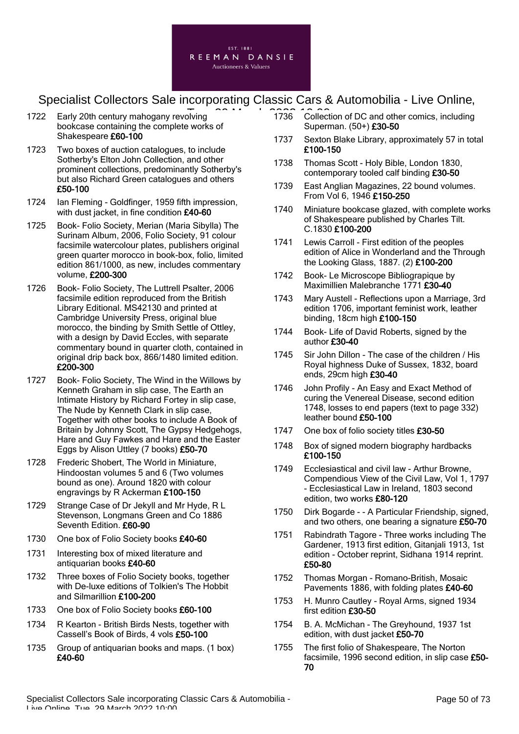1722 Early 20th century mahogany revolving bookcase containing the complete works of Shakespeare **£60-100**

1723 Two boxes of auction catalogues, to include Sotherby's Elton John Collection, and other prominent collections, predominantly Sotherby's but also Richard Green catalogues and others **£50-100**

1724 Ian Fleming - Goldfinger, 1959 fifth impression, with dust jacket, in fine condition **£40-60**

1725 Book- Folio Society, Merian (Maria Sibylla) The Surinam Album, 2006, Folio Society, 91 colour facsimile watercolour plates, publishers original green quarter morocco in book-box, folio, limited edition 861/1000, as new, includes commentary volume, **£200-300**

1726 Book- Folio Society, The Luttrell Psalter, 2006 facsimile edition reproduced from the British Library Editional. MS42130 and printed at Cambridge University Press, original blue morocco, the binding by Smith Settle of Ottley, with a design by David Eccles, with separate commentary bound in quarter cloth, contained in original drip back box, 866/1480 limited edition. **£200-300**

1727 Book- Folio Society, The Wind in the Willows by Kenneth Graham in slip case, The Earth an Intimate History by Richard Fortey in slip case, The Nude by Kenneth Clark in slip case, Together with other books to include A Book of Britain by Johnny Scott, The Gypsy Hedgehogs, Hare and Guy Fawkes and Hare and the Easter Eggs by Alison Uttley (7 books) **£50-70**

1728 Frederic Shobert, The World in Miniature, Hindoostan volumes 5 and 6 (Two volumes bound as one). Around 1820 with colour engravings by R Ackerman **£100-150**

1729 Strange Case of Dr Jekyll and Mr Hyde, R L Stevenson, Longmans Green and Co 1886 Seventh Edition. **£60-90**

1730 One box of Folio Society books **£40-60**

1731 Interesting box of mixed literature and antiquarian books **£40-60**

1732 Three boxes of Folio Society books, together with De-luxe editions of Tolkien's The Hobbit and Silmarillion **£100-200**

1733 One box of Folio Society books **£60-100**

1734 R Kearton - British Birds Nests, together with Cassell's Book of Birds, 4 vols **£50-100**

1735 Group of antiquarian books and maps. (1 box) **£40-60**

1736 Collection of DC and other comics, including Superman. (50+) **£30-50**

1737 Sexton Blake Library, approximately 57 in total **£100-150**

1738 Thomas Scott - Holy Bible, London 1830, contemporary tooled calf binding **£30-50**

1739 East Anglian Magazines, 22 bound volumes. From Vol 6, 1946 **£150-250**

1740 Miniature bookcase glazed, with complete works of Shakespeare published by Charles Tilt. C.1830 **£100-200**

1741 Lewis Carroll - First edition of the peoples edition of Alice in Wonderland and the Through the Looking Glass, 1887. (2) **£100-200**

1742 Book- Le Microscope Bibliograpique by Maximillien Malebranche 1771 **£30-40**

1743 Mary Austell - Reflections upon a Marriage, 3rd edition 1706, important feminist work, leather binding, 18cm high **£100-150**

1744 Book- Life of David Roberts, signed by the author **£30-40**

1745 Sir John Dillon - The case of the children / His Royal highness Duke of Sussex, 1832, board ends, 29cm high **£30-40**

1746 John Profily - An Easy and Exact Method of curing the Venereal Disease, second edition 1748, losses to end papers (text to page 332) leather bound **£50-100**

1747 One box of folio society titles **£30-50**

1748 Box of signed modern biography hardbacks **£100-150**

1749 Ecclesiastical and civil law - Arthur Browne, Compendious View of the Civil Law, Vol 1, 1797 - Ecclesiastical Law in Ireland, 1803 second edition, two works **£80-120**

1750 Dirk Bogarde - - A Particular Friendship, signed, and two others, one bearing a signature **£50-70**

1751 Rabindrath Tagore - Three works including The Gardener, 1913 first edition, Gitanjali 1913, 1st edition - October reprint, Sidhana 1914 reprint. **£50-80**

1752 Thomas Morgan - Romano-British, Mosaic Pavements 1886, with folding plates **£40-60**

1753 H. Munro Cautley - Royal Arms, signed 1934 first edition **£30-50**

1754 B. A. McMichan - The Greyhound, 1937 1st edition, with dust jacket **£50-70**

1755 The first folio of Shakespeare, The Norton facsimile, 1996 second edition, in slip case **£50-70**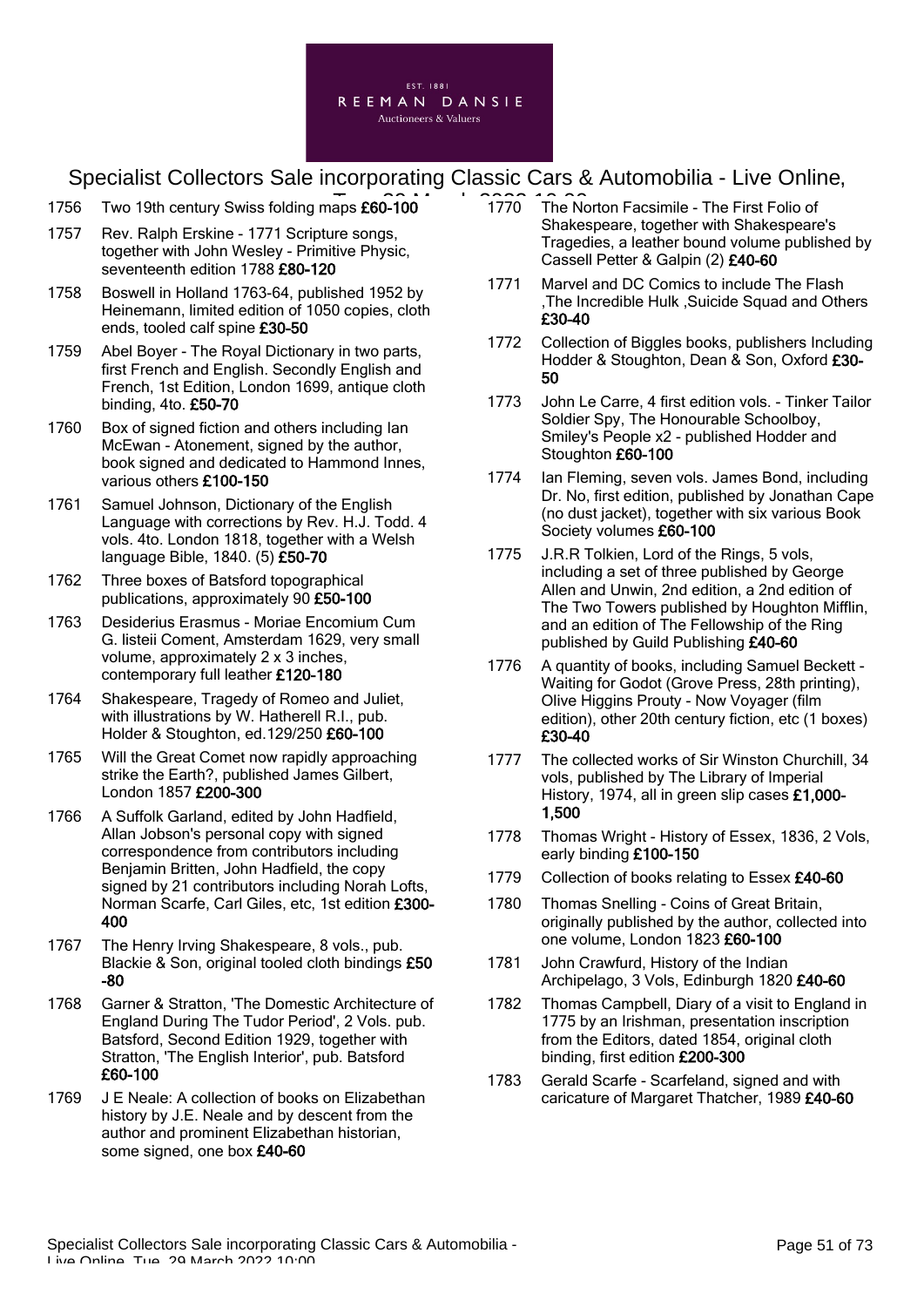1756 Two 19th century Swiss folding maps **£60-100**

1757 Rev. Ralph Erskine - 1771 Scripture songs, together with John Wesley - Primitive Physic, seventeenth edition 1788 **£80-120**

1758 Boswell in Holland 1763-64, published 1952 by Heinemann, limited edition of 1050 copies, cloth ends, tooled calf spine **£30-50**

1759 Abel Boyer - The Royal Dictionary in two parts, first French and English. Secondly English and French, 1st Edition, London 1699, antique cloth binding, 4to. **£50-70**

1760 Box of signed fiction and others including Ian McEwan - Atonement, signed by the author, book signed and dedicated to Hammond Innes, various others **£100-150**

1761 Samuel Johnson, Dictionary of the English Language with corrections by Rev. H.J. Todd. 4 vols. 4to. London 1818, together with a Welsh language Bible, 1840. (5) **£50-70**

1762 Three boxes of Batsford topographical publications, approximately 90 **£50-100**

1763 Desiderius Erasmus - Moriae Encomium Cum G. listeii Coment, Amsterdam 1629, very small volume, approximately 2 x 3 inches, contemporary full leather **£120-180**

1764 Shakespeare, Tragedy of Romeo and Juliet, with illustrations by W. Hatherell R.I., pub. Holder & Stoughton, ed.129/250 **£60-100**

1765 Will the Great Comet now rapidly approaching strike the Earth?, published James Gilbert, London 1857 **£200-300**

1766 A Suffolk Garland, edited by John Hadfield, Allan Jobson's personal copy with signed correspondence from contributors including Benjamin Britten, John Hadfield, the copy signed by 21 contributors including Norah Lofts, Norman Scarfe, Carl Giles, etc, 1st edition **£300-400**

1767 The Henry Irving Shakespeare, 8 vols., pub. Blackie & Son, original tooled cloth bindings **£50-80**

1768 Garner & Stratton, 'The Domestic Architecture of England During The Tudor Period', 2 Vols. pub. Batsford, Second Edition 1929, together with Stratton, 'The English Interior', pub. Batsford **£60-100**

1769 J E Neale: A collection of books on Elizabethan history by J.E. Neale and by descent from the author and prominent Elizabethan historian, some signed, one box **£40-60**

1770 The Norton Facsimile - The First Folio of Shakespeare, together with Shakespeare's Tragedies, a leather bound volume published by Cassell Petter & Galpin (2) **£40-60**

1771 Marvel and DC Comics to include The Flash ,The Incredible Hulk ,Suicide Squad and Others **£30-40**

1772 Collection of Biggles books, publishers Including Hodder & Stoughton, Dean & Son, Oxford **£30-50**

1773 John Le Carre, 4 first edition vols. - Tinker Tailor Soldier Spy, The Honourable Schoolboy, Smiley's People x2 - published Hodder and Stoughton **£60-100**

1774 Ian Fleming, seven vols. James Bond, including Dr. No, first edition, published by Jonathan Cape (no dust jacket), together with six various Book Society volumes **£60-100**

1775 J.R.R Tolkien, Lord of the Rings, 5 vols, including a set of three published by George Allen and Unwin, 2nd edition, a 2nd edition of The Two Towers published by Houghton Mifflin, and an edition of The Fellowship of the Ring published by Guild Publishing **£40-60**

1776 A quantity of books, including Samuel Beckett - Waiting for Godot (Grove Press, 28th printing), Olive Higgins Prouty - Now Voyager (film edition), other 20th century fiction, etc (1 boxes) **£30-40**

1777 The collected works of Sir Winston Churchill, 34 vols, published by The Library of Imperial History, 1974, all in green slip cases **£1,000-1,500**

1778 Thomas Wright - History of Essex, 1836, 2 Vols, early binding **£100-150**

1779 Collection of books relating to Essex **£40-60**

1780 Thomas Snelling - Coins of Great Britain, originally published by the author, collected into one volume, London 1823 **£60-100**

1781 John Crawfurd, History of the Indian Archipelago, 3 Vols, Edinburgh 1820 **£40-60**

1782 Thomas Campbell, Diary of a visit to England in 1775 by an Irishman, presentation inscription from the Editors, dated 1854, original cloth binding, first edition **£200-300**

1783 Gerald Scarfe - Scarfeland, signed and with caricature of Margaret Thatcher, 1989 **£40-60**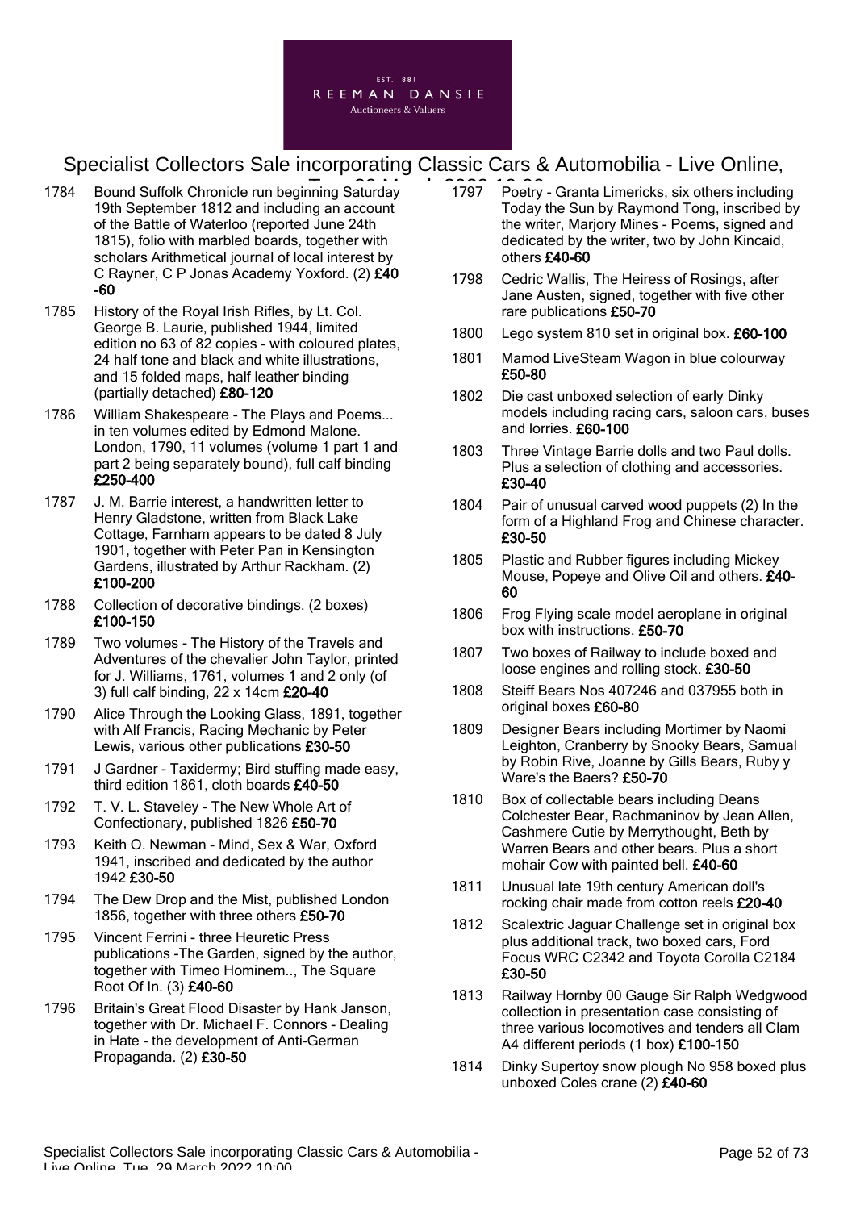1784 Bound Suffolk Chronicle run beginning Saturday 19th September 1812 and including an account of the Battle of Waterloo (reported June 24th 1815), folio with marbled boards, together with scholars Arithmetical journal of local interest by C Rayner, C P Jonas Academy Yoxford. (2) **£40-60**

1785 History of the Royal Irish Rifles, by Lt. Col. George B. Laurie, published 1944, limited edition no 63 of 82 copies - with coloured plates, 24 half tone and black and white illustrations, and 15 folded maps, half leather binding (partially detached) **£80-120**

1786 William Shakespeare - The Plays and Poems... in ten volumes edited by Edmond Malone. London, 1790, 11 volumes (volume 1 part 1 and part 2 being separately bound), full calf binding **£250-400**

1787 J. M. Barrie interest, a handwritten letter to Henry Gladstone, written from Black Lake Cottage, Farnham appears to be dated 8 July 1901, together with Peter Pan in Kensington Gardens, illustrated by Arthur Rackham. (2) **£100-200**

1788 Collection of decorative bindings. (2 boxes) **£100-150**

1789 Two volumes - The History of the Travels and Adventures of the chevalier John Taylor, printed for J. Williams, 1761, volumes 1 and 2 only (of 3) full calf binding, 22 x 14cm **£20-40**

1790 Alice Through the Looking Glass, 1891, together with Alf Francis, Racing Mechanic by Peter Lewis, various other publications **£30-50**

1791 J Gardner - Taxidermy; Bird stuffing made easy, third edition 1861, cloth boards **£40-50**

1792 T. V. L. Staveley - The New Whole Art of Confectionary, published 1826 **£50-70**

1793 Keith O. Newman - Mind, Sex & War, Oxford 1941, inscribed and dedicated by the author 1942 **£30-50**

1794 The Dew Drop and the Mist, published London 1856, together with three others **£50-70**

1795 Vincent Ferrini - three Heuretic Press publications -The Garden, signed by the author, together with Timeo Hominem.., The Square Root Of In. (3) **£40-60**

1796 Britain's Great Flood Disaster by Hank Janson, together with Dr. Michael F. Connors - Dealing in Hate - the development of Anti-German Propaganda. (2) **£30-50**

1797 Poetry - Granta Limericks, six others including Today the Sun by Raymond Tong, inscribed by the writer, Marjory Mines - Poems, signed and dedicated by the writer, two by John Kincaid, others **£40-60**

1798 Cedric Wallis, The Heiress of Rosings, after Jane Austen, signed, together with five other rare publications **£50-70**

1800 Lego system 810 set in original box. **£60-100**

1801 Mamod LiveSteam Wagon in blue colourway **£50-80**

1802 Die cast unboxed selection of early Dinky models including racing cars, saloon cars, buses and lorries. **£60-100**

1803 Three Vintage Barrie dolls and two Paul dolls. Plus a selection of clothing and accessories. **£30-40**

1804 Pair of unusual carved wood puppets (2) In the form of a Highland Frog and Chinese character. **£30-50**

1805 Plastic and Rubber figures including Mickey Mouse, Popeye and Olive Oil and others. **£40-60**

1806 Frog Flying scale model aeroplane in original box with instructions. **£50-70**

1807 Two boxes of Railway to include boxed and loose engines and rolling stock. **£30-50**

1808 Steiff Bears Nos 407246 and 037955 both in original boxes **£60-80**

1809 Designer Bears including Mortimer by Naomi Leighton, Cranberry by Snooky Bears, Samual by Robin Rive, Joanne by Gills Bears, Ruby y Ware's the Baers? **£50-70**

1810 Box of collectable bears including Deans Colchester Bear, Rachmaninov by Jean Allen, Cashmere Cutie by Merrythought, Beth by Warren Bears and other bears. Plus a short mohair Cow with painted bell. **£40-60**

1811 Unusual late 19th century American doll's rocking chair made from cotton reels **£20-40**

1812 Scalextric Jaguar Challenge set in original box plus additional track, two boxed cars, Ford Focus WRC C2342 and Toyota Corolla C2184 **£30-50**

1813 Railway Hornby 00 Gauge Sir Ralph Wedgwood collection in presentation case consisting of three various locomotives and tenders all Clam A4 different periods (1 box) **£100-150**

1814 Dinky Supertoy snow plough No 958 boxed plus unboxed Coles crane (2) **£40-60**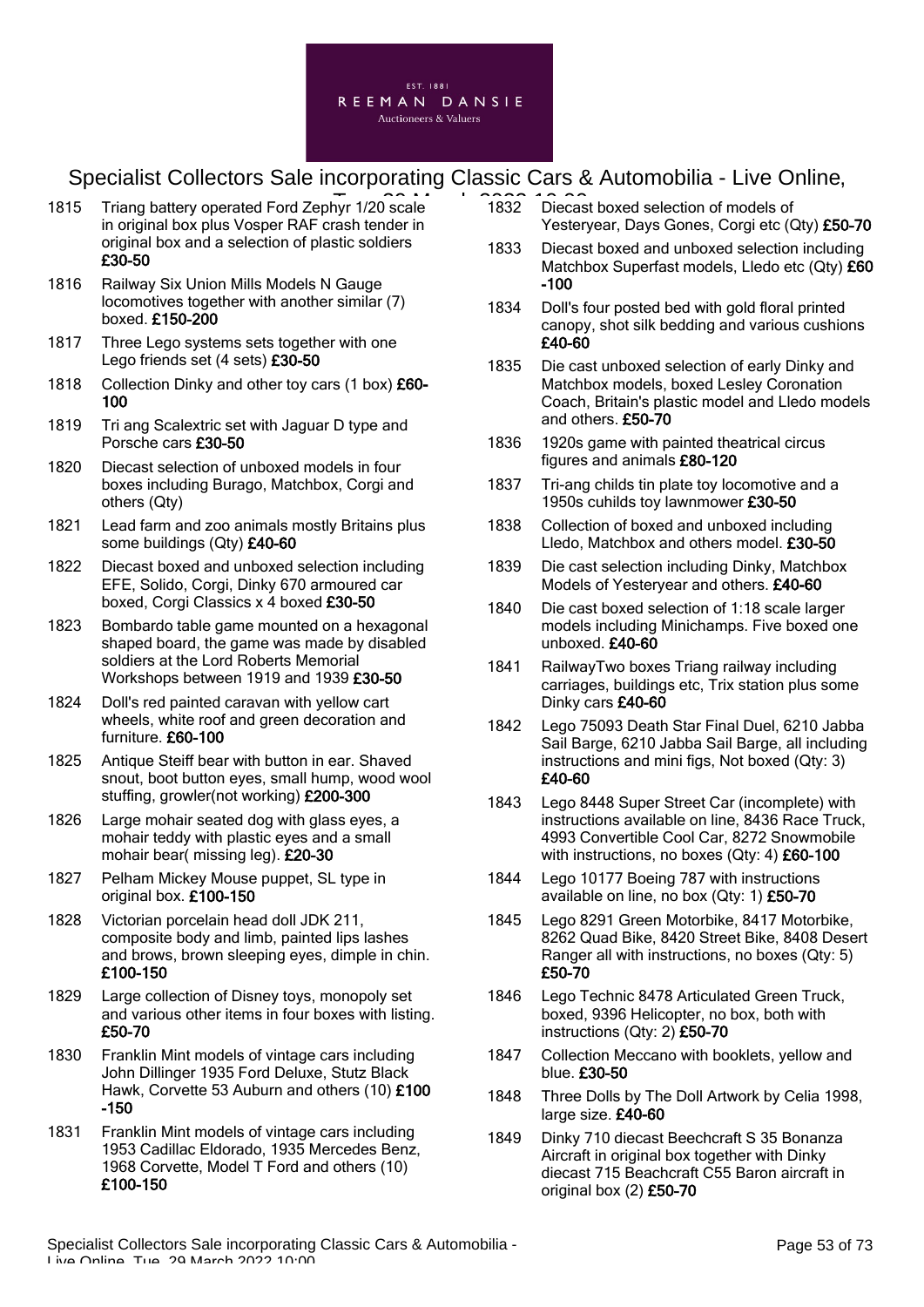Specialist Collectors Sale incorporating Classic Cars & Automobilia - Live Online, Tue, 29 March 2022 10:00

1815 Triang battery operated Ford Zephyr 1/20 scale in original box plus Vosper RAF crash tender in original box and a selection of plastic soldiers **£30-50**

1816 Railway Six Union Mills Models N Gauge locomotives together with another similar (7) boxed. **£150-200**

1817 Three Lego systems sets together with one Lego friends set (4 sets) **£30-50**

1818 Collection Dinky and other toy cars (1 box) **£60-100**

1819 Tri ang Scalextric set with Jaguar D type and Porsche cars **£30-50**

1820 Diecast selection of unboxed models in four boxes including Burago, Matchbox, Corgi and others (Qty)

1821 Lead farm and zoo animals mostly Britains plus some buildings (Qty) **£40-60**

1822 Diecast boxed and unboxed selection including EFE, Solido, Corgi, Dinky 670 armoured car boxed, Corgi Classics x 4 boxed **£30-50**

1823 Bombardo table game mounted on a hexagonal shaped board, the game was made by disabled soldiers at the Lord Roberts Memorial Workshops between 1919 and 1939 **£30-50**

1824 Doll's red painted caravan with yellow cart wheels, white roof and green decoration and furniture. **£60-100**

1825 Antique Steiff bear with button in ear. Shaved snout, boot button eyes, small hump, wood wool stuffing, growler(not working) **£200-300**

1826 Large mohair seated dog with glass eyes, a mohair teddy with plastic eyes and a small mohair bear( missing leg). **£20-30**

1827 Pelham Mickey Mouse puppet, SL type in original box. **£100-150**

1828 Victorian porcelain head doll JDK 211, composite body and limb, painted lips lashes and brows, brown sleeping eyes, dimple in chin. **£100-150**

1829 Large collection of Disney toys, monopoly set and various other items in four boxes with listing. **£50-70**

1830 Franklin Mint models of vintage cars including John Dillinger 1935 Ford Deluxe, Stutz Black Hawk, Corvette 53 Auburn and others (10) **£100-150**

1831 Franklin Mint models of vintage cars including 1953 Cadillac Eldorado, 1935 Mercedes Benz, 1968 Corvette, Model T Ford and others (10) **£100-150**

1832 Diecast boxed selection of models of Yesteryear, Days Gones, Corgi etc (Qty) **£50-70**

1833 Diecast boxed and unboxed selection including Matchbox Superfast models, Lledo etc (Qty) **£60-100**

1834 Doll's four posted bed with gold floral printed canopy, shot silk bedding and various cushions **£40-60**

1835 Die cast unboxed selection of early Dinky and Matchbox models, boxed Lesley Coronation Coach, Britain's plastic model and Lledo models and others. **£50-70**

1836 1920s game with painted theatrical circus figures and animals **£80-120**

1837 Tri-ang childs tin plate toy locomotive and a 1950s cuhilds toy lawnmower **£30-50**

1838 Collection of boxed and unboxed including Lledo, Matchbox and others model. **£30-50**

1839 Die cast selection including Dinky, Matchbox Models of Yesteryear and others. **£40-60**

1840 Die cast boxed selection of 1:18 scale larger models including Minichamps. Five boxed one unboxed. **£40-60**

1841 RailwayTwo boxes Triang railway including carriages, buildings etc, Trix station plus some Dinky cars **£40-60**

1842 Lego 75093 Death Star Final Duel, 6210 Jabba Sail Barge, 6210 Jabba Sail Barge, all including instructions and mini figs, Not boxed (Qty: 3) **£40-60**

1843 Lego 8448 Super Street Car (incomplete) with instructions available on line, 8436 Race Truck, 4993 Convertible Cool Car, 8272 Snowmobile with instructions, no boxes (Qty: 4) **£60-100**

1844 Lego 10177 Boeing 787 with instructions available on line, no box (Qty: 1) **£50-70**

1845 Lego 8291 Green Motorbike, 8417 Motorbike, 8262 Quad Bike, 8420 Street Bike, 8408 Desert Ranger all with instructions, no boxes (Qty: 5) **£50-70**

1846 Lego Technic 8478 Articulated Green Truck, boxed, 9396 Helicopter, no box, both with instructions (Qty: 2) **£50-70**

1847 Collection Meccano with booklets, yellow and blue. **£30-50**

1848 Three Dolls by The Doll Artwork by Celia 1998, large size. **£40-60**

1849 Dinky 710 diecast Beechcraft S 35 Bonanza Aircraft in original box together with Dinky diecast 715 Beachcraft C55 Baron aircraft in original box (2) **£50-70**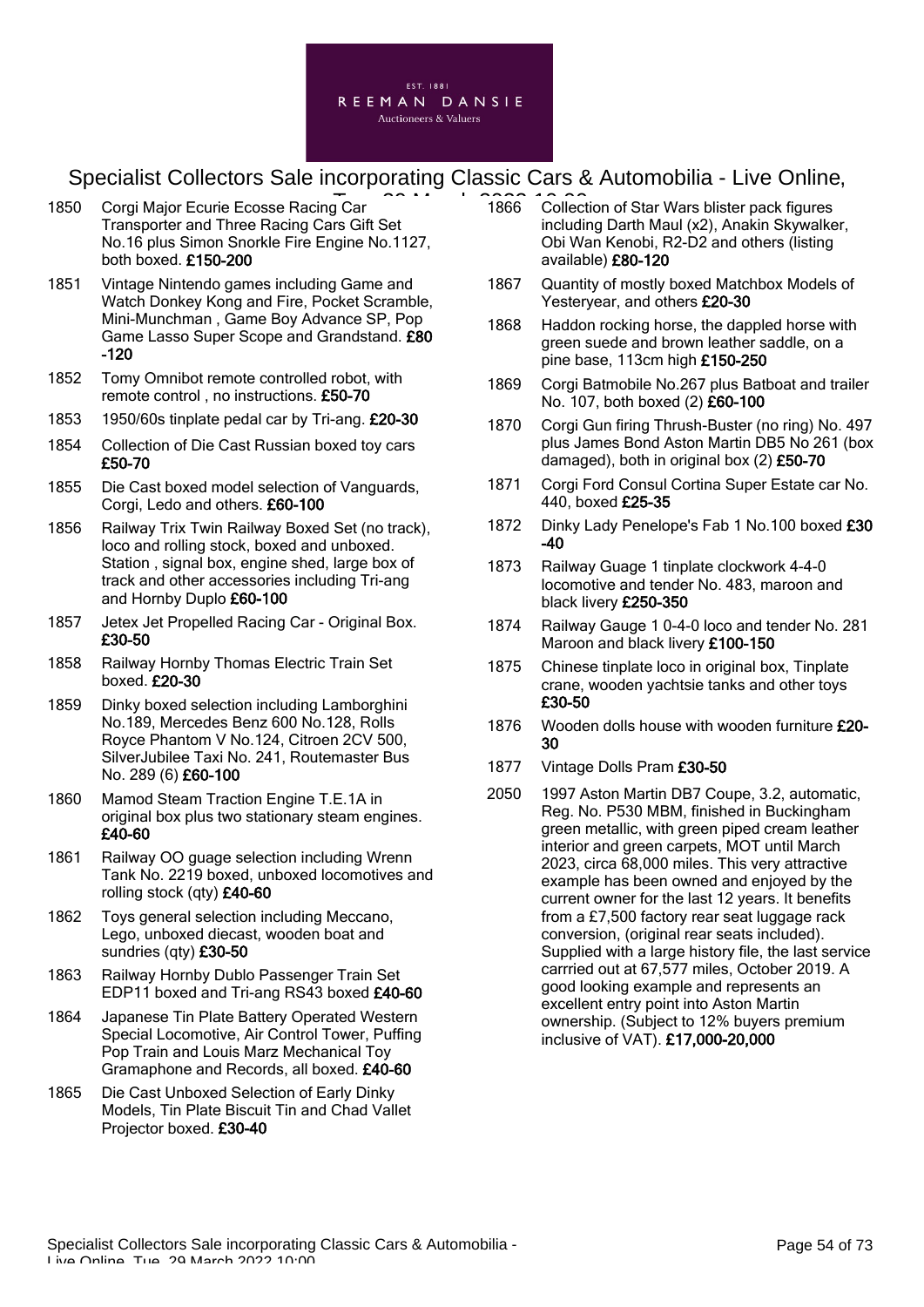1850 Corgi Major Ecurie Ecosse Racing Car Transporter and Three Racing Cars Gift Set No.16 plus Simon Snorkle Fire Engine No.1127, both boxed. **£150-200**

1851 Vintage Nintendo games including Game and Watch Donkey Kong and Fire, Pocket Scramble, Mini-Munchman , Game Boy Advance SP, Pop Game Lasso Super Scope and Grandstand. **£80-120**

1852 Tomy Omnibot remote controlled robot, with remote control , no instructions. **£50-70**

1853 1950/60s tinplate pedal car by Tri-ang. **£20-30**

1854 Collection of Die Cast Russian boxed toy cars **£50-70**

1855 Die Cast boxed model selection of Vanguards, Corgi, Ledo and others. **£60-100**

1856 Railway Trix Twin Railway Boxed Set (no track), loco and rolling stock, boxed and unboxed. Station , signal box, engine shed, large box of track and other accessories including Tri-ang and Hornby Duplo **£60-100**

1857 Jetex Jet Propelled Racing Car - Original Box. **£30-50**

1858 Railway Hornby Thomas Electric Train Set boxed. **£20-30**

1859 Dinky boxed selection including Lamborghini No.189, Mercedes Benz 600 No.128, Rolls Royce Phantom V No.124, Citroen 2CV 500, SilverJubilee Taxi No. 241, Routemaster Bus No. 289 (6) **£60-100**

1860 Mamod Steam Traction Engine T.E.1A in original box plus two stationary steam engines. **£40-60**

1861 Railway OO guage selection including Wrenn Tank No. 2219 boxed, unboxed locomotives and rolling stock (qty) **£40-60**

1862 Toys general selection including Meccano, Lego, unboxed diecast, wooden boat and sundries (qty) **£30-50**

1863 Railway Hornby Dublo Passenger Train Set EDP11 boxed and Tri-ang RS43 boxed **£40-60**

1864 Japanese Tin Plate Battery Operated Western Special Locomotive, Air Control Tower, Puffing Pop Train and Louis Marz Mechanical Toy Gramaphone and Records, all boxed. **£40-60**

1865 Die Cast Unboxed Selection of Early Dinky Models, Tin Plate Biscuit Tin and Chad Vallet Projector boxed. **£30-40**

1866 Collection of Star Wars blister pack figures including Darth Maul (x2), Anakin Skywalker, Obi Wan Kenobi, R2-D2 and others (listing available) **£80-120**

1867 Quantity of mostly boxed Matchbox Models of Yesteryear, and others **£20-30**

1868 Haddon rocking horse, the dappled horse with green suede and brown leather saddle, on a pine base, 113cm high **£150-250**

1869 Corgi Batmobile No.267 plus Batboat and trailer No. 107, both boxed (2) **£60-100**

1870 Corgi Gun firing Thrush-Buster (no ring) No. 497 plus James Bond Aston Martin DB5 No 261 (box damaged), both in original box (2) **£50-70**

1871 Corgi Ford Consul Cortina Super Estate car No. 440, boxed **£25-35**

1872 Dinky Lady Penelope's Fab 1 No.100 boxed **£30-40**

1873 Railway Guage 1 tinplate clockwork 4-4-0 locomotive and tender No. 483, maroon and black livery **£250-350**

1874 Railway Gauge 1 0-4-0 loco and tender No. 281 Maroon and black livery **£100-150**

1875 Chinese tinplate loco in original box, Tinplate crane, wooden yachtsie tanks and other toys **£30-50**

1876 Wooden dolls house with wooden furniture **£20-30**

1877 Vintage Dolls Pram **£30-50**

2050 1997 Aston Martin DB7 Coupe, 3.2, automatic, Reg. No. P530 MBM, finished in Buckingham green metallic, with green piped cream leather interior and green carpets, MOT until March 2023, circa 68,000 miles. This very attractive example has been owned and enjoyed by the current owner for the last 12 years. It benefits from a £7,500 factory rear seat luggage rack conversion, (original rear seats included). Supplied with a large history file, the last service carrried out at 67,577 miles, October 2019. A good looking example and represents an excellent entry point into Aston Martin ownership. (Subject to 12% buyers premium inclusive of VAT). **£17,000-20,000**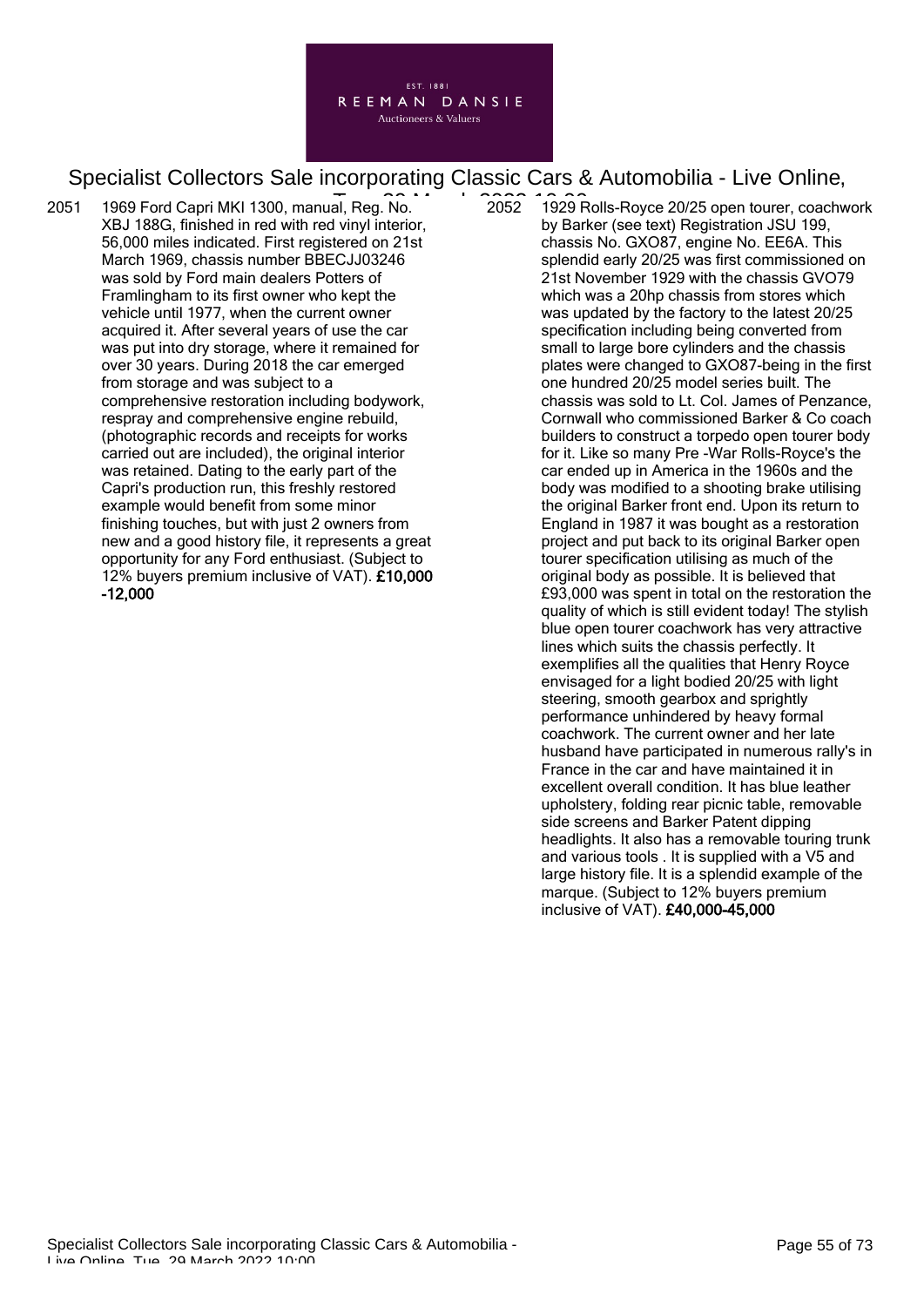2051 1969 Ford Capri MKI 1300, manual, Reg. No. XBJ 188G, finished in red with red vinyl interior, 56,000 miles indicated. First registered on 21st March 1969, chassis number BBECJJ03246 was sold by Ford main dealers Potters of Framlingham to its first owner who kept the vehicle until 1977, when the current owner acquired it. After several years of use the car was put into dry storage, where it remained for over 30 years. During 2018 the car emerged from storage and was subject to a comprehensive restoration including bodywork, respray and comprehensive engine rebuild, (photographic records and receipts for works carried out are included), the original interior was retained. Dating to the early part of the Capri's production run, this freshly restored example would benefit from some minor finishing touches, but with just 2 owners from new and a good history file, it represents a great opportunity for any Ford enthusiast. (Subject to 12% buyers premium inclusive of VAT). **£10,000 -12,000**

2052 1929 Rolls-Royce 20/25 open tourer, coachwork by Barker (see text) Registration JSU 199, chassis No. GXO87, engine No. EE6A. This splendid early 20/25 was first commissioned on 21st November 1929 with the chassis GVO79 which was a 20hp chassis from stores which was updated by the factory to the latest 20/25 specification including being converted from small to large bore cylinders and the chassis plates were changed to GXO87-being in the first one hundred 20/25 model series built. The chassis was sold to Lt. Col. James of Penzance, Cornwall who commissioned Barker & Co coach builders to construct a torpedo open tourer body for it. Like so many Pre -War Rolls-Royce's the car ended up in America in the 1960s and the body was modified to a shooting brake utilising the original Barker front end. Upon its return to England in 1987 it was bought as a restoration project and put back to its original Barker open tourer specification utilising as much of the original body as possible. It is believed that £93,000 was spent in total on the restoration the quality of which is still evident today! The stylish blue open tourer coachwork has very attractive lines which suits the chassis perfectly. It exemplifies all the qualities that Henry Royce envisaged for a light bodied 20/25 with light steering, smooth gearbox and sprightly performance unhindered by heavy formal coachwork. The current owner and her late husband have participated in numerous rally's in France in the car and have maintained it in excellent overall condition. It has blue leather upholstery, folding rear picnic table, removable side screens and Barker Patent dipping headlights. It also has a removable touring trunk and various tools . It is supplied with a V5 and large history file. It is a splendid example of the marque. (Subject to 12% buyers premium inclusive of VAT). **£40,000-45,000**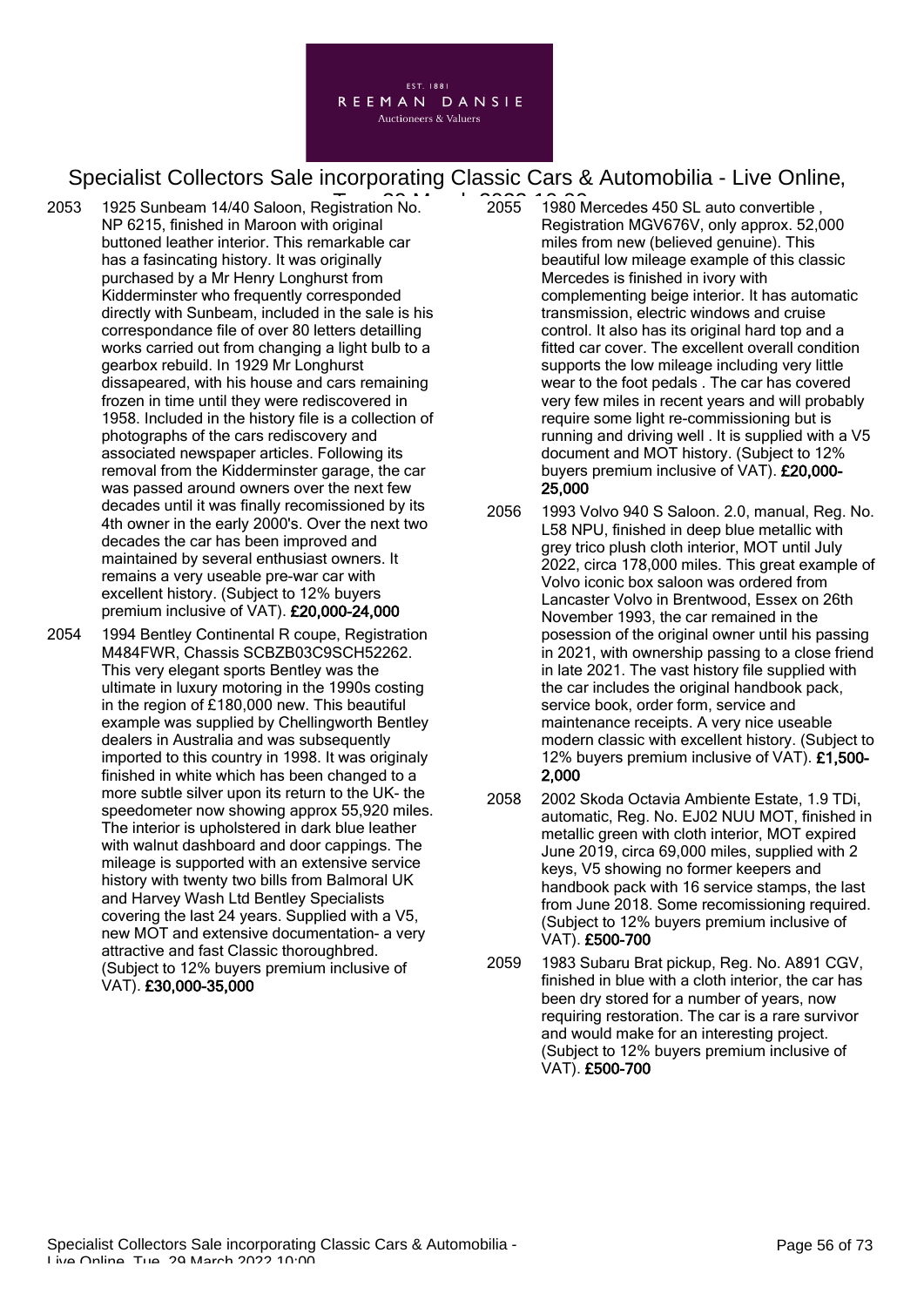2053 1925 Sunbeam 14/40 Saloon, Registration No. NP 6215, finished in Maroon with original buttoned leather interior. This remarkable car has a fasincating history. It was originally purchased by a Mr Henry Longhurst from Kidderminster who frequently corresponded directly with Sunbeam, included in the sale is his correspondance file of over 80 letters detailling works carried out from changing a light bulb to a gearbox rebuild. In 1929 Mr Longhurst dissapeared, with his house and cars remaining frozen in time until they were rediscovered in 1958. Included in the history file is a collection of photographs of the cars rediscovery and associated newspaper articles. Following its removal from the Kidderminster garage, the car was passed around owners over the next few decades until it was finally recomissioned by its 4th owner in the early 2000's. Over the next two decades the car has been improved and maintained by several enthusiast owners. It remains a very useable pre-war car with excellent history. (Subject to 12% buyers premium inclusive of VAT). **£20,000-24,000**

2054 1994 Bentley Continental R coupe, Registration M484FWR, Chassis SCBZB03C9SCH52262. This very elegant sports Bentley was the ultimate in luxury motoring in the 1990s costing in the region of £180,000 new. This beautiful example was supplied by Chellingworth Bentley dealers in Australia and was subsequently imported to this country in 1998. It was originaly finished in white which has been changed to a more subtle silver upon its return to the UK- the speedometer now showing approx 55,920 miles. The interior is upholstered in dark blue leather with walnut dashboard and door cappings. The mileage is supported with an extensive service history with twenty two bills from Balmoral UK and Harvey Wash Ltd Bentley Specialists covering the last 24 years. Supplied with a V5, new MOT and extensive documentation- a very attractive and fast Classic thoroughbred. (Subject to 12% buyers premium inclusive of VAT). **£30,000-35,000**

2055 1980 Mercedes 450 SL auto convertible , Registration MGV676V, only approx. 52,000 miles from new (believed genuine). This beautiful low mileage example of this classic Mercedes is finished in ivory with complementing beige interior. It has automatic transmission, electric windows and cruise control. It also has its original hard top and a fitted car cover. The excellent overall condition supports the low mileage including very little wear to the foot pedals . The car has covered very few miles in recent years and will probably require some light re-commissioning but is running and driving well . It is supplied with a V5 document and MOT history. (Subject to 12% buyers premium inclusive of VAT). **£20,000-25,000**

2056 1993 Volvo 940 S Saloon. 2.0, manual, Reg. No. L58 NPU, finished in deep blue metallic with grey trico plush cloth interior, MOT until July 2022, circa 178,000 miles. This great example of Volvo iconic box saloon was ordered from Lancaster Volvo in Brentwood, Essex on 26th November 1993, the car remained in the posession of the original owner until his passing in 2021, with ownership passing to a close friend in late 2021. The vast history file supplied with the car includes the original handbook pack, service book, order form, service and maintenance receipts. A very nice useable modern classic with excellent history. (Subject to 12% buyers premium inclusive of VAT). **£1,500-2,000**

2058 2002 Skoda Octavia Ambiente Estate, 1.9 TDi, automatic, Reg. No. EJ02 NUU MOT, finished in metallic green with cloth interior, MOT expired June 2019, circa 69,000 miles, supplied with 2 keys, V5 showing no former keepers and handbook pack with 16 service stamps, the last from June 2018. Some recomissioning required. (Subject to 12% buyers premium inclusive of VAT). **£500-700**

2059 1983 Subaru Brat pickup, Reg. No. A891 CGV, finished in blue with a cloth interior, the car has been dry stored for a number of years, now requiring restoration. The car is a rare survivor and would make for an interesting project. (Subject to 12% buyers premium inclusive of VAT). **£500-700**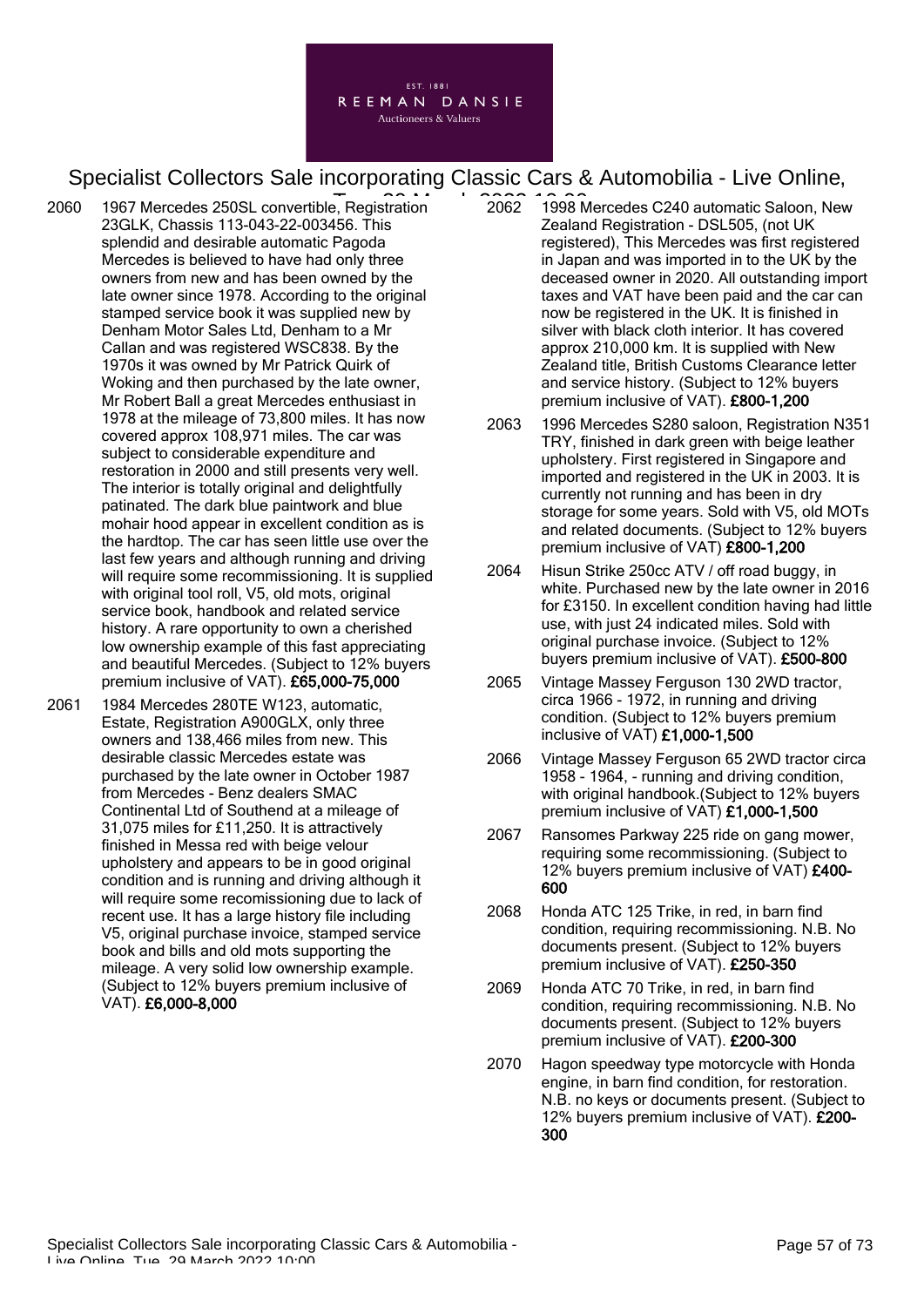2060 1967 Mercedes 250SL convertible, Registration 23GLK, Chassis 113-043-22-003456. This splendid and desirable automatic Pagoda Mercedes is believed to have had only three owners from new and has been owned by the late owner since 1978. According to the original stamped service book it was supplied new by Denham Motor Sales Ltd, Denham to a Mr Callan and was registered WSC838. By the 1970s it was owned by Mr Patrick Quirk of Woking and then purchased by the late owner, Mr Robert Ball a great Mercedes enthusiast in 1978 at the mileage of 73,800 miles. It has now covered approx 108,971 miles. The car was subject to considerable expenditure and restoration in 2000 and still presents very well. The interior is totally original and delightfully patinated. The dark blue paintwork and blue mohair hood appear in excellent condition as is the hardtop. The car has seen little use over the last few years and although running and driving will require some recommissioning. It is supplied with original tool roll, V5, old mots, original service book, handbook and related service history. A rare opportunity to own a cherished low ownership example of this fast appreciating and beautiful Mercedes. (Subject to 12% buyers premium inclusive of VAT). **£65,000-75,000**

2061 1984 Mercedes 280TE W123, automatic, Estate, Registration A900GLX, only three owners and 138,466 miles from new. This desirable classic Mercedes estate was purchased by the late owner in October 1987 from Mercedes - Benz dealers SMAC Continental Ltd of Southend at a mileage of 31,075 miles for £11,250. It is attractively finished in Messa red with beige velour upholstery and appears to be in good original condition and is running and driving although it will require some recomissioning due to lack of recent use. It has a large history file including V5, original purchase invoice, stamped service book and bills and old mots supporting the mileage. A very solid low ownership example. (Subject to 12% buyers premium inclusive of VAT). **£6,000-8,000**

2062 1998 Mercedes C240 automatic Saloon, New Zealand Registration - DSL505, (not UK registered), This Mercedes was first registered in Japan and was imported in to the UK by the deceased owner in 2020. All outstanding import taxes and VAT have been paid and the car can now be registered in the UK. It is finished in silver with black cloth interior. It has covered approx 210,000 km. It is supplied with New Zealand title, British Customs Clearance letter and service history. (Subject to 12% buyers premium inclusive of VAT). **£800-1,200**

2063 1996 Mercedes S280 saloon, Registration N351 TRY, finished in dark green with beige leather upholstery. First registered in Singapore and imported and registered in the UK in 2003. It is currently not running and has been in dry storage for some years. Sold with V5, old MOTs and related documents. (Subject to 12% buyers premium inclusive of VAT) **£800-1,200**

2064 Hisun Strike 250cc ATV / off road buggy, in white. Purchased new by the late owner in 2016 for £3150. In excellent condition having had little use, with just 24 indicated miles. Sold with original purchase invoice. (Subject to 12% buyers premium inclusive of VAT). **£500-800**

2065 Vintage Massey Ferguson 130 2WD tractor, circa 1966 - 1972, in running and driving condition. (Subject to 12% buyers premium inclusive of VAT) **£1,000-1,500**

2066 Vintage Massey Ferguson 65 2WD tractor circa 1958 - 1964, - running and driving condition, with original handbook.(Subject to 12% buyers premium inclusive of VAT) **£1,000-1,500**

2067 Ransomes Parkway 225 ride on gang mower, requiring some recommissioning. (Subject to 12% buyers premium inclusive of VAT) **£400-600**

2068 Honda ATC 125 Trike, in red, in barn find condition, requiring recommissioning. N.B. No documents present. (Subject to 12% buyers premium inclusive of VAT). **£250-350**

2069 Honda ATC 70 Trike, in red, in barn find condition, requiring recommissioning. N.B. No documents present. (Subject to 12% buyers premium inclusive of VAT). **£200-300**

2070 Hagon speedway type motorcycle with Honda engine, in barn find condition, for restoration. N.B. no keys or documents present. (Subject to 12% buyers premium inclusive of VAT). **£200-300**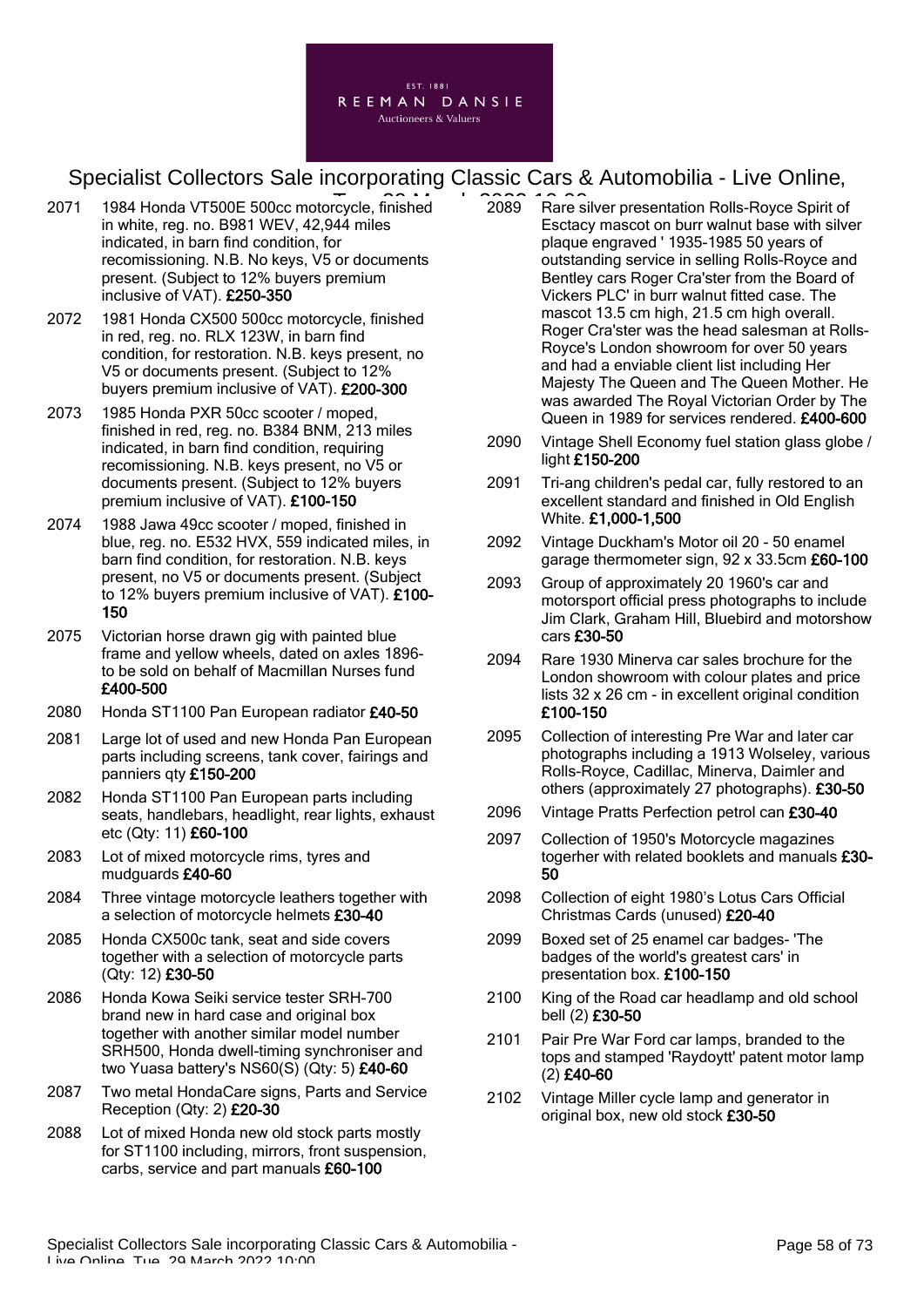2071 1984 Honda VT500E 500cc motorcycle, finished in white, reg. no. B981 WEV, 42,944 miles indicated, in barn find condition, for recommissioning. N.B. No keys, V5 or documents present. (Subject to 12% buyers premium inclusive of VAT). **£250-350**

2072 1981 Honda CX500 500cc motorcycle, finished in red, reg. no. RLX 123W, in barn find condition, for restoration. N.B. keys present, no V5 or documents present. (Subject to 12% buyers premium inclusive of VAT). **£200-300**

2073 1985 Honda PXR 50cc scooter / moped, finished in red, reg. no. B384 BNM, 213 miles indicated, in barn find condition, requiring recommissioning. N.B. keys present, no V5 or documents present. (Subject to 12% buyers premium inclusive of VAT). **£100-150**

2074 1988 Jawa 49cc scooter / moped, finished in blue, reg. no. E532 HVX, 559 indicated miles, in barn find condition, for restoration. N.B. keys present, no V5 or documents present. (Subject to 12% buyers premium inclusive of VAT). **£100-150**

2075 Victorian horse drawn gig with painted blue frame and yellow wheels, dated on axles 1896- to be sold on behalf of Macmillan Nurses fund **£400-500**

2080 Honda ST1100 Pan European radiator **£40-50**

2081 Large lot of used and new Honda Pan European parts including screens, tank cover, fairings and panniers qty **£150-200**

2082 Honda ST1100 Pan European parts including seats, handlebars, headlight, rear lights, exhaust etc (Qty: 11) **£60-100**

2083 Lot of mixed motorcycle rims, tyres and mudguards **£40-60**

2084 Three vintage motorcycle leathers together with a selection of motorcycle helmets **£30-40**

2085 Honda CX500c tank, seat and side covers together with a selection of motorcycle parts (Qty: 12) **£30-50**

2086 Honda Kowa Seiki service tester SRH-700 brand new in hard case and original box together with another similar model number SRH500, Honda dwell-timing synchroniser and two Yuasa battery's NS60(S) (Qty: 5) **£40-60**

2087 Two metal HondaCare signs, Parts and Service Reception (Qty: 2) **£20-30**

2088 Lot of mixed Honda new old stock parts mostly for ST1100 including, mirrors, front suspension, carbs, service and part manuals **£60-100**

2089 Rare silver presentation Rolls-Royce Spirit of Esctacy mascot on burr walnut base with silver plaque engraved ' 1935-1985 50 years of outstanding service in selling Rolls-Royce and Bentley cars Roger Cra'ster from the Board of Vickers PLC' in burr walnut fitted case. The mascot 13.5 cm high, 21.5 cm high overall. Roger Cra'ster was the head salesman at Rolls-Royce's London showroom for over 50 years and had a enviable client list including Her Majesty The Queen and The Queen Mother. He was awarded The Royal Victorian Order by The Queen in 1989 for services rendered. **£400-600**

2090 Vintage Shell Economy fuel station glass globe / light **£150-200**

2091 Tri-ang children's pedal car, fully restored to an excellent standard and finished in Old English White. **£1,000-1,500**

2092 Vintage Duckham's Motor oil 20 - 50 enamel garage thermometer sign, 92 x 33.5cm **£60-100**

2093 Group of approximately 20 1960's car and motorsport official press photographs to include Jim Clark, Graham Hill, Bluebird and motorshow cars **£30-50**

2094 Rare 1930 Minerva car sales brochure for the London showroom with colour plates and price lists 32 x 26 cm - in excellent original condition **£100-150**

2095 Collection of interesting Pre War and later car photographs including a 1913 Wolseley, various Rolls-Royce, Cadillac, Minerva, Daimler and others (approximately 27 photographs). **£30-50**

2096 Vintage Pratts Perfection petrol can **£30-40**

2097 Collection of 1950's Motorcycle magazines togerher with related booklets and manuals **£30-50**

2098 Collection of eight 1980's Lotus Cars Official Christmas Cards (unused) **£20-40**

2099 Boxed set of 25 enamel car badges- 'The badges of the world's greatest cars' in presentation box. **£100-150**

2100 King of the Road car headlamp and old school bell (2) **£30-50**

2101 Pair Pre War Ford car lamps, branded to the tops and stamped 'Raydoytt' patent motor lamp (2) **£40-60**

2102 Vintage Miller cycle lamp and generator in original box, new old stock **£30-50**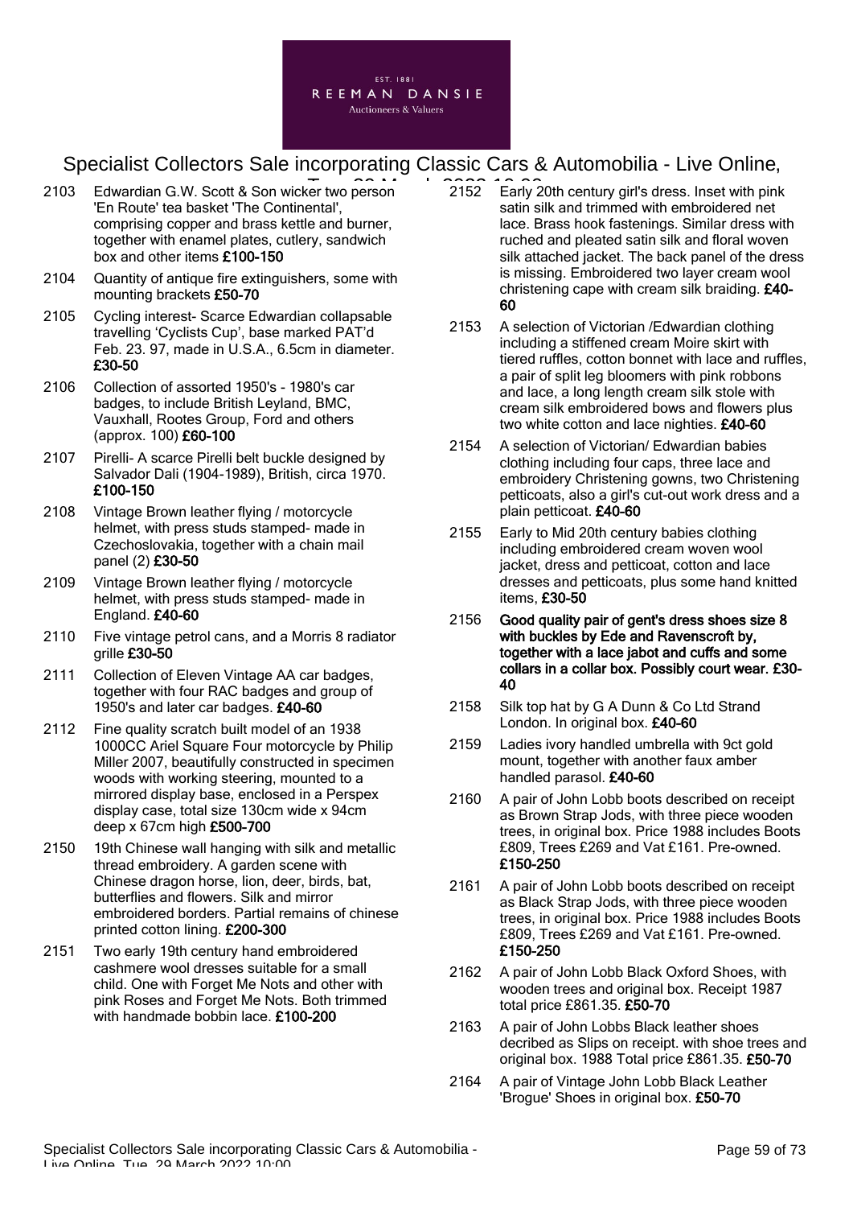2103 Edwardian G.W. Scott & Son wicker two person 'En Route' tea basket 'The Continental', comprising copper and brass kettle and burner, together with enamel plates, cutlery, sandwich box and other items **£100-150**

2104 Quantity of antique fire extinguishers, some with mounting brackets **£50-70**

2105 Cycling interest- Scarce Edwardian collapsable travelling 'Cyclists Cup', base marked PAT'd Feb. 23. 97, made in U.S.A., 6.5cm in diameter. **£30-50**

2106 Collection of assorted 1950's - 1980's car badges, to include British Leyland, BMC, Vauxhall, Rootes Group, Ford and others (approx. 100) **£60-100**

2107 Pirelli- A scarce Pirelli belt buckle designed by Salvador Dali (1904-1989), British, circa 1970. **£100-150**

2108 Vintage Brown leather flying / motorcycle helmet, with press studs stamped- made in Czechoslovakia, together with a chain mail panel (2) **£30-50**

2109 Vintage Brown leather flying / motorcycle helmet, with press studs stamped- made in England. **£40-60**

2110 Five vintage petrol cans, and a Morris 8 radiator grille **£30-50**

2111 Collection of Eleven Vintage AA car badges, together with four RAC badges and group of 1950's and later car badges. **£40-60**

2112 Fine quality scratch built model of an 1938 1000CC Ariel Square Four motorcycle by Philip Miller 2007, beautifully constructed in specimen woods with working steering, mounted to a mirrored display base, enclosed in a Perspex display case, total size 130cm wide x 94cm deep x 67cm high **£500-700**

2150 19th Chinese wall hanging with silk and metallic thread embroidery. A garden scene with Chinese dragon horse, lion, deer, birds, bat, butterflies and flowers. Silk and mirror embroidered borders. Partial remains of chinese printed cotton lining. **£200-300**

2151 Two early 19th century hand embroidered cashmere wool dresses suitable for a small child. One with Forget Me Nots and other with pink Roses and Forget Me Nots. Both trimmed with handmade bobbin lace. **£100-200**

2152 Early 20th century girl's dress. Inset with pink satin silk and trimmed with embroidered net lace. Brass hook fastenings. Similar dress with ruched and pleated satin silk and floral woven silk attached jacket. The back panel of the dress is missing. Embroidered two layer cream wool christening cape with cream silk braiding. **£40-60**

2153 A selection of Victorian /Edwardian clothing including a stiffened cream Moire skirt with tiered ruffles, cotton bonnet with lace and ruffles, a pair of split leg bloomers with pink robbons and lace, a long length cream silk stole with cream silk embroidered bows and flowers plus two white cotton and lace nighties. **£40-60**

2154 A selection of Victorian/ Edwardian babies clothing including four caps, three lace and embroidery Christening gowns, two Christening petticoats, also a girl's cut-out work dress and a plain petticoat. **£40-60**

2155 Early to Mid 20th century babies clothing including embroidered cream woven wool jacket, dress and petticoat, cotton and lace dresses and petticoats, plus some hand knitted items, **£30-50**

2156 **Good quality pair of gent's dress shoes size 8 with buckles by Ede and Ravenscroft by, together with a lace jabot and cuffs and some collars in a collar box. Possibly court wear. £30-40**

2158 Silk top hat by G A Dunn & Co Ltd Strand London. In original box. **£40-60**

2159 Ladies ivory handled umbrella with 9ct gold mount, together with another faux amber handled parasol. **£40-60**

2160 A pair of John Lobb boots described on receipt as Brown Strap Jods, with three piece wooden trees, in original box. Price 1988 includes Boots £809, Trees £269 and Vat £161. Pre-owned. **£150-250**

2161 A pair of John Lobb boots described on receipt as Black Strap Jods, with three piece wooden trees, in original box. Price 1988 includes Boots £809, Trees £269 and Vat £161. Pre-owned. **£150-250**

2162 A pair of John Lobb Black Oxford Shoes, with wooden trees and original box. Receipt 1987 total price £861.35. **£50-70**

2163 A pair of John Lobbs Black leather shoes decribed as Slips on receipt. with shoe trees and original box. 1988 Total price £861.35. **£50-70**

2164 A pair of Vintage John Lobb Black Leather 'Brogue' Shoes in original box. **£50-70**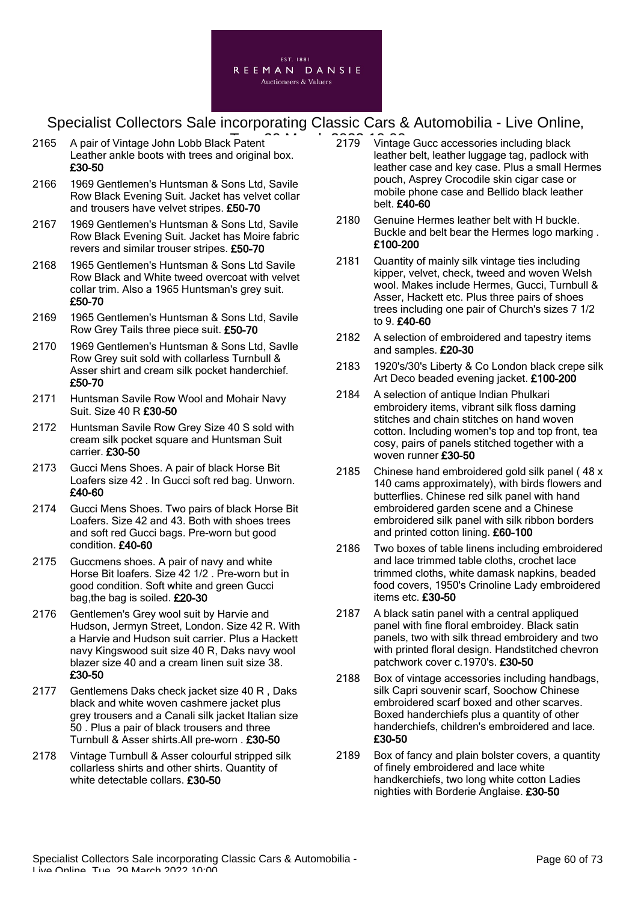2165 A pair of Vintage John Lobb Black Patent Leather ankle boots with trees and original box. **£30-50**

2166 1969 Gentlemen's Huntsman & Sons Ltd, Savile Row Black Evening Suit. Jacket has velvet collar and trousers have velvet stripes. **£50-70**

2167 1969 Gentlemen's Huntsman & Sons Ltd, Savile Row Black Evening Suit. Jacket has Moire fabric revers and similar trouser stripes. **£50-70**

2168 1965 Gentlemen's Huntsman & Sons Ltd Savile Row Black and White tweed overcoat with velvet collar trim. Also a 1965 Huntsman's grey suit. **£50-70**

2169 1965 Gentlemen's Huntsman & Sons Ltd, Savile Row Grey Tails three piece suit. **£50-70**

2170 1969 Gentlemen's Huntsman & Sons Ltd, Savlle Row Grey suit sold with collarless Turnbull & Asser shirt and cream silk pocket handerchief. **£50-70**

2171 Huntsman Savile Row Wool and Mohair Navy Suit. Size 40 R **£30-50**

2172 Huntsman Savile Row Grey Size 40 S sold with cream silk pocket square and Huntsman Suit carrier. **£30-50**

2173 Gucci Mens Shoes. A pair of black Horse Bit Loafers size 42 . In Gucci soft red bag. Unworn. **£40-60**

2174 Gucci Mens Shoes. Two pairs of black Horse Bit Loafers. Size 42 and 43. Both with shoes trees and soft red Gucci bags. Pre-worn but good condition. **£40-60**

2175 Guccmens shoes. A pair of navy and white Horse Bit loafers. Size 42 1/2 . Pre-worn but in good condition. Soft white and green Gucci bag,the bag is soiled. **£20-30**

2176 Gentlemen's Grey wool suit by Harvie and Hudson, Jermyn Street, London. Size 42 R. With a Harvie and Hudson suit carrier. Plus a Hackett navy Kingswood suit size 40 R, Daks navy wool blazer size 40 and a cream linen suit size 38. **£30-50**

2177 Gentlemens Daks check jacket size 40 R , Daks black and white woven cashmere jacket plus grey trousers and a Canali silk jacket Italian size 50 . Plus a pair of black trousers and three Turnbull & Asser shirts.All pre-worn . **£30-50**

2178 Vintage Turnbull & Asser colourful stripped silk collarless shirts and other shirts. Quantity of white detectable collars. **£30-50**

2179 Vintage Gucc accessories including black leather belt, leather luggage tag, padlock with leather case and key case. Plus a small Hermes pouch, Asprey Crocodile skin cigar case or mobile phone case and Bellido black leather belt. **£40-60**

2180 Genuine Hermes leather belt with H buckle. Buckle and belt bear the Hermes logo marking . **£100-200**

2181 Quantity of mainly silk vintage ties including kipper, velvet, check, tweed and woven Welsh wool. Makes include Hermes, Gucci, Turnbull & Asser, Hackett etc. Plus three pairs of shoes trees including one pair of Church's sizes 7 1/2 to 9. **£40-60**

2182 A selection of embroidered and tapestry items and samples. **£20-30**

2183 1920's/30's Liberty & Co London black crepe silk Art Deco beaded evening jacket. **£100-200**

2184 A selection of antique Indian Phulkari embroidery items, vibrant silk floss darning stitches and chain stitches on hand woven cotton. Including women's top and top front, tea cosy, pairs of panels stitched together with a woven runner **£30-50**

2185 Chinese hand embroidered gold silk panel ( 48 x 140 cams approximately), with birds flowers and butterflies. Chinese red silk panel with hand embroidered garden scene and a Chinese embroidered silk panel with silk ribbon borders and printed cotton lining. **£60-100**

2186 Two boxes of table linens including embroidered and lace trimmed table cloths, crochet lace trimmed cloths, white damask napkins, beaded food covers, 1950's Crinoline Lady embroidered items etc. **£30-50**

2187 A black satin panel with a central appliqued panel with fine floral embroidey. Black satin panels, two with silk thread embroidery and two with printed floral design. Handstitched chevron patchwork cover c.1970's. **£30-50**

2188 Box of vintage accessories including handbags, silk Capri souvenir scarf, Soochow Chinese embroidered scarf boxed and other scarves. Boxed handerchiefs plus a quantity of other handerchiefs, children's embroidered and lace. **£30-50**

2189 Box of fancy and plain bolster covers, a quantity of finely embroidered and lace white handkerchiefs, two long white cotton Ladies nighties with Borderie Anglaise. **£30-50**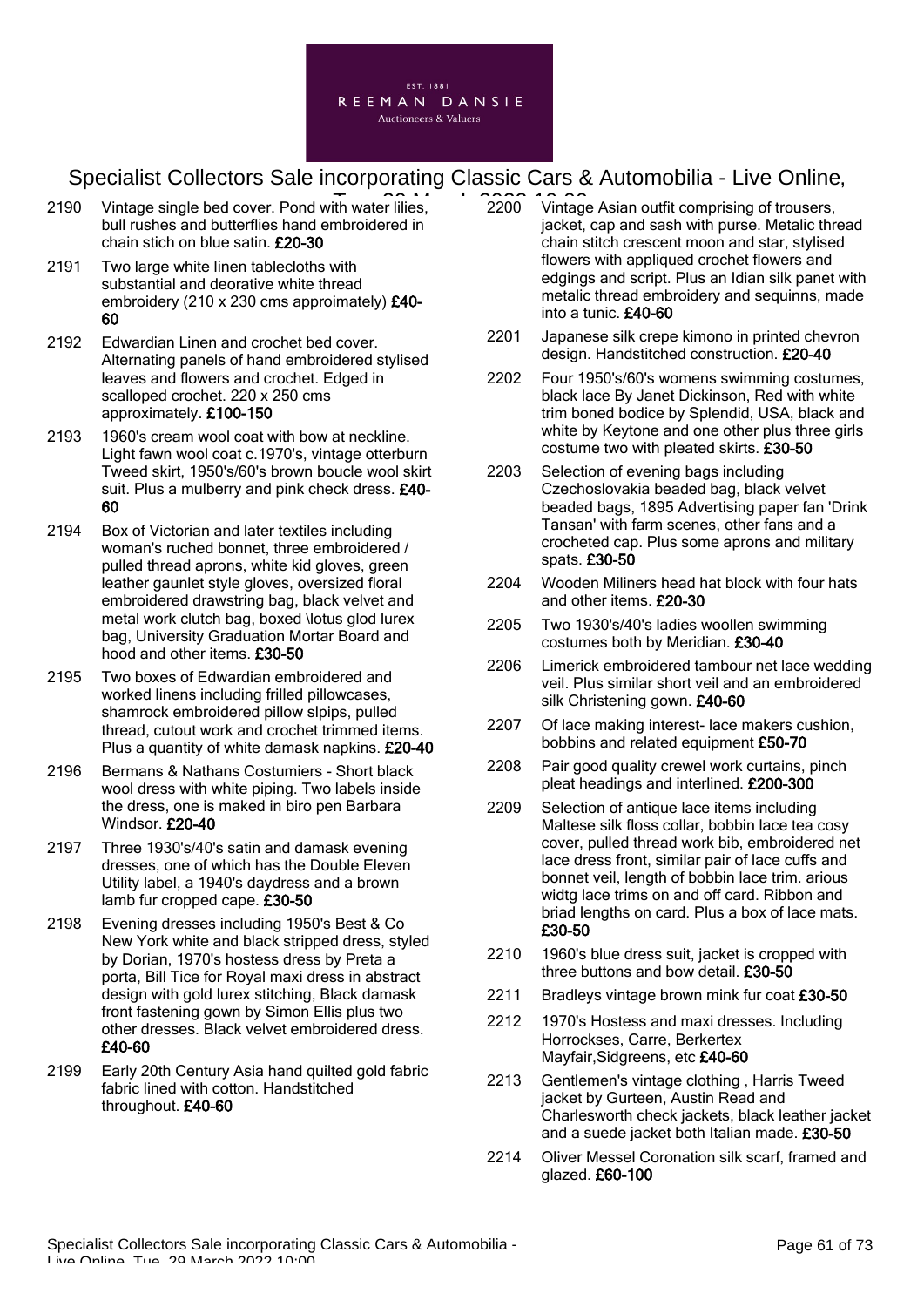2190 Vintage single bed cover. Pond with water lilies, bull rushes and butterflies hand embroidered in chain stich on blue satin. **£20-30**

2191 Two large white linen tablecloths with substantial and deorative white thread embroidery (210 x 230 cms approimately) **£40-60**

2192 Edwardian Linen and crochet bed cover. Alternating panels of hand embroidered stylised leaves and flowers and crochet. Edged in scalloped crochet. 220 x 250 cms approximately. **£100-150**

2193 1960's cream wool coat with bow at neckline. Light fawn wool coat c.1970's, vintage otterburn Tweed skirt, 1950's/60's brown boucle wool skirt suit. Plus a mulberry and pink check dress. **£40-60**

2194 Box of Victorian and later textiles including woman's ruched bonnet, three embroidered / pulled thread aprons, white kid gloves, green leather gaunlet style gloves, oversized floral embroidered drawstring bag, black velvet and metal work clutch bag, boxed \lotus glod lurex bag, University Graduation Mortar Board and hood and other items. **£30-50**

2195 Two boxes of Edwardian embroidered and worked linens including frilled pillowcases, shamrock embroidered pillow slpips, pulled thread, cutout work and crochet trimmed items. Plus a quantity of white damask napkins. **£20-40**

2196 Bermans & Nathans Costumiers - Short black wool dress with white piping. Two labels inside the dress, one is maked in biro pen Barbara Windsor. **£20-40**

2197 Three 1930's/40's satin and damask evening dresses, one of which has the Double Eleven Utility label, a 1940's daydress and a brown lamb fur cropped cape. **£30-50**

2198 Evening dresses including 1950's Best & Co New York white and black stripped dress, styled by Dorian, 1970's hostess dress by Preta a porta, Bill Tice for Royal maxi dress in abstract design with gold lurex stitching, Black damask front fastening gown by Simon Ellis plus two other dresses. Black velvet embroidered dress. **£40-60**

2199 Early 20th Century Asia hand quilted gold fabric fabric lined with cotton. Handstitched throughout. **£40-60**

2200 Vintage Asian outfit comprising of trousers, jacket, cap and sash with purse. Metalic thread chain stitch crescent moon and star, stylised flowers with appliqued crochet flowers and edgings and script. Plus an Idian silk panet with metalic thread embroidery and sequinns, made into a tunic. **£40-60**

2201 Japanese silk crepe kimono in printed chevron design. Handstitched construction. **£20-40**

2202 Four 1950's/60's womens swimming costumes, black lace By Janet Dickinson, Red with white trim boned bodice by Splendid, USA, black and white by Keytone and one other plus three girls costume two with pleated skirts. **£30-50**

2203 Selection of evening bags including Czechoslovakia beaded bag, black velvet beaded bags, 1895 Advertising paper fan 'Drink Tansan' with farm scenes, other fans and a crocheted cap. Plus some aprons and military spats. **£30-50**

2204 Wooden Miliners head hat block with four hats and other items. **£20-30**

2205 Two 1930's/40's ladies woollen swimming costumes both by Meridian. **£30-40**

2206 Limerick embroidered tambour net lace wedding veil. Plus similar short veil and an embroidered silk Christening gown. **£40-60**

2207 Of lace making interest- lace makers cushion, bobbins and related equipment **£50-70**

2208 Pair good quality crewel work curtains, pinch pleat headings and interlined. **£200-300**

2209 Selection of antique lace items including Maltese silk floss collar, bobbin lace tea cosy cover, pulled thread work bib, embroidered net lace dress front, similar pair of lace cuffs and bonnet veil, length of bobbin lace trim. arious widtg lace trims on and off card. Ribbon and briad lengths on card. Plus a box of lace mats. **£30-50**

2210 1960's blue dress suit, jacket is cropped with three buttons and bow detail. **£30-50**

2211 Bradleys vintage brown mink fur coat **£30-50**

2212 1970's Hostess and maxi dresses. Including Horrockses, Carre, Berkertex Mayfair,Sidgreens, etc **£40-60**

2213 Gentlemen's vintage clothing , Harris Tweed jacket by Gurteen, Austin Read and Charlesworth check jackets, black leather jacket and a suede jacket both Italian made. **£30-50**

2214 Oliver Messel Coronation silk scarf, framed and glazed. **£60-100**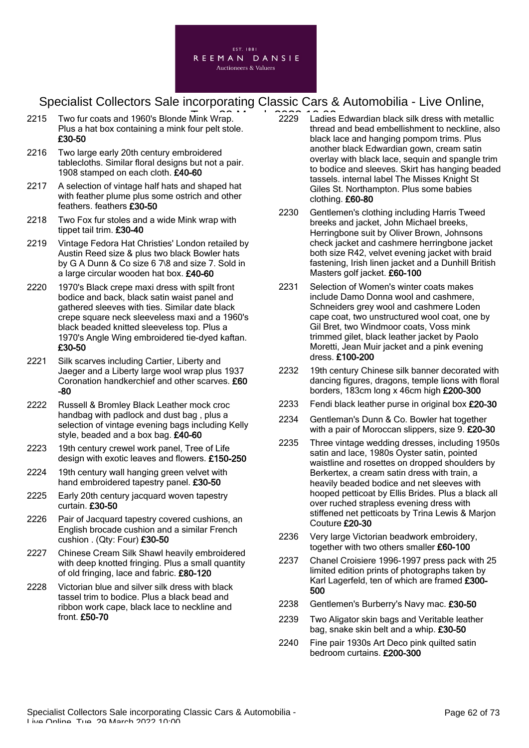2215 Two fur coats and 1960's Blonde Mink Wrap. Plus a hat box containing a mink four pelt stole. **£30-50**

2216 Two large early 20th century embroidered tablecloths. Similar floral designs but not a pair. 1908 stamped on each cloth. **£40-60**

2217 A selection of vintage half hats and shaped hat with feather plume plus some ostrich and other feathers. feathers **£30-50**

2218 Two Fox fur stoles and a wide Mink wrap with tippet tail trim. **£30-40**

2219 Vintage Fedora Hat Christies' London retailed by Austin Reed size & plus two black Bowler hats by G A Dunn & Co size 6 7\8 and size 7. Sold in a large circular wooden hat box. **£40-60**

2220 1970's Black crepe maxi dress with spilt front bodice and back, black satin waist panel and gathered sleeves with ties. Similar date black crepe square neck sleeveless maxi and a 1960's black beaded knitted sleeveless top. Plus a 1970's Angle Wing embroidered tie-dyed kaftan. **£30-50**

2221 Silk scarves including Cartier, Liberty and Jaeger and a Liberty large wool wrap plus 1937 Coronation handkerchief and other scarves. **£60-80**

2222 Russell & Bromley Black Leather mock croc handbag with padlock and dust bag , plus a selection of vintage evening bags including Kelly style, beaded and a box bag. **£40-60**

2223 19th century crewel work panel, Tree of Life design with exotic leaves and flowers. **£150-250**

2224 19th century wall hanging green velvet with hand embroidered tapestry panel. **£30-50**

2225 Early 20th century jacquard woven tapestry curtain. **£30-50**

2226 Pair of Jacquard tapestry covered cushions, an English brocade cushion and a similar French cushion . (Qty: Four) **£30-50**

2227 Chinese Cream Silk Shawl heavily embroidered with deep knotted fringing. Plus a small quantity of old fringing, lace and fabric. **£80-120**

2228 Victorian blue and silver silk dress with black tassel trim to bodice. Plus a black bead and ribbon work cape, black lace to neckline and front. **£50-70**

2229 Ladies Edwardian black silk dress with metallic thread and bead embellishment to neckline, also black lace and hanging pompom trims. Plus another black Edwardian gown, cream satin overlay with black lace, sequin and spangle trim to bodice and sleeves. Skirt has hanging beaded tassels. internal label The Misses Knight St Giles St. Northampton. Plus some babies clothing. **£60-80**

2230 Gentlemen's clothing including Harris Tweed breeks and jacket, John Michael breeks, Herringbone suit by Oliver Brown, Johnsons check jacket and cashmere herringbone jacket both size R42, velvet evening jacket with braid fastening, Irish linen jacket and a Dunhill British Masters golf jacket. **£60-100**

2231 Selection of Women's winter coats makes include Damo Donna wool and cashmere, Schneiders grey wool and cashmere Loden cape coat, two unstructured wool coat, one by Gil Bret, two Windmoor coats, Voss mink trimmed gilet, black leather jacket by Paolo Moretti, Jean Muir jacket and a pink evening dress. **£100-200**

2232 19th century Chinese silk banner decorated with dancing figures, dragons, temple lions with floral borders, 183cm long x 46cm high **£200-300**

2233 Fendi black leather purse in original box **£20-30**

2234 Gentleman's Dunn & Co. Bowler hat together with a pair of Moroccan slippers, size 9. **£20-30**

2235 Three vintage wedding dresses, including 1950s satin and lace, 1980s Oyster satin, pointed waistline and rosettes on dropped shoulders by Berkertex, a cream satin dress with train, a heavily beaded bodice and net sleeves with hooped petticoat by Ellis Brides. Plus a black all over ruched strapless evening dress with stiffened net petticoats by Trina Lewis & Marjon Couture **£20-30**

2236 Very large Victorian beadwork embroidery, together with two others smaller **£60-100**

2237 Chanel Croisiere 1996-1997 press pack with 25 limited edition prints of photographs taken by Karl Lagerfeld, ten of which are framed **£300-500**

2238 Gentlemen's Burberry's Navy mac. **£30-50**

2239 Two Aligator skin bags and Veritable leather bag, snake skin belt and a whip. **£30-50**

2240 Fine pair 1930s Art Deco pink quilted satin bedroom curtains. **£200-300**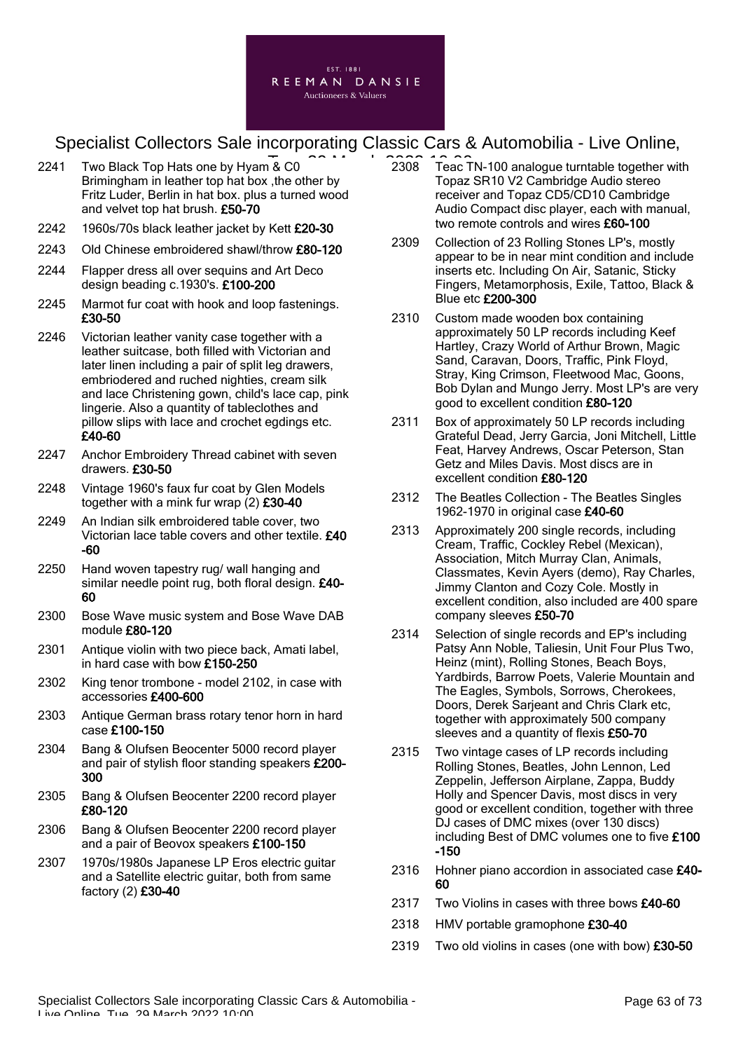2241 Two Black Top Hats one by Hyam & C0 Brimingham in leather top hat box ,the other by Fritz Luder, Berlin in hat box. plus a turned wood and velvet top hat brush. **£50-70**

2242 1960s/70s black leather jacket by Kett **£20-30**

2243 Old Chinese embroidered shawl/throw **£80-120**

2244 Flapper dress all over sequins and Art Deco design beading c.1930's. **£100-200**

2245 Marmot fur coat with hook and loop fastenings. **£30-50**

2246 Victorian leather vanity case together with a leather suitcase, both filled with Victorian and later linen including a pair of split leg drawers, embriodered and ruched nighties, cream silk and lace Christening gown, child's lace cap, pink lingerie. Also a quantity of tableclothes and pillow slips with lace and crochet egdings etc. **£40-60**

2247 Anchor Embroidery Thread cabinet with seven drawers. **£30-50**

2248 Vintage 1960's faux fur coat by Glen Models together with a mink fur wrap (2) **£30-40**

2249 An Indian silk embroidered table cover, two Victorian lace table covers and other textile. **£40-60**

2250 Hand woven tapestry rug/ wall hanging and similar needle point rug, both floral design. **£40-60**

2300 Bose Wave music system and Bose Wave DAB module **£80-120**

2301 Antique violin with two piece back, Amati label, in hard case with bow **£150-250**

2302 King tenor trombone - model 2102, in case with accessories **£400-600**

2303 Antique German brass rotary tenor horn in hard case **£100-150**

2304 Bang & Olufsen Beocenter 5000 record player and pair of stylish floor standing speakers **£200-300**

2305 Bang & Olufsen Beocenter 2200 record player **£80-120**

2306 Bang & Olufsen Beocenter 2200 record player and a pair of Beovox speakers **£100-150**

2307 1970s/1980s Japanese LP Eros electric guitar and a Satellite electric guitar, both from same factory (2) **£30-40**

2308 Teac TN-100 analogue turntable together with Topaz SR10 V2 Cambridge Audio stereo receiver and Topaz CD5/CD10 Cambridge Audio Compact disc player, each with manual, two remote controls and wires **£60-100**

2309 Collection of 23 Rolling Stones LP's, mostly appear to be in near mint condition and include inserts etc. Including On Air, Satanic, Sticky Fingers, Metamorphosis, Exile, Tattoo, Black & Blue etc **£200-300**

2310 Custom made wooden box containing approximately 50 LP records including Keef Hartley, Crazy World of Arthur Brown, Magic Sand, Caravan, Doors, Traffic, Pink Floyd, Stray, King Crimson, Fleetwood Mac, Goons, Bob Dylan and Mungo Jerry. Most LP's are very good to excellent condition **£80-120**

2311 Box of approximately 50 LP records including Grateful Dead, Jerry Garcia, Joni Mitchell, Little Feat, Harvey Andrews, Oscar Peterson, Stan Getz and Miles Davis. Most discs are in excellent condition **£80-120**

2312 The Beatles Collection - The Beatles Singles 1962-1970 in original case **£40-60**

2313 Approximately 200 single records, including Cream, Traffic, Cockley Rebel (Mexican), Association, Mitch Murray Clan, Animals, Classmates, Kevin Ayers (demo), Ray Charles, Jimmy Clanton and Cozy Cole. Mostly in excellent condition, also included are 400 spare company sleeves **£50-70**

2314 Selection of single records and EP's including Patsy Ann Noble, Taliesin, Unit Four Plus Two, Heinz (mint), Rolling Stones, Beach Boys, Yardbirds, Barrow Poets, Valerie Mountain and The Eagles, Symbols, Sorrows, Cherokees, Doors, Derek Sarjeant and Chris Clark etc, together with approximately 500 company sleeves and a quantity of flexis **£50-70**

2315 Two vintage cases of LP records including Rolling Stones, Beatles, John Lennon, Led Zeppelin, Jefferson Airplane, Zappa, Buddy Holly and Spencer Davis, most discs in very good or excellent condition, together with three DJ cases of DMC mixes (over 130 discs) including Best of DMC volumes one to five **£100-150**

2316 Hohner piano accordion in associated case **£40-60**

2317 Two Violins in cases with three bows **£40-60**

2318 HMV portable gramophone **£30-40**

2319 Two old violins in cases (one with bow) **£30-50**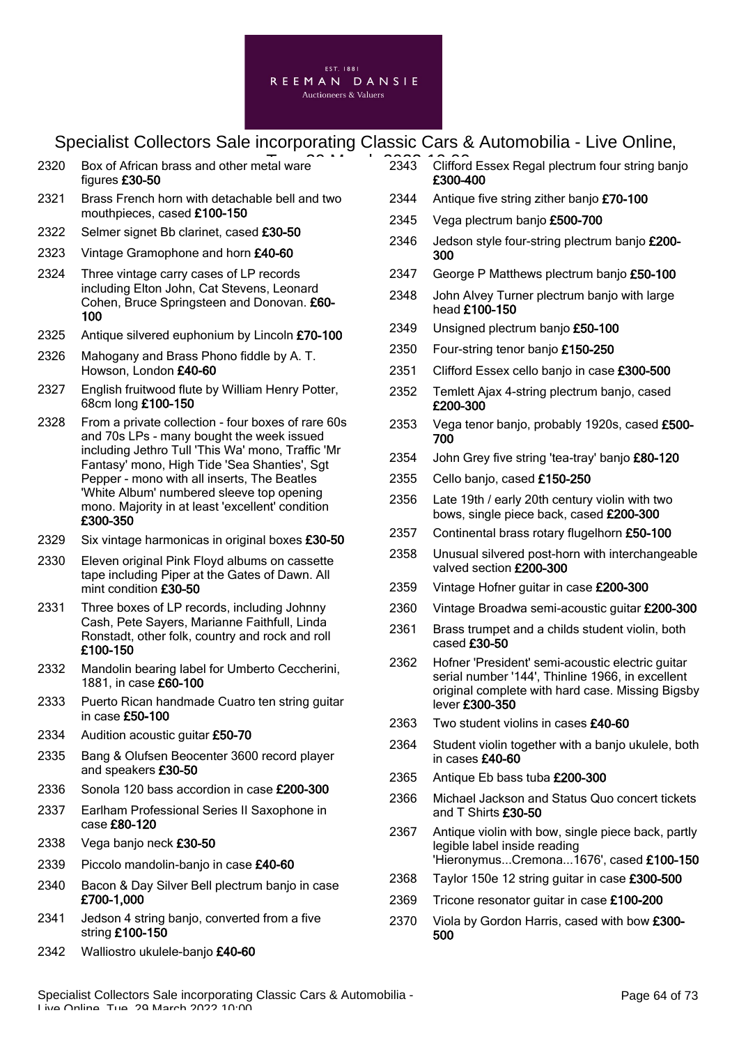2320 Box of African brass and other metal ware figures **£30-50**

2321 Brass French horn with detachable bell and two mouthpieces, cased **£100-150**

2322 Selmer signet Bb clarinet, cased **£30-50**

2323 Vintage Gramophone and horn **£40-60**

2324 Three vintage carry cases of LP records including Elton John, Cat Stevens, Leonard Cohen, Bruce Springsteen and Donovan. **£60-100**

2325 Antique silvered euphonium by Lincoln **£70-100**

2326 Mahogany and Brass Phono fiddle by A. T. Howson, London **£40-60**

2327 English fruitwood flute by William Henry Potter, 68cm long **£100-150**

2328 From a private collection - four boxes of rare 60s and 70s LPs - many bought the week issued including Jethro Tull 'This Wa' mono, Traffic 'Mr Fantasy' mono, High Tide 'Sea Shanties', Sgt Pepper - mono with all inserts, The Beatles 'White Album' numbered sleeve top opening mono. Majority in at least 'excellent' condition **£300-350**

2329 Six vintage harmonicas in original boxes **£30-50**

2330 Eleven original Pink Floyd albums on cassette tape including Piper at the Gates of Dawn. All mint condition **£30-50**

2331 Three boxes of LP records, including Johnny Cash, Pete Sayers, Marianne Faithfull, Linda Ronstadt, other folk, country and rock and roll **£100-150**

2332 Mandolin bearing label for Umberto Ceccherini, 1881, in case **£60-100**

2333 Puerto Rican handmade Cuatro ten string guitar in case **£50-100**

2334 Audition acoustic guitar **£50-70**

2335 Bang & Olufsen Beocenter 3600 record player and speakers **£30-50**

2336 Sonola 120 bass accordion in case **£200-300**

2337 Earlham Professional Series II Saxophone in case **£80-120**

2338 Vega banjo neck **£30-50**

2339 Piccolo mandolin-banjo in case **£40-60**

2340 Bacon & Day Silver Bell plectrum banjo in case **£700-1,000**

2341 Jedson 4 string banjo, converted from a five string **£100-150**

2342 Walliostro ukulele-banjo **£40-60**

2343 Clifford Essex Regal plectrum four string banjo **£300-400**

2344 Antique five string zither banjo **£70-100**

2345 Vega plectrum banjo **£500-700**

2346 Jedson style four-string plectrum banjo **£200-300**

2347 George P Matthews plectrum banjo **£50-100**

2348 John Alvey Turner plectrum banjo with large head **£100-150**

2349 Unsigned plectrum banjo **£50-100**

2350 Four-string tenor banjo **£150-250**

2351 Clifford Essex cello banjo in case **£300-500**

2352 Temlett Ajax 4-string plectrum banjo, cased **£200-300**

2353 Vega tenor banjo, probably 1920s, cased **£500-700**

2354 John Grey five string 'tea-tray' banjo **£80-120**

2355 Cello banjo, cased **£150-250**

2356 Late 19th / early 20th century violin with two bows, single piece back, cased **£200-300**

2357 Continental brass rotary flugelhorn **£50-100**

2358 Unusual silvered post-horn with interchangeable valved section **£200-300**

2359 Vintage Hofner guitar in case **£200-300**

2360 Vintage Broadwa semi-acoustic guitar **£200-300**

2361 Brass trumpet and a childs student violin, both cased **£30-50**

2362 Hofner 'President' semi-acoustic electric guitar serial number '144', Thinline 1966, in excellent original complete with hard case. Missing Bigsby lever **£300-350**

2363 Two student violins in cases **£40-60**

2364 Student violin together with a banjo ukulele, both in cases **£40-60**

2365 Antique Eb bass tuba **£200-300**

2366 Michael Jackson and Status Quo concert tickets and T Shirts **£30-50**

2367 Antique violin with bow, single piece back, partly legible label inside reading 'Hieronymus...Cremona...1676', cased **£100-150**

2368 Taylor 150e 12 string guitar in case **£300-500**

2369 Tricone resonator guitar in case **£100-200**

2370 Viola by Gordon Harris, cased with bow **£300-500**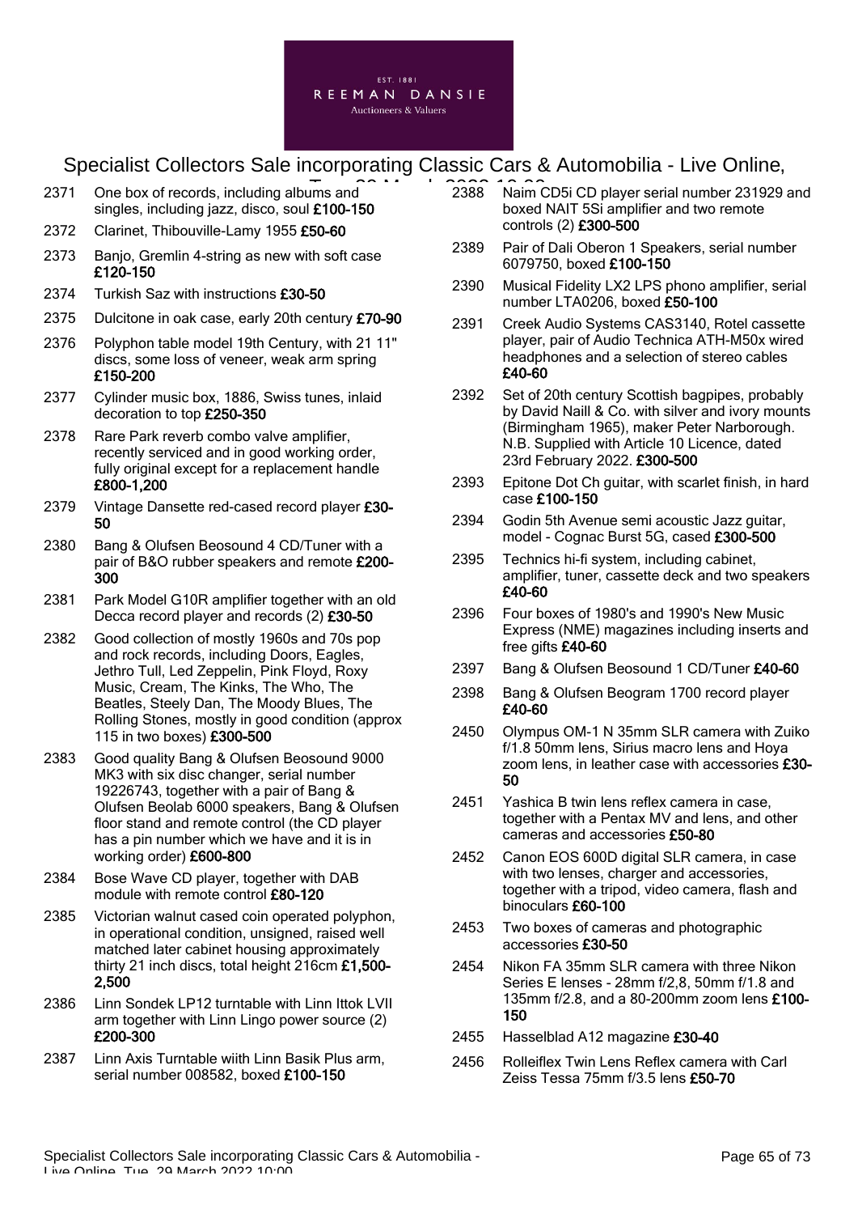2371 One box of records, including albums and singles, including jazz, disco, soul **£100-150**

2372 Clarinet, Thibouville-Lamy 1955 **£50-60**

2373 Banjo, Gremlin 4-string as new with soft case **£120-150**

2374 Turkish Saz with instructions **£30-50**

2375 Dulcitone in oak case, early 20th century **£70-90**

2376 Polyphon table model 19th Century, with 21 11" discs, some loss of veneer, weak arm spring **£150-200**

2377 Cylinder music box, 1886, Swiss tunes, inlaid decoration to top **£250-350**

2378 Rare Park reverb combo valve amplifier, recently serviced and in good working order, fully original except for a replacement handle **£800-1,200**

2379 Vintage Dansette red-cased record player **£30-50**

2380 Bang & Olufsen Beosound 4 CD/Tuner with a pair of B&O rubber speakers and remote **£200-300**

2381 Park Model G10R amplifier together with an old Decca record player and records (2) **£30-50**

2382 Good collection of mostly 1960s and 70s pop and rock records, including Doors, Eagles, Jethro Tull, Led Zeppelin, Pink Floyd, Roxy Music, Cream, The Kinks, The Who, The Beatles, Steely Dan, The Moody Blues, The Rolling Stones, mostly in good condition (approx 115 in two boxes) **£300-500**

2383 Good quality Bang & Olufsen Beosound 9000 MK3 with six disc changer, serial number 19226743, together with a pair of Bang & Olufsen Beolab 6000 speakers, Bang & Olufsen floor stand and remote control (the CD player has a pin number which we have and it is in working order) **£600-800**

2384 Bose Wave CD player, together with DAB module with remote control **£80-120**

2385 Victorian walnut cased coin operated polyphon, in operational condition, unsigned, raised well matched later cabinet housing approximately thirty 21 inch discs, total height 216cm **£1,500-2,500**

2386 Linn Sondek LP12 turntable with Linn Ittok LVII arm together with Linn Lingo power source (2) **£200-300**

2387 Linn Axis Turntable wiith Linn Basik Plus arm, serial number 008582, boxed **£100-150**

2388 Naim CD5i CD player serial number 231929 and boxed NAIT 5Si amplifier and two remote controls (2) **£300-500**

2389 Pair of Dali Oberon 1 Speakers, serial number 6079750, boxed **£100-150**

2390 Musical Fidelity LX2 LPS phono amplifier, serial number LTA0206, boxed **£50-100**

2391 Creek Audio Systems CAS3140, Rotel cassette player, pair of Audio Technica ATH-M50x wired headphones and a selection of stereo cables **£40-60**

2392 Set of 20th century Scottish bagpipes, probably by David Naill & Co. with silver and ivory mounts (Birmingham 1965), maker Peter Narborough. N.B. Supplied with Article 10 Licence, dated 23rd February 2022. **£300-500**

2393 Epitone Dot Ch guitar, with scarlet finish, in hard case **£100-150**

2394 Godin 5th Avenue semi acoustic Jazz guitar, model - Cognac Burst 5G, cased **£300-500**

2395 Technics hi-fi system, including cabinet, amplifier, tuner, cassette deck and two speakers **£40-60**

2396 Four boxes of 1980's and 1990's New Music Express (NME) magazines including inserts and free gifts **£40-60**

2397 Bang & Olufsen Beosound 1 CD/Tuner **£40-60**

2398 Bang & Olufsen Beogram 1700 record player **£40-60**

2450 Olympus OM-1 N 35mm SLR camera with Zuiko f/1.8 50mm lens, Sirius macro lens and Hoya zoom lens, in leather case with accessories **£30-50**

2451 Yashica B twin lens reflex camera in case, together with a Pentax MV and lens, and other cameras and accessories **£50-80**

2452 Canon EOS 600D digital SLR camera, in case with two lenses, charger and accessories, together with a tripod, video camera, flash and binoculars **£60-100**

2453 Two boxes of cameras and photographic accessories **£30-50**

2454 Nikon FA 35mm SLR camera with three Nikon Series E lenses - 28mm f/2,8, 50mm f/1.8 and 135mm f/2.8, and a 80-200mm zoom lens **£100-150**

2455 Hasselblad A12 magazine **£30-40**

2456 Rolleiflex Twin Lens Reflex camera with Carl Zeiss Tessa 75mm f/3.5 lens **£50-70**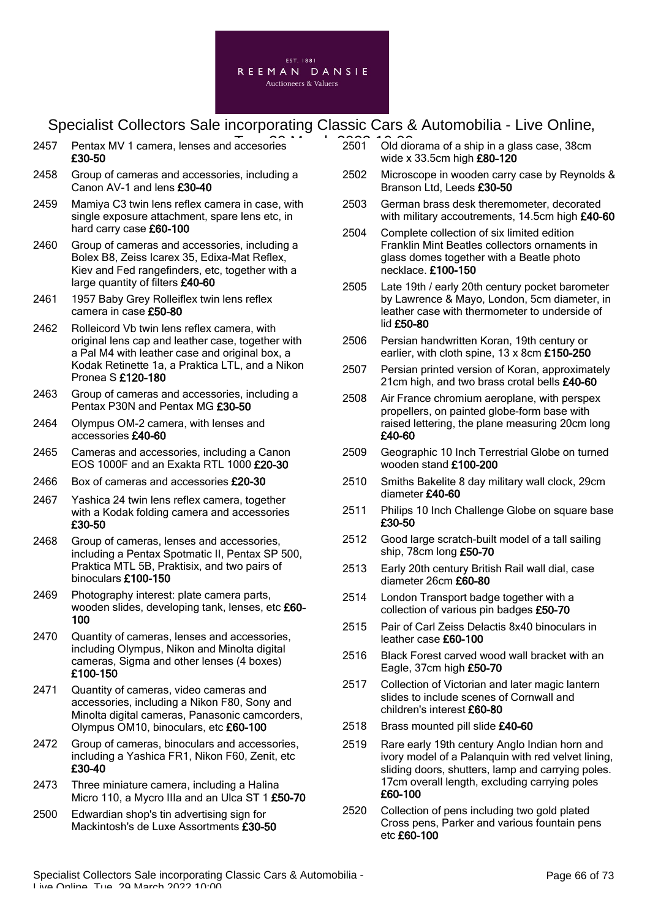2457 Pentax MV 1 camera, lenses and accesories **£30-50**

2458 Group of cameras and accessories, including a Canon AV-1 and lens **£30-40**

2459 Mamiya C3 twin lens reflex camera in case, with single exposure attachment, spare lens etc, in hard carry case **£60-100**

2460 Group of cameras and accessories, including a Bolex B8, Zeiss Icarex 35, Edixa-Mat Reflex, Kiev and Fed rangefinders, etc, together with a large quantity of filters **£40-60**

2461 1957 Baby Grey Rolleiflex twin lens reflex camera in case **£50-80**

2462 Rolleicord Vb twin lens reflex camera, with original lens cap and leather case, together with a Pal M4 with leather case and original box, a Kodak Retinette 1a, a Praktica LTL, and a Nikon Pronea S **£120-180**

2463 Group of cameras and accessories, including a Pentax P30N and Pentax MG **£30-50**

2464 Olympus OM-2 camera, with lenses and accessories **£40-60**

2465 Cameras and accessories, including a Canon EOS 1000F and an Exakta RTL 1000 **£20-30**

2466 Box of cameras and accessories **£20-30**

2467 Yashica 24 twin lens reflex camera, together with a Kodak folding camera and accessories **£30-50**

2468 Group of cameras, lenses and accessories, including a Pentax Spotmatic II, Pentax SP 500, Praktica MTL 5B, Praktisix, and two pairs of binoculars **£100-150**

2469 Photography interest: plate camera parts, wooden slides, developing tank, lenses, etc **£60-100**

2470 Quantity of cameras, lenses and accessories, including Olympus, Nikon and Minolta digital cameras, Sigma and other lenses (4 boxes) **£100-150**

2471 Quantity of cameras, video cameras and accessories, including a Nikon F80, Sony and Minolta digital cameras, Panasonic camcorders, Olympus OM10, binoculars, etc **£60-100**

2472 Group of cameras, binoculars and accessories, including a Yashica FR1, Nikon F60, Zenit, etc **£30-40**

2473 Three miniature camera, including a Halina Micro 110, a Mycro IIIa and an Ulca ST 1 **£50-70**

2500 Edwardian shop's tin advertising sign for Mackintosh's de Luxe Assortments **£30-50**

2501 Old diorama of a ship in a glass case, 38cm wide x 33.5cm high **£80-120**

2502 Microscope in wooden carry case by Reynolds & Branson Ltd, Leeds **£30-50**

2503 German brass desk theremometer, decorated with military accoutrements, 14.5cm high **£40-60**

2504 Complete collection of six limited edition Franklin Mint Beatles collectors ornaments in glass domes together with a Beatle photo necklace. **£100-150**

2505 Late 19th / early 20th century pocket barometer by Lawrence & Mayo, London, 5cm diameter, in leather case with thermometer to underside of lid **£50-80**

2506 Persian handwritten Koran, 19th century or earlier, with cloth spine, 13 x 8cm **£150-250**

2507 Persian printed version of Koran, approximately 21cm high, and two brass crotal bells **£40-60**

2508 Air France chromium aeroplane, with perspex propellers, on painted globe-form base with raised lettering, the plane measuring 20cm long **£40-60**

2509 Geographic 10 Inch Terrestrial Globe on turned wooden stand **£100-200**

2510 Smiths Bakelite 8 day military wall clock, 29cm diameter **£40-60**

2511 Philips 10 Inch Challenge Globe on square base **£30-50**

2512 Good large scratch-built model of a tall sailing ship, 78cm long **£50-70**

2513 Early 20th century British Rail wall dial, case diameter 26cm **£60-80**

2514 London Transport badge together with a collection of various pin badges **£50-70**

2515 Pair of Carl Zeiss Delactis 8x40 binoculars in leather case **£60-100**

2516 Black Forest carved wood wall bracket with an Eagle, 37cm high **£50-70**

2517 Collection of Victorian and later magic lantern slides to include scenes of Cornwall and children's interest **£60-80**

2518 Brass mounted pill slide **£40-60**

2519 Rare early 19th century Anglo Indian horn and ivory model of a Palanquin with red velvet lining, sliding doors, shutters, lamp and carrying poles. 17cm overall length, excluding carrying poles **£60-100**

2520 Collection of pens including two gold plated Cross pens, Parker and various fountain pens etc **£60-100**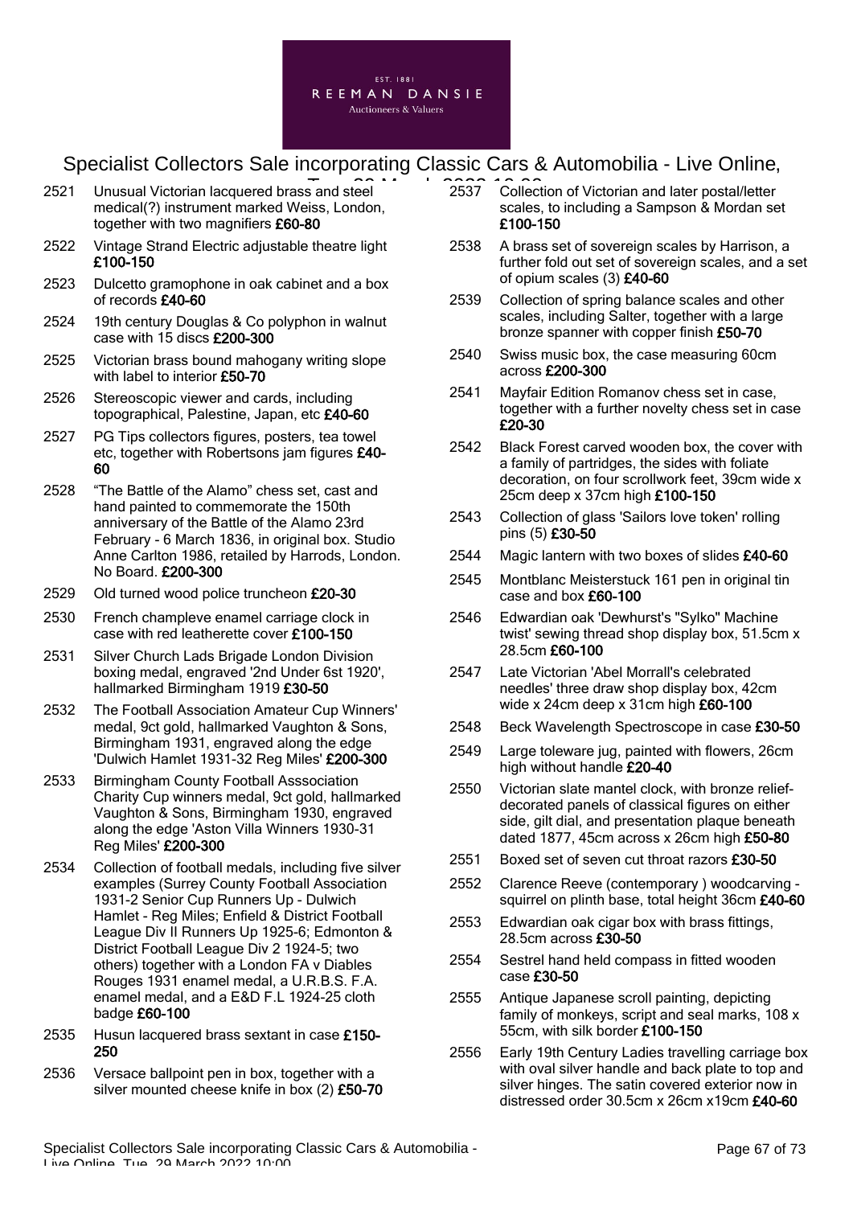- 2521 Unusual Victorian lacquered brass and steel medical(?) instrument marked Weiss, London, together with two magnifiers **£60-80**
- 2522 Vintage Strand Electric adjustable theatre light **£100-150**
- 2523 Dulcetto gramophone in oak cabinet and a box of records **£40-60**
- 2524 19th century Douglas & Co polyphon in walnut case with 15 discs **£200-300**
- 2525 Victorian brass bound mahogany writing slope with label to interior **£50-70**
- 2526 Stereoscopic viewer and cards, including topographical, Palestine, Japan, etc **£40-60**
- 2527 PG Tips collectors figures, posters, tea towel etc, together with Robertsons jam figures **£40-60**
- 2528 "The Battle of the Alamo" chess set, cast and hand painted to commemorate the 150th anniversary of the Battle of the Alamo 23rd February - 6 March 1836, in original box. Studio Anne Carlton 1986, retailed by Harrods, London. No Board. **£200-300**
- 2529 Old turned wood police truncheon **£20-30**
- 2530 French champleve enamel carriage clock in case with red leatherette cover **£100-150**
- 2531 Silver Church Lads Brigade London Division boxing medal, engraved '2nd Under 6st 1920', hallmarked Birmingham 1919 **£30-50**
- 2532 The Football Association Amateur Cup Winners' medal, 9ct gold, hallmarked Vaughton & Sons, Birmingham 1931, engraved along the edge 'Dulwich Hamlet 1931-32 Reg Miles' **£200-300**
- 2533 Birmingham County Football Asssociation Charity Cup winners medal, 9ct gold, hallmarked Vaughton & Sons, Birmingham 1930, engraved along the edge 'Aston Villa Winners 1930-31 Reg Miles' **£200-300**
- 2534 Collection of football medals, including five silver examples (Surrey County Football Association 1931-2 Senior Cup Runners Up - Dulwich Hamlet - Reg Miles; Enfield & District Football League Div II Runners Up 1925-6; Edmonton & District Football League Div 2 1924-5; two others) together with a London FA v Diables Rouges 1931 enamel medal, a U.R.B.S. F.A. enamel medal, and a E&D F.L 1924-25 cloth badge **£60-100**
- 2535 Husun lacquered brass sextant in case **£150-250**
- 2536 Versace ballpoint pen in box, together with a silver mounted cheese knife in box (2) **£50-70**
- 2537 Collection of Victorian and later postal/letter scales, to including a Sampson & Mordan set **£100-150**
- 2538 A brass set of sovereign scales by Harrison, a further fold out set of sovereign scales, and a set of opium scales (3) **£40-60**
- 2539 Collection of spring balance scales and other scales, including Salter, together with a large bronze spanner with copper finish **£50-70**
- 2540 Swiss music box, the case measuring 60cm across **£200-300**
- 2541 Mayfair Edition Romanov chess set in case, together with a further novelty chess set in case **£20-30**
- 2542 Black Forest carved wooden box, the cover with a family of partridges, the sides with foliate decoration, on four scrollwork feet, 39cm wide x 25cm deep x 37cm high **£100-150**
- 2543 Collection of glass 'Sailors love token' rolling pins (5) **£30-50**
- 2544 Magic lantern with two boxes of slides **£40-60**
- 2545 Montblanc Meisterstuck 161 pen in original tin case and box **£60-100**
- 2546 Edwardian oak 'Dewhurst's "Sylko" Machine twist' sewing thread shop display box, 51.5cm x 28.5cm **£60-100**
- 2547 Late Victorian 'Abel Morrall's celebrated needles' three draw shop display box, 42cm wide x 24cm deep x 31cm high **£60-100**
- 2548 Beck Wavelength Spectroscope in case **£30-50**
- 2549 Large toleware jug, painted with flowers, 26cm high without handle **£20-40**
- 2550 Victorian slate mantel clock, with bronze relief-decorated panels of classical figures on either side, gilt dial, and presentation plaque beneath dated 1877, 45cm across x 26cm high **£50-80**
- 2551 Boxed set of seven cut throat razors **£30-50**
- 2552 Clarence Reeve (contemporary ) woodcarving - squirrel on plinth base, total height 36cm **£40-60**
- 2553 Edwardian oak cigar box with brass fittings, 28.5cm across **£30-50**
- 2554 Sestrel hand held compass in fitted wooden case **£30-50**
- 2555 Antique Japanese scroll painting, depicting family of monkeys, script and seal marks, 108 x 55cm, with silk border **£100-150**
- 2556 Early 19th Century Ladies travelling carriage box with oval silver handle and back plate to top and silver hinges. The satin covered exterior now in distressed order 30.5cm x 26cm x19cm **£40-60**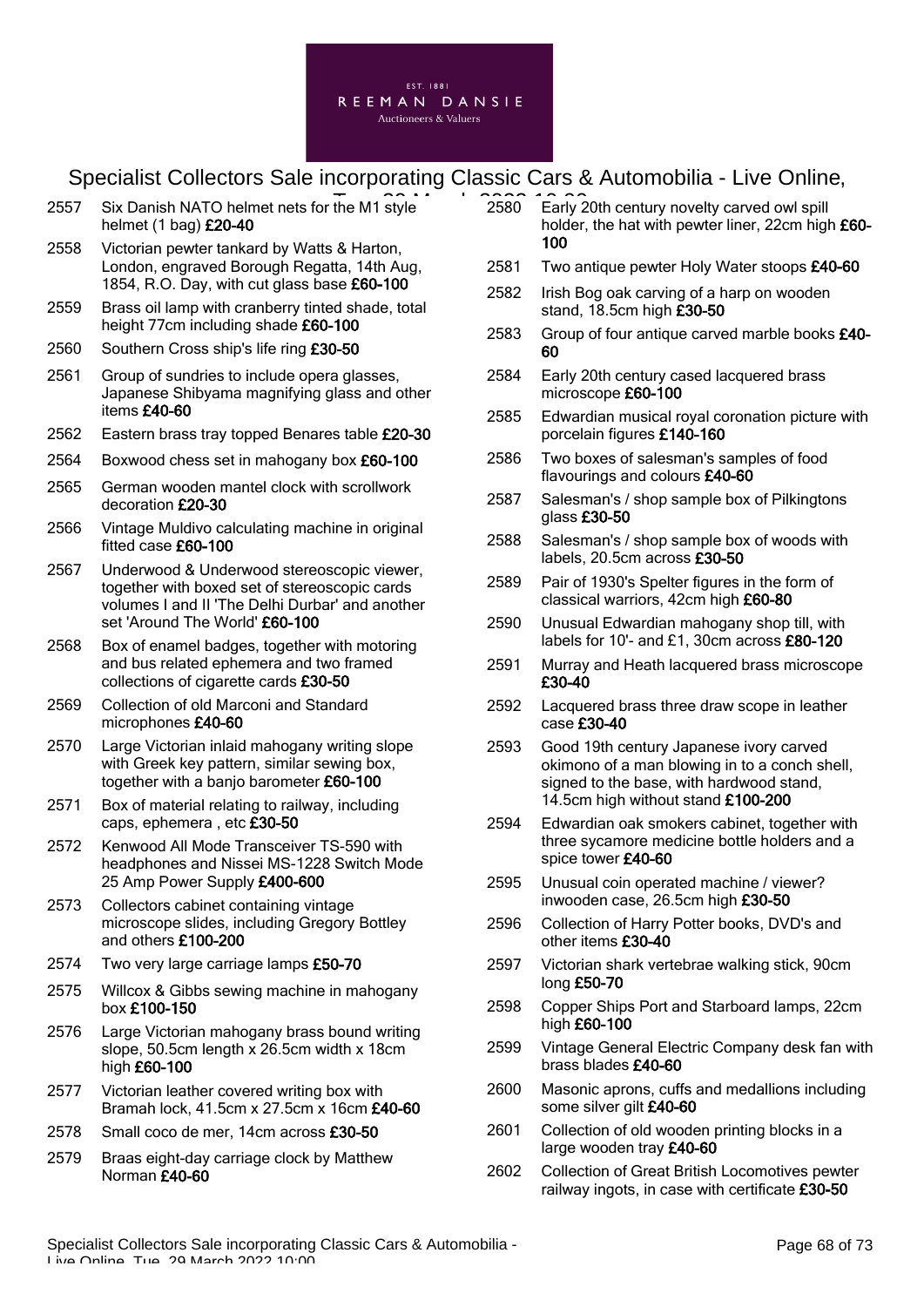2557 Six Danish NATO helmet nets for the M1 style helmet (1 bag) **£20-40**

2558 Victorian pewter tankard by Watts & Harton, London, engraved Borough Regatta, 14th Aug, 1854, R.O. Day, with cut glass base **£60-100**

2559 Brass oil lamp with cranberry tinted shade, total height 77cm including shade **£60-100**

2560 Southern Cross ship's life ring **£30-50**

2561 Group of sundries to include opera glasses, Japanese Shibyama magnifying glass and other items **£40-60**

2562 Eastern brass tray topped Benares table **£20-30**

2564 Boxwood chess set in mahogany box **£60-100**

2565 German wooden mantel clock with scrollwork decoration **£20-30**

2566 Vintage Muldivo calculating machine in original fitted case **£60-100**

2567 Underwood & Underwood stereoscopic viewer, together with boxed set of stereoscopic cards volumes I and II 'The Delhi Durbar' and another set 'Around The World' **£60-100**

2568 Box of enamel badges, together with motoring and bus related ephemera and two framed collections of cigarette cards **£30-50**

2569 Collection of old Marconi and Standard microphones **£40-60**

2570 Large Victorian inlaid mahogany writing slope with Greek key pattern, similar sewing box, together with a banjo barometer **£60-100**

2571 Box of material relating to railway, including caps, ephemera , etc **£30-50**

2572 Kenwood All Mode Transceiver TS-590 with headphones and Nissei MS-1228 Switch Mode 25 Amp Power Supply **£400-600**

2573 Collectors cabinet containing vintage microscope slides, including Gregory Bottley and others **£100-200**

2574 Two very large carriage lamps **£50-70**

2575 Willcox & Gibbs sewing machine in mahogany box **£100-150**

2576 Large Victorian mahogany brass bound writing slope, 50.5cm length x 26.5cm width x 18cm high **£60-100**

2577 Victorian leather covered writing box with Bramah lock, 41.5cm x 27.5cm x 16cm **£40-60**

2578 Small coco de mer, 14cm across **£30-50**

2579 Braas eight-day carriage clock by Matthew Norman **£40-60**

2580 Early 20th century novelty carved owl spill holder, the hat with pewter liner, 22cm high **£60-100**

2581 Two antique pewter Holy Water stoops **£40-60**

2582 Irish Bog oak carving of a harp on wooden stand, 18.5cm high **£30-50**

2583 Group of four antique carved marble books **£40-60**

2584 Early 20th century cased lacquered brass microscope **£60-100**

2585 Edwardian musical royal coronation picture with porcelain figures **£140-160**

2586 Two boxes of salesman's samples of food flavourings and colours **£40-60**

2587 Salesman's / shop sample box of Pilkingtons glass **£30-50**

2588 Salesman's / shop sample box of woods with labels, 20.5cm across **£30-50**

2589 Pair of 1930's Spelter figures in the form of classical warriors, 42cm high **£60-80**

2590 Unusual Edwardian mahogany shop till, with labels for 10'- and £1, 30cm across **£80-120**

2591 Murray and Heath lacquered brass microscope **£30-40**

2592 Lacquered brass three draw scope in leather case **£30-40**

2593 Good 19th century Japanese ivory carved okimono of a man blowing in to a conch shell, signed to the base, with hardwood stand, 14.5cm high without stand **£100-200**

2594 Edwardian oak smokers cabinet, together with three sycamore medicine bottle holders and a spice tower **£40-60**

2595 Unusual coin operated machine / viewer? inwooden case, 26.5cm high **£30-50**

2596 Collection of Harry Potter books, DVD's and other items **£30-40**

2597 Victorian shark vertebrae walking stick, 90cm long **£50-70**

2598 Copper Ships Port and Starboard lamps, 22cm high **£60-100**

2599 Vintage General Electric Company desk fan with brass blades **£40-60**

2600 Masonic aprons, cuffs and medallions including some silver gilt **£40-60**

2601 Collection of old wooden printing blocks in a large wooden tray **£40-60**

2602 Collection of Great British Locomotives pewter railway ingots, in case with certificate **£30-50**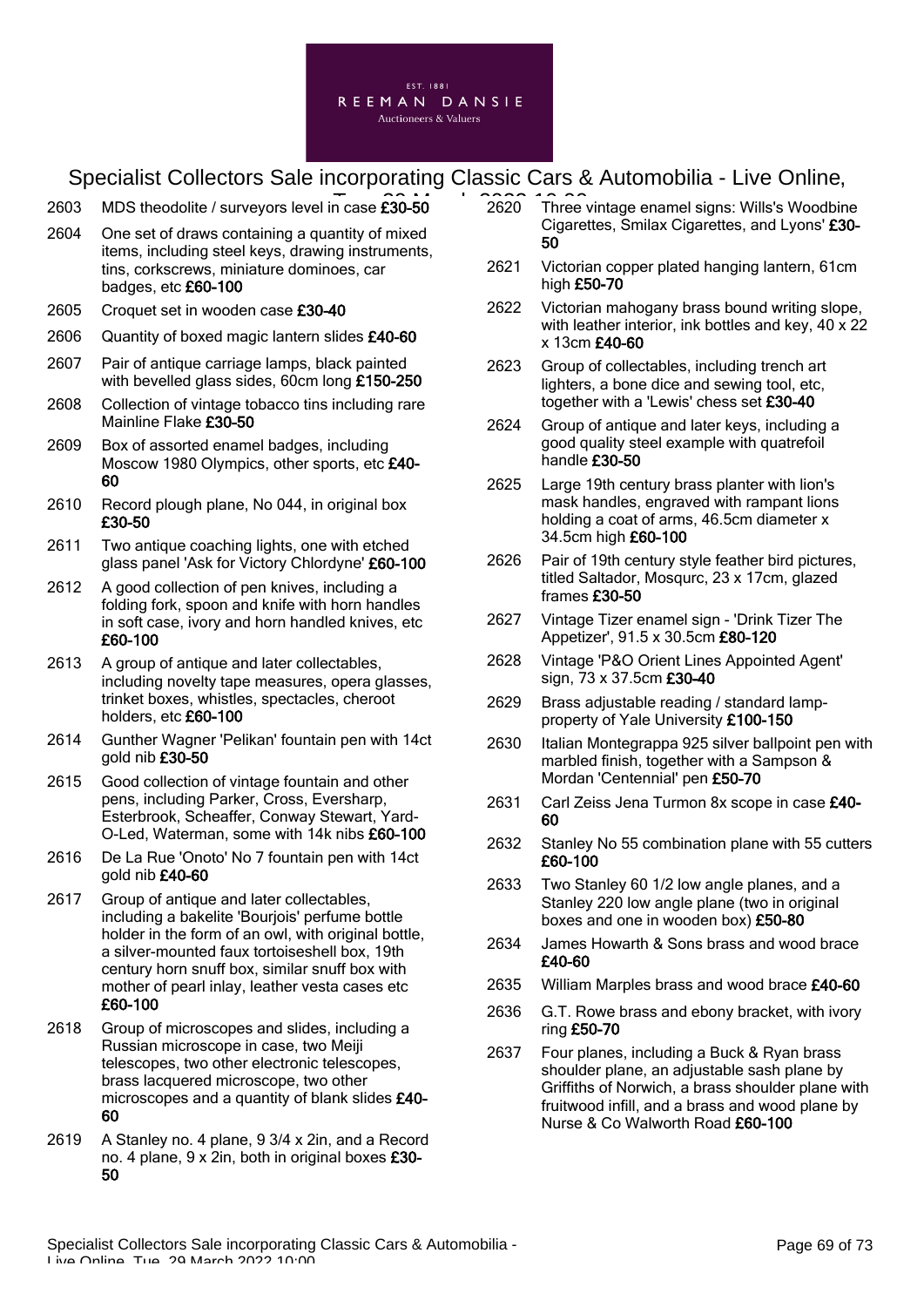2603 MDS theodolite / surveyors level in case **£30-50**

2604 One set of draws containing a quantity of mixed items, including steel keys, drawing instruments, tins, corkscrews, miniature dominoes, car badges, etc **£60-100**

2605 Croquet set in wooden case **£30-40**

2606 Quantity of boxed magic lantern slides **£40-60**

2607 Pair of antique carriage lamps, black painted with bevelled glass sides, 60cm long **£150-250**

2608 Collection of vintage tobacco tins including rare Mainline Flake **£30-50**

2609 Box of assorted enamel badges, including Moscow 1980 Olympics, other sports, etc **£40-60**

2610 Record plough plane, No 044, in original box **£30-50**

2611 Two antique coaching lights, one with etched glass panel 'Ask for Victory Chlordyne' **£60-100**

2612 A good collection of pen knives, including a folding fork, spoon and knife with horn handles in soft case, ivory and horn handled knives, etc **£60-100**

2613 A group of antique and later collectables, including novelty tape measures, opera glasses, trinket boxes, whistles, spectacles, cheroot holders, etc **£60-100**

2614 Gunther Wagner 'Pelikan' fountain pen with 14ct gold nib **£30-50**

2615 Good collection of vintage fountain and other pens, including Parker, Cross, Eversharp, Esterbrook, Scheaffer, Conway Stewart, Yard-O-Led, Waterman, some with 14k nibs **£60-100**

2616 De La Rue 'Onoto' No 7 fountain pen with 14ct gold nib **£40-60**

2617 Group of antique and later collectables, including a bakelite 'Bourjois' perfume bottle holder in the form of an owl, with original bottle, a silver-mounted faux tortoiseshell box, 19th century horn snuff box, similar snuff box with mother of pearl inlay, leather vesta cases etc **£60-100**

2618 Group of microscopes and slides, including a Russian microscope in case, two Meiji telescopes, two other electronic telescopes, brass lacquered microscope, two other microscopes and a quantity of blank slides **£40-60**

2619 A Stanley no. 4 plane, 9 3/4 x 2in, and a Record no. 4 plane, 9 x 2in, both in original boxes **£30-50**

2620 Three vintage enamel signs: Wills's Woodbine Cigarettes, Smilax Cigarettes, and Lyons' **£30-50**

2621 Victorian copper plated hanging lantern, 61cm high **£50-70**

2622 Victorian mahogany brass bound writing slope, with leather interior, ink bottles and key, 40 x 22 x 13cm **£40-60**

2623 Group of collectables, including trench art lighters, a bone dice and sewing tool, etc, together with a 'Lewis' chess set **£30-40**

2624 Group of antique and later keys, including a good quality steel example with quatrefoil handle **£30-50**

2625 Large 19th century brass planter with lion's mask handles, engraved with rampant lions holding a coat of arms, 46.5cm diameter x 34.5cm high **£60-100**

2626 Pair of 19th century style feather bird pictures, titled Saltador, Mosqurc, 23 x 17cm, glazed frames **£30-50**

2627 Vintage Tizer enamel sign - 'Drink Tizer The Appetizer', 91.5 x 30.5cm **£80-120**

2628 Vintage 'P&O Orient Lines Appointed Agent' sign, 73 x 37.5cm **£30-40**

2629 Brass adjustable reading / standard lamp-property of Yale University **£100-150**

2630 Italian Montegrappa 925 silver ballpoint pen with marbled finish, together with a Sampson & Mordan 'Centennial' pen **£50-70**

2631 Carl Zeiss Jena Turmon 8x scope in case **£40-60**

2632 Stanley No 55 combination plane with 55 cutters **£60-100**

2633 Two Stanley 60 1/2 low angle planes, and a Stanley 220 low angle plane (two in original boxes and one in wooden box) **£50-80**

2634 James Howarth & Sons brass and wood brace **£40-60**

2635 William Marples brass and wood brace **£40-60**

2636 G.T. Rowe brass and ebony bracket, with ivory ring **£50-70**

2637 Four planes, including a Buck & Ryan brass shoulder plane, an adjustable sash plane by Griffiths of Norwich, a brass shoulder plane with fruitwood infill, and a brass and wood plane by Nurse & Co Walworth Road **£60-100**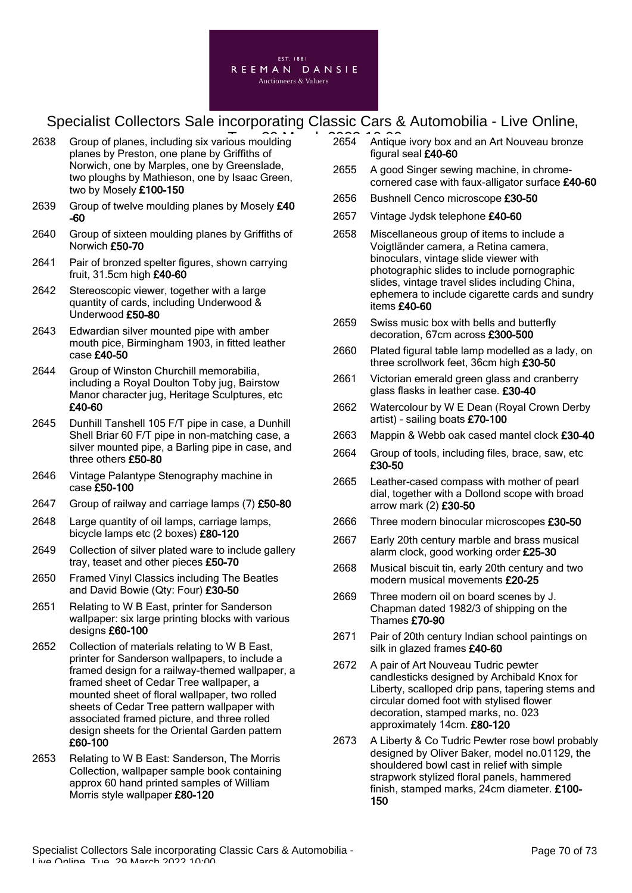2638 Group of planes, including six various moulding planes by Preston, one plane by Griffiths of Norwich, one by Marples, one by Greenslade, two ploughs by Mathieson, one by Isaac Green, two by Mosely **£100-150**

2639 Group of twelve moulding planes by Mosely **£40-60**

2640 Group of sixteen moulding planes by Griffiths of Norwich **£50-70**

2641 Pair of bronzed spelter figures, shown carrying fruit, 31.5cm high **£40-60**

2642 Stereoscopic viewer, together with a large quantity of cards, including Underwood & Underwood **£50-80**

2643 Edwardian silver mounted pipe with amber mouth pice, Birmingham 1903, in fitted leather case **£40-50**

2644 Group of Winston Churchill memorabilia, including a Royal Doulton Toby jug, Bairstow Manor character jug, Heritage Sculptures, etc **£40-60**

2645 Dunhill Tanshell 105 F/T pipe in case, a Dunhill Shell Briar 60 F/T pipe in non-matching case, a silver mounted pipe, a Barling pipe in case, and three others **£50-80**

2646 Vintage Palantype Stenography machine in case **£50-100**

2647 Group of railway and carriage lamps (7) **£50-80**

2648 Large quantity of oil lamps, carriage lamps, bicycle lamps etc (2 boxes) **£80-120**

2649 Collection of silver plated ware to include gallery tray, teaset and other pieces **£50-70**

2650 Framed Vinyl Classics including The Beatles and David Bowie (Qty: Four) **£30-50**

2651 Relating to W B East, printer for Sanderson wallpaper: six large printing blocks with various designs **£60-100**

2652 Collection of materials relating to W B East, printer for Sanderson wallpapers, to include a framed design for a railway-themed wallpaper, a framed sheet of Cedar Tree wallpaper, a mounted sheet of floral wallpaper, two rolled sheets of Cedar Tree pattern wallpaper with associated framed picture, and three rolled design sheets for the Oriental Garden pattern **£60-100**

2653 Relating to W B East: Sanderson, The Morris Collection, wallpaper sample book containing approx 60 hand printed samples of William Morris style wallpaper **£80-120**

2654 Antique ivory box and an Art Nouveau bronze figural seal **£40-60**

2655 A good Singer sewing machine, in chrome-cornered case with faux-alligator surface **£40-60**

2656 Bushnell Cenco microscope **£30-50**

2657 Vintage Jydsk telephone **£40-60**

2658 Miscellaneous group of items to include a Voigtländer camera, a Retina camera, binoculars, vintage slide viewer with photographic slides to include pornographic slides, vintage travel slides including China, ephemera to include cigarette cards and sundry items **£40-60**

2659 Swiss music box with bells and butterfly decoration, 67cm across **£300-500**

2660 Plated figural table lamp modelled as a lady, on three scrollwork feet, 36cm high **£30-50**

2661 Victorian emerald green glass and cranberry glass flasks in leather case. **£30-40**

2662 Watercolour by W E Dean (Royal Crown Derby artist) - sailing boats **£70-100**

2663 Mappin & Webb oak cased mantel clock **£30-40**

2664 Group of tools, including files, brace, saw, etc **£30-50**

2665 Leather-cased compass with mother of pearl dial, together with a Dollond scope with broad arrow mark (2) **£30-50**

2666 Three modern binocular microscopes **£30-50**

2667 Early 20th century marble and brass musical alarm clock, good working order **£25-30**

2668 Musical biscuit tin, early 20th century and two modern musical movements **£20-25**

2669 Three modern oil on board scenes by J. Chapman dated 1982/3 of shipping on the Thames **£70-90**

2671 Pair of 20th century Indian school paintings on silk in glazed frames **£40-60**

2672 A pair of Art Nouveau Tudric pewter candlesticks designed by Archibald Knox for Liberty, scalloped drip pans, tapering stems and circular domed foot with stylised flower decoration, stamped marks, no. 023 approximately 14cm. **£80-120**

2673 A Liberty & Co Tudric Pewter rose bowl probably designed by Oliver Baker, model no.01129, the shouldered bowl cast in relief with simple strapwork stylized floral panels, hammered finish, stamped marks, 24cm diameter. **£100-150**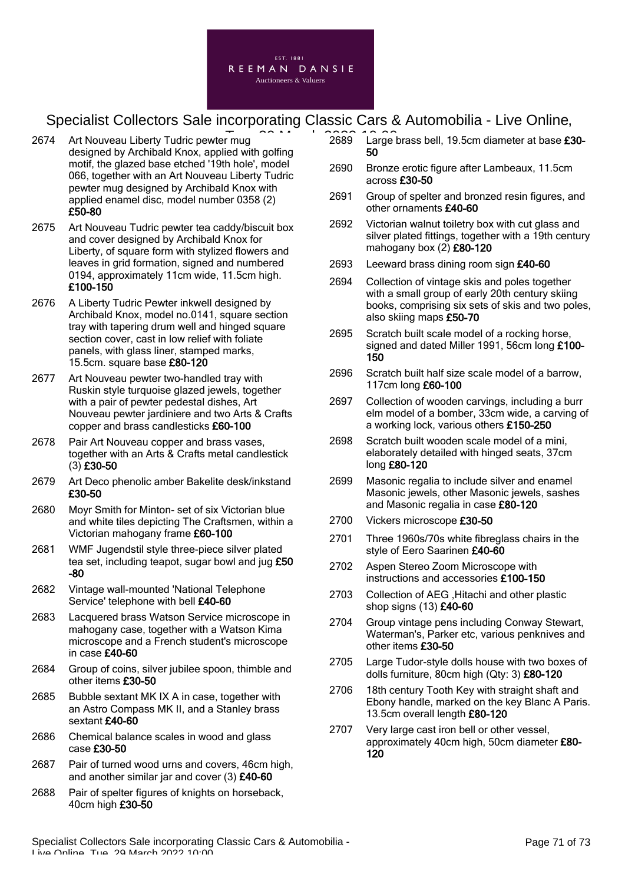2674 Art Nouveau Liberty Tudric pewter mug designed by Archibald Knox, applied with golfing motif, the glazed base etched '19th hole', model 066, together with an Art Nouveau Liberty Tudric pewter mug designed by Archibald Knox with applied enamel disc, model number 0358 (2) **£50-80**

2675 Art Nouveau Tudric pewter tea caddy/biscuit box and cover designed by Archibald Knox for Liberty, of square form with stylized flowers and leaves in grid formation, signed and numbered 0194, approximately 11cm wide, 11.5cm high. **£100-150**

2676 A Liberty Tudric Pewter inkwell designed by Archibald Knox, model no.0141, square section tray with tapering drum well and hinged square section cover, cast in low relief with foliate panels, with glass liner, stamped marks, 15.5cm. square base **£80-120**

2677 Art Nouveau pewter two-handled tray with Ruskin style turquoise glazed jewels, together with a pair of pewter pedestal dishes, Art Nouveau pewter jardiniere and two Arts & Crafts copper and brass candlesticks **£60-100**

2678 Pair Art Nouveau copper and brass vases, together with an Arts & Crafts metal candlestick (3) **£30-50**

2679 Art Deco phenolic amber Bakelite desk/inkstand **£30-50**

2680 Moyr Smith for Minton- set of six Victorian blue and white tiles depicting The Craftsmen, within a Victorian mahogany frame **£60-100**

2681 WMF Jugendstil style three-piece silver plated tea set, including teapot, sugar bowl and jug **£50-80**

2682 Vintage wall-mounted 'National Telephone Service' telephone with bell **£40-60**

2683 Lacquered brass Watson Service microscope in mahogany case, together with a Watson Kima microscope and a French student's microscope in case **£40-60**

2684 Group of coins, silver jubilee spoon, thimble and other items **£30-50**

2685 Bubble sextant MK IX A in case, together with an Astro Compass MK II, and a Stanley brass sextant **£40-60**

2686 Chemical balance scales in wood and glass case **£30-50**

2687 Pair of turned wood urns and covers, 46cm high, and another similar jar and cover (3) **£40-60**

2688 Pair of spelter figures of knights on horseback, 40cm high **£30-50**

2689 Large brass bell, 19.5cm diameter at base **£30-50**

2690 Bronze erotic figure after Lambeaux, 11.5cm across **£30-50**

2691 Group of spelter and bronzed resin figures, and other ornaments **£40-60**

2692 Victorian walnut toiletry box with cut glass and silver plated fittings, together with a 19th century mahogany box (2) **£80-120**

2693 Leeward brass dining room sign **£40-60**

2694 Collection of vintage skis and poles together with a small group of early 20th century skiing books, comprising six sets of skis and two poles, also skiing maps **£50-70**

2695 Scratch built scale model of a rocking horse, signed and dated Miller 1991, 56cm long **£100-150**

2696 Scratch built half size scale model of a barrow, 117cm long **£60-100**

2697 Collection of wooden carvings, including a burr elm model of a bomber, 33cm wide, a carving of a working lock, various others **£150-250**

2698 Scratch built wooden scale model of a mini, elaborately detailed with hinged seats, 37cm long **£80-120**

2699 Masonic regalia to include silver and enamel Masonic jewels, other Masonic jewels, sashes and Masonic regalia in case **£80-120**

2700 Vickers microscope **£30-50**

2701 Three 1960s/70s white fibreglass chairs in the style of Eero Saarinen **£40-60**

2702 Aspen Stereo Zoom Microscope with instructions and accessories **£100-150**

2703 Collection of AEG ,Hitachi and other plastic shop signs (13) **£40-60**

2704 Group vintage pens including Conway Stewart, Waterman's, Parker etc, various penknives and other items **£30-50**

2705 Large Tudor-style dolls house with two boxes of dolls furniture, 80cm high (Qty: 3) **£80-120**

2706 18th century Tooth Key with straight shaft and Ebony handle, marked on the key Blanc A Paris. 13.5cm overall length **£80-120**

2707 Very large cast iron bell or other vessel, approximately 40cm high, 50cm diameter **£80-120**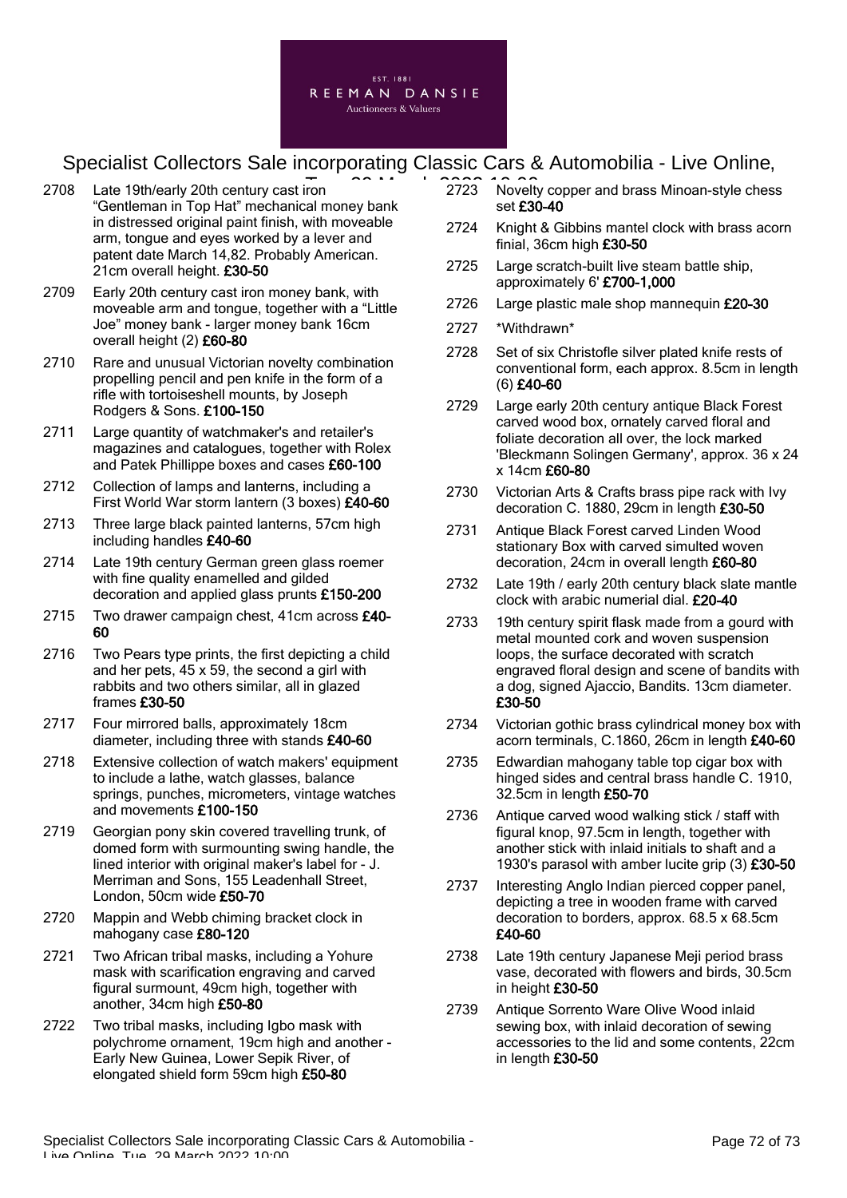2708 Late 19th/early 20th century cast iron "Gentleman in Top Hat" mechanical money bank in distressed original paint finish, with moveable arm, tongue and eyes worked by a lever and patent date March 14,82. Probably American. 21cm overall height. **£30-50**

2709 Early 20th century cast iron money bank, with moveable arm and tongue, together with a "Little Joe" money bank - larger money bank 16cm overall height (2) **£60-80**

2710 Rare and unusual Victorian novelty combination propelling pencil and pen knife in the form of a rifle with tortoiseshell mounts, by Joseph Rodgers & Sons. **£100-150**

2711 Large quantity of watchmaker's and retailer's magazines and catalogues, together with Rolex and Patek Phillippe boxes and cases **£60-100**

2712 Collection of lamps and lanterns, including a First World War storm lantern (3 boxes) **£40-60**

2713 Three large black painted lanterns, 57cm high including handles **£40-60**

2714 Late 19th century German green glass roemer with fine quality enamelled and gilded decoration and applied glass prunts **£150-200**

2715 Two drawer campaign chest, 41cm across **£40-60**

2716 Two Pears type prints, the first depicting a child and her pets, 45 x 59, the second a girl with rabbits and two others similar, all in glazed frames **£30-50**

2717 Four mirrored balls, approximately 18cm diameter, including three with stands **£40-60**

2718 Extensive collection of watch makers' equipment to include a lathe, watch glasses, balance springs, punches, micrometers, vintage watches and movements **£100-150**

2719 Georgian pony skin covered travelling trunk, of domed form with surmounting swing handle, the lined interior with original maker's label for - J. Merriman and Sons, 155 Leadenhall Street, London, 50cm wide **£50-70**

2720 Mappin and Webb chiming bracket clock in mahogany case **£80-120**

2721 Two African tribal masks, including a Yohure mask with scarification engraving and carved figural surmount, 49cm high, together with another, 34cm high **£50-80**

2722 Two tribal masks, including Igbo mask with polychrome ornament, 19cm high and another - Early New Guinea, Lower Sepik River, of elongated shield form 59cm high **£50-80**

2723 Novelty copper and brass Minoan-style chess set **£30-40**

2724 Knight & Gibbins mantel clock with brass acorn finial, 36cm high **£30-50**

2725 Large scratch-built live steam battle ship, approximately 6' **£700-1,000**

2726 Large plastic male shop mannequin **£20-30**

2727 *Withdrawn*

2728 Set of six Christofle silver plated knife rests of conventional form, each approx. 8.5cm in length (6) **£40-60**

2729 Large early 20th century antique Black Forest carved wood box, ornately carved floral and foliate decoration all over, the lock marked 'Bleckmann Solingen Germany', approx. 36 x 24 x 14cm **£60-80**

2730 Victorian Arts & Crafts brass pipe rack with Ivy decoration C. 1880, 29cm in length **£30-50**

2731 Antique Black Forest carved Linden Wood stationary Box with carved simulted woven decoration, 24cm in overall length **£60-80**

2732 Late 19th / early 20th century black slate mantle clock with arabic numerial dial. **£20-40**

2733 19th century spirit flask made from a gourd with metal mounted cork and woven suspension loops, the surface decorated with scratch engraved floral design and scene of bandits with a dog, signed Ajaccio, Bandits. 13cm diameter. **£30-50**

2734 Victorian gothic brass cylindrical money box with acorn terminals, C.1860, 26cm in length **£40-60**

2735 Edwardian mahogany table top cigar box with hinged sides and central brass handle C. 1910, 32.5cm in length **£50-70**

2736 Antique carved wood walking stick / staff with figural knop, 97.5cm in length, together with another stick with inlaid initials to shaft and a 1930's parasol with amber lucite grip (3) **£30-50**

2737 Interesting Anglo Indian pierced copper panel, depicting a tree in wooden frame with carved decoration to borders, approx. 68.5 x 68.5cm **£40-60**

2738 Late 19th century Japanese Meji period brass vase, decorated with flowers and birds, 30.5cm in height **£30-50**

2739 Antique Sorrento Ware Olive Wood inlaid sewing box, with inlaid decoration of sewing accessories to the lid and some contents, 22cm in length **£30-50**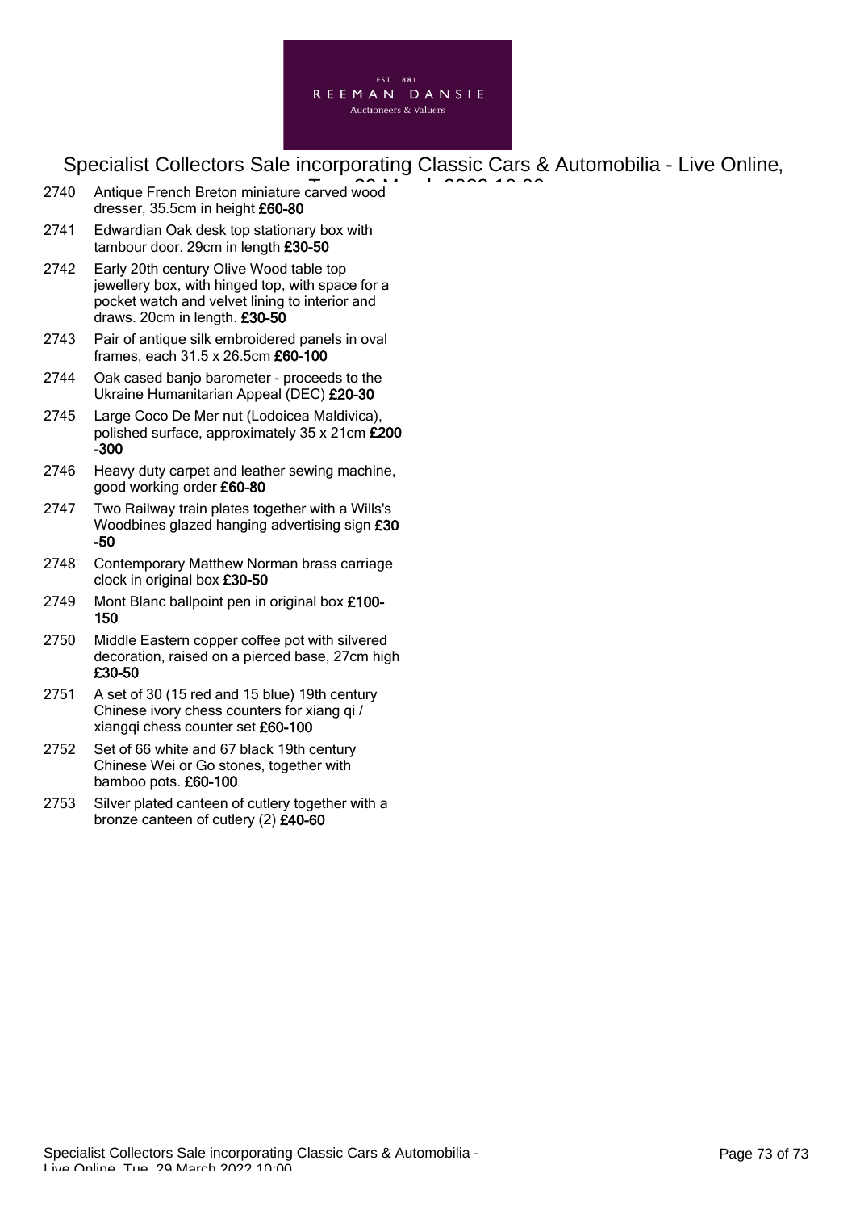EST. 1881
REEMAN DANSIE
Auctioneers & Valuers

# Specialist Collectors Sale incorporating Classic Cars & Automobilia - Live Online, Tue, 29 March 2022 10:00

2740 Antique French Breton miniature carved wood dresser, 35.5cm in height **£60-80**

2741 Edwardian Oak desk top stationary box with tambour door. 29cm in length **£30-50**

2742 Early 20th century Olive Wood table top jewellery box, with hinged top, with space for a pocket watch and velvet lining to interior and draws. 20cm in length. **£30-50**

2743 Pair of antique silk embroidered panels in oval frames, each 31.5 x 26.5cm **£60-100**

2744 Oak cased banjo barometer - proceeds to the Ukraine Humanitarian Appeal (DEC) **£20-30**

2745 Large Coco De Mer nut (Lodoicea Maldivica), polished surface, approximately 35 x 21cm **£200-300**

2746 Heavy duty carpet and leather sewing machine, good working order **£60-80**

2747 Two Railway train plates together with a Wills's Woodbines glazed hanging advertising sign **£30-50**

2748 Contemporary Matthew Norman brass carriage clock in original box **£30-50**

2749 Mont Blanc ballpoint pen in original box **£100-150**

2750 Middle Eastern copper coffee pot with silvered decoration, raised on a pierced base, 27cm high **£30-50**

2751 A set of 30 (15 red and 15 blue) 19th century Chinese ivory chess counters for xiang qi / xiangqi chess counter set **£60-100**

2752 Set of 66 white and 67 black 19th century Chinese Wei or Go stones, together with bamboo pots. **£60-100**

2753 Silver plated canteen of cutlery together with a bronze canteen of cutlery (2) **£40-60**